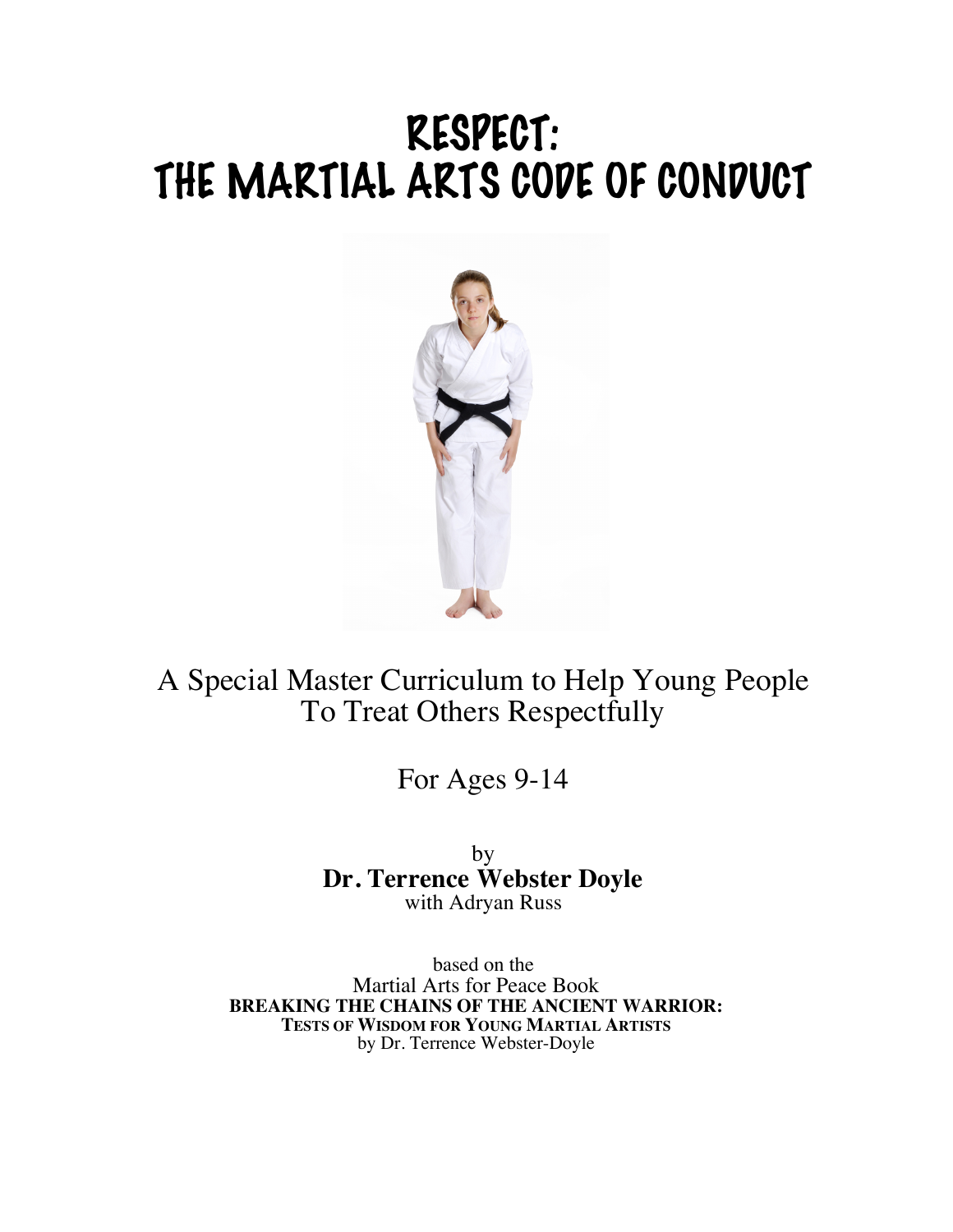# RESPECT:
# THE MARTIAL ARTS CODE OF CONDUCT

A Special Master Curriculum to Help Young People
To Treat Others Respectfully

For Ages 9-14

by
**Dr. Terrence Webster Doyle**
with Adryan Russ

based on the
Martial Arts for Peace Book
**BREAKING THE CHAINS OF THE ANCIENT WARRIOR:**
**TESTS OF WISDOM FOR YOUNG MARTIAL ARTISTS**
by Dr. Terrence Webster-Doyle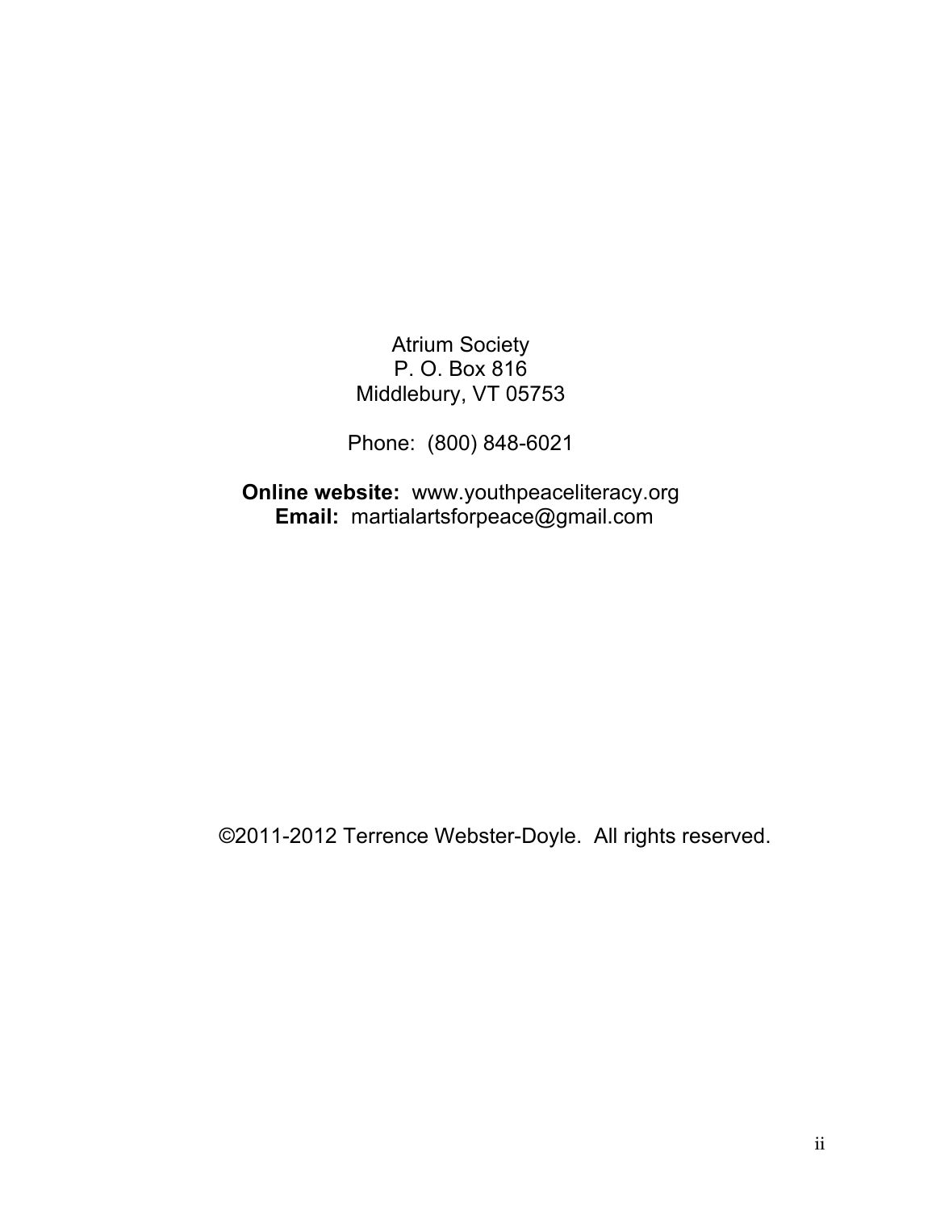Atrium Society
P. O. Box 816
Middlebury, VT 05753

Phone: (800) 848-6021

**Online website:** www.youthpeaceliteracy.org
**Email:** martialartsforpeace@gmail.com

©2011-2012 Terrence Webster-Doyle. All rights reserved.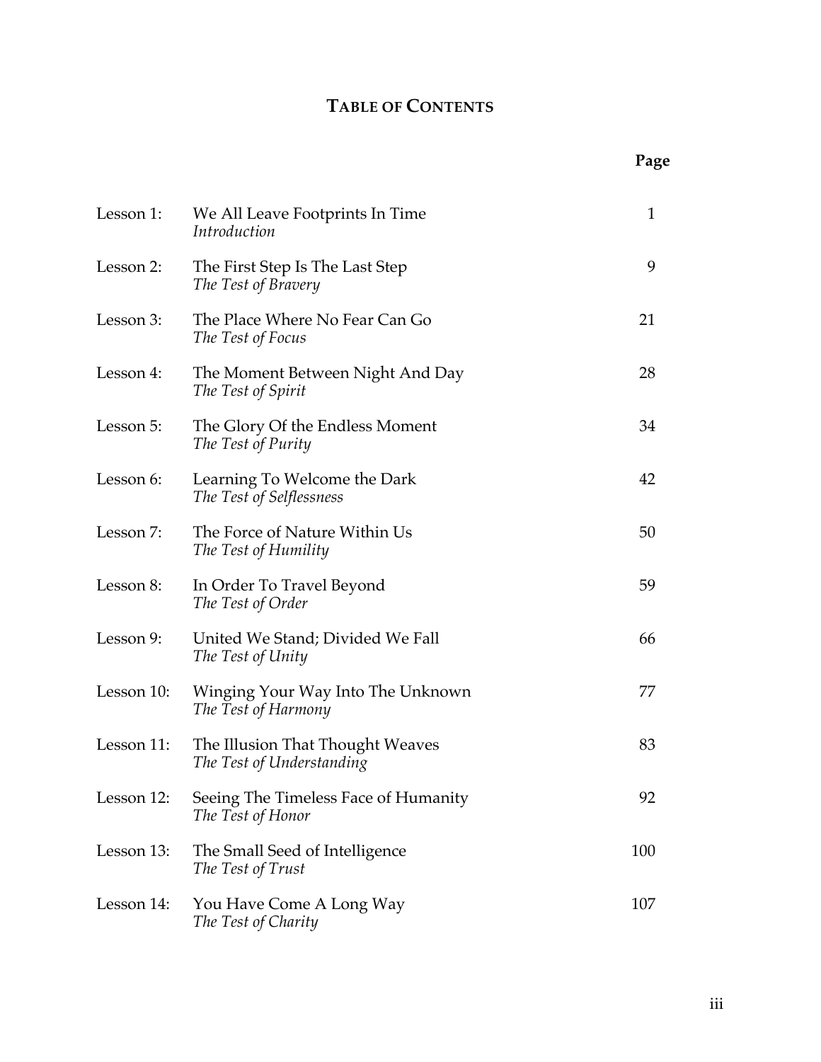# TABLE OF CONTENTS

| | | Page |
|---|---|---|
| Lesson 1: | We All Leave Footprints In Time<br>*Introduction* | 1 |
| Lesson 2: | The First Step Is The Last Step<br>*The Test of Bravery* | 9 |
| Lesson 3: | The Place Where No Fear Can Go<br>*The Test of Focus* | 21 |
| Lesson 4: | The Moment Between Night And Day<br>*The Test of Spirit* | 28 |
| Lesson 5: | The Glory Of the Endless Moment<br>*The Test of Purity* | 34 |
| Lesson 6: | Learning To Welcome the Dark<br>*The Test of Selflessness* | 42 |
| Lesson 7: | The Force of Nature Within Us<br>*The Test of Humility* | 50 |
| Lesson 8: | In Order To Travel Beyond<br>*The Test of Order* | 59 |
| Lesson 9: | United We Stand; Divided We Fall<br>*The Test of Unity* | 66 |
| Lesson 10: | Winging Your Way Into The Unknown<br>*The Test of Harmony* | 77 |
| Lesson 11: | The Illusion That Thought Weaves<br>*The Test of Understanding* | 83 |
| Lesson 12: | Seeing The Timeless Face of Humanity<br>*The Test of Honor* | 92 |
| Lesson 13: | The Small Seed of Intelligence<br>*The Test of Trust* | 100 |
| Lesson 14: | You Have Come A Long Way<br>*The Test of Charity* | 107 |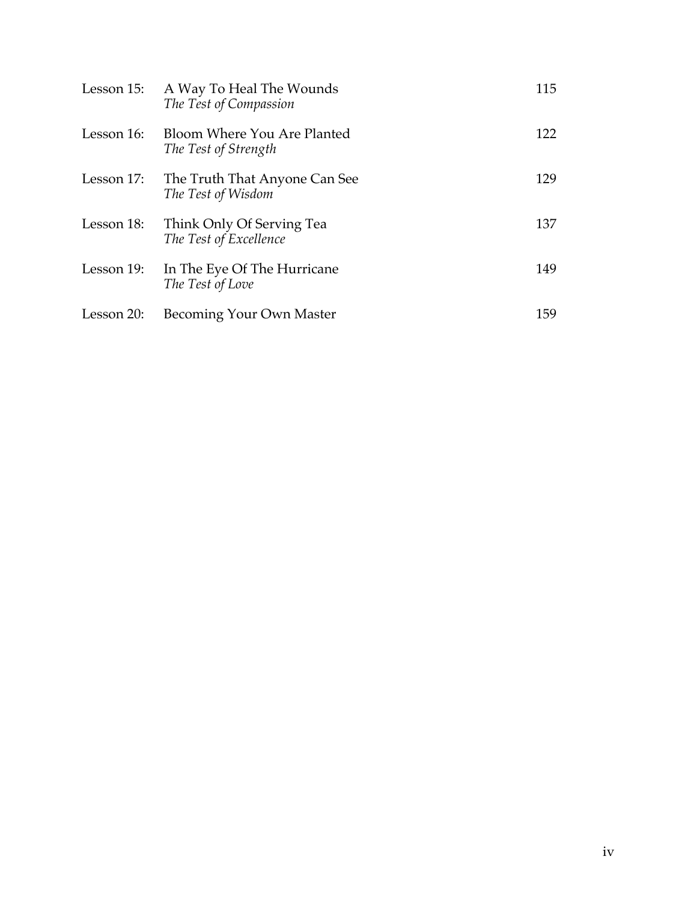| | | |
|---|---|---|
| Lesson 15: | A Way To Heal The Wounds<br>*The Test of Compassion* | 115 |
| Lesson 16: | Bloom Where You Are Planted<br>*The Test of Strength* | 122 |
| Lesson 17: | The Truth That Anyone Can See<br>*The Test of Wisdom* | 129 |
| Lesson 18: | Think Only Of Serving Tea<br>*The Test of Excellence* | 137 |
| Lesson 19: | In The Eye Of The Hurricane<br>*The Test of Love* | 149 |
| Lesson 20: | Becoming Your Own Master | 159 |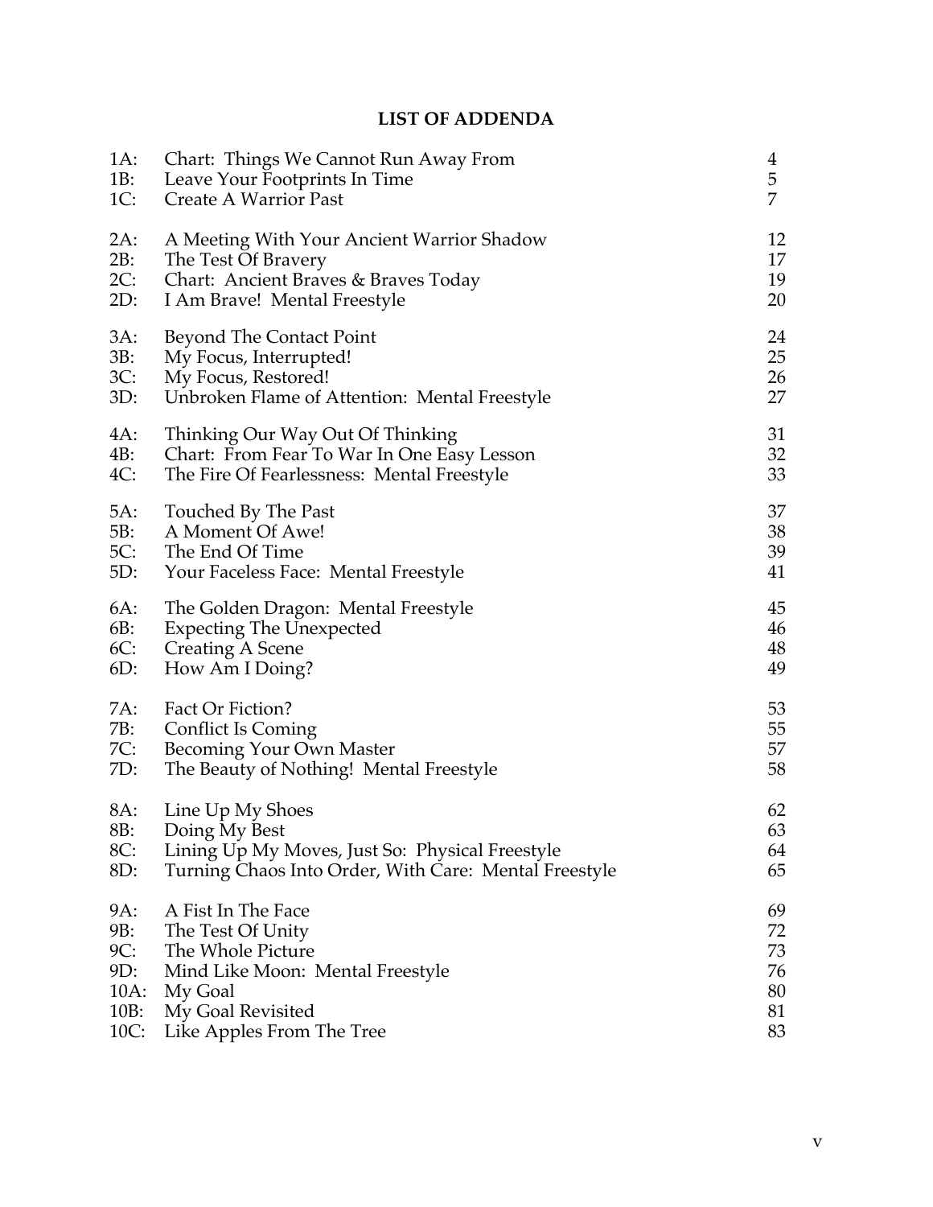# LIST OF ADDENDA

| | | |
|---|---|---|
| 1A: | Chart: Things We Cannot Run Away From | 4 |
| 1B: | Leave Your Footprints In Time | 5 |
| 1C: | Create A Warrior Past | 7 |
| 2A: | A Meeting With Your Ancient Warrior Shadow | 12 |
| 2B: | The Test Of Bravery | 17 |
| 2C: | Chart: Ancient Braves & Braves Today | 19 |
| 2D: | I Am Brave! Mental Freestyle | 20 |
| 3A: | Beyond The Contact Point | 24 |
| 3B: | My Focus, Interrupted! | 25 |
| 3C: | My Focus, Restored! | 26 |
| 3D: | Unbroken Flame of Attention: Mental Freestyle | 27 |
| 4A: | Thinking Our Way Out Of Thinking | 31 |
| 4B: | Chart: From Fear To War In One Easy Lesson | 32 |
| 4C: | The Fire Of Fearlessness: Mental Freestyle | 33 |
| 5A: | Touched By The Past | 37 |
| 5B: | A Moment Of Awe! | 38 |
| 5C: | The End Of Time | 39 |
| 5D: | Your Faceless Face: Mental Freestyle | 41 |
| 6A: | The Golden Dragon: Mental Freestyle | 45 |
| 6B: | Expecting The Unexpected | 46 |
| 6C: | Creating A Scene | 48 |
| 6D: | How Am I Doing? | 49 |
| 7A: | Fact Or Fiction? | 53 |
| 7B: | Conflict Is Coming | 55 |
| 7C: | Becoming Your Own Master | 57 |
| 7D: | The Beauty of Nothing! Mental Freestyle | 58 |
| 8A: | Line Up My Shoes | 62 |
| 8B: | Doing My Best | 63 |
| 8C: | Lining Up My Moves, Just So: Physical Freestyle | 64 |
| 8D: | Turning Chaos Into Order, With Care: Mental Freestyle | 65 |
| 9A: | A Fist In The Face | 69 |
| 9B: | The Test Of Unity | 72 |
| 9C: | The Whole Picture | 73 |
| 9D: | Mind Like Moon: Mental Freestyle | 76 |
| 10A: | My Goal | 80 |
| 10B: | My Goal Revisited | 81 |
| 10C: | Like Apples From The Tree | 83 |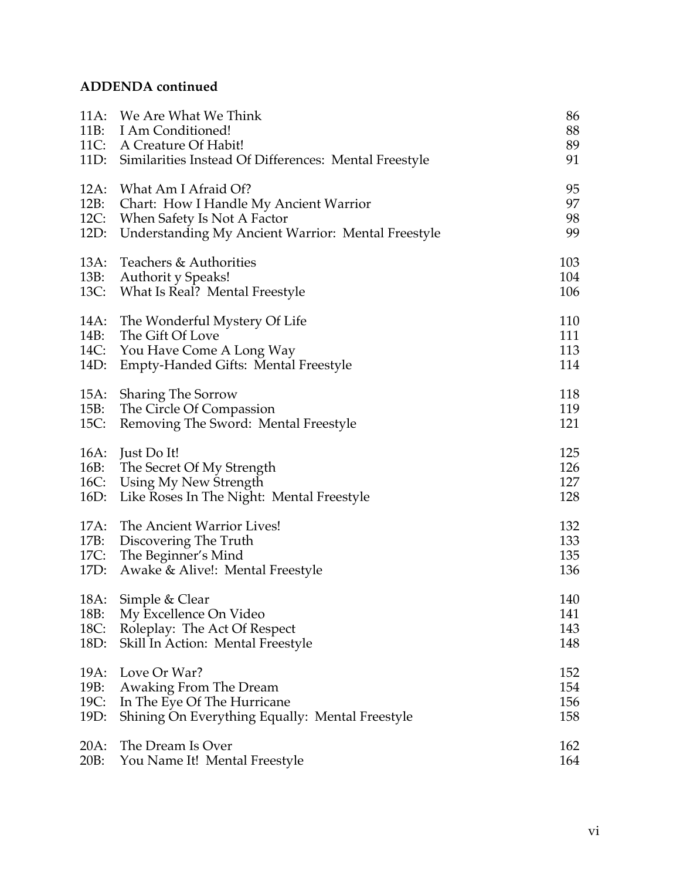**ADDENDA continued**

| | | |
|---|---|---|
| 11A: | We Are What We Think | 86 |
| 11B: | I Am Conditioned! | 88 |
| 11C: | A Creature Of Habit! | 89 |
| 11D: | Similarities Instead Of Differences: Mental Freestyle | 91 |
| 12A: | What Am I Afraid Of? | 95 |
| 12B: | Chart: How I Handle My Ancient Warrior | 97 |
| 12C: | When Safety Is Not A Factor | 98 |
| 12D: | Understanding My Ancient Warrior: Mental Freestyle | 99 |
| 13A: | Teachers & Authorities | 103 |
| 13B: | Authorit y Speaks! | 104 |
| 13C: | What Is Real? Mental Freestyle | 106 |
| 14A: | The Wonderful Mystery Of Life | 110 |
| 14B: | The Gift Of Love | 111 |
| 14C: | You Have Come A Long Way | 113 |
| 14D: | Empty-Handed Gifts: Mental Freestyle | 114 |
| 15A: | Sharing The Sorrow | 118 |
| 15B: | The Circle Of Compassion | 119 |
| 15C: | Removing The Sword: Mental Freestyle | 121 |
| 16A: | Just Do It! | 125 |
| 16B: | The Secret Of My Strength | 126 |
| 16C: | Using My New Strength | 127 |
| 16D: | Like Roses In The Night: Mental Freestyle | 128 |
| 17A: | The Ancient Warrior Lives! | 132 |
| 17B: | Discovering The Truth | 133 |
| 17C: | The Beginner's Mind | 135 |
| 17D: | Awake & Alive!: Mental Freestyle | 136 |
| 18A: | Simple & Clear | 140 |
| 18B: | My Excellence On Video | 141 |
| 18C: | Roleplay: The Act Of Respect | 143 |
| 18D: | Skill In Action: Mental Freestyle | 148 |
| 19A: | Love Or War? | 152 |
| 19B: | Awaking From The Dream | 154 |
| 19C: | In The Eye Of The Hurricane | 156 |
| 19D: | Shining On Everything Equally: Mental Freestyle | 158 |
| 20A: | The Dream Is Over | 162 |
| 20B: | You Name It! Mental Freestyle | 164 |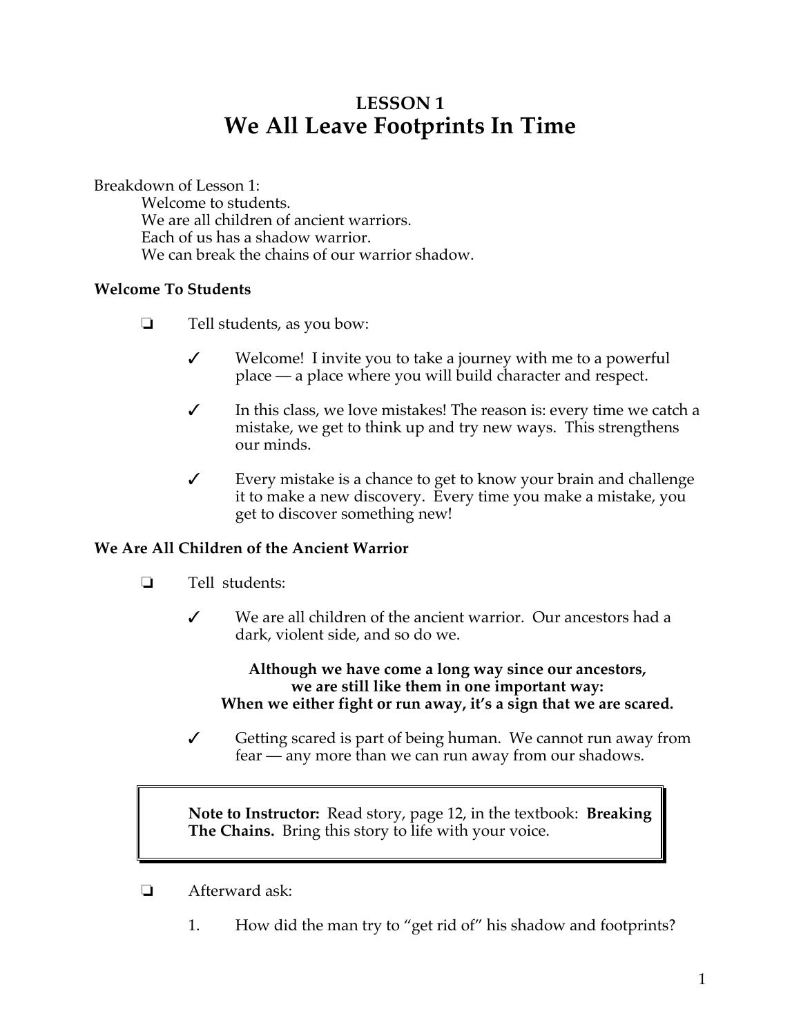# LESSON 1
# We All Leave Footprints In Time

Breakdown of Lesson 1:

Welcome to students.
We are all children of ancient warriors.
Each of us has a shadow warrior.
We can break the chains of our warrior shadow.

**Welcome To Students**

- ❏ Tell students, as you bow:
  - ✓ Welcome! I invite you to take a journey with me to a powerful place — a place where you will build character and respect.
  - ✓ In this class, we love mistakes! The reason is: every time we catch a mistake, we get to think up and try new ways. This strengthens our minds.
  - ✓ Every mistake is a chance to get to know your brain and challenge it to make a new discovery. Every time you make a mistake, you get to discover something new!

**We Are All Children of the Ancient Warrior**

- ❏ Tell students:
  - ✓ We are all children of the ancient warrior. Our ancestors had a dark, violent side, and so do we.

    **Although we have come a long way since our ancestors, we are still like them in one important way: When we either fight or run away, it's a sign that we are scared.**

  - ✓ Getting scared is part of being human. We cannot run away from fear — any more than we can run away from our shadows.

> **Note to Instructor:** Read story, page 12, in the textbook: **Breaking The Chains.** Bring this story to life with your voice.

- ❏ Afterward ask:
  1. How did the man try to "get rid of" his shadow and footprints?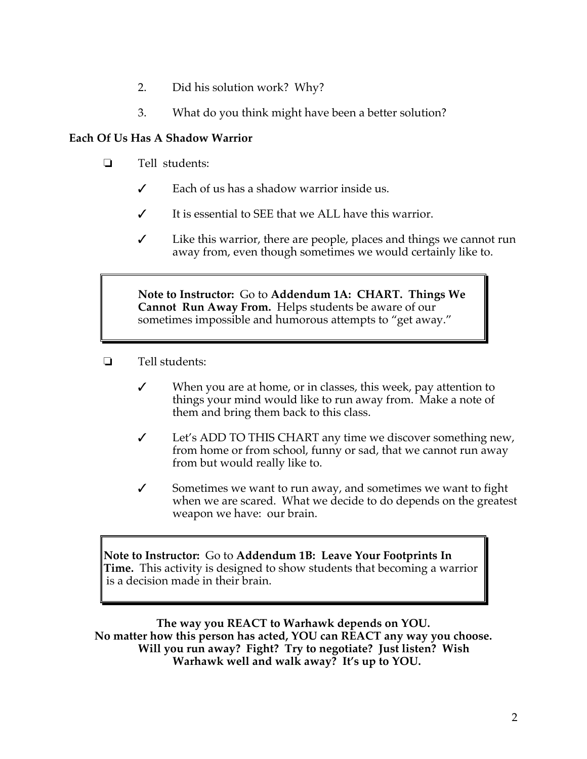2. Did his solution work? Why?
3. What do you think might have been a better solution?

**Each Of Us Has A Shadow Warrior**

- ❑ Tell students:
  - ✓ Each of us has a shadow warrior inside us.
  - ✓ It is essential to SEE that we ALL have this warrior.
  - ✓ Like this warrior, there are people, places and things we cannot run away from, even though sometimes we would certainly like to.

> **Note to Instructor:** Go to **Addendum 1A: CHART. Things We Cannot Run Away From.** Helps students be aware of our sometimes impossible and humorous attempts to "get away."

- ❑ Tell students:
  - ✓ When you are at home, or in classes, this week, pay attention to things your mind would like to run away from. Make a note of them and bring them back to this class.
  - ✓ Let's ADD TO THIS CHART any time we discover something new, from home or from school, funny or sad, that we cannot run away from but would really like to.
  - ✓ Sometimes we want to run away, and sometimes we want to fight when we are scared. What we decide to do depends on the greatest weapon we have: our brain.

> **Note to Instructor:** Go to **Addendum 1B: Leave Your Footprints In Time.** This activity is designed to show students that becoming a warrior is a decision made in their brain.

**The way you REACT to Warhawk depends on YOU.
No matter how this person has acted, YOU can REACT any way you choose.
Will you run away? Fight? Try to negotiate? Just listen? Wish Warhawk well and walk away? It's up to YOU.**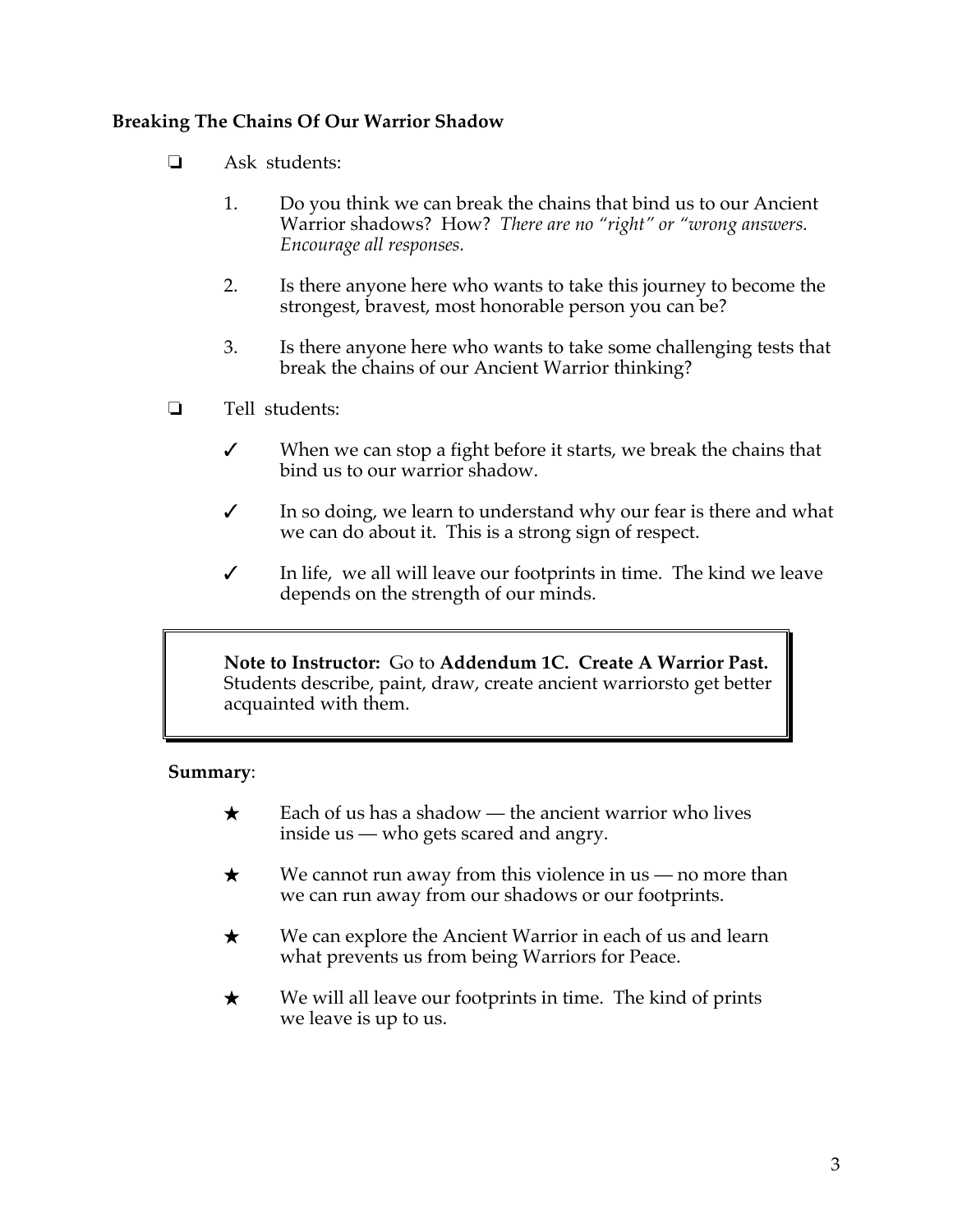**Breaking The Chains Of Our Warrior Shadow**

- ❏ Ask students:

  1. Do you think we can break the chains that bind us to our Ancient Warrior shadows? How? *There are no "right" or "wrong answers. Encourage all responses.*

  2. Is there anyone here who wants to take this journey to become the strongest, bravest, most honorable person you can be?

  3. Is there anyone here who wants to take some challenging tests that break the chains of our Ancient Warrior thinking?

- ❏ Tell students:

  - ✓ When we can stop a fight before it starts, we break the chains that bind us to our warrior shadow.

  - ✓ In so doing, we learn to understand why our fear is there and what we can do about it. This is a strong sign of respect.

  - ✓ In life, we all will leave our footprints in time. The kind we leave depends on the strength of our minds.

> **Note to Instructor:** Go to **Addendum 1C. Create A Warrior Past.** Students describe, paint, draw, create ancient warriorsto get better acquainted with them.

**Summary**:

- ★ Each of us has a shadow — the ancient warrior who lives inside us — who gets scared and angry.

- ★ We cannot run away from this violence in us — no more than we can run away from our shadows or our footprints.

- ★ We can explore the Ancient Warrior in each of us and learn what prevents us from being Warriors for Peace.

- ★ We will all leave our footprints in time. The kind of prints we leave is up to us.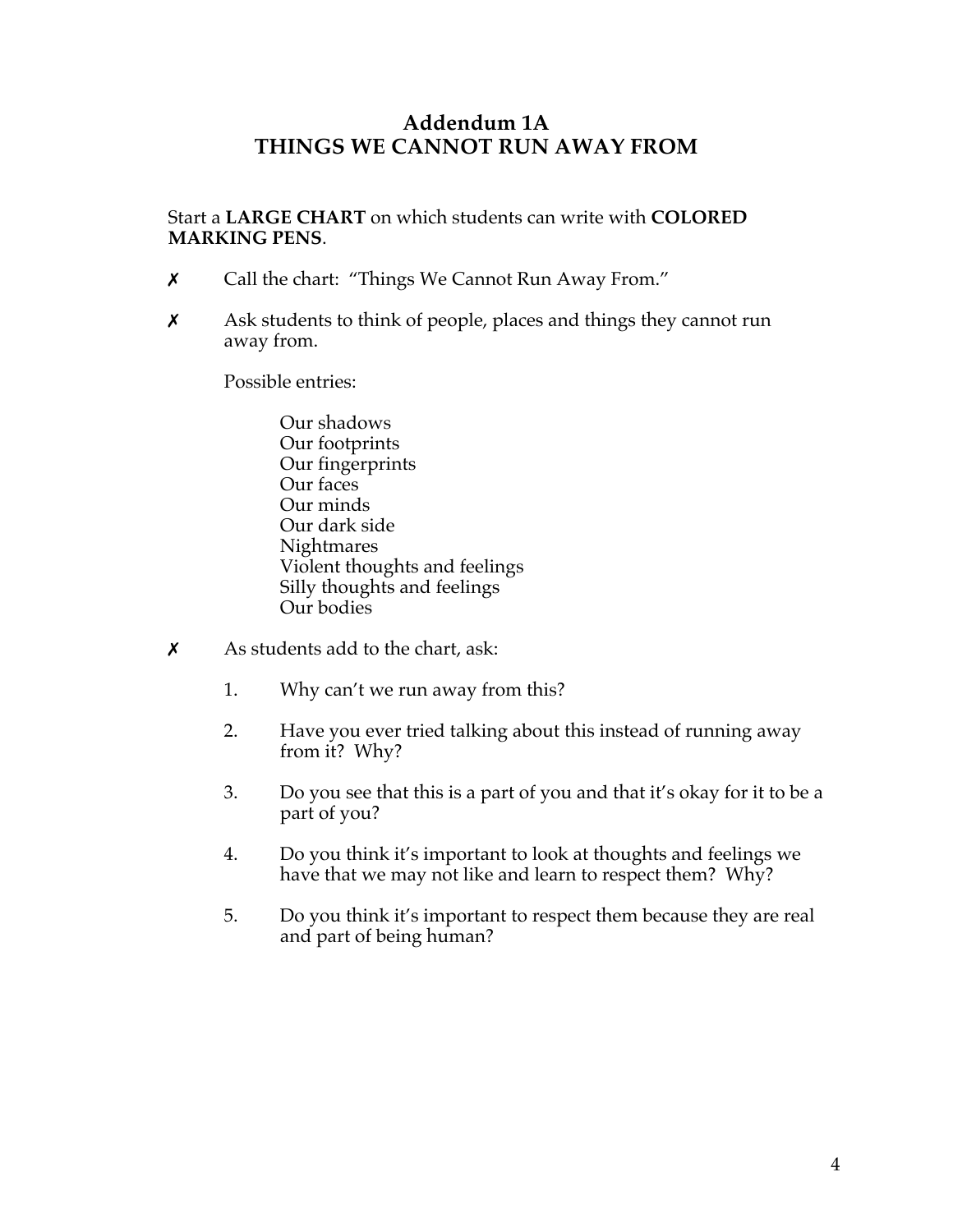# Addendum 1A
# THINGS WE CANNOT RUN AWAY FROM

Start a **LARGE CHART** on which students can write with **COLORED MARKING PENS**.

- ✗ Call the chart: "Things We Cannot Run Away From."
- ✗ Ask students to think of people, places and things they cannot run away from.

  Possible entries:

  Our shadows
  Our footprints
  Our fingerprints
  Our faces
  Our minds
  Our dark side
  Nightmares
  Violent thoughts and feelings
  Silly thoughts and feelings
  Our bodies

- ✗ As students add to the chart, ask:

  1. Why can't we run away from this?
  2. Have you ever tried talking about this instead of running away from it? Why?
  3. Do you see that this is a part of you and that it's okay for it to be a part of you?
  4. Do you think it's important to look at thoughts and feelings we have that we may not like and learn to respect them? Why?
  5. Do you think it's important to respect them because they are real and part of being human?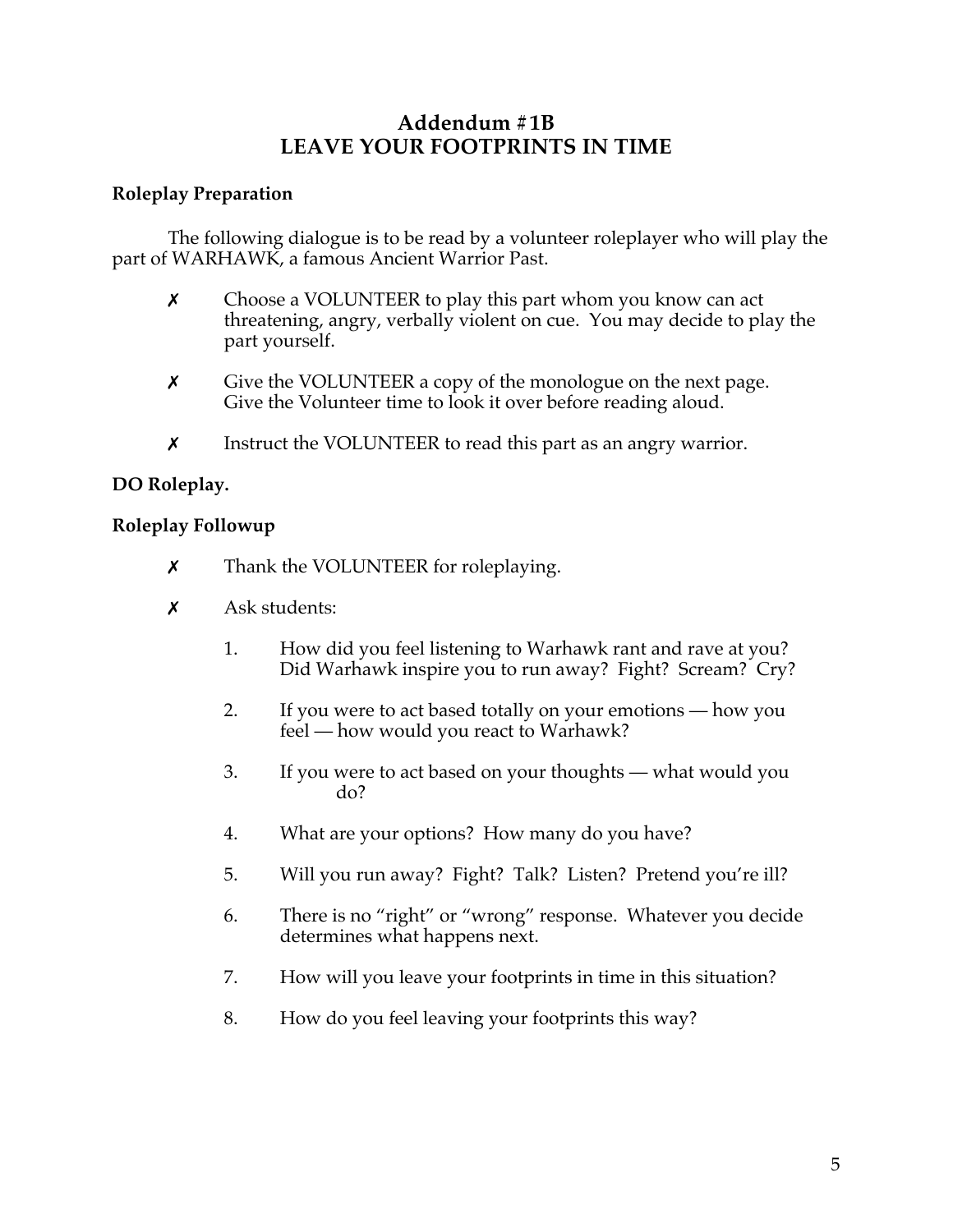# Addendum #1B
# LEAVE YOUR FOOTPRINTS IN TIME

**Roleplay Preparation**

The following dialogue is to be read by a volunteer roleplayer who will play the part of WARHAWK, a famous Ancient Warrior Past.

- ✗ Choose a VOLUNTEER to play this part whom you know can act threatening, angry, verbally violent on cue. You may decide to play the part yourself.
- ✗ Give the VOLUNTEER a copy of the monologue on the next page. Give the Volunteer time to look it over before reading aloud.
- ✗ Instruct the VOLUNTEER to read this part as an angry warrior.

**DO Roleplay.**

**Roleplay Followup**

- ✗ Thank the VOLUNTEER for roleplaying.
- ✗ Ask students:

1. How did you feel listening to Warhawk rant and rave at you? Did Warhawk inspire you to run away? Fight? Scream? Cry?
2. If you were to act based totally on your emotions — how you feel — how would you react to Warhawk?
3. If you were to act based on your thoughts — what would you do?
4. What are your options? How many do you have?
5. Will you run away? Fight? Talk? Listen? Pretend you're ill?
6. There is no "right" or "wrong" response. Whatever you decide determines what happens next.
7. How will you leave your footprints in time in this situation?
8. How do you feel leaving your footprints this way?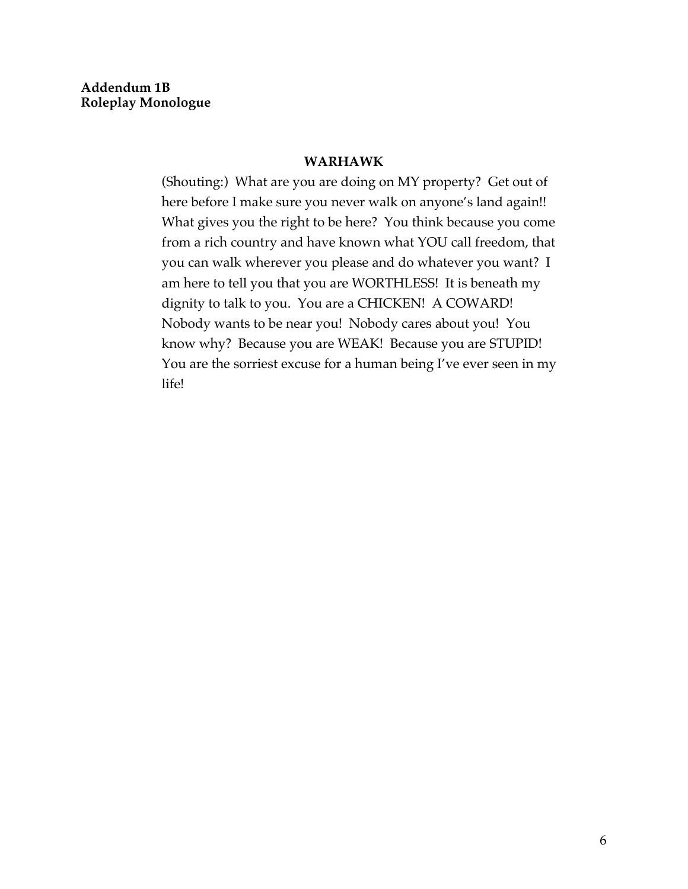**Addendum 1B**
**Roleplay Monologue**

**WARHAWK**

(Shouting:) What are you are doing on MY property? Get out of here before I make sure you never walk on anyone's land again!! What gives you the right to be here? You think because you come from a rich country and have known what YOU call freedom, that you can walk wherever you please and do whatever you want? I am here to tell you that you are WORTHLESS! It is beneath my dignity to talk to you. You are a CHICKEN! A COWARD! Nobody wants to be near you! Nobody cares about you! You know why? Because you are WEAK! Because you are STUPID! You are the sorriest excuse for a human being I've ever seen in my life!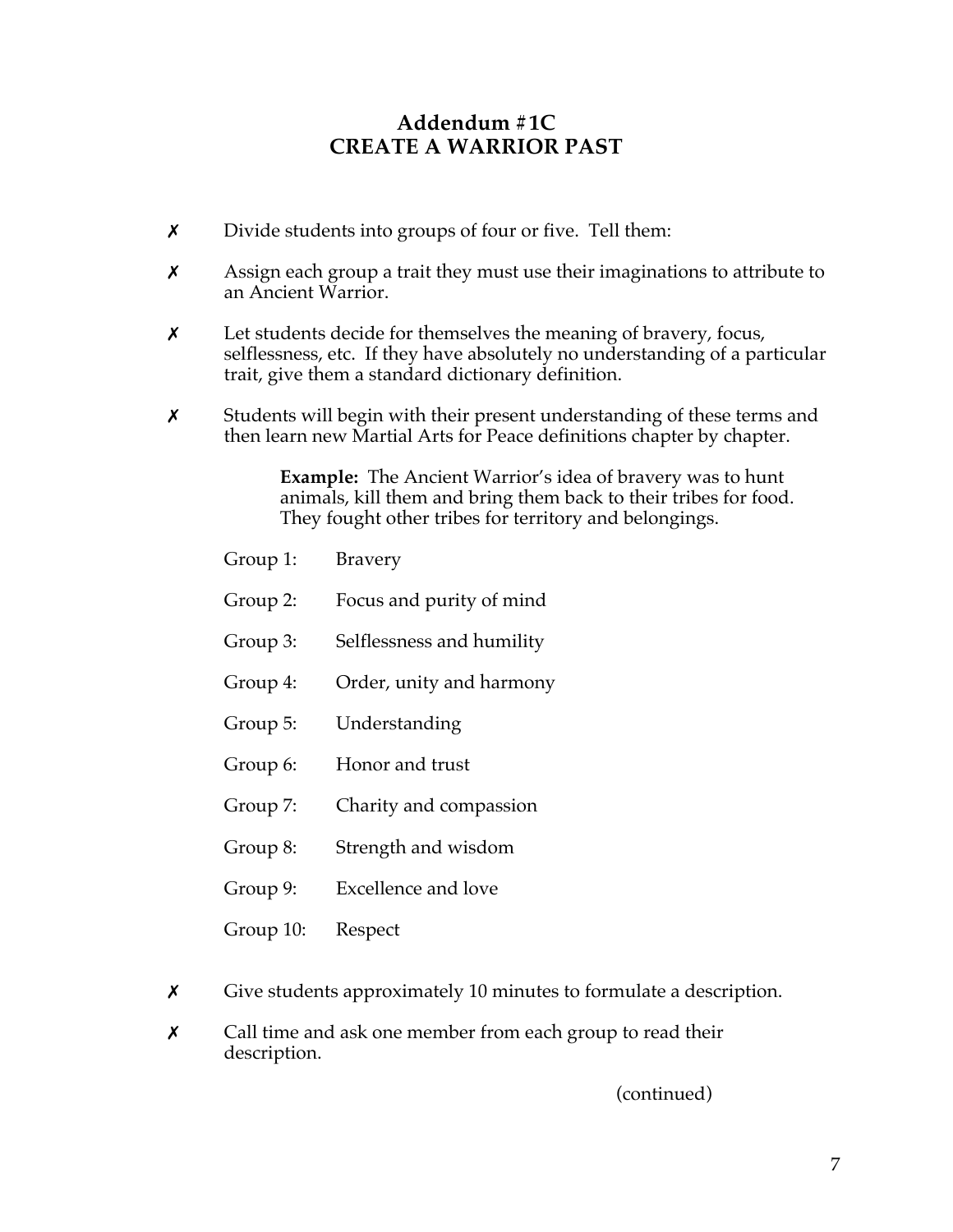# Addendum #1C
# CREATE A WARRIOR PAST

- ✗ Divide students into groups of four or five. Tell them:
- ✗ Assign each group a trait they must use their imaginations to attribute to an Ancient Warrior.
- ✗ Let students decide for themselves the meaning of bravery, focus, selflessness, etc. If they have absolutely no understanding of a particular trait, give them a standard dictionary definition.
- ✗ Students will begin with their present understanding of these terms and then learn new Martial Arts for Peace definitions chapter by chapter.

> **Example:** The Ancient Warrior's idea of bravery was to hunt animals, kill them and bring them back to their tribes for food. They fought other tribes for territory and belongings.

Group 1: Bravery

Group 2: Focus and purity of mind

Group 3: Selflessness and humility

Group 4: Order, unity and harmony

Group 5: Understanding

Group 6: Honor and trust

Group 7: Charity and compassion

Group 8: Strength and wisdom

Group 9: Excellence and love

Group 10: Respect

- ✗ Give students approximately 10 minutes to formulate a description.
- ✗ Call time and ask one member from each group to read their description.

(continued)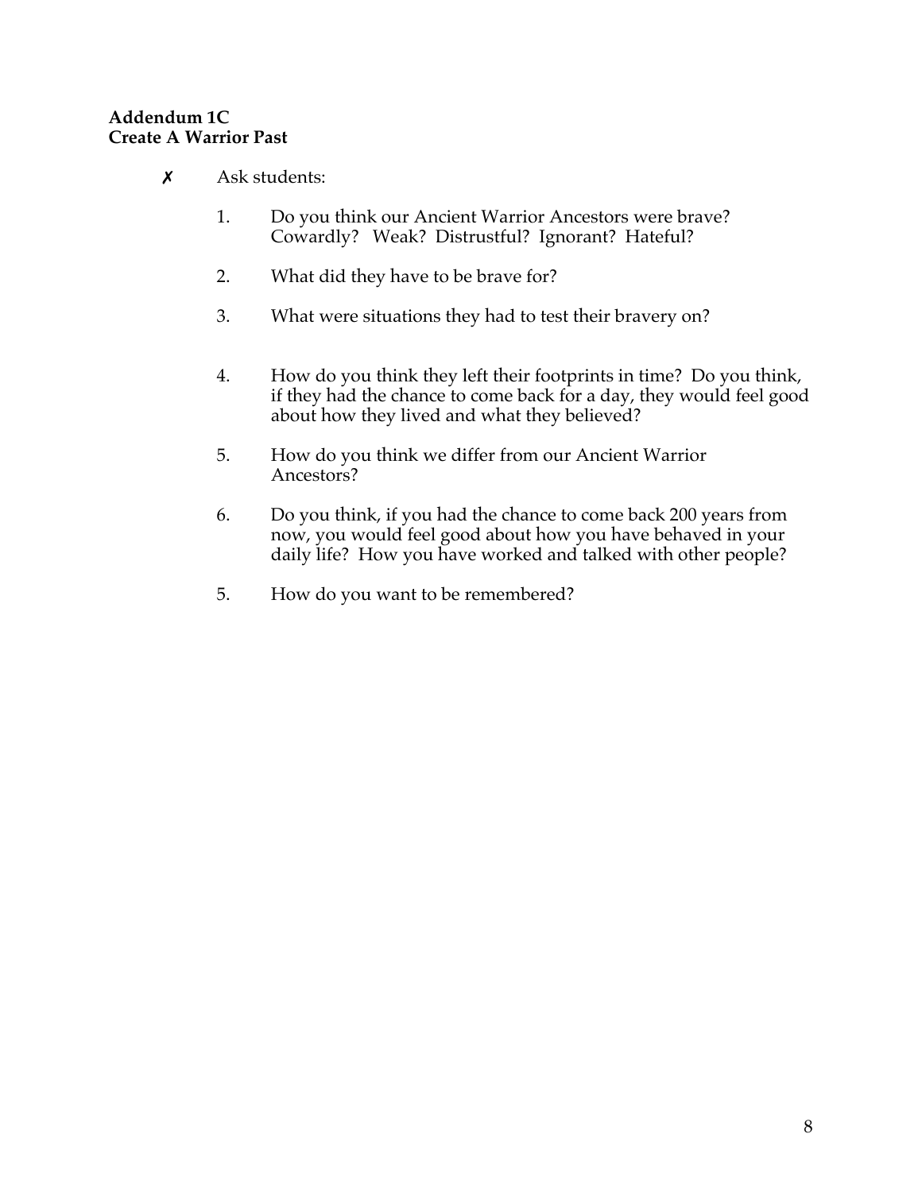**Addendum 1C**
**Create A Warrior Past**

✗ Ask students:

1. Do you think our Ancient Warrior Ancestors were brave? Cowardly? Weak? Distrustful? Ignorant? Hateful?

2. What did they have to be brave for?

3. What were situations they had to test their bravery on?

4. How do you think they left their footprints in time? Do you think, if they had the chance to come back for a day, they would feel good about how they lived and what they believed?

5. How do you think we differ from our Ancient Warrior Ancestors?

6. Do you think, if you had the chance to come back 200 years from now, you would feel good about how you have behaved in your daily life? How you have worked and talked with other people?

5. How do you want to be remembered?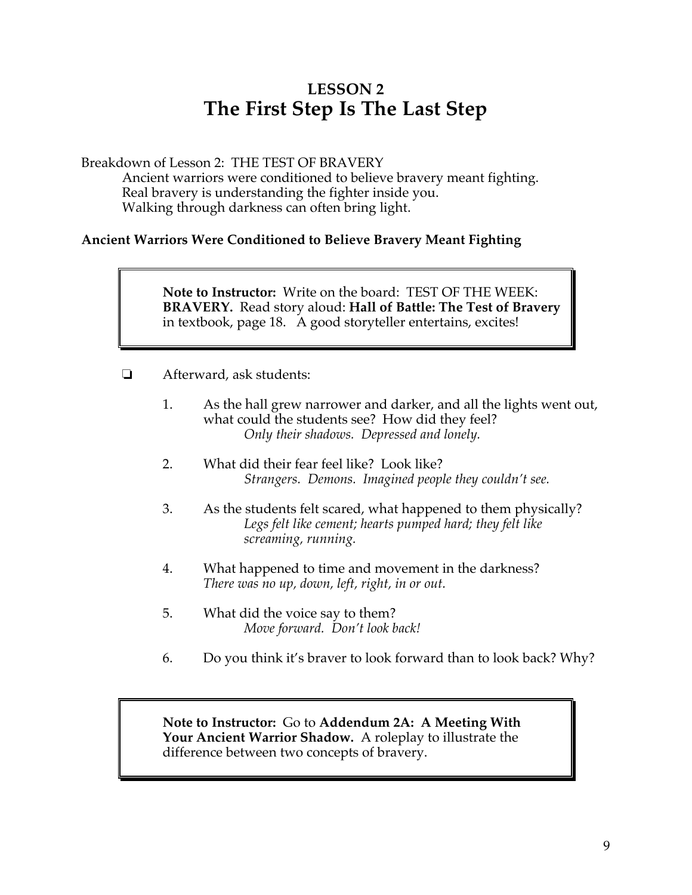# LESSON 2
# The First Step Is The Last Step

Breakdown of Lesson 2: THE TEST OF BRAVERY

Ancient warriors were conditioned to believe bravery meant fighting.
Real bravery is understanding the fighter inside you.
Walking through darkness can often bring light.

### Ancient Warriors Were Conditioned to Believe Bravery Meant Fighting

> **Note to Instructor:** Write on the board: TEST OF THE WEEK: **BRAVERY.** Read story aloud: **Hall of Battle: The Test of Bravery** in textbook, page 18. A good storyteller entertains, excites!

- [ ] Afterward, ask students:

1. As the hall grew narrower and darker, and all the lights went out, what could the students see? How did they feel?
   *Only their shadows. Depressed and lonely.*

2. What did their fear feel like? Look like?
   *Strangers. Demons. Imagined people they couldn't see.*

3. As the students felt scared, what happened to them physically?
   *Legs felt like cement; hearts pumped hard; they felt like screaming, running.*

4. What happened to time and movement in the darkness?
   *There was no up, down, left, right, in or out.*

5. What did the voice say to them?
   *Move forward. Don't look back!*

6. Do you think it's braver to look forward than to look back? Why?

> **Note to Instructor:** Go to **Addendum 2A: A Meeting With Your Ancient Warrior Shadow.** A roleplay to illustrate the difference between two concepts of bravery.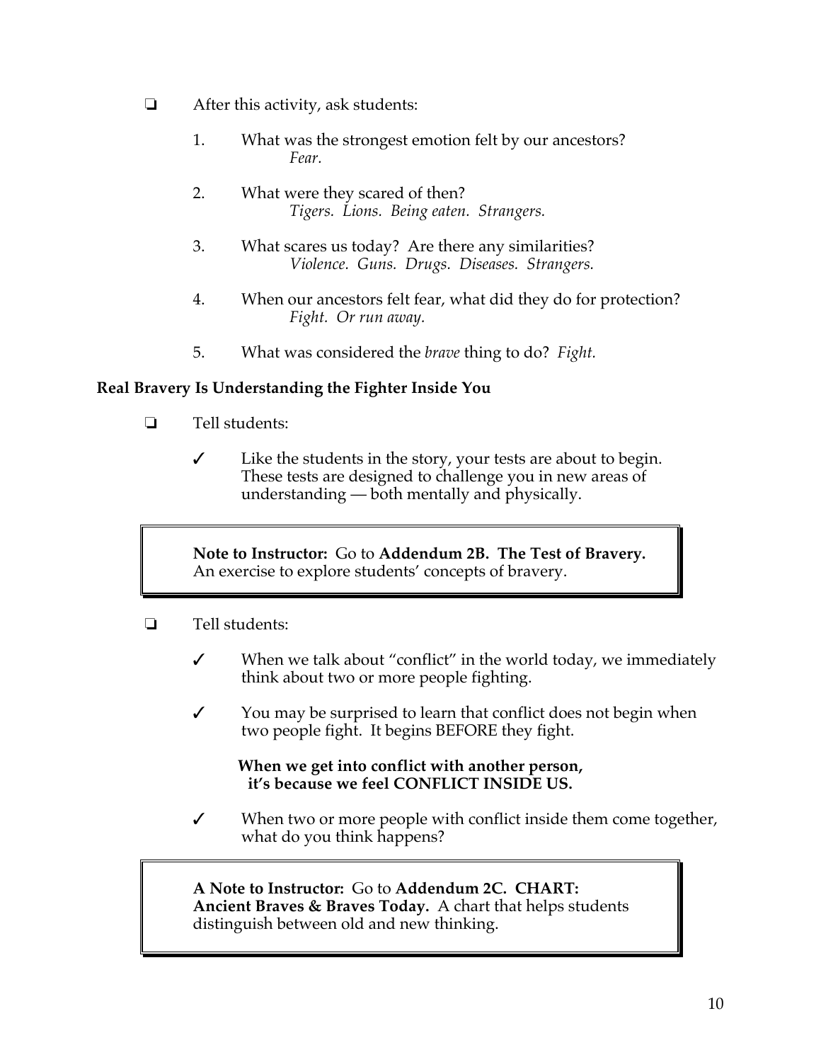- ❑ After this activity, ask students:

  1. What was the strongest emotion felt by our ancestors?
     *Fear.*

  2. What were they scared of then?
     *Tigers. Lions. Being eaten. Strangers.*

  3. What scares us today? Are there any similarities?
     *Violence. Guns. Drugs. Diseases. Strangers.*

  4. When our ancestors felt fear, what did they do for protection?
     *Fight. Or run away.*

  5. What was considered the *brave* thing to do? *Fight.*

**Real Bravery Is Understanding the Fighter Inside You**

- ❑ Tell students:

  - ✓ Like the students in the story, your tests are about to begin. These tests are designed to challenge you in new areas of understanding — both mentally and physically.

> **Note to Instructor:** Go to **Addendum 2B. The Test of Bravery.** An exercise to explore students' concepts of bravery.

- ❑ Tell students:

  - ✓ When we talk about "conflict" in the world today, we immediately think about two or more people fighting.

  - ✓ You may be surprised to learn that conflict does not begin when two people fight. It begins BEFORE they fight.

    **When we get into conflict with another person, it's because we feel CONFLICT INSIDE US.**

  - ✓ When two or more people with conflict inside them come together, what do you think happens?

> **A Note to Instructor:** Go to **Addendum 2C. CHART: Ancient Braves & Braves Today.** A chart that helps students distinguish between old and new thinking.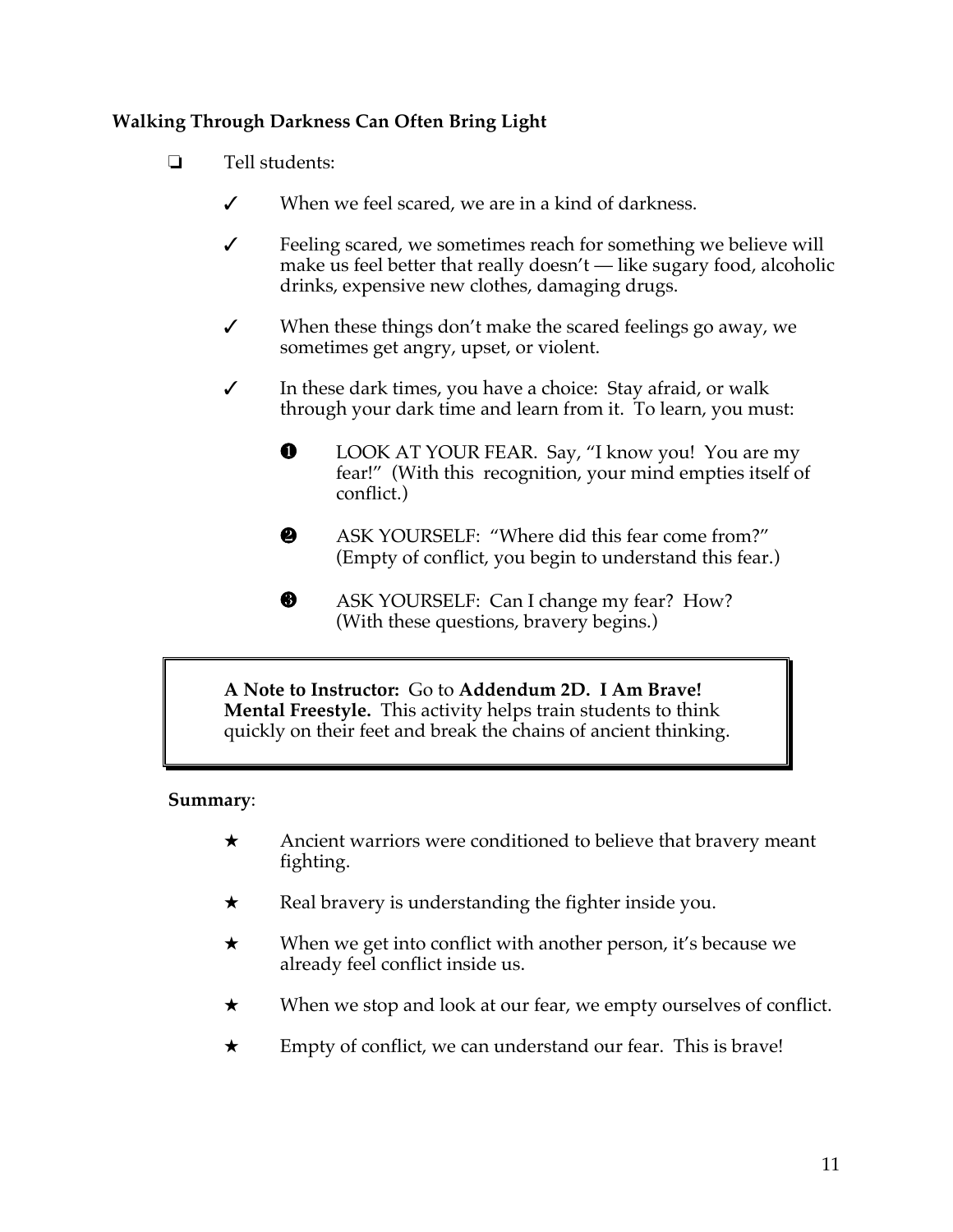**Walking Through Darkness Can Often Bring Light**

- ❏ Tell students:

  - ✓ When we feel scared, we are in a kind of darkness.
  - ✓ Feeling scared, we sometimes reach for something we believe will make us feel better that really doesn't — like sugary food, alcoholic drinks, expensive new clothes, damaging drugs.
  - ✓ When these things don't make the scared feelings go away, we sometimes get angry, upset, or violent.
  - ✓ In these dark times, you have a choice: Stay afraid, or walk through your dark time and learn from it. To learn, you must:

    1. LOOK AT YOUR FEAR. Say, "I know you! You are my fear!" (With this recognition, your mind empties itself of conflict.)
    2. ASK YOURSELF: "Where did this fear come from?" (Empty of conflict, you begin to understand this fear.)
    3. ASK YOURSELF: Can I change my fear? How? (With these questions, bravery begins.)

> **A Note to Instructor:** Go to **Addendum 2D. I Am Brave! Mental Freestyle.** This activity helps train students to think quickly on their feet and break the chains of ancient thinking.

**Summary**:

- ★ Ancient warriors were conditioned to believe that bravery meant fighting.
- ★ Real bravery is understanding the fighter inside you.
- ★ When we get into conflict with another person, it's because we already feel conflict inside us.
- ★ When we stop and look at our fear, we empty ourselves of conflict.
- ★ Empty of conflict, we can understand our fear. This is brave!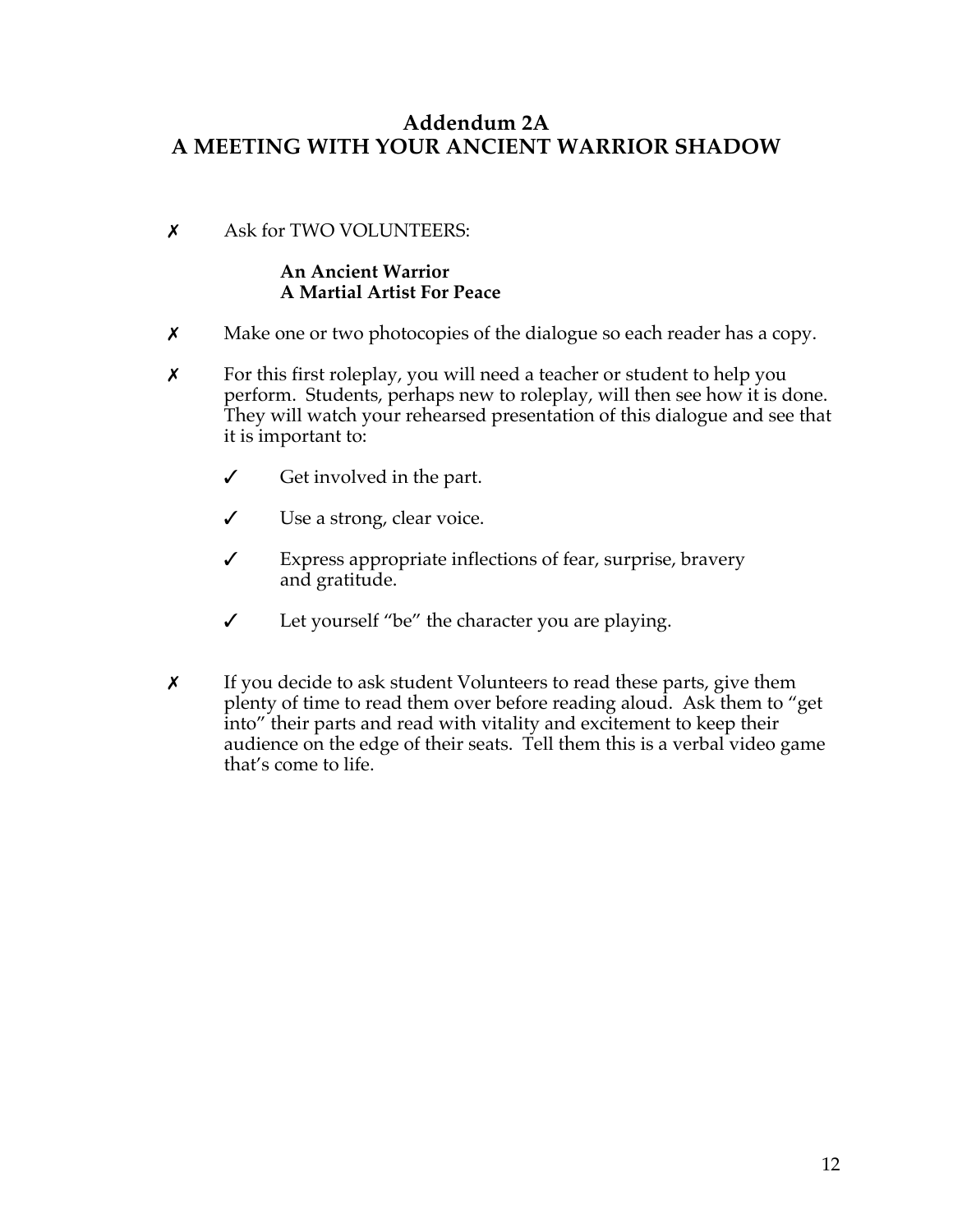## Addendum 2A
## A MEETING WITH YOUR ANCIENT WARRIOR SHADOW

✗ Ask for TWO VOLUNTEERS:

    **An Ancient Warrior**
    **A Martial Artist For Peace**

✗ Make one or two photocopies of the dialogue so each reader has a copy.

✗ For this first roleplay, you will need a teacher or student to help you perform. Students, perhaps new to roleplay, will then see how it is done. They will watch your rehearsed presentation of this dialogue and see that it is important to:

  ✓ Get involved in the part.

  ✓ Use a strong, clear voice.

  ✓ Express appropriate inflections of fear, surprise, bravery and gratitude.

  ✓ Let yourself "be" the character you are playing.

✗ If you decide to ask student Volunteers to read these parts, give them plenty of time to read them over before reading aloud. Ask them to "get into" their parts and read with vitality and excitement to keep their audience on the edge of their seats. Tell them this is a verbal video game that's come to life.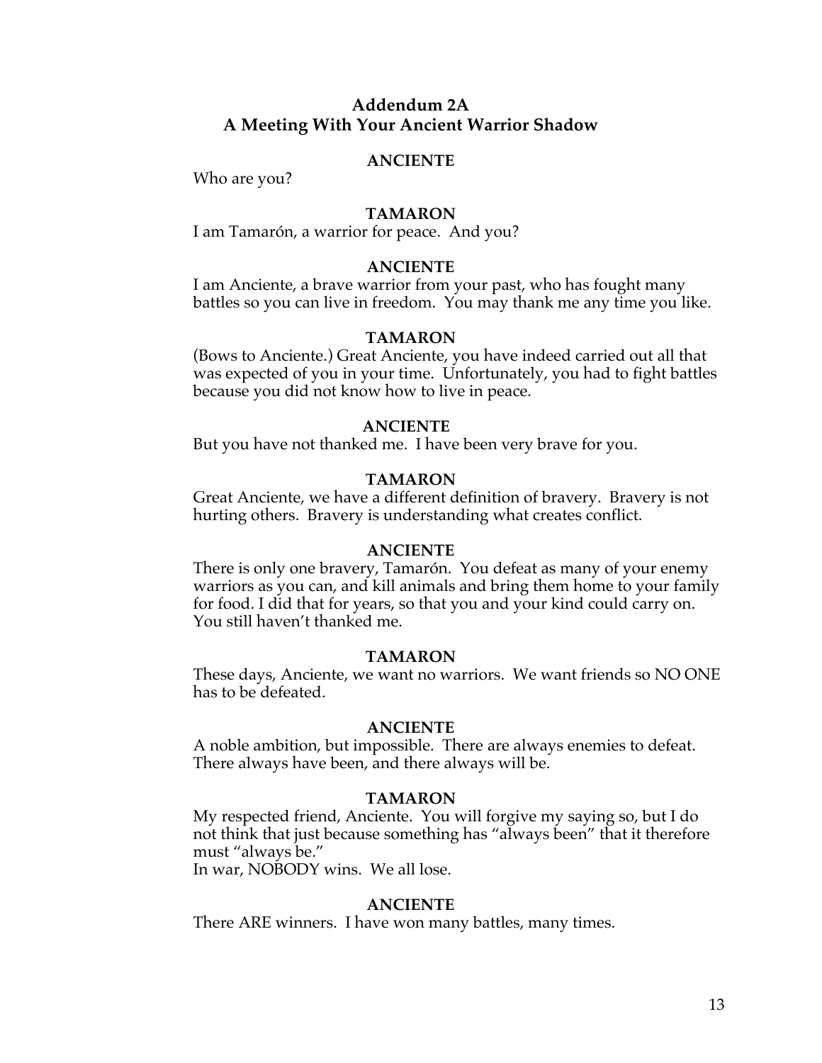## Addendum 2A
## A Meeting With Your Ancient Warrior Shadow

**ANCIENTE**

Who are you?

**TAMARON**

I am Tamarón, a warrior for peace. And you?

**ANCIENTE**

I am Anciente, a brave warrior from your past, who has fought many battles so you can live in freedom. You may thank me any time you like.

**TAMARON**

(Bows to Anciente.) Great Anciente, you have indeed carried out all that was expected of you in your time. Unfortunately, you had to fight battles because you did not know how to live in peace.

**ANCIENTE**

But you have not thanked me. I have been very brave for you.

**TAMARON**

Great Anciente, we have a different definition of bravery. Bravery is not hurting others. Bravery is understanding what creates conflict.

**ANCIENTE**

There is only one bravery, Tamarón. You defeat as many of your enemy warriors as you can, and kill animals and bring them home to your family for food. I did that for years, so that you and your kind could carry on. You still haven't thanked me.

**TAMARON**

These days, Anciente, we want no warriors. We want friends so NO ONE has to be defeated.

**ANCIENTE**

A noble ambition, but impossible. There are always enemies to defeat. There always have been, and there always will be.

**TAMARON**

My respected friend, Anciente. You will forgive my saying so, but I do not think that just because something has "always been" that it therefore must "always be."
In war, NOBODY wins. We all lose.

**ANCIENTE**

There ARE winners. I have won many battles, many times.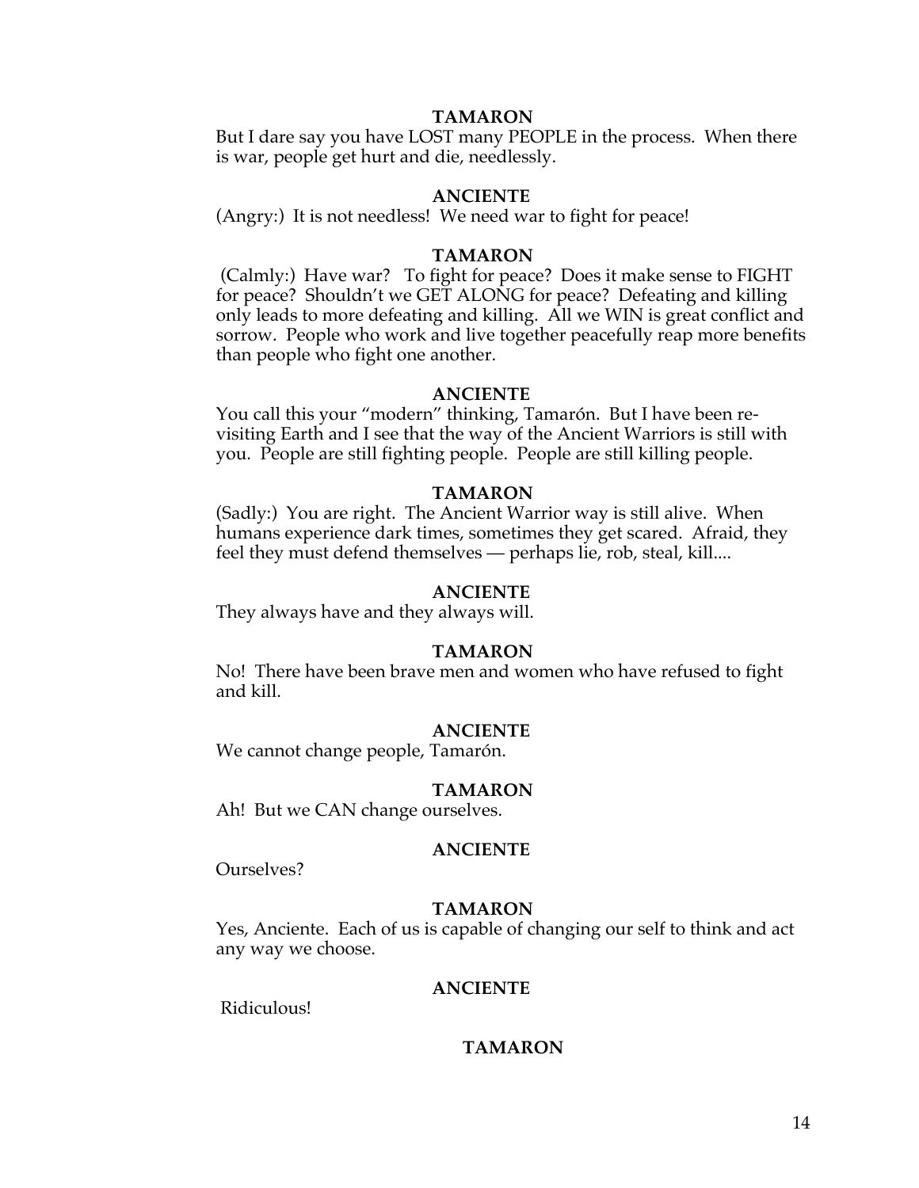**TAMARON**

But I dare say you have LOST many PEOPLE in the process. When there is war, people get hurt and die, needlessly.

**ANCIENTE**

(Angry:) It is not needless! We need war to fight for peace!

**TAMARON**

(Calmly:) Have war? To fight for peace? Does it make sense to FIGHT for peace? Shouldn't we GET ALONG for peace? Defeating and killing only leads to more defeating and killing. All we WIN is great conflict and sorrow. People who work and live together peacefully reap more benefits than people who fight one another.

**ANCIENTE**

You call this your "modern" thinking, Tamarón. But I have been re-visiting Earth and I see that the way of the Ancient Warriors is still with you. People are still fighting people. People are still killing people.

**TAMARON**

(Sadly:) You are right. The Ancient Warrior way is still alive. When humans experience dark times, sometimes they get scared. Afraid, they feel they must defend themselves — perhaps lie, rob, steal, kill....

**ANCIENTE**

They always have and they always will.

**TAMARON**

No! There have been brave men and women who have refused to fight and kill.

**ANCIENTE**

We cannot change people, Tamarón.

**TAMARON**

Ah! But we CAN change ourselves.

**ANCIENTE**

Ourselves?

**TAMARON**

Yes, Anciente. Each of us is capable of changing our self to think and act any way we choose.

**ANCIENTE**

Ridiculous!

**TAMARON**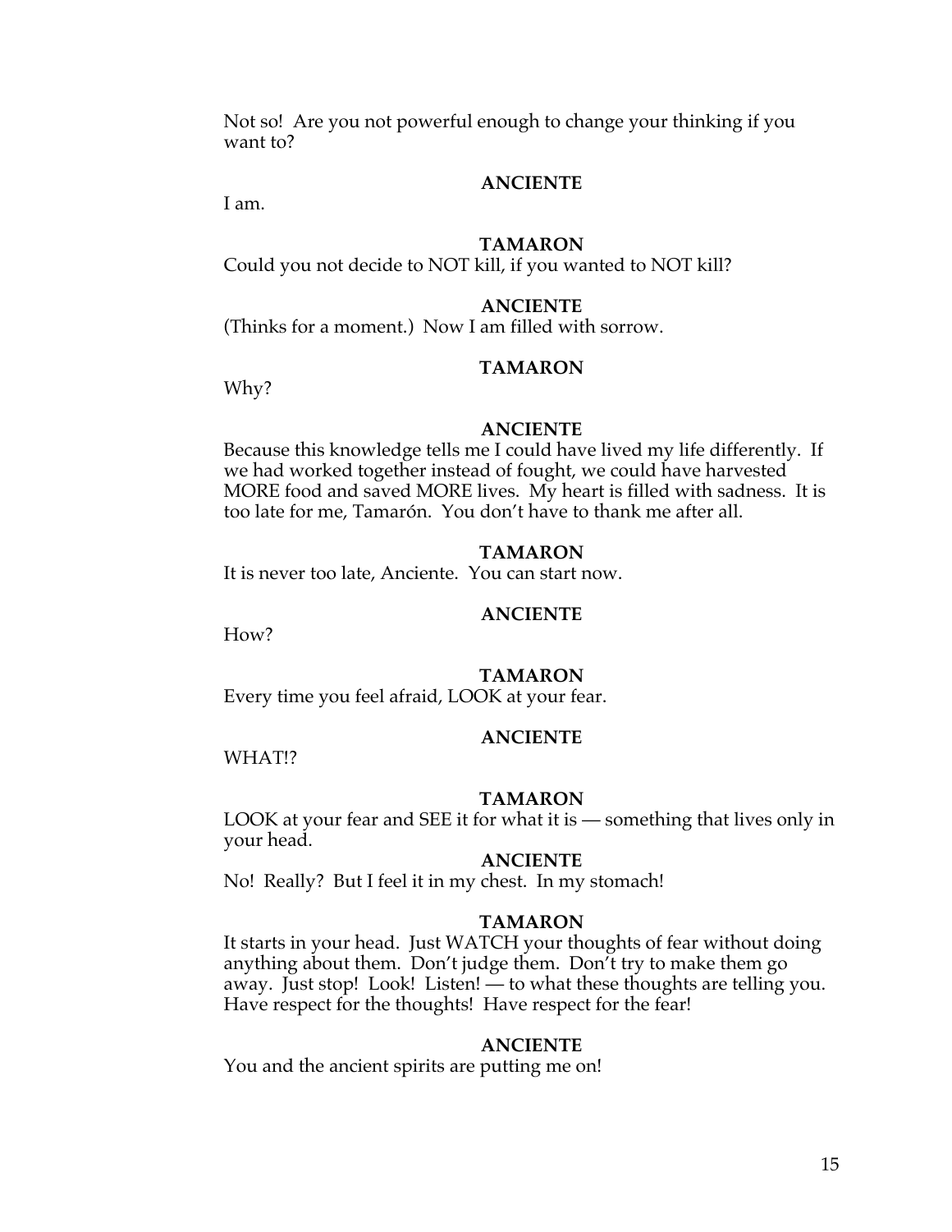Not so!  Are you not powerful enough to change your thinking if you want to?

**ANCIENTE**

I am.

**TAMARON**

Could you not decide to NOT kill, if you wanted to NOT kill?

**ANCIENTE**

(Thinks for a moment.)  Now I am filled with sorrow.

**TAMARON**

Why?

**ANCIENTE**

Because this knowledge tells me I could have lived my life differently.  If we had worked together instead of fought, we could have harvested MORE food and saved MORE lives.  My heart is filled with sadness.  It is too late for me, Tamarón.  You don't have to thank me after all.

**TAMARON**

It is never too late, Anciente.  You can start now.

**ANCIENTE**

How?

**TAMARON**

Every time you feel afraid, LOOK at your fear.

**ANCIENTE**

WHAT!?

**TAMARON**

LOOK at your fear and SEE it for what it is — something that lives only in your head.

**ANCIENTE**

No!  Really?  But I feel it in my chest.  In my stomach!

**TAMARON**

It starts in your head.  Just WATCH your thoughts of fear without doing anything about them.  Don't judge them.  Don't try to make them go away.  Just stop!  Look!  Listen! — to what these thoughts are telling you.  Have respect for the thoughts!  Have respect for the fear!

**ANCIENTE**

You and the ancient spirits are putting me on!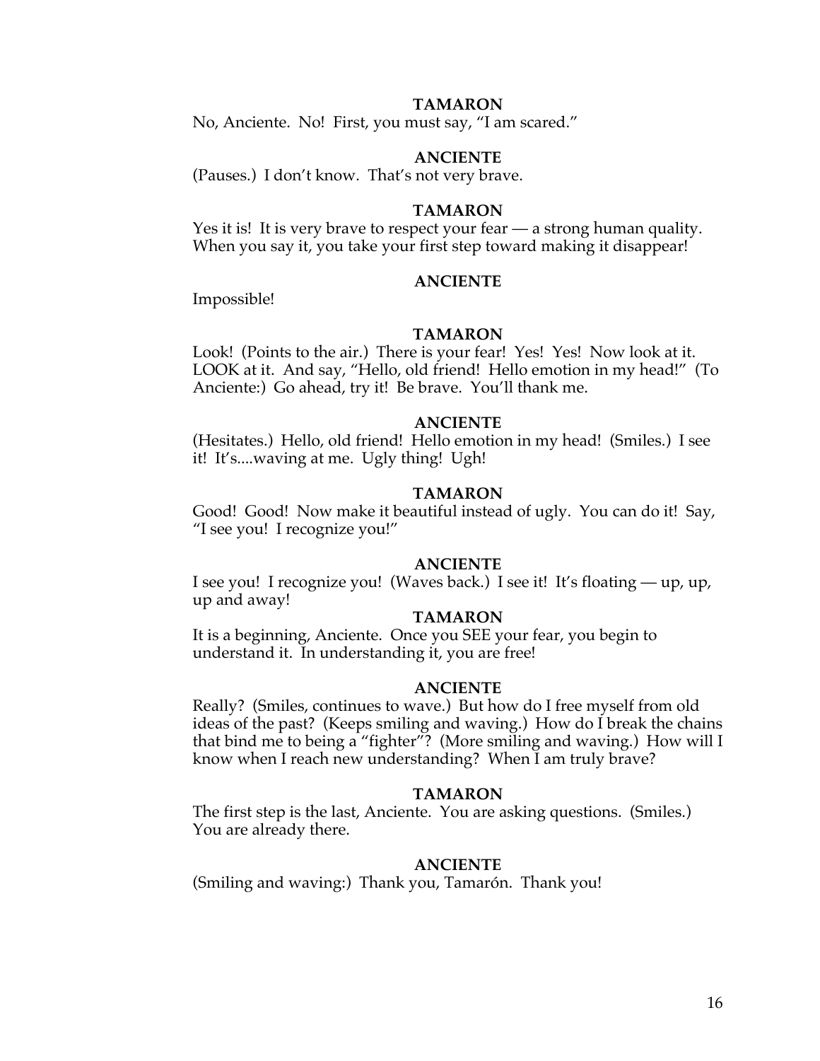**TAMARON**

No, Anciente. No! First, you must say, "I am scared."

**ANCIENTE**

(Pauses.) I don't know. That's not very brave.

**TAMARON**

Yes it is! It is very brave to respect your fear — a strong human quality. When you say it, you take your first step toward making it disappear!

**ANCIENTE**

Impossible!

**TAMARON**

Look! (Points to the air.) There is your fear! Yes! Yes! Now look at it. LOOK at it. And say, "Hello, old friend! Hello emotion in my head!" (To Anciente:) Go ahead, try it! Be brave. You'll thank me.

**ANCIENTE**

(Hesitates.) Hello, old friend! Hello emotion in my head! (Smiles.) I see it! It's....waving at me. Ugly thing! Ugh!

**TAMARON**

Good! Good! Now make it beautiful instead of ugly. You can do it! Say, "I see you! I recognize you!"

**ANCIENTE**

I see you! I recognize you! (Waves back.) I see it! It's floating — up, up, up and away!

**TAMARON**

It is a beginning, Anciente. Once you SEE your fear, you begin to understand it. In understanding it, you are free!

**ANCIENTE**

Really? (Smiles, continues to wave.) But how do I free myself from old ideas of the past? (Keeps smiling and waving.) How do I break the chains that bind me to being a "fighter"? (More smiling and waving.) How will I know when I reach new understanding? When I am truly brave?

**TAMARON**

The first step is the last, Anciente. You are asking questions. (Smiles.) You are already there.

**ANCIENTE**

(Smiling and waving:) Thank you, Tamarón. Thank you!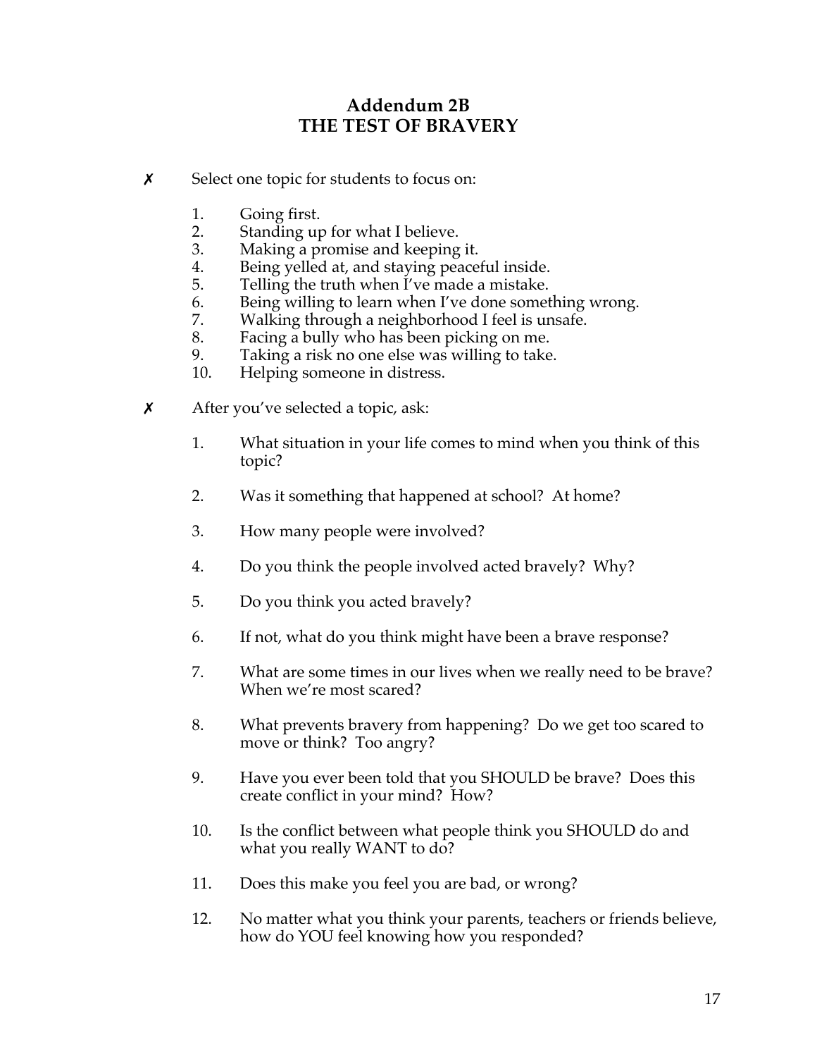# Addendum 2B
# THE TEST OF BRAVERY

✗ Select one topic for students to focus on:

1. Going first.
2. Standing up for what I believe.
3. Making a promise and keeping it.
4. Being yelled at, and staying peaceful inside.
5. Telling the truth when I've made a mistake.
6. Being willing to learn when I've done something wrong.
7. Walking through a neighborhood I feel is unsafe.
8. Facing a bully who has been picking on me.
9. Taking a risk no one else was willing to take.
10. Helping someone in distress.

✗ After you've selected a topic, ask:

1. What situation in your life comes to mind when you think of this topic?

2. Was it something that happened at school? At home?

3. How many people were involved?

4. Do you think the people involved acted bravely? Why?

5. Do you think you acted bravely?

6. If not, what do you think might have been a brave response?

7. What are some times in our lives when we really need to be brave? When we're most scared?

8. What prevents bravery from happening? Do we get too scared to move or think? Too angry?

9. Have you ever been told that you SHOULD be brave? Does this create conflict in your mind? How?

10. Is the conflict between what people think you SHOULD do and what you really WANT to do?

11. Does this make you feel you are bad, or wrong?

12. No matter what you think your parents, teachers or friends believe, how do YOU feel knowing how you responded?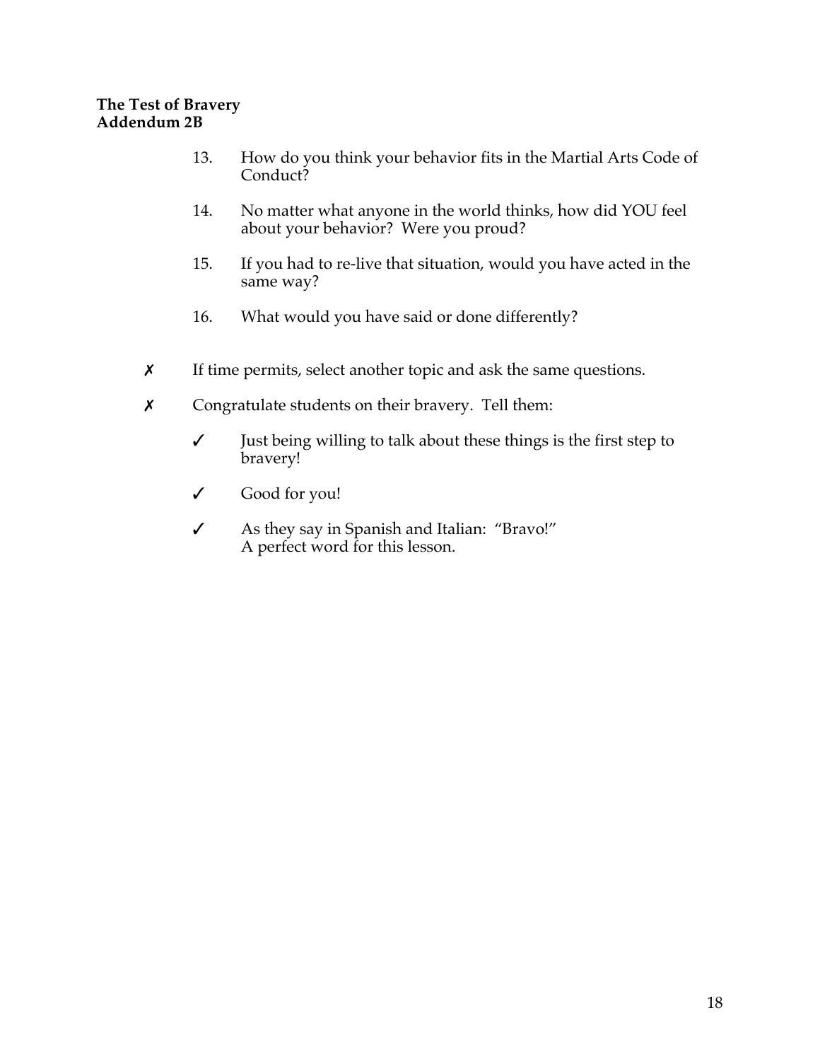**The Test of Bravery**
**Addendum 2B**

13. How do you think your behavior fits in the Martial Arts Code of Conduct?

14. No matter what anyone in the world thinks, how did YOU feel about your behavior? Were you proud?

15. If you had to re-live that situation, would you have acted in the same way?

16. What would you have said or done differently?

✗ If time permits, select another topic and ask the same questions.

✗ Congratulate students on their bravery. Tell them:

  ✓ Just being willing to talk about these things is the first step to bravery!

  ✓ Good for you!

  ✓ As they say in Spanish and Italian: "Bravo!"
  A perfect word for this lesson.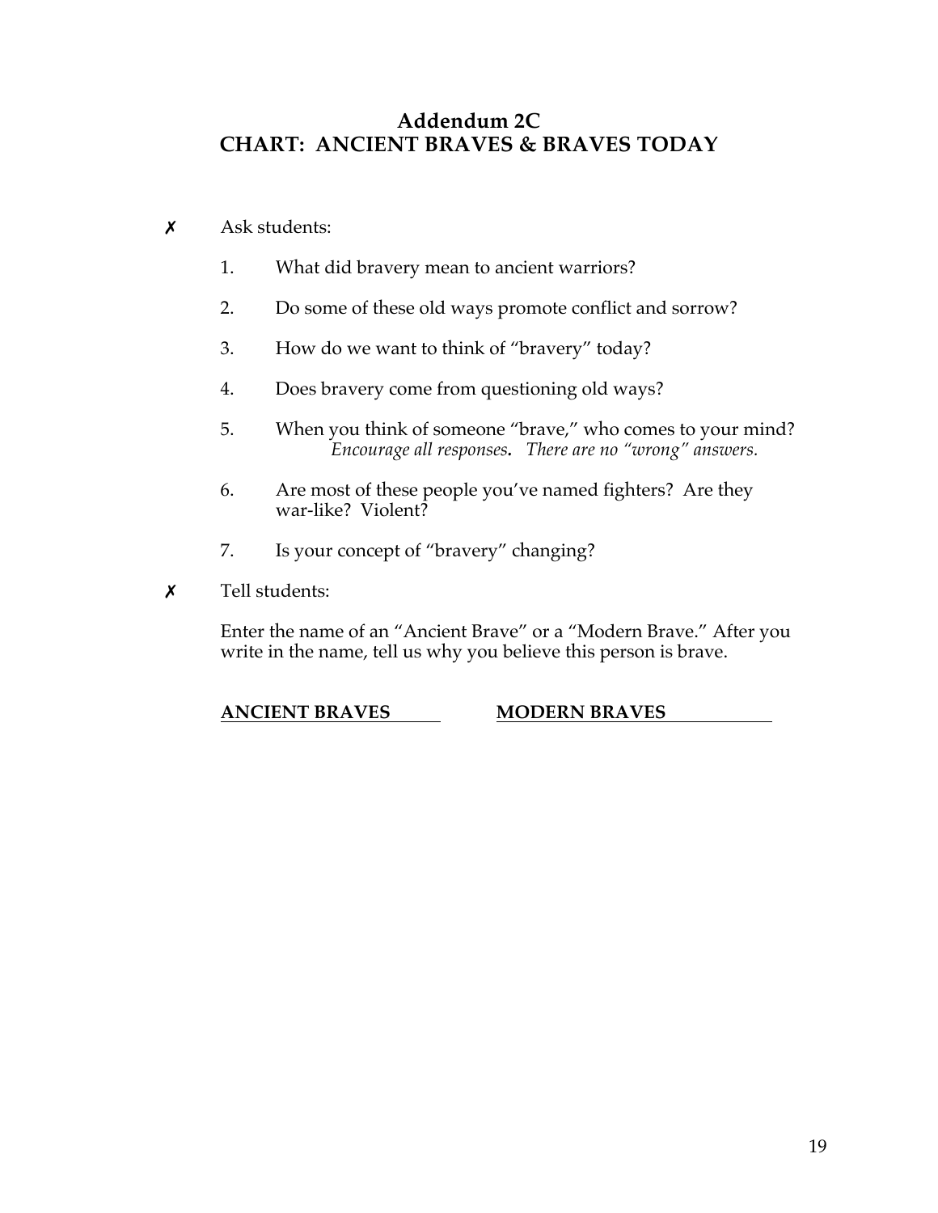# Addendum 2C
# CHART: ANCIENT BRAVES & BRAVES TODAY

✗ Ask students:

1. What did bravery mean to ancient warriors?

2. Do some of these old ways promote conflict and sorrow?

3. How do we want to think of "bravery" today?

4. Does bravery come from questioning old ways?

5. When you think of someone "brave," who comes to your mind?
   *Encourage all responses***.** *There are no "wrong" answers.*

6. Are most of these people you've named fighters? Are they war-like? Violent?

7. Is your concept of "bravery" changing?

✗ Tell students:

Enter the name of an "Ancient Brave" or a "Modern Brave." After you write in the name, tell us why you believe this person is brave.

| ANCIENT BRAVES | MODERN BRAVES |
| --- | --- |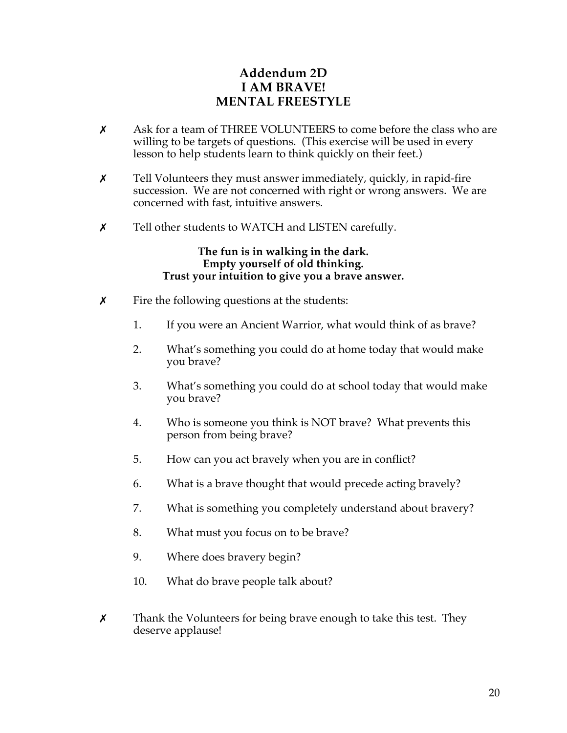# Addendum 2D
# I AM BRAVE!
# MENTAL FREESTYLE

- ✗ Ask for a team of THREE VOLUNTEERS to come before the class who are willing to be targets of questions. (This exercise will be used in every lesson to help students learn to think quickly on their feet.)

- ✗ Tell Volunteers they must answer immediately, quickly, in rapid-fire succession. We are not concerned with right or wrong answers. We are concerned with fast, intuitive answers.

- ✗ Tell other students to WATCH and LISTEN carefully.

**The fun is in walking in the dark.**
**Empty yourself of old thinking.**
**Trust your intuition to give you a brave answer.**

- ✗ Fire the following questions at the students:

  1. If you were an Ancient Warrior, what would think of as brave?
  2. What's something you could do at home today that would make you brave?
  3. What's something you could do at school today that would make you brave?
  4. Who is someone you think is NOT brave? What prevents this person from being brave?
  5. How can you act bravely when you are in conflict?
  6. What is a brave thought that would precede acting bravely?
  7. What is something you completely understand about bravery?
  8. What must you focus on to be brave?
  9. Where does bravery begin?
  10. What do brave people talk about?

- ✗ Thank the Volunteers for being brave enough to take this test. They deserve applause!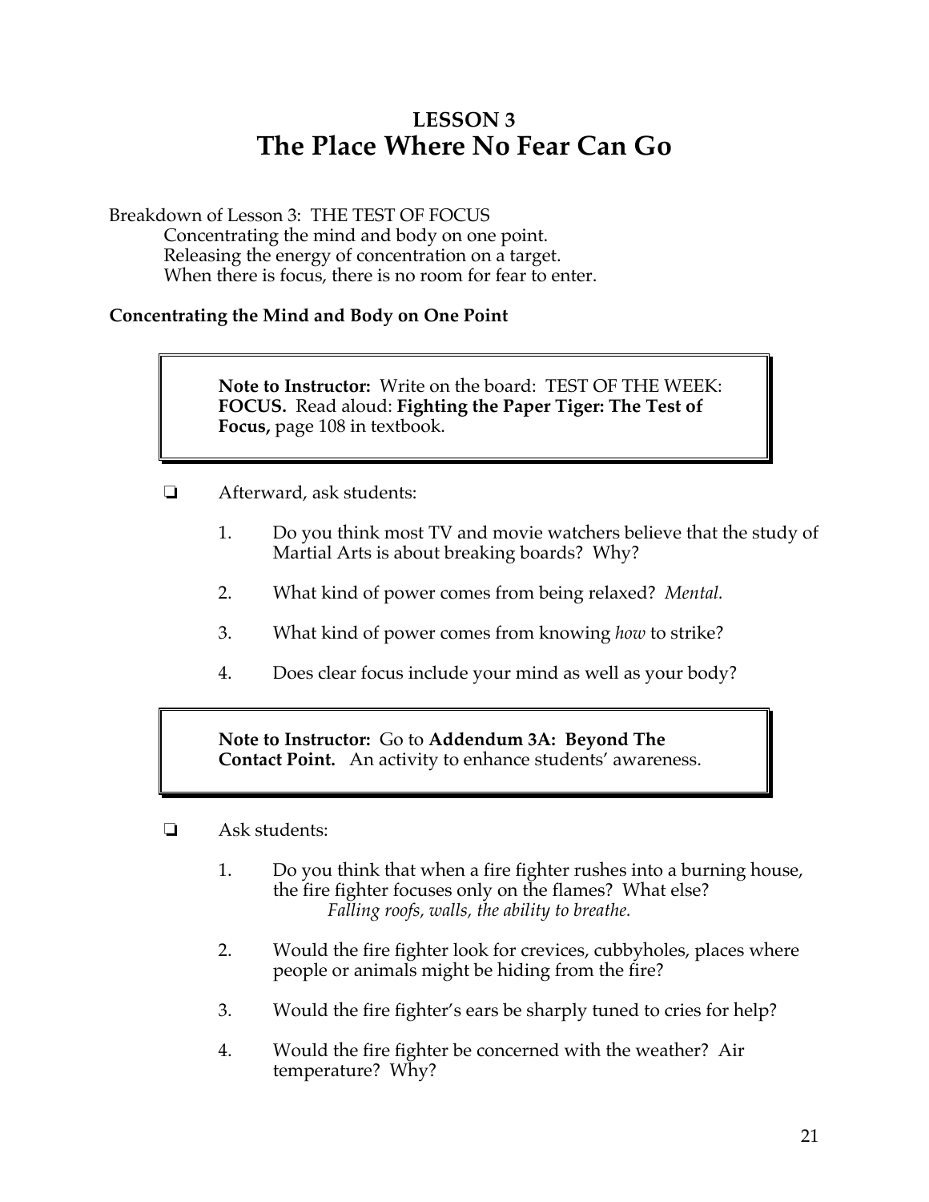# LESSON 3
# The Place Where No Fear Can Go

Breakdown of Lesson 3: THE TEST OF FOCUS

Concentrating the mind and body on one point.
Releasing the energy of concentration on a target.
When there is focus, there is no room for fear to enter.

**Concentrating the Mind and Body on One Point**

> **Note to Instructor:** Write on the board: TEST OF THE WEEK: **FOCUS.** Read aloud: **Fighting the Paper Tiger: The Test of Focus,** page 108 in textbook.

- ❏ Afterward, ask students:

  1. Do you think most TV and movie watchers believe that the study of Martial Arts is about breaking boards? Why?
  2. What kind of power comes from being relaxed? *Mental.*
  3. What kind of power comes from knowing *how* to strike?
  4. Does clear focus include your mind as well as your body?

> **Note to Instructor:** Go to **Addendum 3A: Beyond The Contact Point.** An activity to enhance students' awareness.

- ❏ Ask students:

  1. Do you think that when a fire fighter rushes into a burning house, the fire fighter focuses only on the flames? What else?
     *Falling roofs, walls, the ability to breathe.*
  2. Would the fire fighter look for crevices, cubbyholes, places where people or animals might be hiding from the fire?
  3. Would the fire fighter's ears be sharply tuned to cries for help?
  4. Would the fire fighter be concerned with the weather? Air temperature? Why?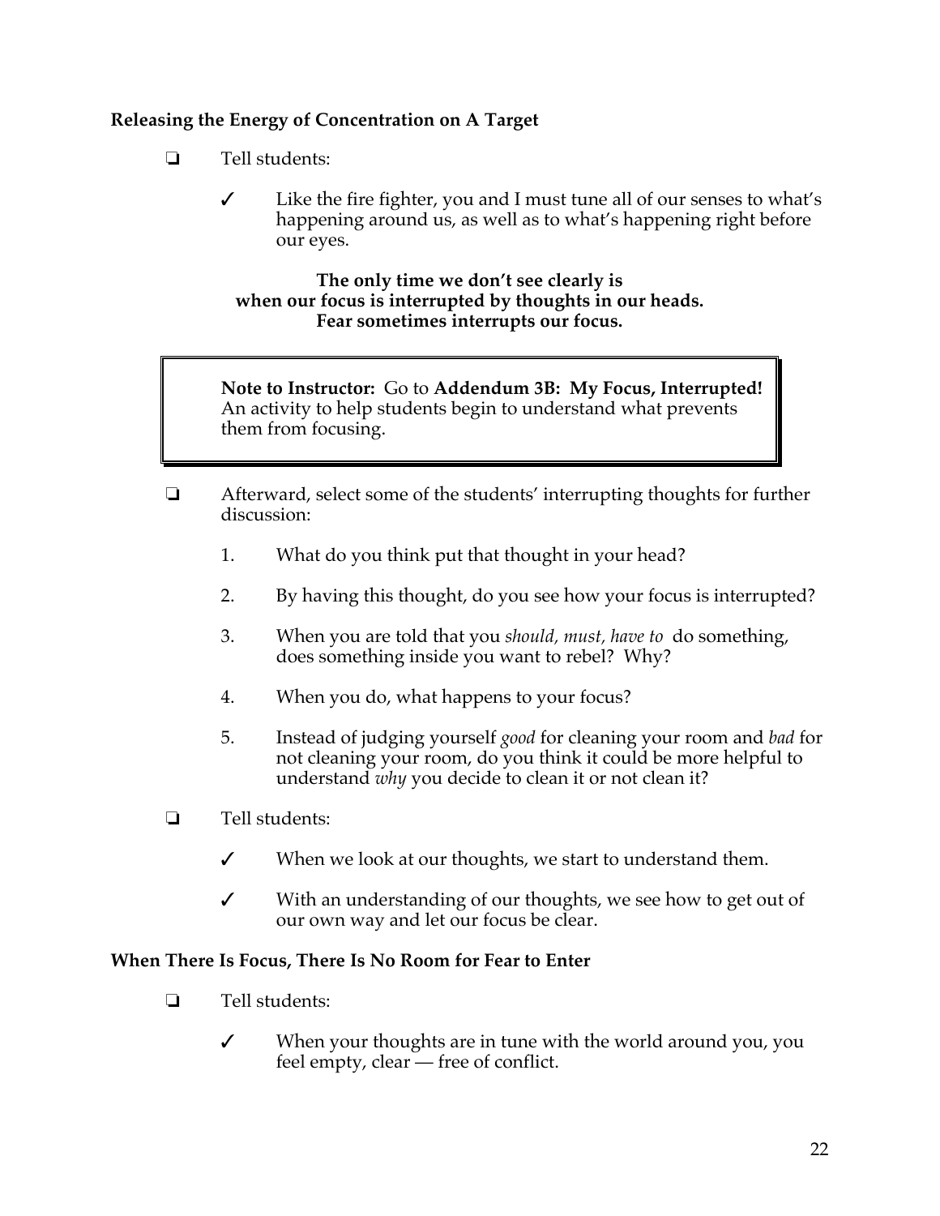### Releasing the Energy of Concentration on A Target

- ❏ Tell students:
  - ✓ Like the fire fighter, you and I must tune all of our senses to what's happening around us, as well as to what's happening right before our eyes.

**The only time we don't see clearly is when our focus is interrupted by thoughts in our heads. Fear sometimes interrupts our focus.**

> **Note to Instructor:** Go to **Addendum 3B: My Focus, Interrupted!** An activity to help students begin to understand what prevents them from focusing.

- ❏ Afterward, select some of the students' interrupting thoughts for further discussion:
  1. What do you think put that thought in your head?
  2. By having this thought, do you see how your focus is interrupted?
  3. When you are told that you *should, must, have to* do something, does something inside you want to rebel? Why?
  4. When you do, what happens to your focus?
  5. Instead of judging yourself *good* for cleaning your room and *bad* for not cleaning your room, do you think it could be more helpful to understand *why* you decide to clean it or not clean it?
- ❏ Tell students:
  - ✓ When we look at our thoughts, we start to understand them.
  - ✓ With an understanding of our thoughts, we see how to get out of our own way and let our focus be clear.

### When There Is Focus, There Is No Room for Fear to Enter

- ❏ Tell students:
  - ✓ When your thoughts are in tune with the world around you, you feel empty, clear — free of conflict.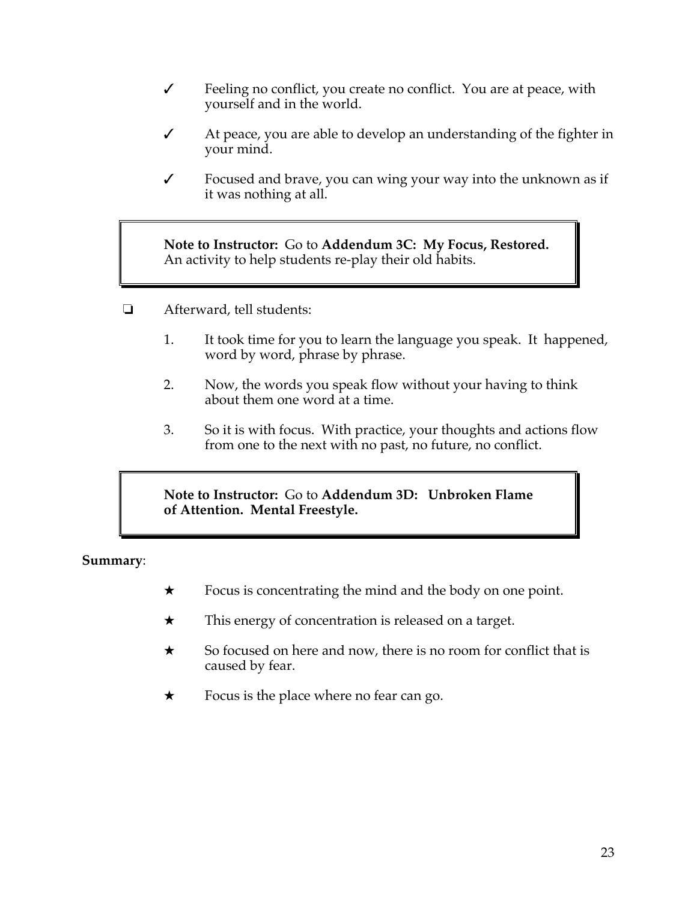- ✓ Feeling no conflict, you create no conflict. You are at peace, with yourself and in the world.
- ✓ At peace, you are able to develop an understanding of the fighter in your mind.
- ✓ Focused and brave, you can wing your way into the unknown as if it was nothing at all.

> **Note to Instructor:** Go to **Addendum 3C: My Focus, Restored.** An activity to help students re-play their old habits.

- ❏ Afterward, tell students:

  1. It took time for you to learn the language you speak. It happened, word by word, phrase by phrase.
  2. Now, the words you speak flow without your having to think about them one word at a time.
  3. So it is with focus. With practice, your thoughts and actions flow from one to the next with no past, no future, no conflict.

> **Note to Instructor:** Go to **Addendum 3D: Unbroken Flame of Attention. Mental Freestyle.**

**Summary**:

- ★ Focus is concentrating the mind and the body on one point.
- ★ This energy of concentration is released on a target.
- ★ So focused on here and now, there is no room for conflict that is caused by fear.
- ★ Focus is the place where no fear can go.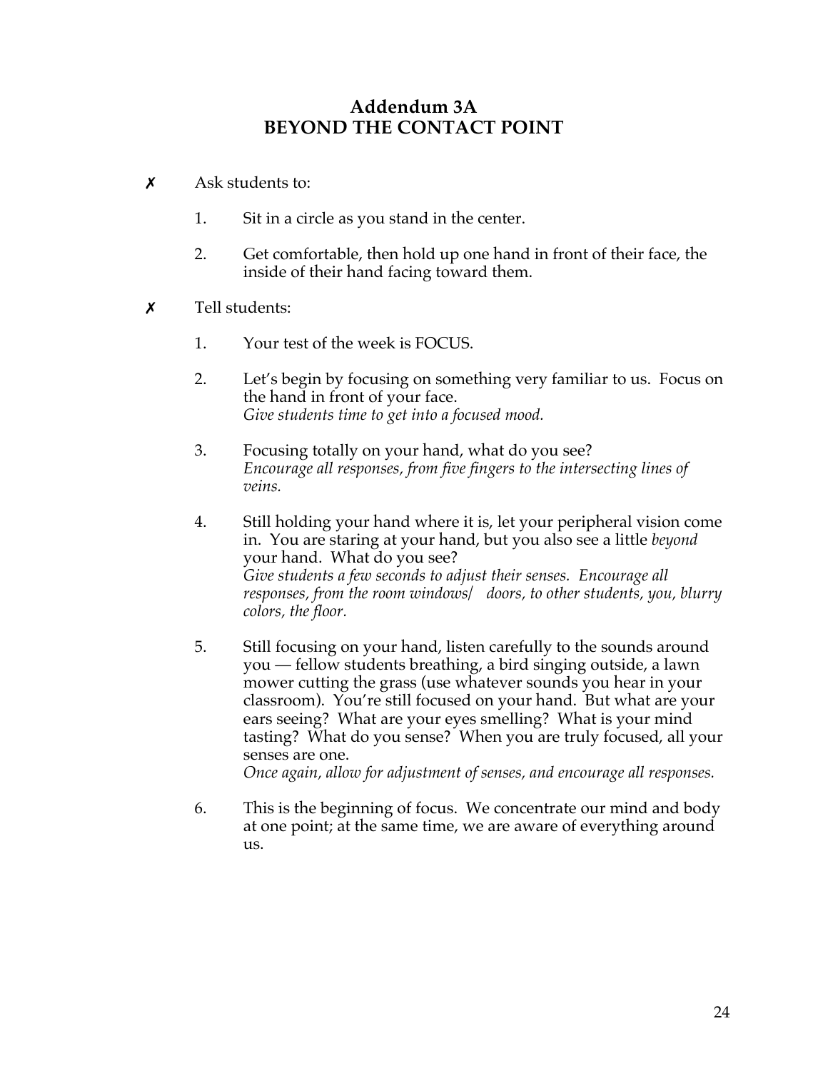# Addendum 3A
# BEYOND THE CONTACT POINT

✗ Ask students to:

1. Sit in a circle as you stand in the center.
2. Get comfortable, then hold up one hand in front of their face, the inside of their hand facing toward them.

✗ Tell students:

1. Your test of the week is FOCUS.
2. Let's begin by focusing on something very familiar to us. Focus on the hand in front of your face.
   *Give students time to get into a focused mood.*
3. Focusing totally on your hand, what do you see?
   *Encourage all responses, from five fingers to the intersecting lines of veins.*
4. Still holding your hand where it is, let your peripheral vision come in. You are staring at your hand, but you also see a little *beyond* your hand. What do you see?
   *Give students a few seconds to adjust their senses. Encourage all responses, from the room windows/ doors, to other students, you, blurry colors, the floor.*
5. Still focusing on your hand, listen carefully to the sounds around you — fellow students breathing, a bird singing outside, a lawn mower cutting the grass (use whatever sounds you hear in your classroom). You're still focused on your hand. But what are your ears seeing? What are your eyes smelling? What is your mind tasting? What do you sense? When you are truly focused, all your senses are one.
   *Once again, allow for adjustment of senses, and encourage all responses.*
6. This is the beginning of focus. We concentrate our mind and body at one point; at the same time, we are aware of everything around us.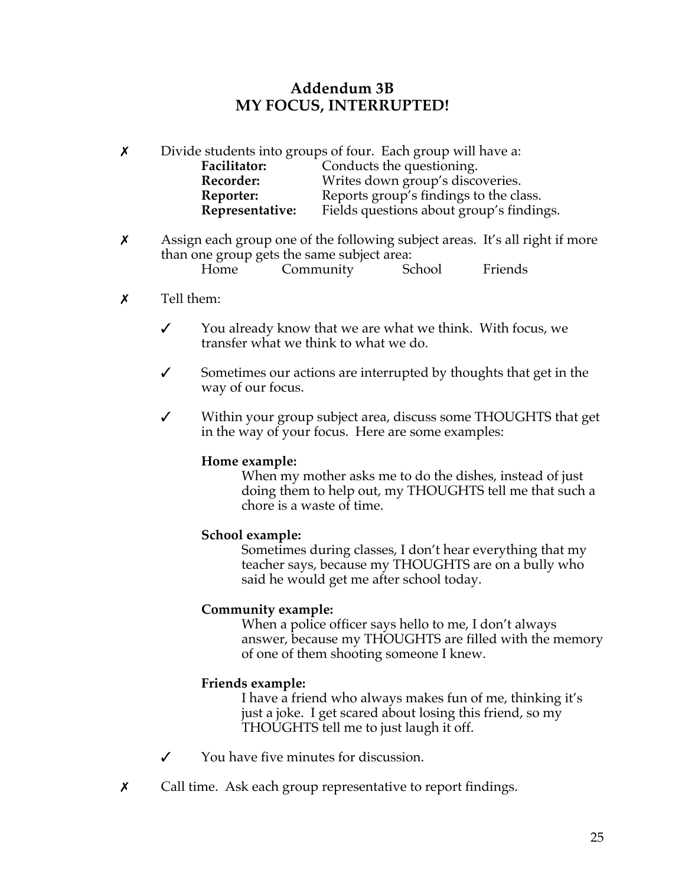## Addendum 3B
## MY FOCUS, INTERRUPTED!

✗ Divide students into groups of four. Each group will have a:

**Facilitator:** Conducts the questioning.
**Recorder:** Writes down group's discoveries.
**Reporter:** Reports group's findings to the class.
**Representative:** Fields questions about group's findings.

✗ Assign each group one of the following subject areas. It's all right if more than one group gets the same subject area:

Home Community School Friends

✗ Tell them:

✓ You already know that we are what we think. With focus, we transfer what we think to what we do.

✓ Sometimes our actions are interrupted by thoughts that get in the way of our focus.

✓ Within your group subject area, discuss some THOUGHTS that get in the way of your focus. Here are some examples:

**Home example:**
When my mother asks me to do the dishes, instead of just doing them to help out, my THOUGHTS tell me that such a chore is a waste of time.

**School example:**
Sometimes during classes, I don't hear everything that my teacher says, because my THOUGHTS are on a bully who said he would get me after school today.

**Community example:**
When a police officer says hello to me, I don't always answer, because my THOUGHTS are filled with the memory of one of them shooting someone I knew.

**Friends example:**
I have a friend who always makes fun of me, thinking it's just a joke. I get scared about losing this friend, so my THOUGHTS tell me to just laugh it off.

✓ You have five minutes for discussion.

✗ Call time. Ask each group representative to report findings.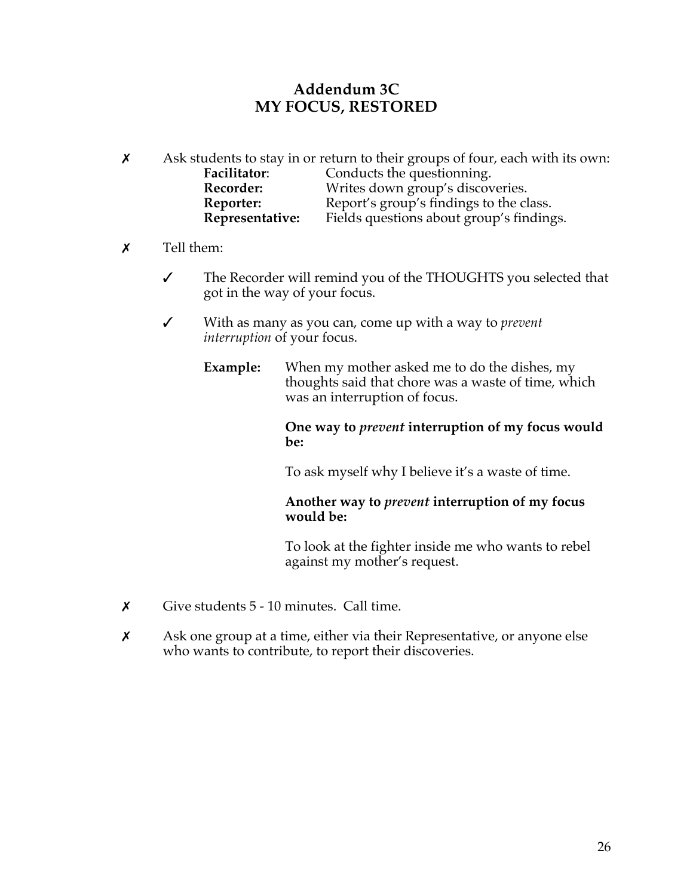## Addendum 3C
## MY FOCUS, RESTORED

✗ Ask students to stay in or return to their groups of four, each with its own:

| | |
|---|---|
| **Facilitator**: | Conducts the questionning. |
| **Recorder:** | Writes down group's discoveries. |
| **Reporter:** | Report's group's findings to the class. |
| **Representative:** | Fields questions about group's findings. |

✗ Tell them:

- ✓ The Recorder will remind you of the THOUGHTS you selected that got in the way of your focus.

- ✓ With as many as you can, come up with a way to *prevent interruption* of your focus.

  **Example:** When my mother asked me to do the dishes, my thoughts said that chore was a waste of time, which was an interruption of focus.

  **One way to *prevent* interruption of my focus would be:**

  To ask myself why I believe it's a waste of time.

  **Another way to *prevent* interruption of my focus would be:**

  To look at the fighter inside me who wants to rebel against my mother's request.

✗ Give students 5 - 10 minutes. Call time.

✗ Ask one group at a time, either via their Representative, or anyone else who wants to contribute, to report their discoveries.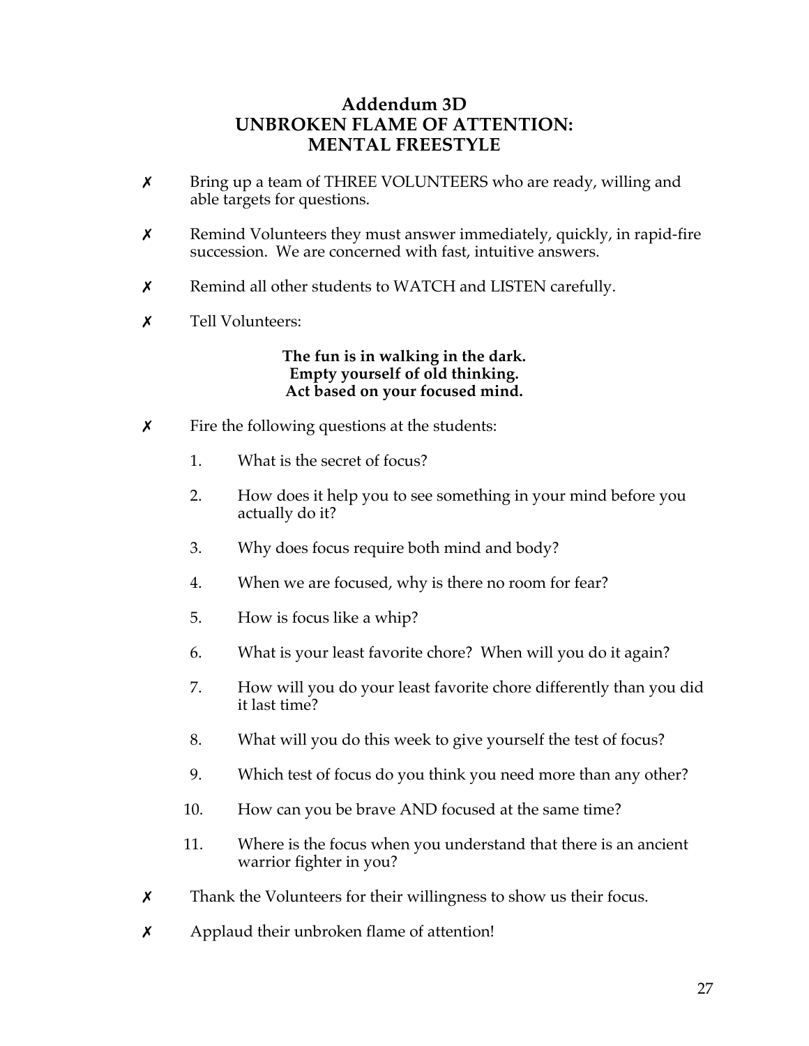# Addendum 3D
# UNBROKEN FLAME OF ATTENTION:
# MENTAL FREESTYLE

- ✗ Bring up a team of THREE VOLUNTEERS who are ready, willing and able targets for questions.
- ✗ Remind Volunteers they must answer immediately, quickly, in rapid-fire succession. We are concerned with fast, intuitive answers.
- ✗ Remind all other students to WATCH and LISTEN carefully.
- ✗ Tell Volunteers:

  **The fun is in walking in the dark.**
  **Empty yourself of old thinking.**
  **Act based on your focused mind.**

- ✗ Fire the following questions at the students:

  1. What is the secret of focus?
  2. How does it help you to see something in your mind before you actually do it?
  3. Why does focus require both mind and body?
  4. When we are focused, why is there no room for fear?
  5. How is focus like a whip?
  6. What is your least favorite chore? When will you do it again?
  7. How will you do your least favorite chore differently than you did it last time?
  8. What will you do this week to give yourself the test of focus?
  9. Which test of focus do you think you need more than any other?
  10. How can you be brave AND focused at the same time?
  11. Where is the focus when you understand that there is an ancient warrior fighter in you?

- ✗ Thank the Volunteers for their willingness to show us their focus.
- ✗ Applaud their unbroken flame of attention!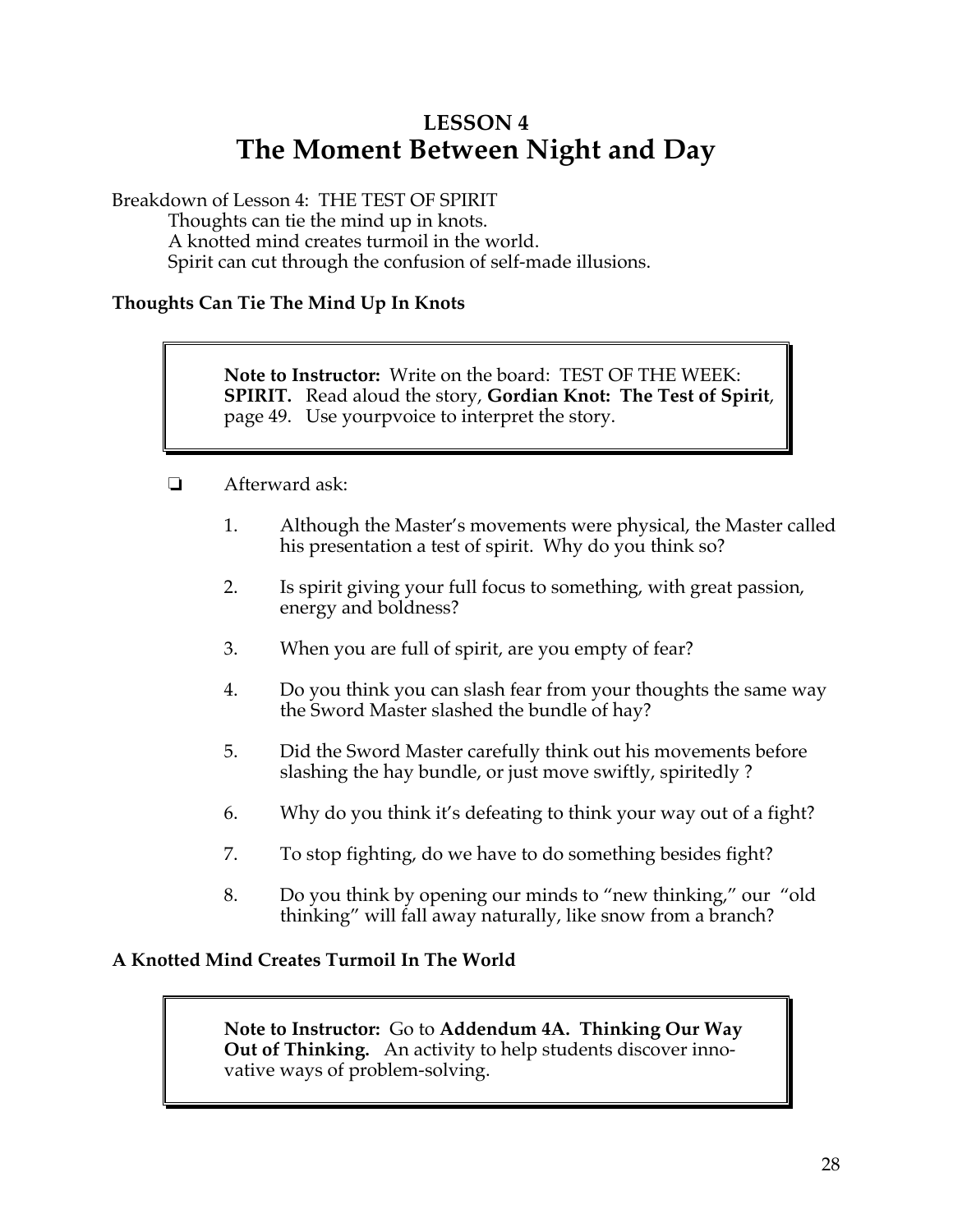# LESSON 4
## The Moment Between Night and Day

Breakdown of Lesson 4: THE TEST OF SPIRIT

Thoughts can tie the mind up in knots.
A knotted mind creates turmoil in the world.
Spirit can cut through the confusion of self-made illusions.

### Thoughts Can Tie The Mind Up In Knots

> **Note to Instructor:** Write on the board: TEST OF THE WEEK: **SPIRIT.** Read aloud the story, **Gordian Knot: The Test of Spirit**, page 49. Use yourpvoice to interpret the story.

❑ Afterward ask:

1. Although the Master's movements were physical, the Master called his presentation a test of spirit. Why do you think so?
2. Is spirit giving your full focus to something, with great passion, energy and boldness?
3. When you are full of spirit, are you empty of fear?
4. Do you think you can slash fear from your thoughts the same way the Sword Master slashed the bundle of hay?
5. Did the Sword Master carefully think out his movements before slashing the hay bundle, or just move swiftly, spiritedly ?
6. Why do you think it's defeating to think your way out of a fight?
7. To stop fighting, do we have to do something besides fight?
8. Do you think by opening our minds to "new thinking," our "old thinking" will fall away naturally, like snow from a branch?

### A Knotted Mind Creates Turmoil In The World

> **Note to Instructor:** Go to **Addendum 4A. Thinking Our Way Out of Thinking.** An activity to help students discover innovative ways of problem-solving.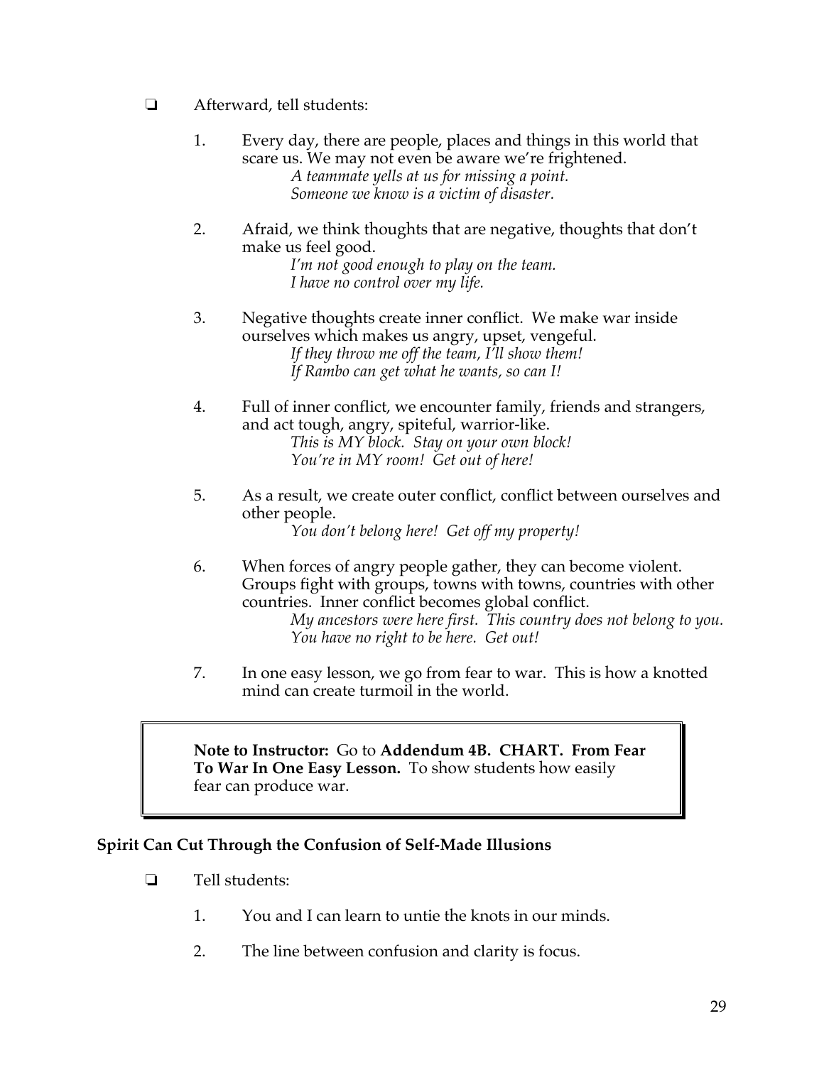- ❏ Afterward, tell students:

  1. Every day, there are people, places and things in this world that scare us. We may not even be aware we're frightened.
     *A teammate yells at us for missing a point.*
     *Someone we know is a victim of disaster.*

  2. Afraid, we think thoughts that are negative, thoughts that don't make us feel good.
     *I'm not good enough to play on the team.*
     *I have no control over my life.*

  3. Negative thoughts create inner conflict. We make war inside ourselves which makes us angry, upset, vengeful.
     *If they throw me off the team, I'll show them!*
     *If Rambo can get what he wants, so can I!*

  4. Full of inner conflict, we encounter family, friends and strangers, and act tough, angry, spiteful, warrior-like.
     *This is MY block. Stay on your own block!*
     *You're in MY room! Get out of here!*

  5. As a result, we create outer conflict, conflict between ourselves and other people.
     *You don't belong here! Get off my property!*

  6. When forces of angry people gather, they can become violent. Groups fight with groups, towns with towns, countries with other countries. Inner conflict becomes global conflict.
     *My ancestors were here first. This country does not belong to you. You have no right to be here. Get out!*

  7. In one easy lesson, we go from fear to war. This is how a knotted mind can create turmoil in the world.

> **Note to Instructor:** Go to **Addendum 4B. CHART. From Fear To War In One Easy Lesson.** To show students how easily fear can produce war.

**Spirit Can Cut Through the Confusion of Self-Made Illusions**

- ❏ Tell students:

  1. You and I can learn to untie the knots in our minds.

  2. The line between confusion and clarity is focus.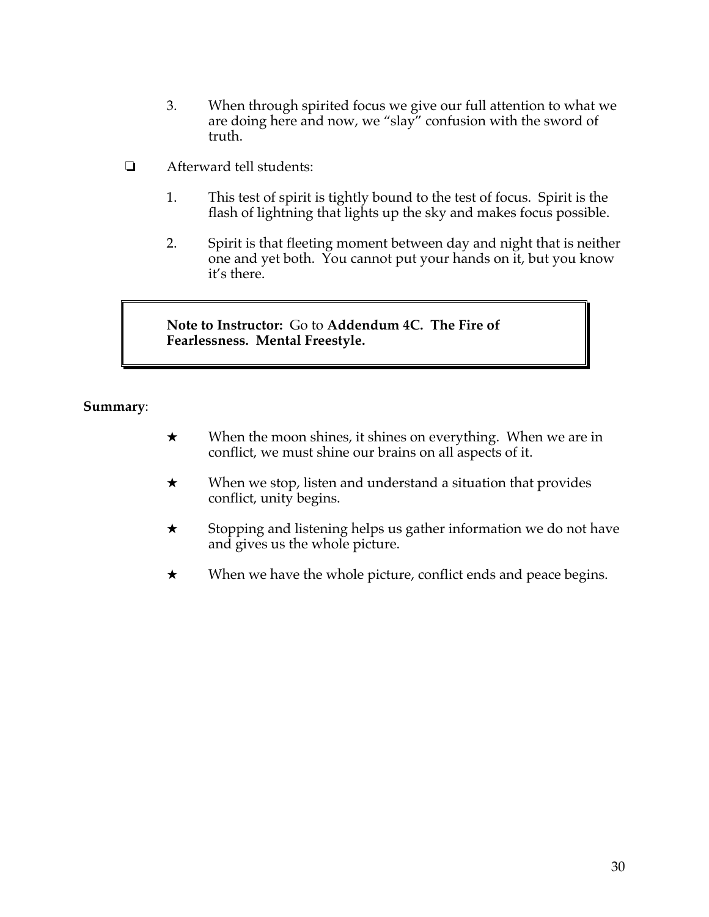3. When through spirited focus we give our full attention to what we are doing here and now, we "slay" confusion with the sword of truth.

- ❑ Afterward tell students:

    1. This test of spirit is tightly bound to the test of focus. Spirit is the flash of lightning that lights up the sky and makes focus possible.

    2. Spirit is that fleeting moment between day and night that is neither one and yet both. You cannot put your hands on it, but you know it's there.

> **Note to Instructor:** Go to **Addendum 4C. The Fire of Fearlessness. Mental Freestyle.**

**Summary**:

- ★ When the moon shines, it shines on everything. When we are in conflict, we must shine our brains on all aspects of it.
- ★ When we stop, listen and understand a situation that provides conflict, unity begins.
- ★ Stopping and listening helps us gather information we do not have and gives us the whole picture.
- ★ When we have the whole picture, conflict ends and peace begins.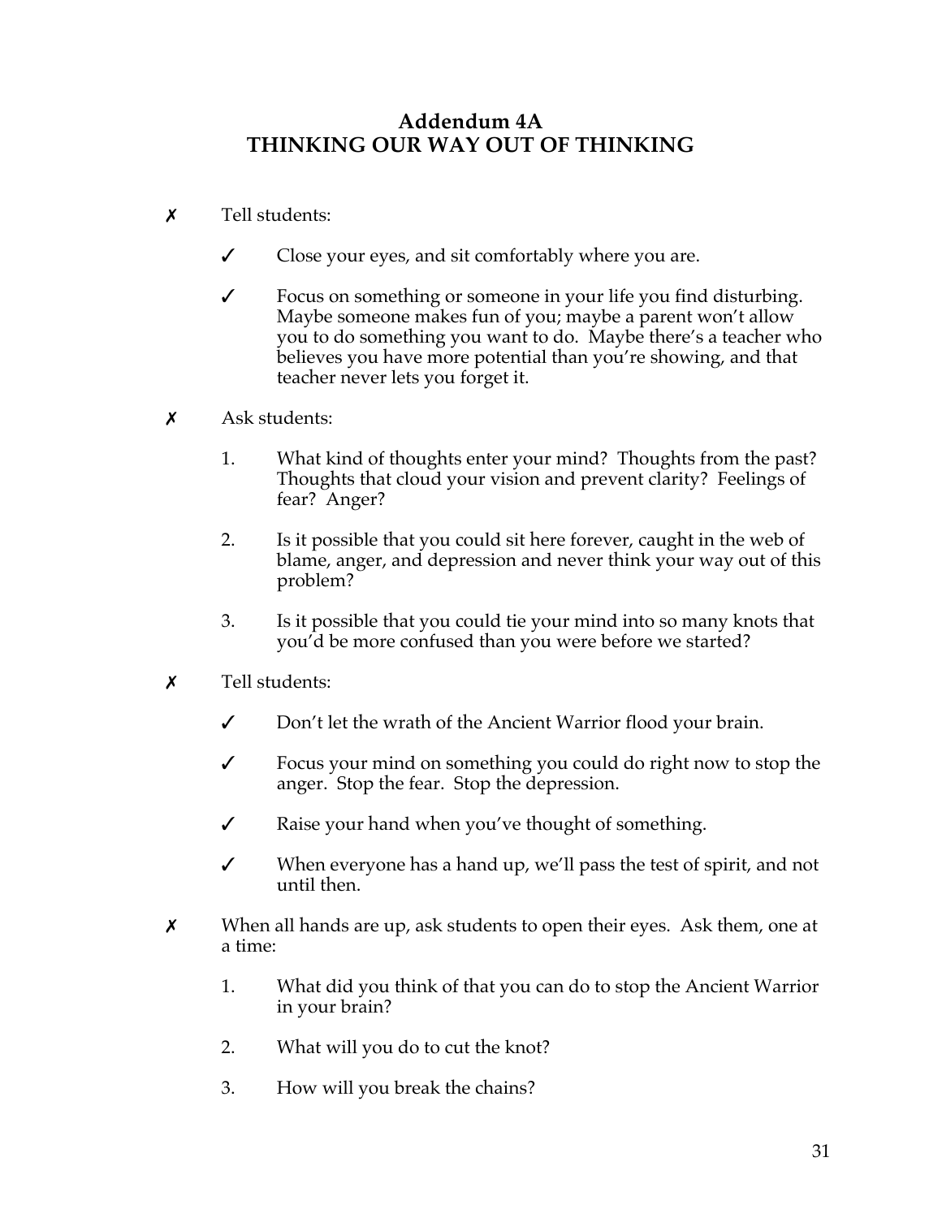# Addendum 4A
# THINKING OUR WAY OUT OF THINKING

✗ Tell students:

- ✓ Close your eyes, and sit comfortably where you are.
- ✓ Focus on something or someone in your life you find disturbing. Maybe someone makes fun of you; maybe a parent won't allow you to do something you want to do. Maybe there's a teacher who believes you have more potential than you're showing, and that teacher never lets you forget it.

✗ Ask students:

1. What kind of thoughts enter your mind? Thoughts from the past? Thoughts that cloud your vision and prevent clarity? Feelings of fear? Anger?
2. Is it possible that you could sit here forever, caught in the web of blame, anger, and depression and never think your way out of this problem?
3. Is it possible that you could tie your mind into so many knots that you'd be more confused than you were before we started?

✗ Tell students:

- ✓ Don't let the wrath of the Ancient Warrior flood your brain.
- ✓ Focus your mind on something you could do right now to stop the anger. Stop the fear. Stop the depression.
- ✓ Raise your hand when you've thought of something.
- ✓ When everyone has a hand up, we'll pass the test of spirit, and not until then.

✗ When all hands are up, ask students to open their eyes. Ask them, one at a time:

1. What did you think of that you can do to stop the Ancient Warrior in your brain?
2. What will you do to cut the knot?
3. How will you break the chains?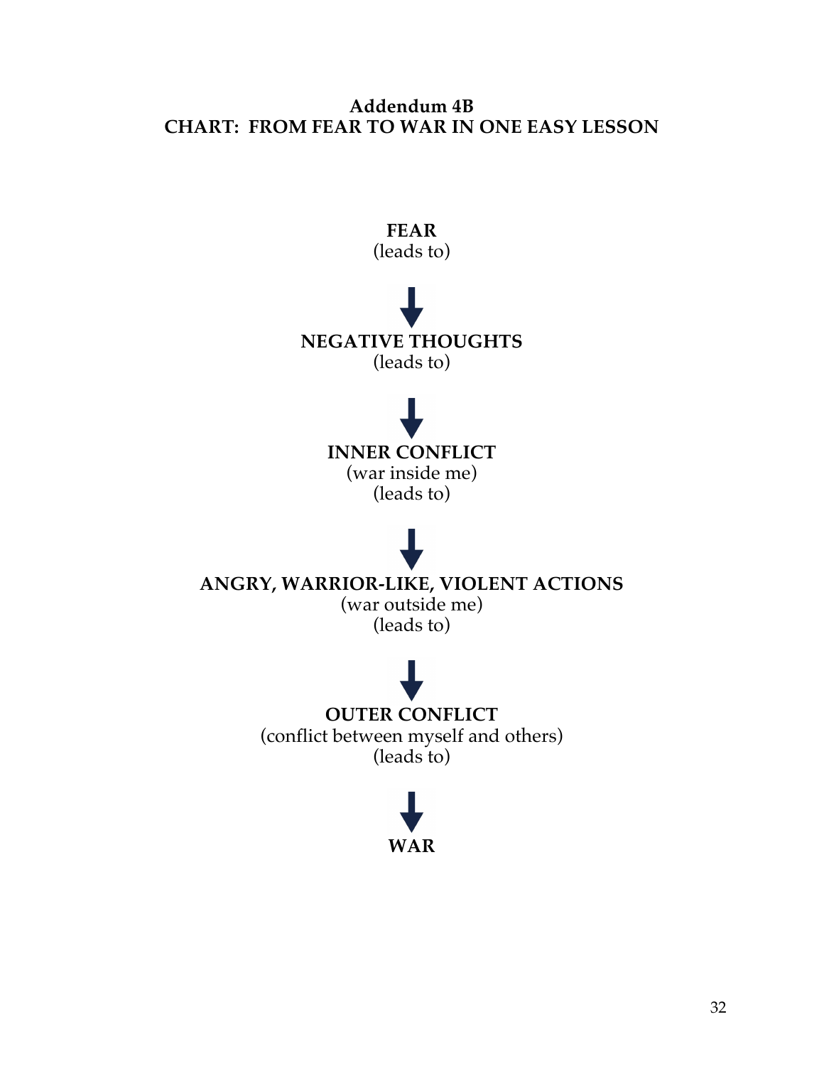**Addendum 4B**
**CHART: FROM FEAR TO WAR IN ONE EASY LESSON**

**FEAR**
(leads to)

↓

**NEGATIVE THOUGHTS**
(leads to)

↓

**INNER CONFLICT**
(war inside me)
(leads to)

↓

**ANGRY, WARRIOR-LIKE, VIOLENT ACTIONS**
(war outside me)
(leads to)

↓

**OUTER CONFLICT**
(conflict between myself and others)
(leads to)

↓

**WAR**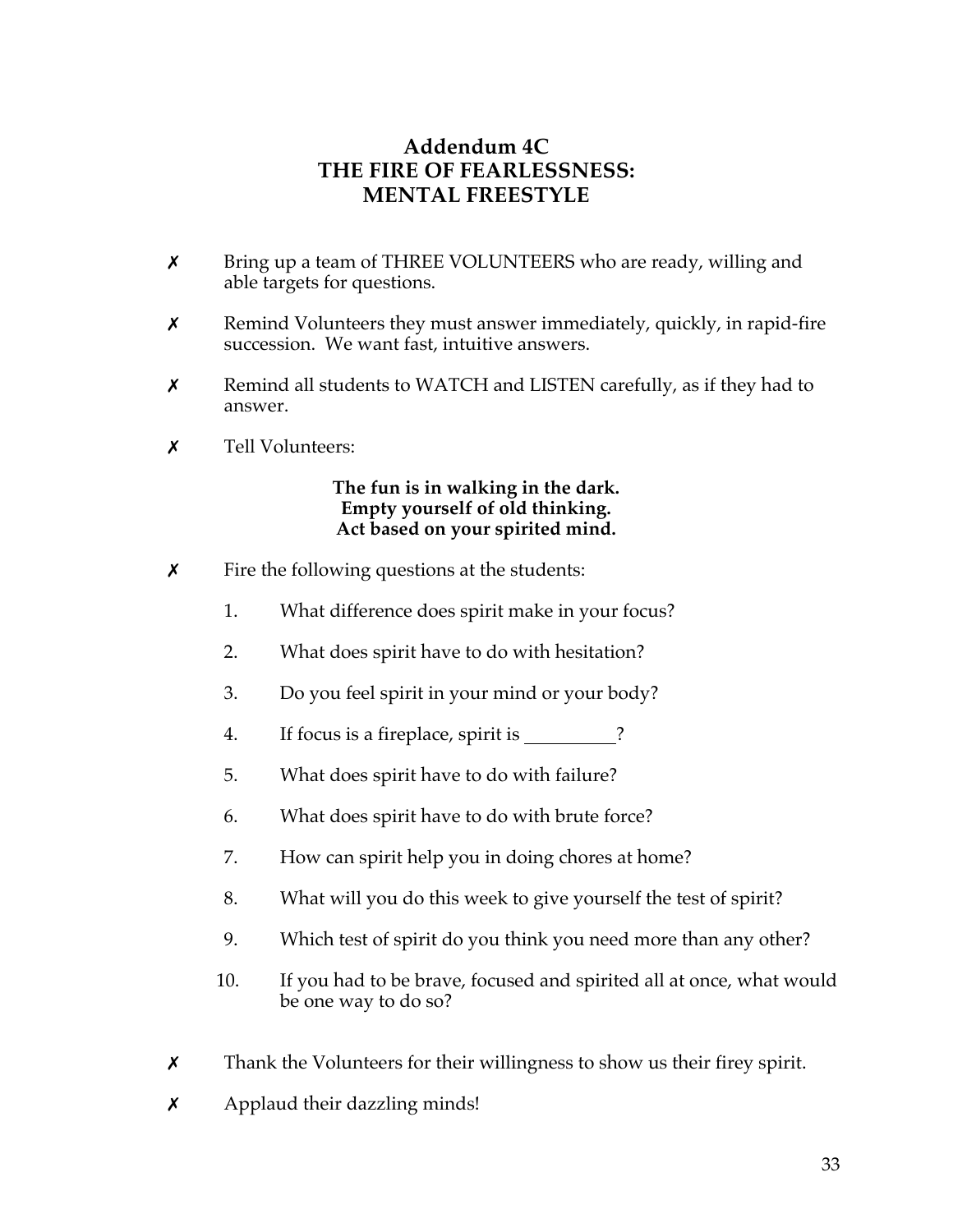# Addendum 4C
# THE FIRE OF FEARLESSNESS: MENTAL FREESTYLE

✗ Bring up a team of THREE VOLUNTEERS who are ready, willing and able targets for questions.

✗ Remind Volunteers they must answer immediately, quickly, in rapid-fire succession. We want fast, intuitive answers.

✗ Remind all students to WATCH and LISTEN carefully, as if they had to answer.

✗ Tell Volunteers:

**The fun is in walking in the dark.**
**Empty yourself of old thinking.**
**Act based on your spirited mind.**

✗ Fire the following questions at the students:

1. What difference does spirit make in your focus?
2. What does spirit have to do with hesitation?
3. Do you feel spirit in your mind or your body?
4. If focus is a fireplace, spirit is __________?
5. What does spirit have to do with failure?
6. What does spirit have to do with brute force?
7. How can spirit help you in doing chores at home?
8. What will you do this week to give yourself the test of spirit?
9. Which test of spirit do you think you need more than any other?
10. If you had to be brave, focused and spirited all at once, what would be one way to do so?

✗ Thank the Volunteers for their willingness to show us their firey spirit.

✗ Applaud their dazzling minds!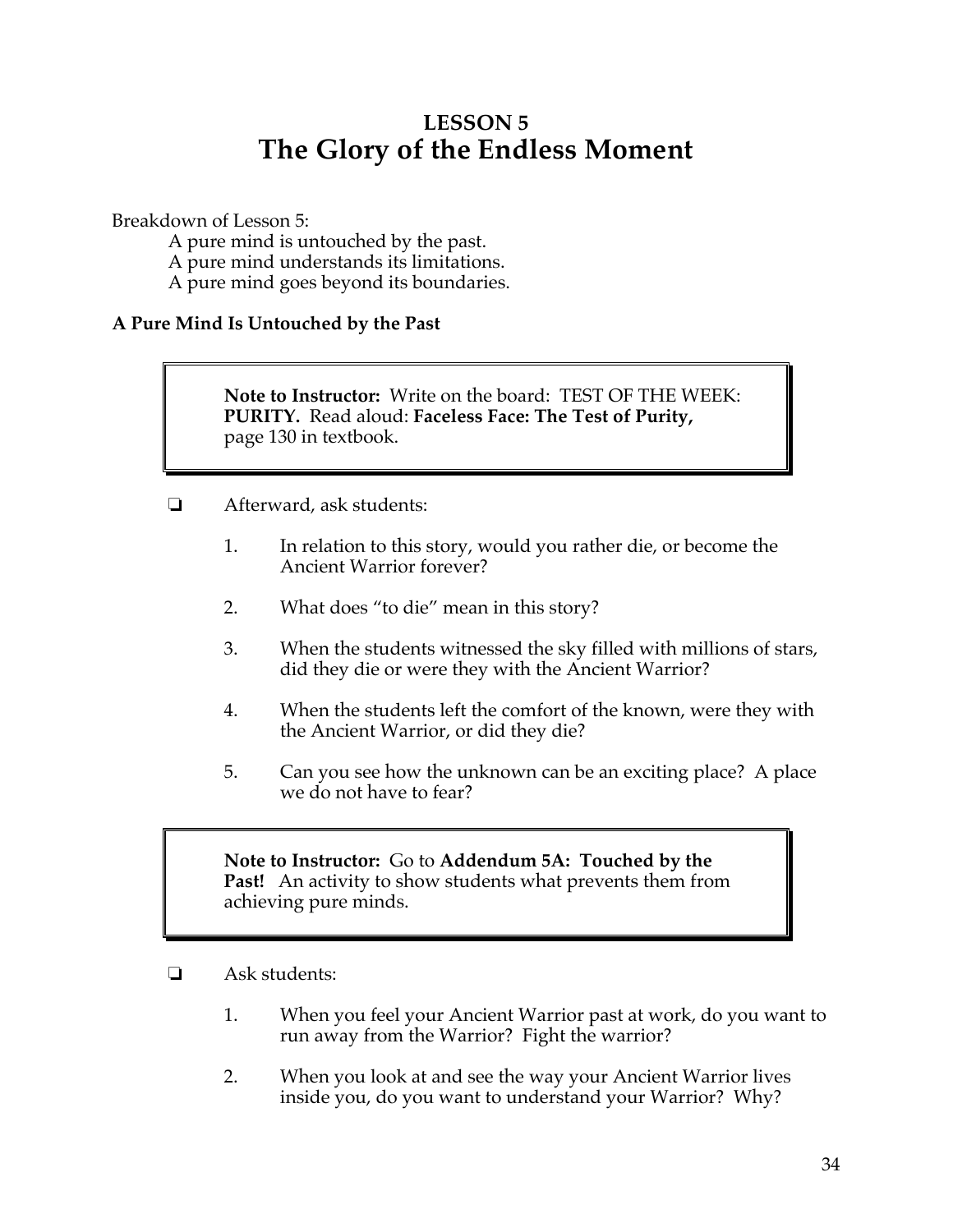# LESSON 5
# The Glory of the Endless Moment

Breakdown of Lesson 5:

A pure mind is untouched by the past.
A pure mind understands its limitations.
A pure mind goes beyond its boundaries.

### A Pure Mind Is Untouched by the Past

> **Note to Instructor:** Write on the board: TEST OF THE WEEK: **PURITY.** Read aloud: **Faceless Face: The Test of Purity,** page 130 in textbook.

❏ Afterward, ask students:

1. In relation to this story, would you rather die, or become the Ancient Warrior forever?
2. What does "to die" mean in this story?
3. When the students witnessed the sky filled with millions of stars, did they die or were they with the Ancient Warrior?
4. When the students left the comfort of the known, were they with the Ancient Warrior, or did they die?
5. Can you see how the unknown can be an exciting place? A place we do not have to fear?

> **Note to Instructor:** Go to **Addendum 5A: Touched by the Past!** An activity to show students what prevents them from achieving pure minds.

❏ Ask students:

1. When you feel your Ancient Warrior past at work, do you want to run away from the Warrior? Fight the warrior?
2. When you look at and see the way your Ancient Warrior lives inside you, do you want to understand your Warrior? Why?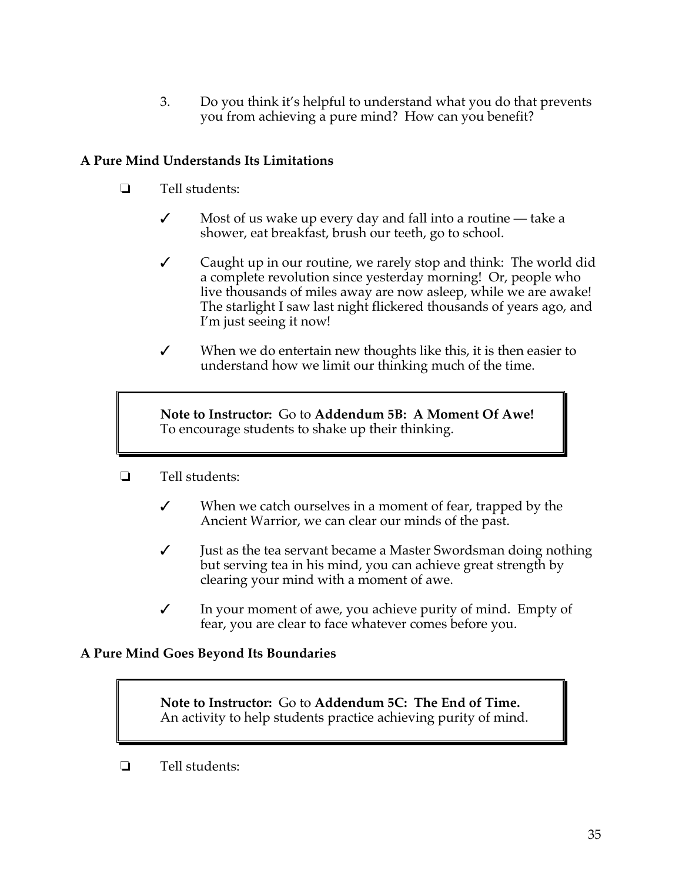3. Do you think it's helpful to understand what you do that prevents you from achieving a pure mind? How can you benefit?

**A Pure Mind Understands Its Limitations**

❏ Tell students:

- ✓ Most of us wake up every day and fall into a routine — take a shower, eat breakfast, brush our teeth, go to school.
- ✓ Caught up in our routine, we rarely stop and think: The world did a complete revolution since yesterday morning! Or, people who live thousands of miles away are now asleep, while we are awake! The starlight I saw last night flickered thousands of years ago, and I'm just seeing it now!
- ✓ When we do entertain new thoughts like this, it is then easier to understand how we limit our thinking much of the time.

> **Note to Instructor:** Go to **Addendum 5B: A Moment Of Awe!** To encourage students to shake up their thinking.

❏ Tell students:

- ✓ When we catch ourselves in a moment of fear, trapped by the Ancient Warrior, we can clear our minds of the past.
- ✓ Just as the tea servant became a Master Swordsman doing nothing but serving tea in his mind, you can achieve great strength by clearing your mind with a moment of awe.
- ✓ In your moment of awe, you achieve purity of mind. Empty of fear, you are clear to face whatever comes before you.

**A Pure Mind Goes Beyond Its Boundaries**

> **Note to Instructor:** Go to **Addendum 5C: The End of Time.** An activity to help students practice achieving purity of mind.

❏ Tell students: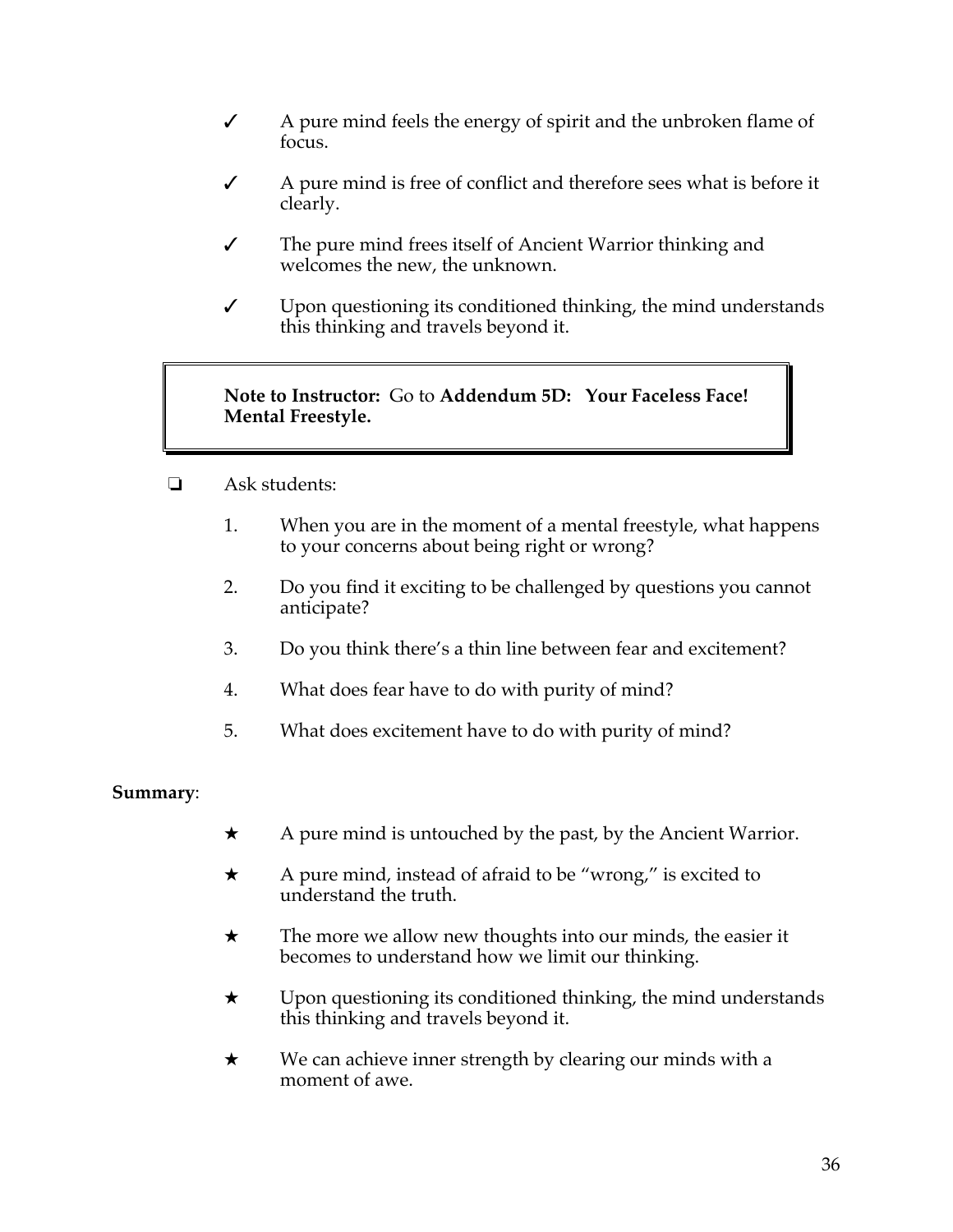- ✓ A pure mind feels the energy of spirit and the unbroken flame of focus.
- ✓ A pure mind is free of conflict and therefore sees what is before it clearly.
- ✓ The pure mind frees itself of Ancient Warrior thinking and welcomes the new, the unknown.
- ✓ Upon questioning its conditioned thinking, the mind understands this thinking and travels beyond it.

> **Note to Instructor:** Go to **Addendum 5D: Your Faceless Face! Mental Freestyle.**

- ❑ Ask students:

  1. When you are in the moment of a mental freestyle, what happens to your concerns about being right or wrong?
  2. Do you find it exciting to be challenged by questions you cannot anticipate?
  3. Do you think there's a thin line between fear and excitement?
  4. What does fear have to do with purity of mind?
  5. What does excitement have to do with purity of mind?

**Summary**:

- ★ A pure mind is untouched by the past, by the Ancient Warrior.
- ★ A pure mind, instead of afraid to be "wrong," is excited to understand the truth.
- ★ The more we allow new thoughts into our minds, the easier it becomes to understand how we limit our thinking.
- ★ Upon questioning its conditioned thinking, the mind understands this thinking and travels beyond it.
- ★ We can achieve inner strength by clearing our minds with a moment of awe.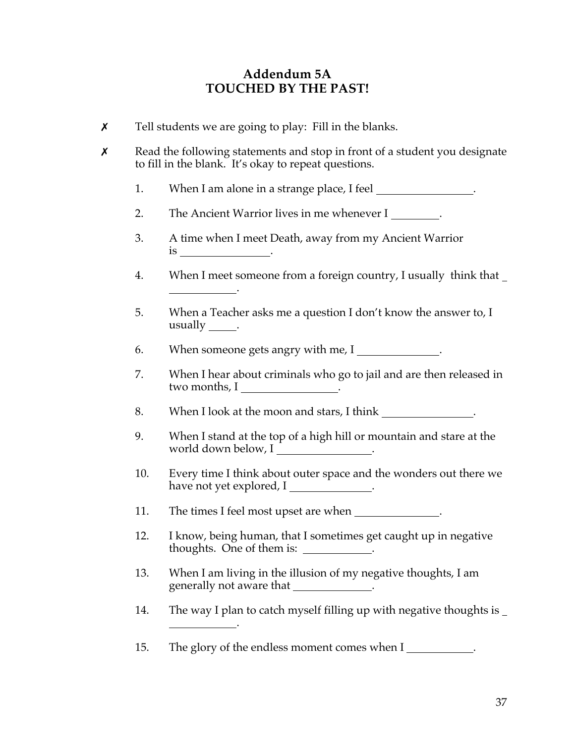# Addendum 5A
# TOUCHED BY THE PAST!

- ✗ Tell students we are going to play: Fill in the blanks.
- ✗ Read the following statements and stop in front of a student you designate to fill in the blank. It's okay to repeat questions.

1. When I am alone in a strange place, I feel ________________.
2. The Ancient Warrior lives in me whenever I ________.
3. A time when I meet Death, away from my Ancient Warrior is ________________.
4. When I meet someone from a foreign country, I usually think that ____________.
5. When a Teacher asks me a question I don't know the answer to, I usually _____.
6. When someone gets angry with me, I ______________.
7. When I hear about criminals who go to jail and are then released in two months, I ________________.
8. When I look at the moon and stars, I think ________________.
9. When I stand at the top of a high hill or mountain and stare at the world down below, I ________________.
10. Every time I think about outer space and the wonders out there we have not yet explored, I ______________.
11. The times I feel most upset are when ______________.
12. I know, being human, that I sometimes get caught up in negative thoughts. One of them is: ____________.
13. When I am living in the illusion of my negative thoughts, I am generally not aware that ______________.
14. The way I plan to catch myself filling up with negative thoughts is ____________.
15. The glory of the endless moment comes when I ___________.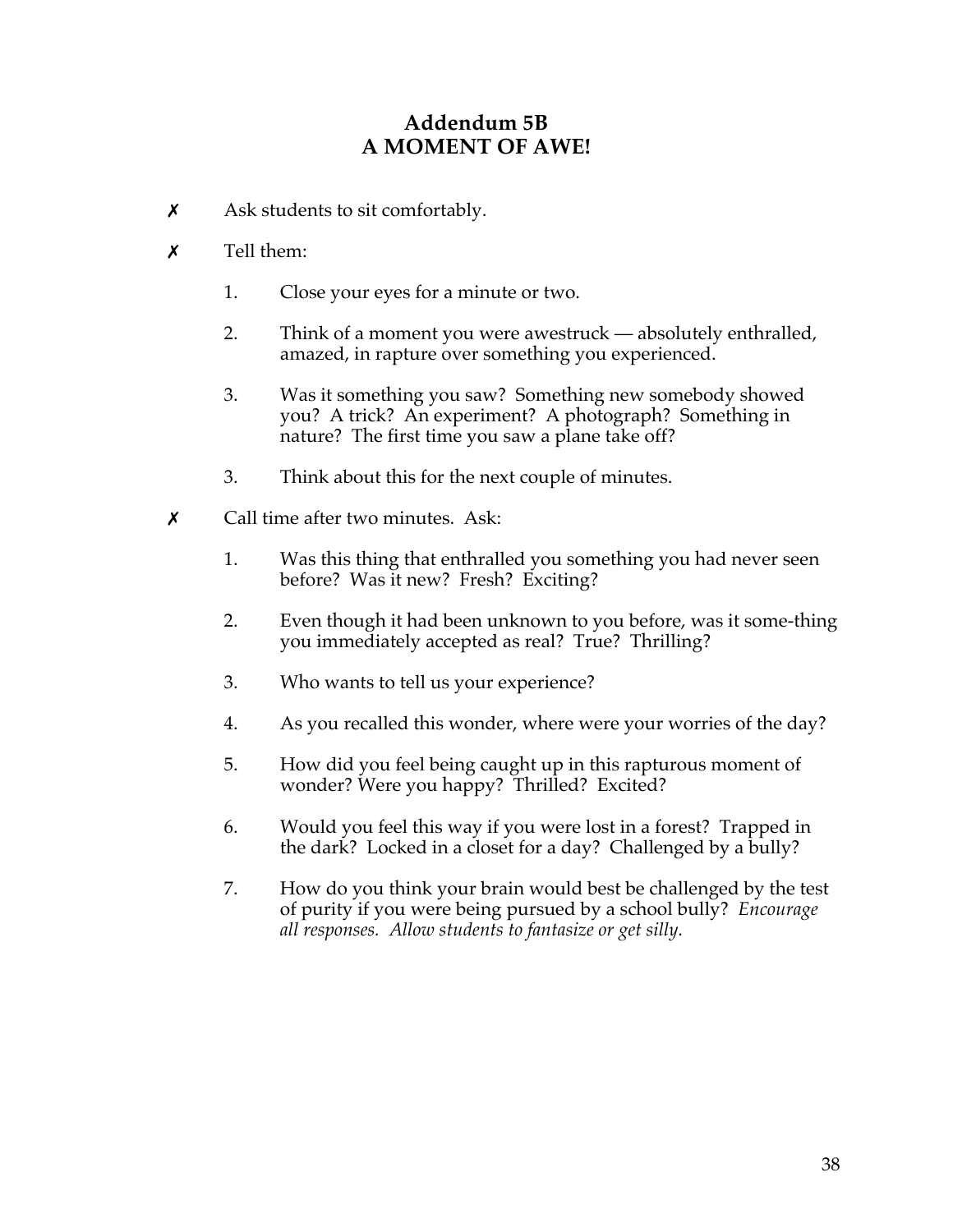## Addendum 5B
## A MOMENT OF AWE!

✗ Ask students to sit comfortably.

✗ Tell them:

1. Close your eyes for a minute or two.

2. Think of a moment you were awestruck — absolutely enthralled, amazed, in rapture over something you experienced.

3. Was it something you saw? Something new somebody showed you? A trick? An experiment? A photograph? Something in nature? The first time you saw a plane take off?

3. Think about this for the next couple of minutes.

✗ Call time after two minutes. Ask:

1. Was this thing that enthralled you something you had never seen before? Was it new? Fresh? Exciting?

2. Even though it had been unknown to you before, was it some-thing you immediately accepted as real? True? Thrilling?

3. Who wants to tell us your experience?

4. As you recalled this wonder, where were your worries of the day?

5. How did you feel being caught up in this rapturous moment of wonder? Were you happy? Thrilled? Excited?

6. Would you feel this way if you were lost in a forest? Trapped in the dark? Locked in a closet for a day? Challenged by a bully?

7. How do you think your brain would best be challenged by the test of purity if you were being pursued by a school bully? *Encourage all responses. Allow students to fantasize or get silly.*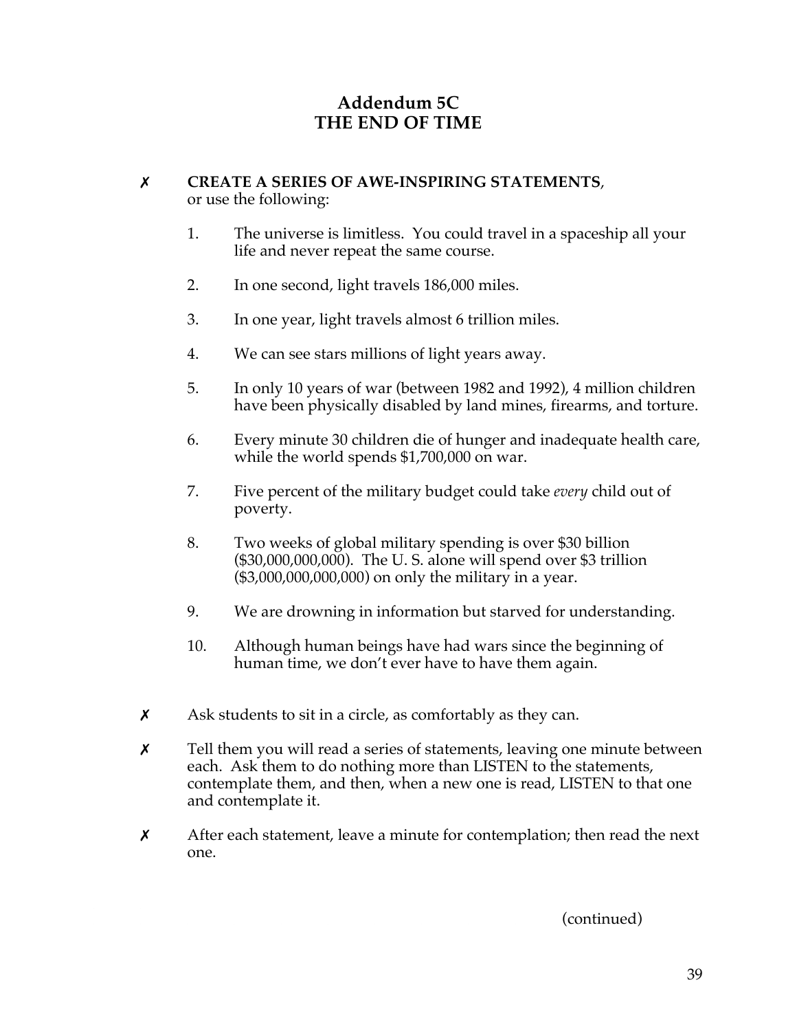# Addendum 5C
# THE END OF TIME

✗ **CREATE A SERIES OF AWE-INSPIRING STATEMENTS**, or use the following:

1. The universe is limitless. You could travel in a spaceship all your life and never repeat the same course.
2. In one second, light travels 186,000 miles.
3. In one year, light travels almost 6 trillion miles.
4. We can see stars millions of light years away.
5. In only 10 years of war (between 1982 and 1992), 4 million children have been physically disabled by land mines, firearms, and torture.
6. Every minute 30 children die of hunger and inadequate health care, while the world spends $1,700,000 on war.
7. Five percent of the military budget could take *every* child out of poverty.
8. Two weeks of global military spending is over $30 billion ($30,000,000,000). The U. S. alone will spend over $3 trillion ($3,000,000,000,000) on only the military in a year.
9. We are drowning in information but starved for understanding.
10. Although human beings have had wars since the beginning of human time, we don't ever have to have them again.

✗ Ask students to sit in a circle, as comfortably as they can.

✗ Tell them you will read a series of statements, leaving one minute between each. Ask them to do nothing more than LISTEN to the statements, contemplate them, and then, when a new one is read, LISTEN to that one and contemplate it.

✗ After each statement, leave a minute for contemplation; then read the next one.

(continued)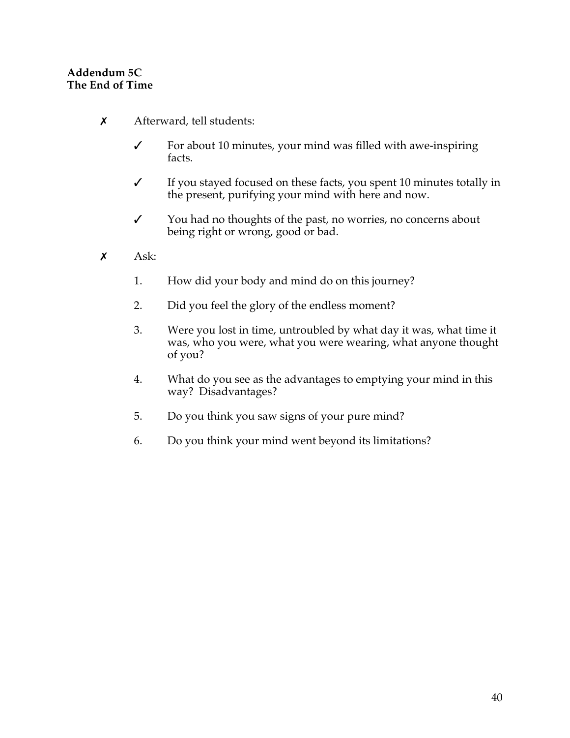**Addendum 5C**
**The End of Time**

- ✗ Afterward, tell students:
  - ✓ For about 10 minutes, your mind was filled with awe-inspiring facts.
  - ✓ If you stayed focused on these facts, you spent 10 minutes totally in the present, purifying your mind with here and now.
  - ✓ You had no thoughts of the past, no worries, no concerns about being right or wrong, good or bad.
- ✗ Ask:
  1. How did your body and mind do on this journey?
  2. Did you feel the glory of the endless moment?
  3. Were you lost in time, untroubled by what day it was, what time it was, who you were, what you were wearing, what anyone thought of you?
  4. What do you see as the advantages to emptying your mind in this way? Disadvantages?
  5. Do you think you saw signs of your pure mind?
  6. Do you think your mind went beyond its limitations?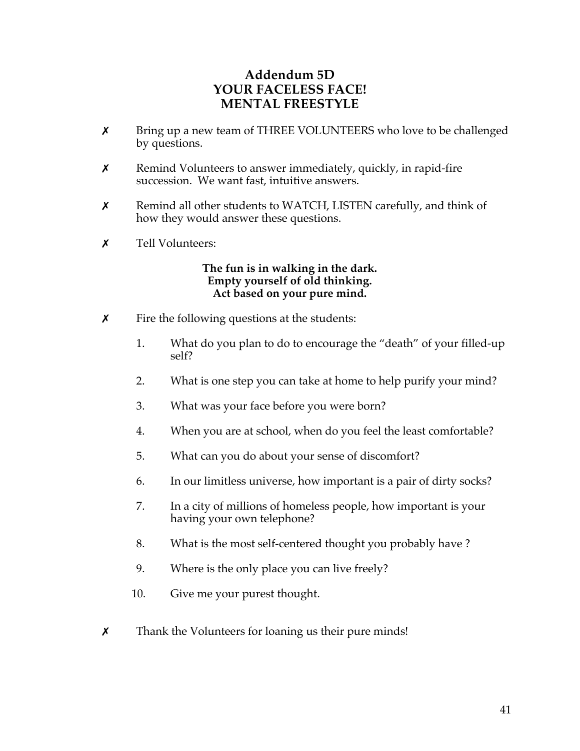# Addendum 5D
# YOUR FACELESS FACE!
# MENTAL FREESTYLE

✗ Bring up a new team of THREE VOLUNTEERS who love to be challenged by questions.

✗ Remind Volunteers to answer immediately, quickly, in rapid-fire succession. We want fast, intuitive answers.

✗ Remind all other students to WATCH, LISTEN carefully, and think of how they would answer these questions.

✗ Tell Volunteers:

**The fun is in walking in the dark.**
**Empty yourself of old thinking.**
**Act based on your pure mind.**

✗ Fire the following questions at the students:

1. What do you plan to do to encourage the "death" of your filled-up self?
2. What is one step you can take at home to help purify your mind?
3. What was your face before you were born?
4. When you are at school, when do you feel the least comfortable?
5. What can you do about your sense of discomfort?
6. In our limitless universe, how important is a pair of dirty socks?
7. In a city of millions of homeless people, how important is your having your own telephone?
8. What is the most self-centered thought you probably have ?
9. Where is the only place you can live freely?
10. Give me your purest thought.

✗ Thank the Volunteers for loaning us their pure minds!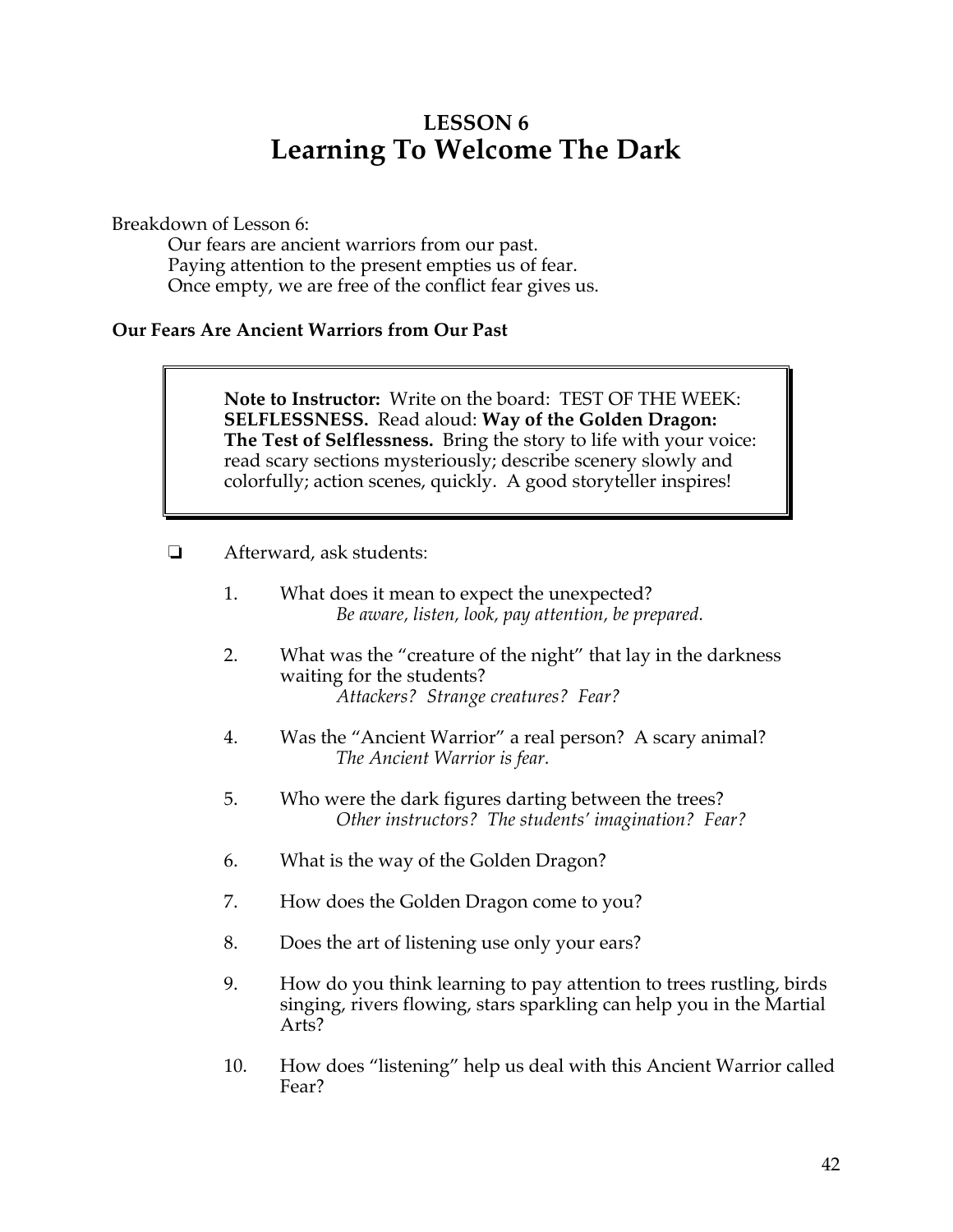# LESSON 6
# Learning To Welcome The Dark

Breakdown of Lesson 6:

Our fears are ancient warriors from our past.
Paying attention to the present empties us of fear.
Once empty, we are free of the conflict fear gives us.

### Our Fears Are Ancient Warriors from Our Past

> **Note to Instructor:** Write on the board: TEST OF THE WEEK: **SELFLESSNESS.** Read aloud: **Way of the Golden Dragon: The Test of Selflessness.** Bring the story to life with your voice: read scary sections mysteriously; describe scenery slowly and colorfully; action scenes, quickly. A good storyteller inspires!

❏ Afterward, ask students:

1. What does it mean to expect the unexpected?
   *Be aware, listen, look, pay attention, be prepared.*

2. What was the "creature of the night" that lay in the darkness waiting for the students?
   *Attackers? Strange creatures? Fear?*

4. Was the "Ancient Warrior" a real person? A scary animal?
   *The Ancient Warrior is fear.*

5. Who were the dark figures darting between the trees?
   *Other instructors? The students' imagination? Fear?*

6. What is the way of the Golden Dragon?

7. How does the Golden Dragon come to you?

8. Does the art of listening use only your ears?

9. How do you think learning to pay attention to trees rustling, birds singing, rivers flowing, stars sparkling can help you in the Martial Arts?

10. How does "listening" help us deal with this Ancient Warrior called Fear?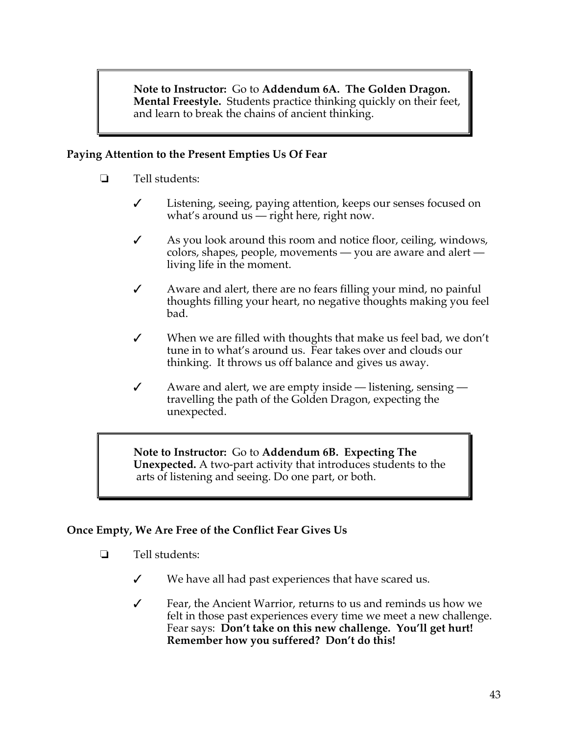> **Note to Instructor:** Go to **Addendum 6A. The Golden Dragon. Mental Freestyle.** Students practice thinking quickly on their feet, and learn to break the chains of ancient thinking.

**Paying Attention to the Present Empties Us Of Fear**

❑ Tell students:

- ✓ Listening, seeing, paying attention, keeps our senses focused on what's around us — right here, right now.
- ✓ As you look around this room and notice floor, ceiling, windows, colors, shapes, people, movements — you are aware and alert — living life in the moment.
- ✓ Aware and alert, there are no fears filling your mind, no painful thoughts filling your heart, no negative thoughts making you feel bad.
- ✓ When we are filled with thoughts that make us feel bad, we don't tune in to what's around us. Fear takes over and clouds our thinking. It throws us off balance and gives us away.
- ✓ Aware and alert, we are empty inside — listening, sensing — travelling the path of the Golden Dragon, expecting the unexpected.

> **Note to Instructor:** Go to **Addendum 6B. Expecting The Unexpected.** A two-part activity that introduces students to the arts of listening and seeing. Do one part, or both.

**Once Empty, We Are Free of the Conflict Fear Gives Us**

❑ Tell students:

- ✓ We have all had past experiences that have scared us.
- ✓ Fear, the Ancient Warrior, returns to us and reminds us how we felt in those past experiences every time we meet a new challenge. Fear says: **Don't take on this new challenge. You'll get hurt! Remember how you suffered? Don't do this!**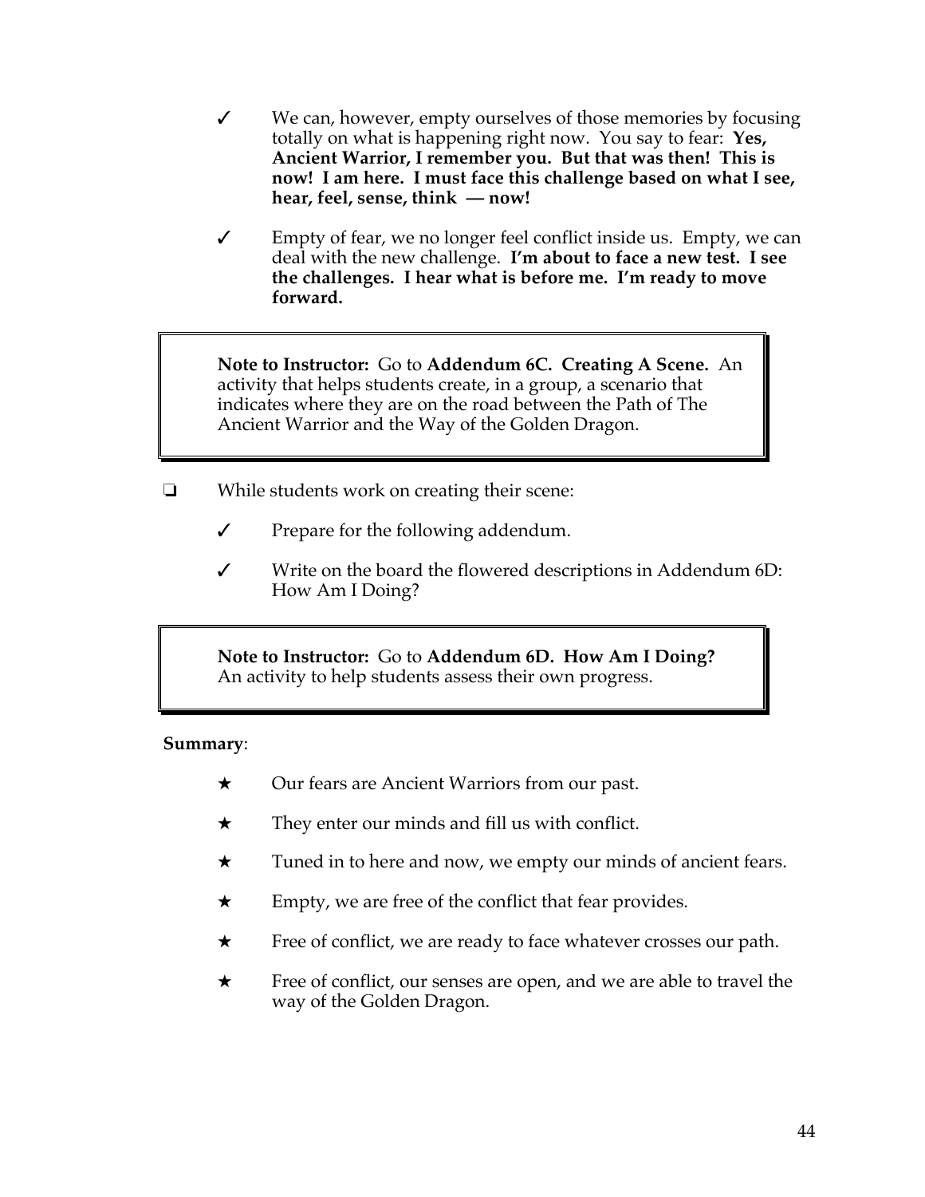- ✓ We can, however, empty ourselves of those memories by focusing totally on what is happening right now. You say to fear: **Yes, Ancient Warrior, I remember you. But that was then! This is now! I am here. I must face this challenge based on what I see, hear, feel, sense, think — now!**

- ✓ Empty of fear, we no longer feel conflict inside us. Empty, we can deal with the new challenge. **I'm about to face a new test. I see the challenges. I hear what is before me. I'm ready to move forward.**

> **Note to Instructor:** Go to **Addendum 6C. Creating A Scene.** An activity that helps students create, in a group, a scenario that indicates where they are on the road between the Path of The Ancient Warrior and the Way of the Golden Dragon.

- ❏ While students work on creating their scene:
  - ✓ Prepare for the following addendum.
  - ✓ Write on the board the flowered descriptions in Addendum 6D: How Am I Doing?

> **Note to Instructor:** Go to **Addendum 6D. How Am I Doing?** An activity to help students assess their own progress.

**Summary**:

- ★ Our fears are Ancient Warriors from our past.
- ★ They enter our minds and fill us with conflict.
- ★ Tuned in to here and now, we empty our minds of ancient fears.
- ★ Empty, we are free of the conflict that fear provides.
- ★ Free of conflict, we are ready to face whatever crosses our path.
- ★ Free of conflict, our senses are open, and we are able to travel the way of the Golden Dragon.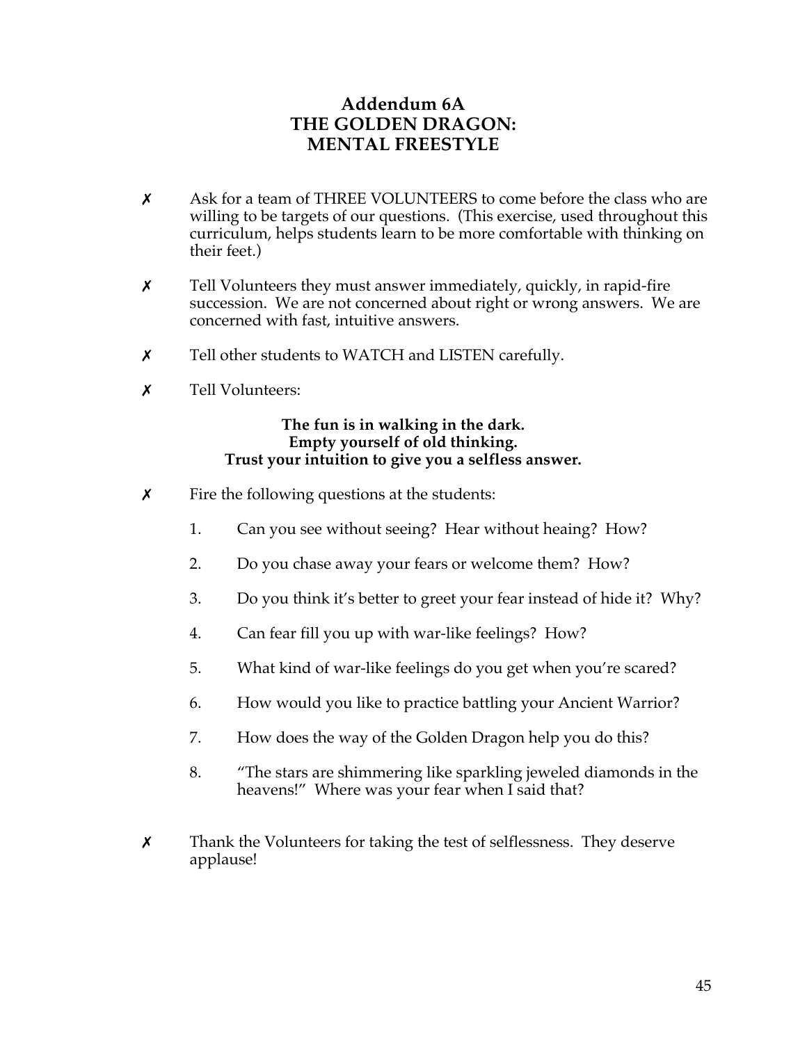# Addendum 6A
# THE GOLDEN DRAGON:
# MENTAL FREESTYLE

✗ Ask for a team of THREE VOLUNTEERS to come before the class who are willing to be targets of our questions. (This exercise, used throughout this curriculum, helps students learn to be more comfortable with thinking on their feet.)

✗ Tell Volunteers they must answer immediately, quickly, in rapid-fire succession. We are not concerned about right or wrong answers. We are concerned with fast, intuitive answers.

✗ Tell other students to WATCH and LISTEN carefully.

✗ Tell Volunteers:

**The fun is in walking in the dark.**
**Empty yourself of old thinking.**
**Trust your intuition to give you a selfless answer.**

✗ Fire the following questions at the students:

1. Can you see without seeing? Hear without heaing? How?
2. Do you chase away your fears or welcome them? How?
3. Do you think it's better to greet your fear instead of hide it? Why?
4. Can fear fill you up with war-like feelings? How?
5. What kind of war-like feelings do you get when you're scared?
6. How would you like to practice battling your Ancient Warrior?
7. How does the way of the Golden Dragon help you do this?
8. "The stars are shimmering like sparkling jeweled diamonds in the heavens!" Where was your fear when I said that?

✗ Thank the Volunteers for taking the test of selflessness. They deserve applause!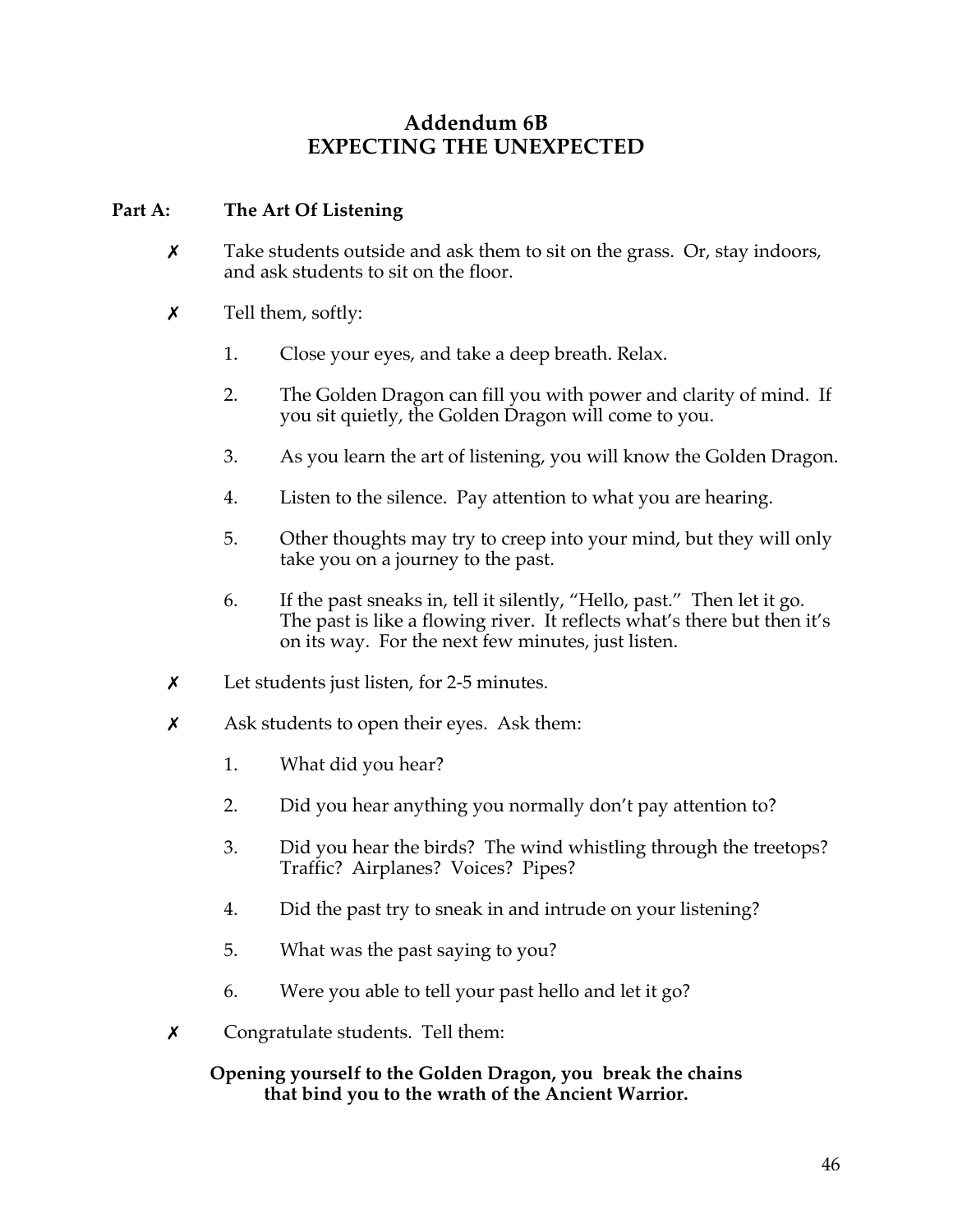# Addendum 6B
# EXPECTING THE UNEXPECTED

## Part A: The Art Of Listening

- ✗ Take students outside and ask them to sit on the grass. Or, stay indoors, and ask students to sit on the floor.

- ✗ Tell them, softly:

  1. Close your eyes, and take a deep breath. Relax.

  2. The Golden Dragon can fill you with power and clarity of mind. If you sit quietly, the Golden Dragon will come to you.

  3. As you learn the art of listening, you will know the Golden Dragon.

  4. Listen to the silence. Pay attention to what you are hearing.

  5. Other thoughts may try to creep into your mind, but they will only take you on a journey to the past.

  6. If the past sneaks in, tell it silently, "Hello, past." Then let it go. The past is like a flowing river. It reflects what's there but then it's on its way. For the next few minutes, just listen.

- ✗ Let students just listen, for 2-5 minutes.

- ✗ Ask students to open their eyes. Ask them:

  1. What did you hear?

  2. Did you hear anything you normally don't pay attention to?

  3. Did you hear the birds? The wind whistling through the treetops? Traffic? Airplanes? Voices? Pipes?

  4. Did the past try to sneak in and intrude on your listening?

  5. What was the past saying to you?

  6. Were you able to tell your past hello and let it go?

- ✗ Congratulate students. Tell them:

**Opening yourself to the Golden Dragon, you break the chains that bind you to the wrath of the Ancient Warrior.**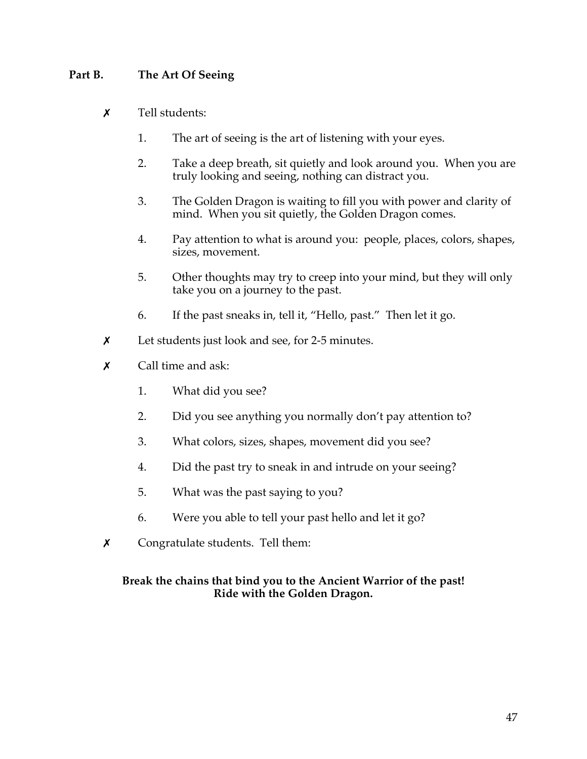## Part B. The Art Of Seeing

✗ Tell students:

1. The art of seeing is the art of listening with your eyes.
2. Take a deep breath, sit quietly and look around you. When you are truly looking and seeing, nothing can distract you.
3. The Golden Dragon is waiting to fill you with power and clarity of mind. When you sit quietly, the Golden Dragon comes.
4. Pay attention to what is around you: people, places, colors, shapes, sizes, movement.
5. Other thoughts may try to creep into your mind, but they will only take you on a journey to the past.
6. If the past sneaks in, tell it, "Hello, past." Then let it go.

✗ Let students just look and see, for 2-5 minutes.

✗ Call time and ask:

1. What did you see?
2. Did you see anything you normally don't pay attention to?
3. What colors, sizes, shapes, movement did you see?
4. Did the past try to sneak in and intrude on your seeing?
5. What was the past saying to you?
6. Were you able to tell your past hello and let it go?

✗ Congratulate students. Tell them:

**Break the chains that bind you to the Ancient Warrior of the past!**
**Ride with the Golden Dragon.**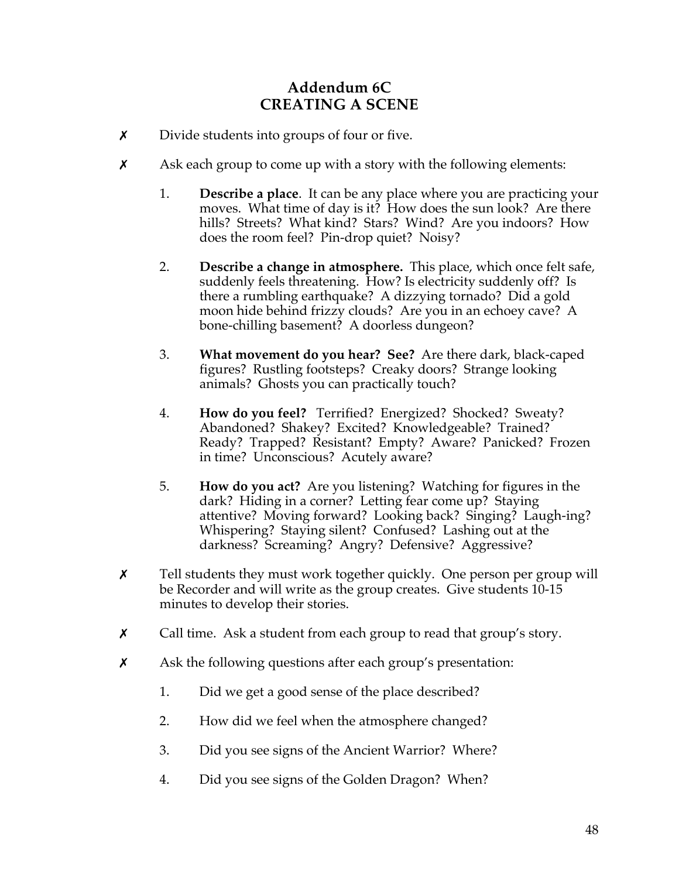# Addendum 6C
# CREATING A SCENE

✗ Divide students into groups of four or five.

✗ Ask each group to come up with a story with the following elements:

  1. **Describe a place**. It can be any place where you are practicing your moves. What time of day is it? How does the sun look? Are there hills? Streets? What kind? Stars? Wind? Are you indoors? How does the room feel? Pin-drop quiet? Noisy?

  2. **Describe a change in atmosphere.** This place, which once felt safe, suddenly feels threatening. How? Is electricity suddenly off? Is there a rumbling earthquake? A dizzying tornado? Did a gold moon hide behind frizzy clouds? Are you in an echoey cave? A bone-chilling basement? A doorless dungeon?

  3. **What movement do you hear? See?** Are there dark, black-caped figures? Rustling footsteps? Creaky doors? Strange looking animals? Ghosts you can practically touch?

  4. **How do you feel?** Terrified? Energized? Shocked? Sweaty? Abandoned? Shakey? Excited? Knowledgeable? Trained? Ready? Trapped? Resistant? Empty? Aware? Panicked? Frozen in time? Unconscious? Acutely aware?

  5. **How do you act?** Are you listening? Watching for figures in the dark? Hiding in a corner? Letting fear come up? Staying attentive? Moving forward? Looking back? Singing? Laugh-ing? Whispering? Staying silent? Confused? Lashing out at the darkness? Screaming? Angry? Defensive? Aggressive?

✗ Tell students they must work together quickly. One person per group will be Recorder and will write as the group creates. Give students 10-15 minutes to develop their stories.

✗ Call time. Ask a student from each group to read that group's story.

✗ Ask the following questions after each group's presentation:

  1. Did we get a good sense of the place described?

  2. How did we feel when the atmosphere changed?

  3. Did you see signs of the Ancient Warrior? Where?

  4. Did you see signs of the Golden Dragon? When?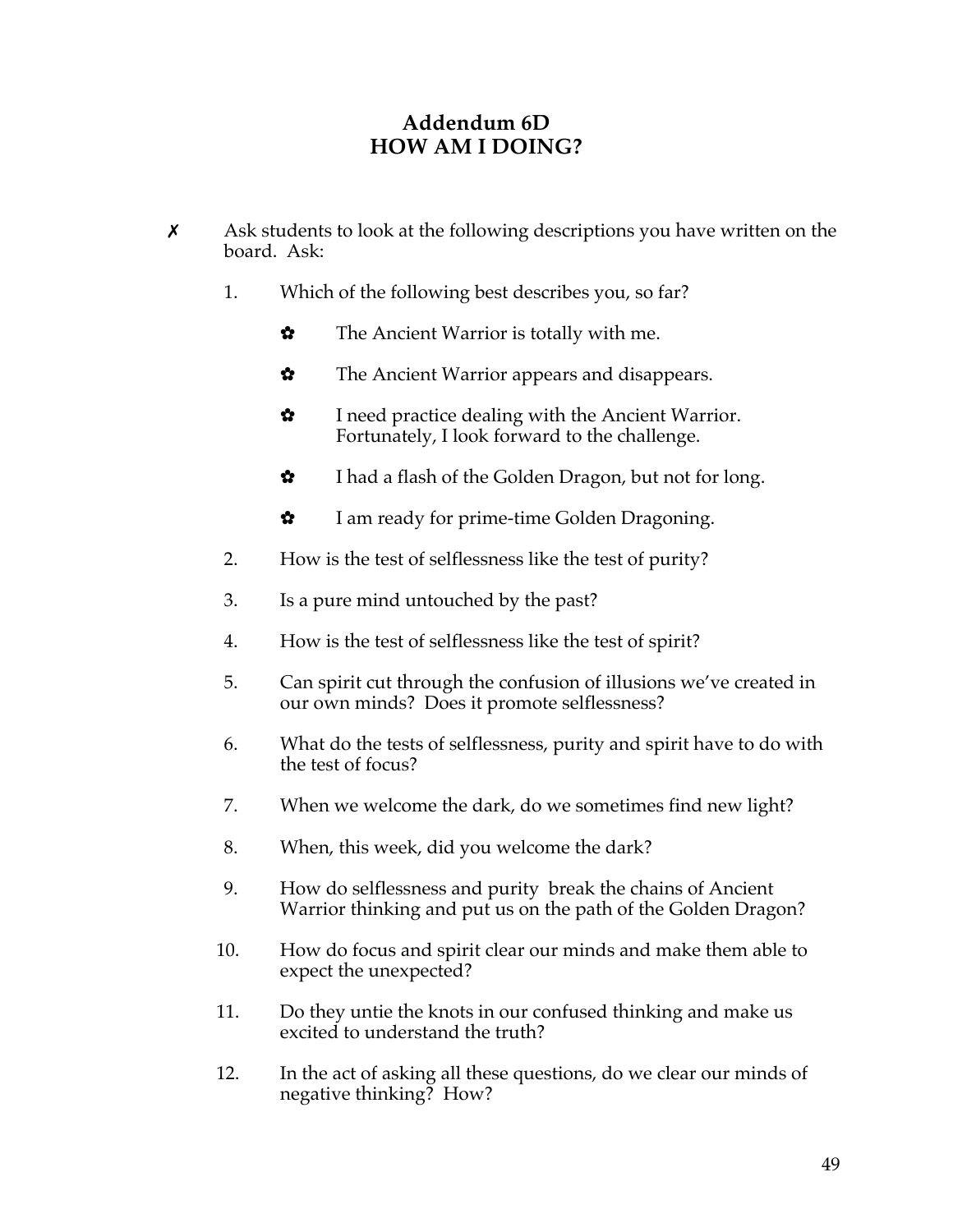# Addendum 6D
## HOW AM I DOING?

✗ Ask students to look at the following descriptions you have written on the board. Ask:

1. Which of the following best describes you, so far?

   ✿ The Ancient Warrior is totally with me.

   ✿ The Ancient Warrior appears and disappears.

   ✿ I need practice dealing with the Ancient Warrior. Fortunately, I look forward to the challenge.

   ✿ I had a flash of the Golden Dragon, but not for long.

   ✿ I am ready for prime-time Golden Dragoning.

2. How is the test of selflessness like the test of purity?

3. Is a pure mind untouched by the past?

4. How is the test of selflessness like the test of spirit?

5. Can spirit cut through the confusion of illusions we've created in our own minds? Does it promote selflessness?

6. What do the tests of selflessness, purity and spirit have to do with the test of focus?

7. When we welcome the dark, do we sometimes find new light?

8. When, this week, did you welcome the dark?

9. How do selflessness and purity break the chains of Ancient Warrior thinking and put us on the path of the Golden Dragon?

10. How do focus and spirit clear our minds and make them able to expect the unexpected?

11. Do they untie the knots in our confused thinking and make us excited to understand the truth?

12. In the act of asking all these questions, do we clear our minds of negative thinking? How?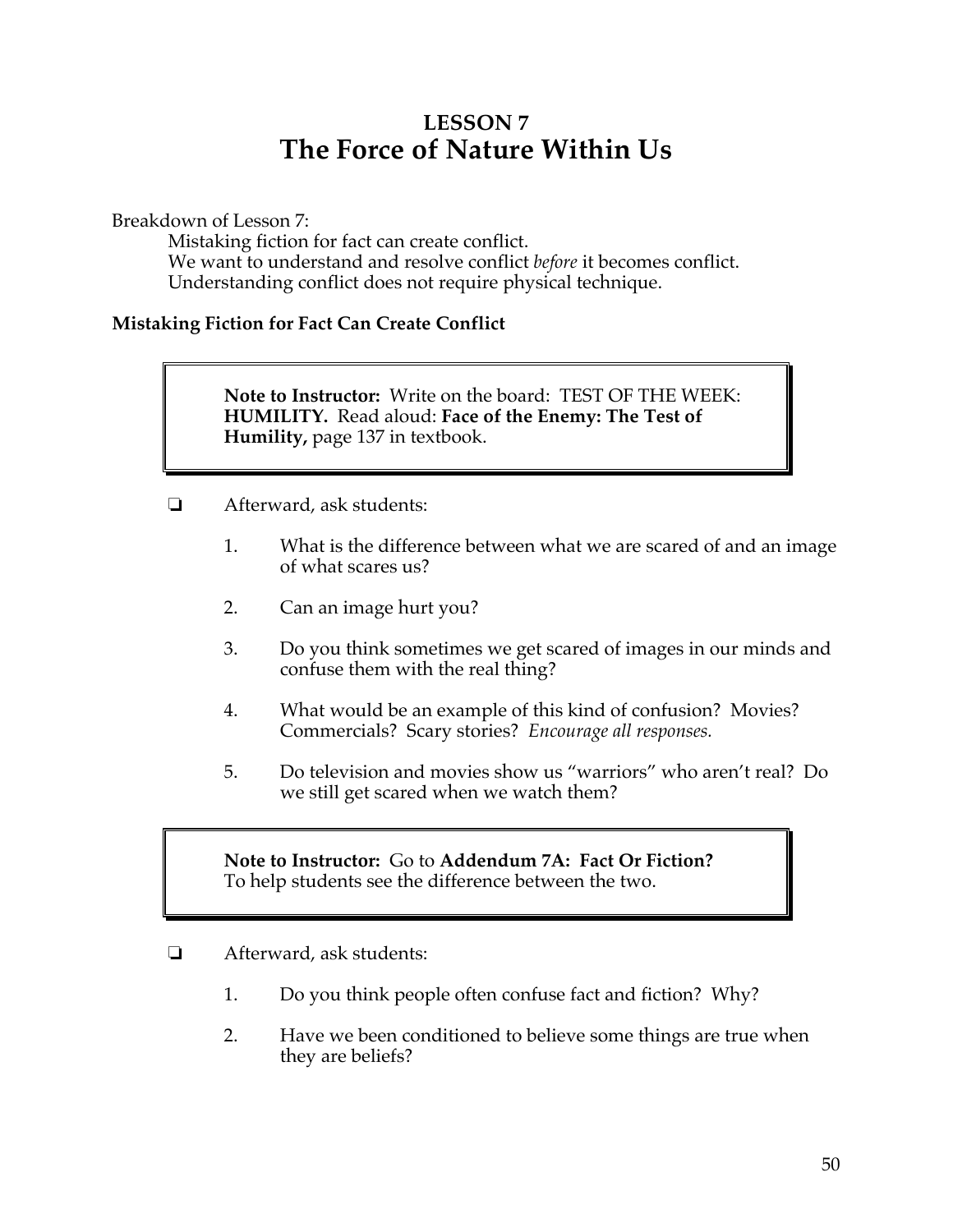# LESSON 7
# The Force of Nature Within Us

Breakdown of Lesson 7:

Mistaking fiction for fact can create conflict.
We want to understand and resolve conflict *before* it becomes conflict.
Understanding conflict does not require physical technique.

### Mistaking Fiction for Fact Can Create Conflict

> **Note to Instructor:** Write on the board: TEST OF THE WEEK: **HUMILITY.** Read aloud: **Face of the Enemy: The Test of Humility,** page 137 in textbook.

❏ Afterward, ask students:

1. What is the difference between what we are scared of and an image of what scares us?
2. Can an image hurt you?
3. Do you think sometimes we get scared of images in our minds and confuse them with the real thing?
4. What would be an example of this kind of confusion? Movies? Commercials? Scary stories? *Encourage all responses.*
5. Do television and movies show us "warriors" who aren't real? Do we still get scared when we watch them?

> **Note to Instructor:** Go to **Addendum 7A: Fact Or Fiction?** To help students see the difference between the two.

❏ Afterward, ask students:

1. Do you think people often confuse fact and fiction? Why?
2. Have we been conditioned to believe some things are true when they are beliefs?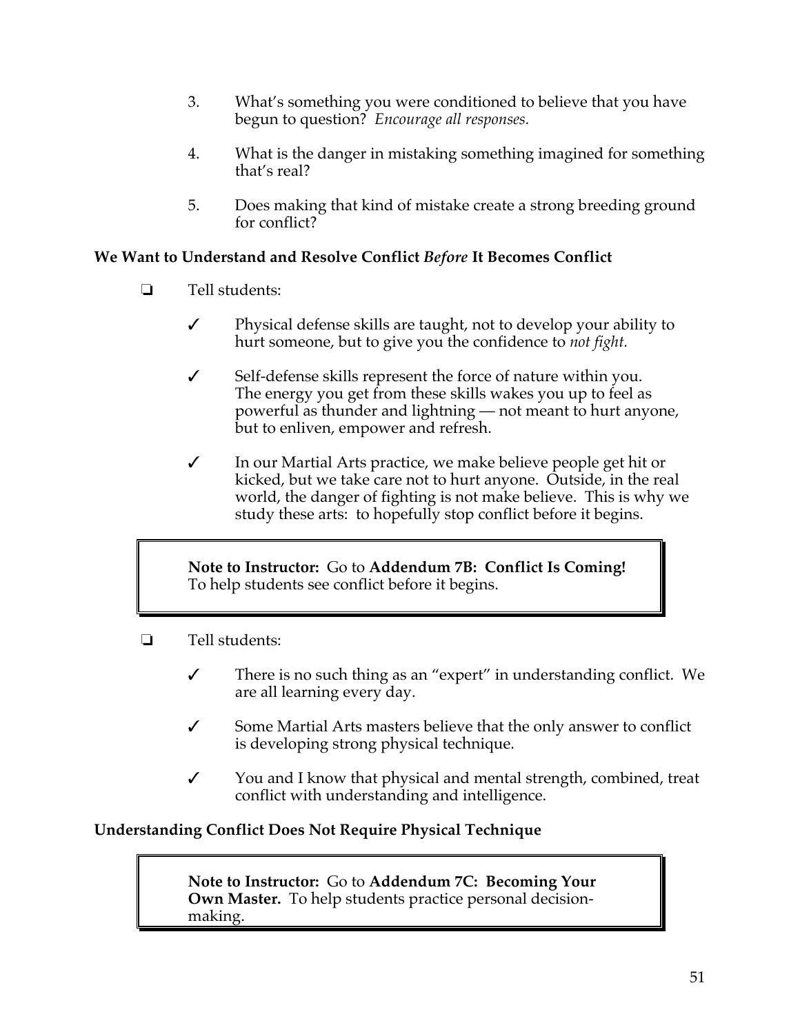3. What's something you were conditioned to believe that you have begun to question? *Encourage all responses.*

4. What is the danger in mistaking something imagined for something that's real?

5. Does making that kind of mistake create a strong breeding ground for conflict?

**We Want to Understand and Resolve Conflict *Before* It Becomes Conflict**

❏ Tell students:

✓ Physical defense skills are taught, not to develop your ability to hurt someone, but to give you the confidence to *not fight.*

✓ Self-defense skills represent the force of nature within you. The energy you get from these skills wakes you up to feel as powerful as thunder and lightning — not meant to hurt anyone, but to enliven, empower and refresh.

✓ In our Martial Arts practice, we make believe people get hit or kicked, but we take care not to hurt anyone. Outside, in the real world, the danger of fighting is not make believe. This is why we study these arts: to hopefully stop conflict before it begins.

> **Note to Instructor:** Go to **Addendum 7B: Conflict Is Coming!** To help students see conflict before it begins.

❏ Tell students:

✓ There is no such thing as an "expert" in understanding conflict. We are all learning every day.

✓ Some Martial Arts masters believe that the only answer to conflict is developing strong physical technique.

✓ You and I know that physical and mental strength, combined, treat conflict with understanding and intelligence.

**Understanding Conflict Does Not Require Physical Technique**

> **Note to Instructor:** Go to **Addendum 7C: Becoming Your Own Master.** To help students practice personal decision-making.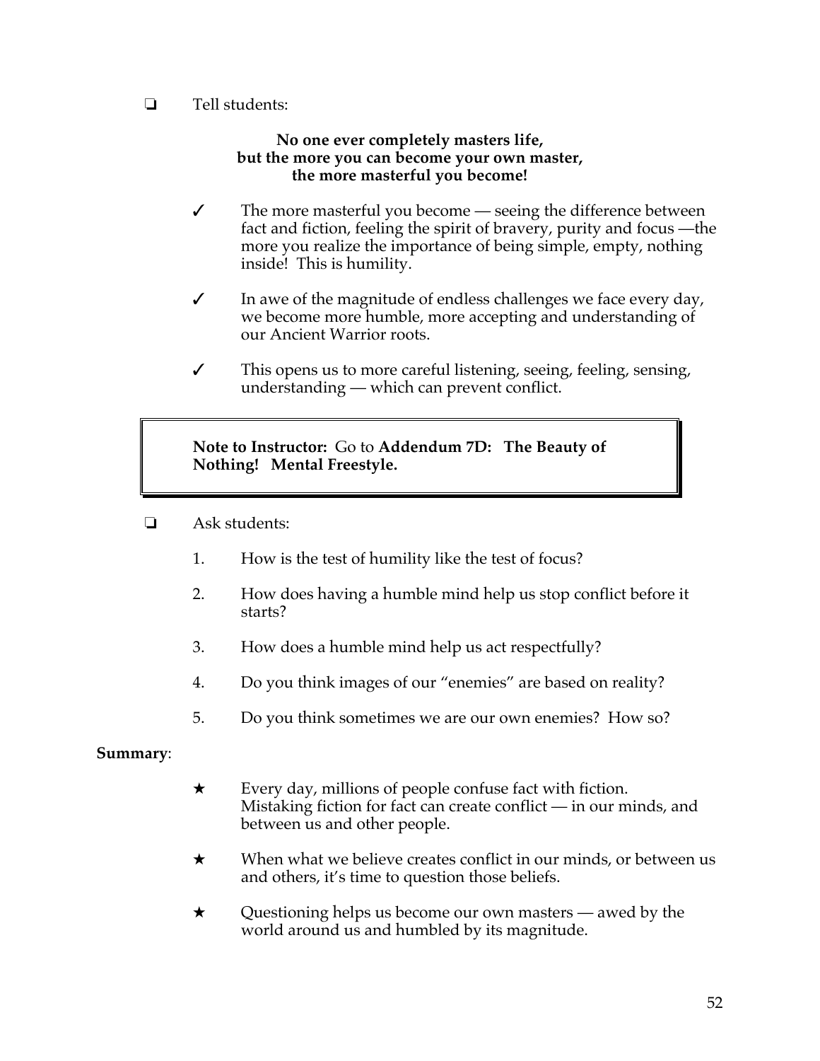❏ Tell students:

**No one ever completely masters life,**
**but the more you can become your own master,**
**the more masterful you become!**

✓ The more masterful you become — seeing the difference between fact and fiction, feeling the spirit of bravery, purity and focus —the more you realize the importance of being simple, empty, nothing inside! This is humility.

✓ In awe of the magnitude of endless challenges we face every day, we become more humble, more accepting and understanding of our Ancient Warrior roots.

✓ This opens us to more careful listening, seeing, feeling, sensing, understanding — which can prevent conflict.

> **Note to Instructor:** Go to **Addendum 7D: The Beauty of Nothing! Mental Freestyle.**

❏ Ask students:

1. How is the test of humility like the test of focus?
2. How does having a humble mind help us stop conflict before it starts?
3. How does a humble mind help us act respectfully?
4. Do you think images of our "enemies" are based on reality?
5. Do you think sometimes we are our own enemies? How so?

**Summary**:

★ Every day, millions of people confuse fact with fiction. Mistaking fiction for fact can create conflict — in our minds, and between us and other people.

★ When what we believe creates conflict in our minds, or between us and others, it's time to question those beliefs.

★ Questioning helps us become our own masters — awed by the world around us and humbled by its magnitude.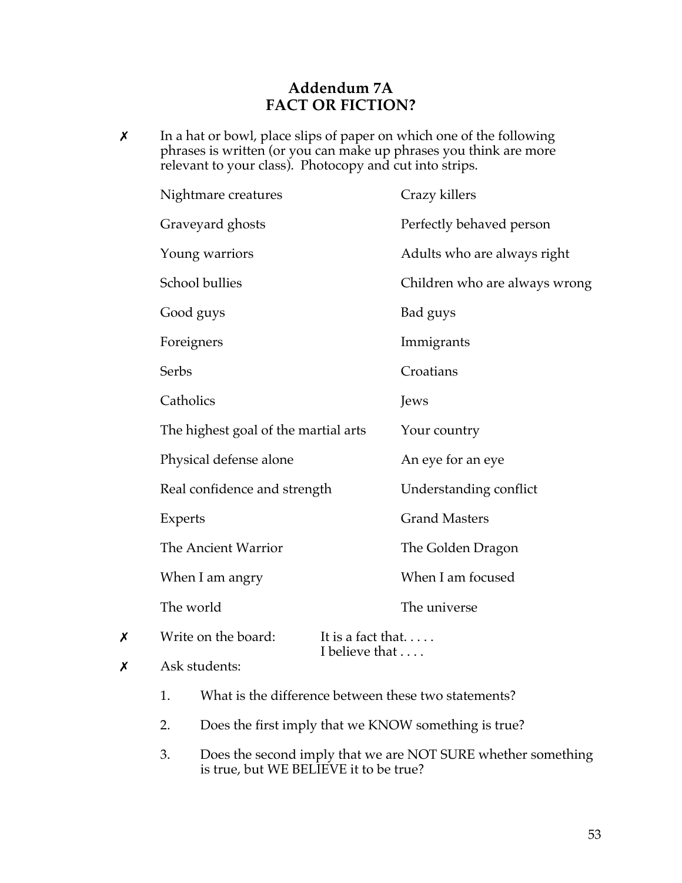# Addendum 7A
# FACT OR FICTION?

✗ In a hat or bowl, place slips of paper on which one of the following phrases is written (or you can make up phrases you think are more relevant to your class). Photocopy and cut into strips.

| | |
|---|---|
| Nightmare creatures | Crazy killers |
| Graveyard ghosts | Perfectly behaved person |
| Young warriors | Adults who are always right |
| School bullies | Children who are always wrong |
| Good guys | Bad guys |
| Foreigners | Immigrants |
| Serbs | Croatians |
| Catholics | Jews |
| The highest goal of the martial arts | Your country |
| Physical defense alone | An eye for an eye |
| Real confidence and strength | Understanding conflict |
| Experts | Grand Masters |
| The Ancient Warrior | The Golden Dragon |
| When I am angry | When I am focused |
| The world | The universe |

✗ Write on the board: It is a fact that. . . . .
I believe that . . . .

✗ Ask students:

1. What is the difference between these two statements?
2. Does the first imply that we KNOW something is true?
3. Does the second imply that we are NOT SURE whether something is true, but WE BELIEVE it to be true?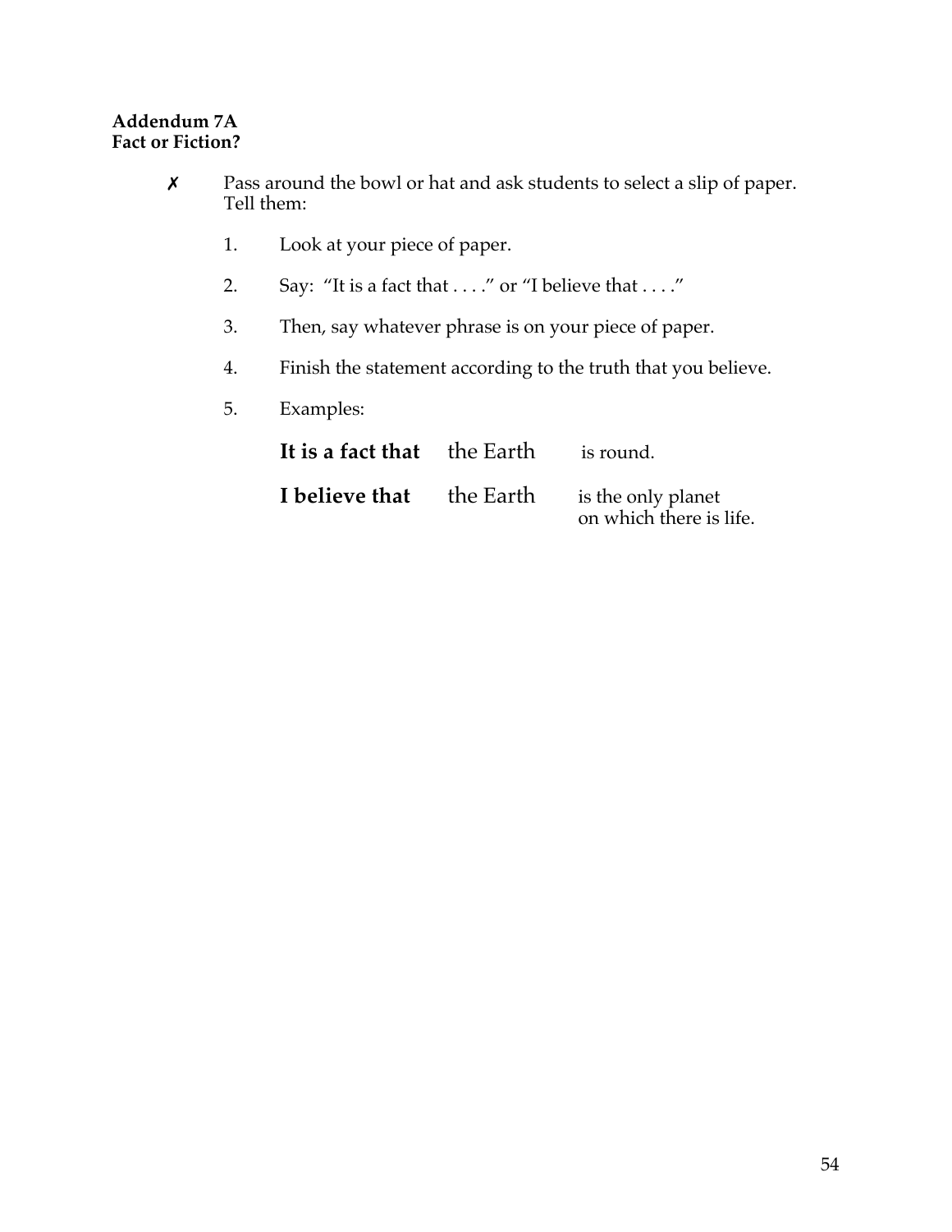**Addendum 7A**
**Fact or Fiction?**

✗ Pass around the bowl or hat and ask students to select a slip of paper. Tell them:

1. Look at your piece of paper.
2. Say: "It is a fact that . . . ." or "I believe that . . . ."
3. Then, say whatever phrase is on your piece of paper.
4. Finish the statement according to the truth that you believe.
5. Examples:

| | | |
|---|---|---|
| **It is a fact that** | the Earth | is round. |
| **I believe that** | the Earth | is the only planet on which there is life. |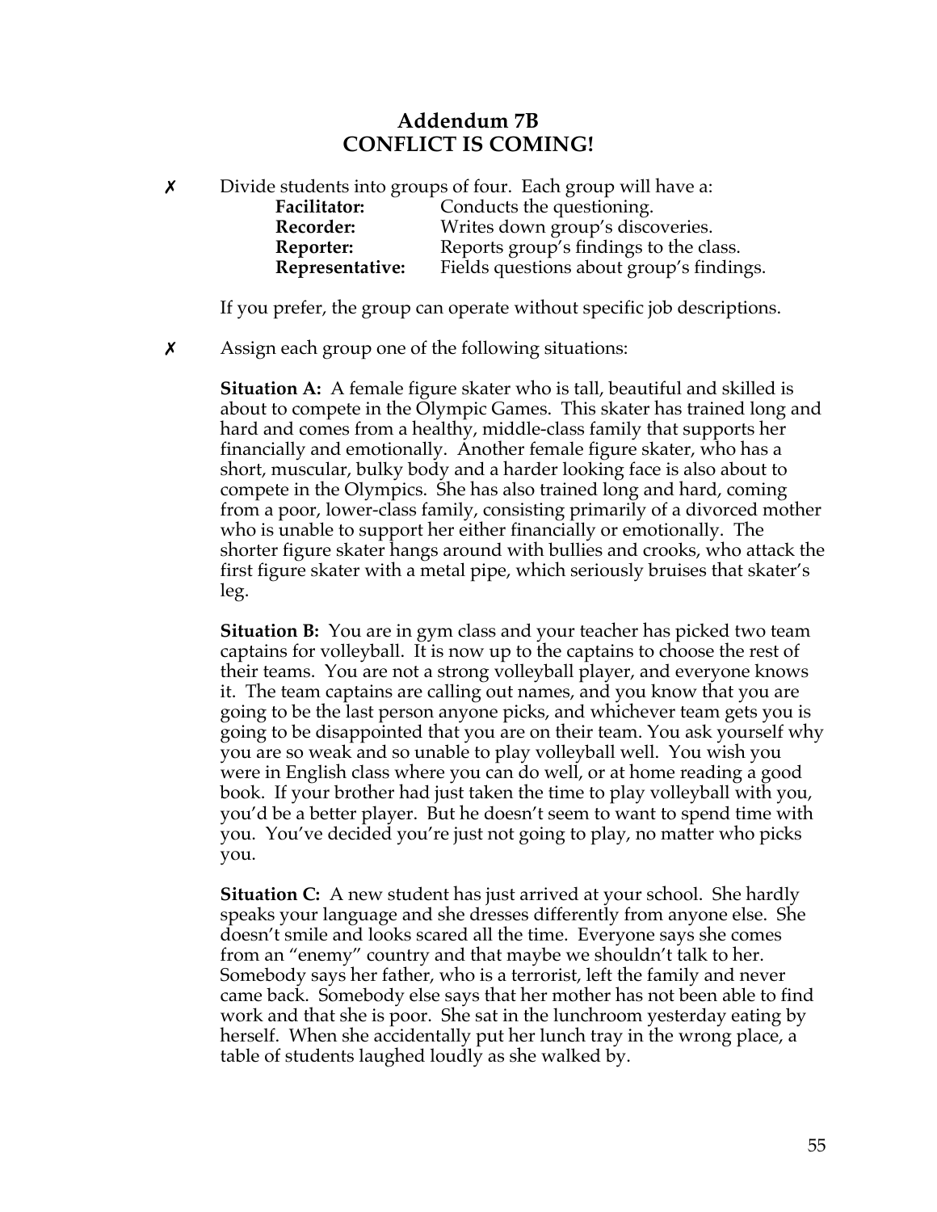## Addendum 7B
## CONFLICT IS COMING!

✗ Divide students into groups of four. Each group will have a:

| | |
|---|---|
| **Facilitator:** | Conducts the questioning. |
| **Recorder:** | Writes down group's discoveries. |
| **Reporter:** | Reports group's findings to the class. |
| **Representative:** | Fields questions about group's findings. |

If you prefer, the group can operate without specific job descriptions.

✗ Assign each group one of the following situations:

**Situation A:** A female figure skater who is tall, beautiful and skilled is about to compete in the Olympic Games. This skater has trained long and hard and comes from a healthy, middle-class family that supports her financially and emotionally. Another female figure skater, who has a short, muscular, bulky body and a harder looking face is also about to compete in the Olympics. She has also trained long and hard, coming from a poor, lower-class family, consisting primarily of a divorced mother who is unable to support her either financially or emotionally. The shorter figure skater hangs around with bullies and crooks, who attack the first figure skater with a metal pipe, which seriously bruises that skater's leg.

**Situation B:** You are in gym class and your teacher has picked two team captains for volleyball. It is now up to the captains to choose the rest of their teams. You are not a strong volleyball player, and everyone knows it. The team captains are calling out names, and you know that you are going to be the last person anyone picks, and whichever team gets you is going to be disappointed that you are on their team. You ask yourself why you are so weak and so unable to play volleyball well. You wish you were in English class where you can do well, or at home reading a good book. If your brother had just taken the time to play volleyball with you, you'd be a better player. But he doesn't seem to want to spend time with you. You've decided you're just not going to play, no matter who picks you.

**Situation C:** A new student has just arrived at your school. She hardly speaks your language and she dresses differently from anyone else. She doesn't smile and looks scared all the time. Everyone says she comes from an "enemy" country and that maybe we shouldn't talk to her. Somebody says her father, who is a terrorist, left the family and never came back. Somebody else says that her mother has not been able to find work and that she is poor. She sat in the lunchroom yesterday eating by herself. When she accidentally put her lunch tray in the wrong place, a table of students laughed loudly as she walked by.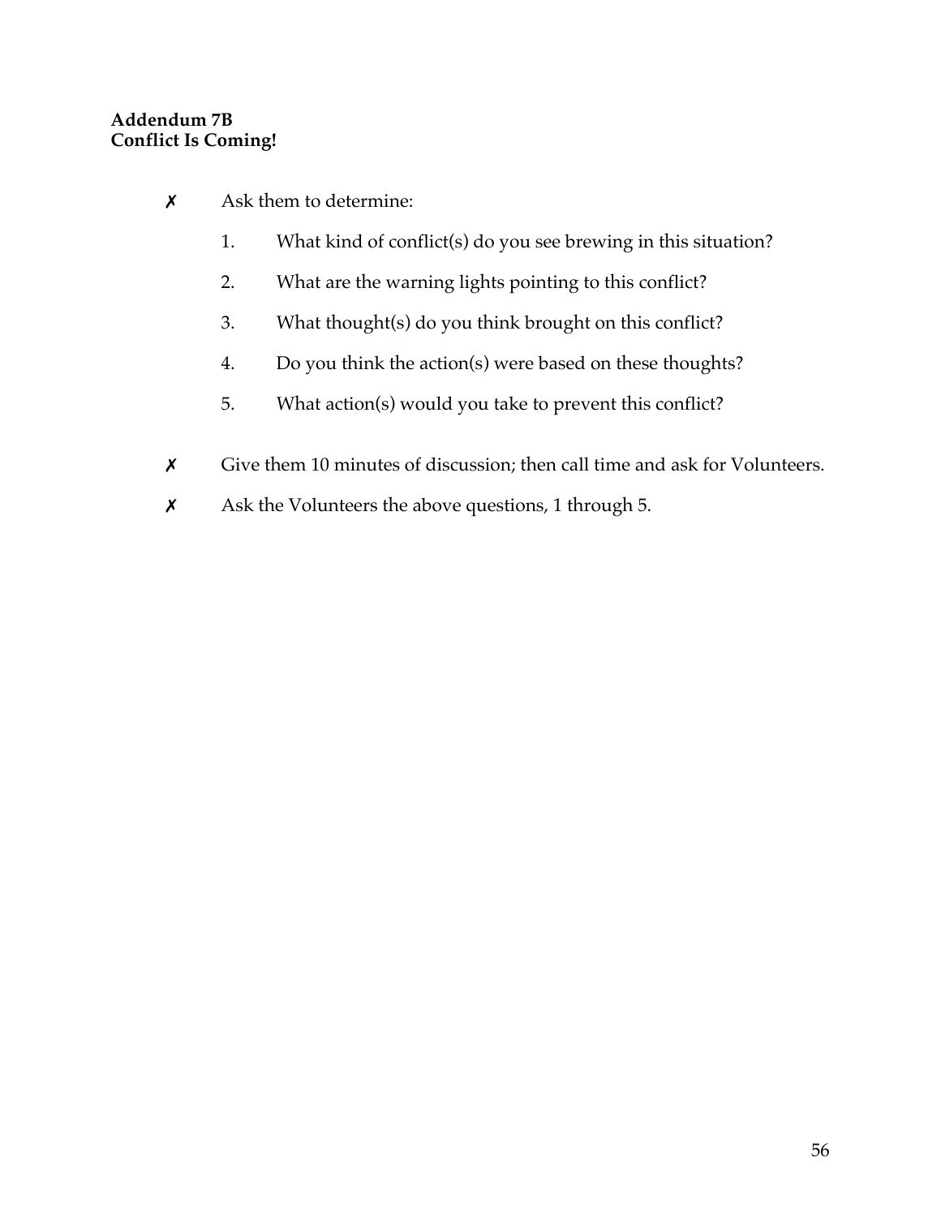**Addendum 7B**
**Conflict Is Coming!**

- ✗ Ask them to determine:
  1. What kind of conflict(s) do you see brewing in this situation?
  2. What are the warning lights pointing to this conflict?
  3. What thought(s) do you think brought on this conflict?
  4. Do you think the action(s) were based on these thoughts?
  5. What action(s) would you take to prevent this conflict?
- ✗ Give them 10 minutes of discussion; then call time and ask for Volunteers.
- ✗ Ask the Volunteers the above questions, 1 through 5.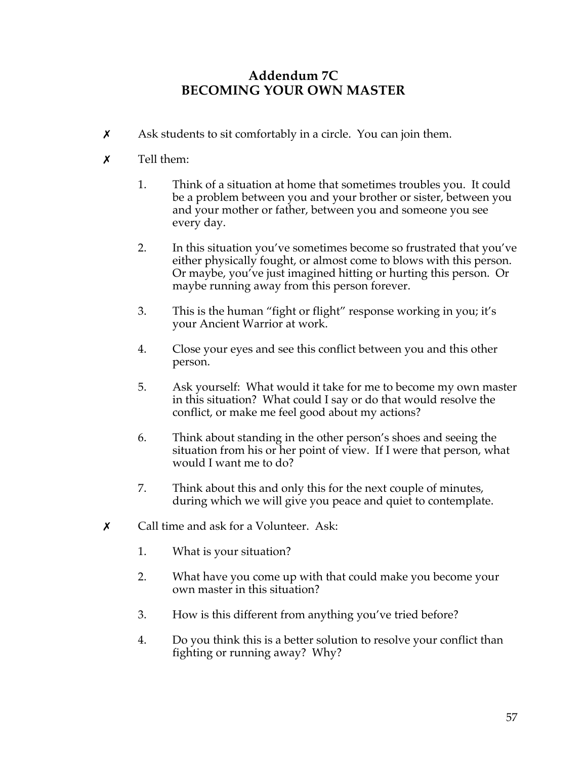# Addendum 7C
# BECOMING YOUR OWN MASTER

✗ Ask students to sit comfortably in a circle. You can join them.

✗ Tell them:

1. Think of a situation at home that sometimes troubles you. It could be a problem between you and your brother or sister, between you and your mother or father, between you and someone you see every day.

2. In this situation you've sometimes become so frustrated that you've either physically fought, or almost come to blows with this person. Or maybe, you've just imagined hitting or hurting this person. Or maybe running away from this person forever.

3. This is the human "fight or flight" response working in you; it's your Ancient Warrior at work.

4. Close your eyes and see this conflict between you and this other person.

5. Ask yourself: What would it take for me to become my own master in this situation? What could I say or do that would resolve the conflict, or make me feel good about my actions?

6. Think about standing in the other person's shoes and seeing the situation from his or her point of view. If I were that person, what would I want me to do?

7. Think about this and only this for the next couple of minutes, during which we will give you peace and quiet to contemplate.

✗ Call time and ask for a Volunteer. Ask:

1. What is your situation?

2. What have you come up with that could make you become your own master in this situation?

3. How is this different from anything you've tried before?

4. Do you think this is a better solution to resolve your conflict than fighting or running away? Why?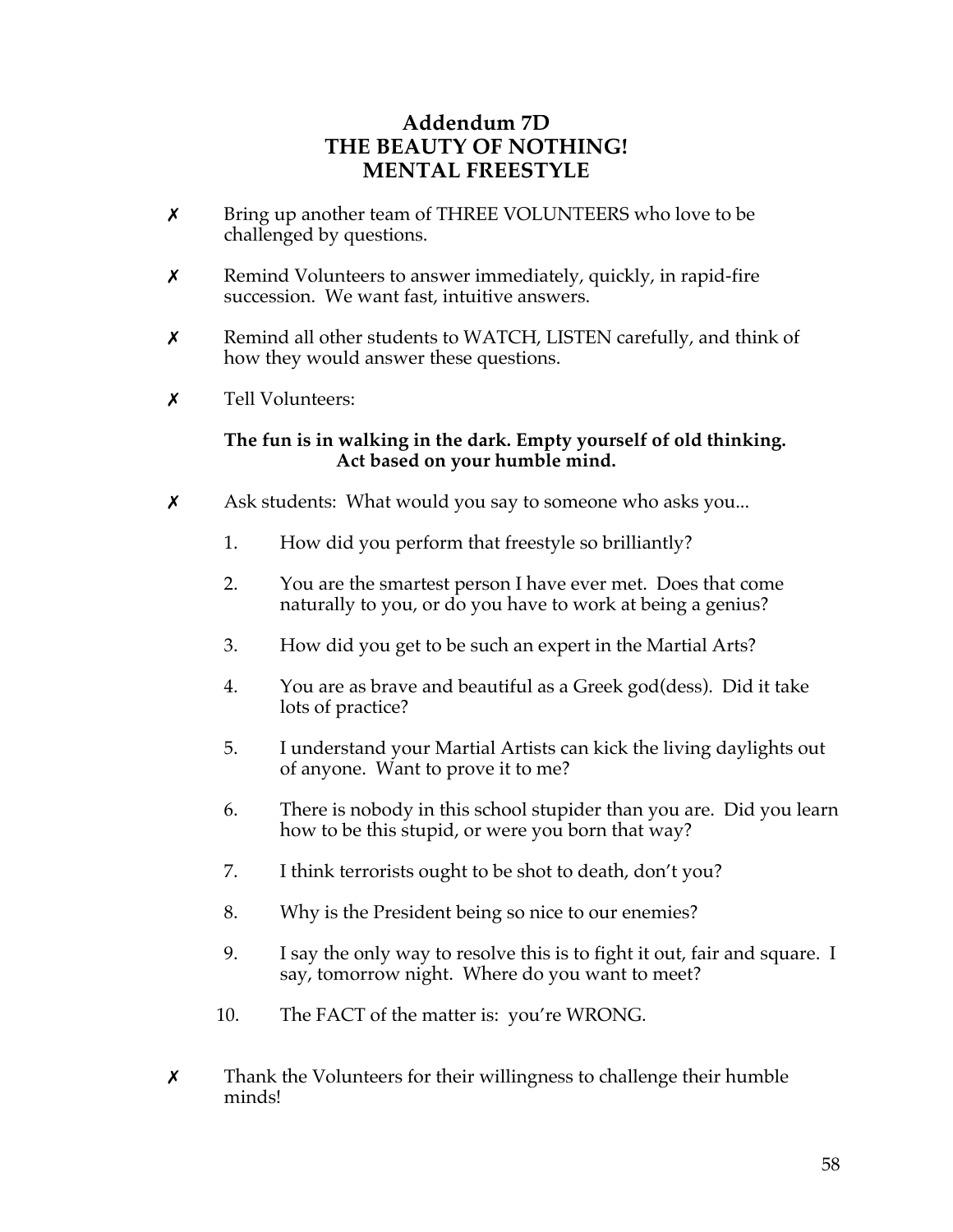# Addendum 7D
# THE BEAUTY OF NOTHING!
# MENTAL FREESTYLE

- ✗ Bring up another team of THREE VOLUNTEERS who love to be challenged by questions.

- ✗ Remind Volunteers to answer immediately, quickly, in rapid-fire succession. We want fast, intuitive answers.

- ✗ Remind all other students to WATCH, LISTEN carefully, and think of how they would answer these questions.

- ✗ Tell Volunteers:

  **The fun is in walking in the dark. Empty yourself of old thinking. Act based on your humble mind.**

- ✗ Ask students: What would you say to someone who asks you...

  1. How did you perform that freestyle so brilliantly?
  2. You are the smartest person I have ever met. Does that come naturally to you, or do you have to work at being a genius?
  3. How did you get to be such an expert in the Martial Arts?
  4. You are as brave and beautiful as a Greek god(dess). Did it take lots of practice?
  5. I understand your Martial Artists can kick the living daylights out of anyone. Want to prove it to me?
  6. There is nobody in this school stupider than you are. Did you learn how to be this stupid, or were you born that way?
  7. I think terrorists ought to be shot to death, don't you?
  8. Why is the President being so nice to our enemies?
  9. I say the only way to resolve this is to fight it out, fair and square. I say, tomorrow night. Where do you want to meet?
  10. The FACT of the matter is: you're WRONG.

- ✗ Thank the Volunteers for their willingness to challenge their humble minds!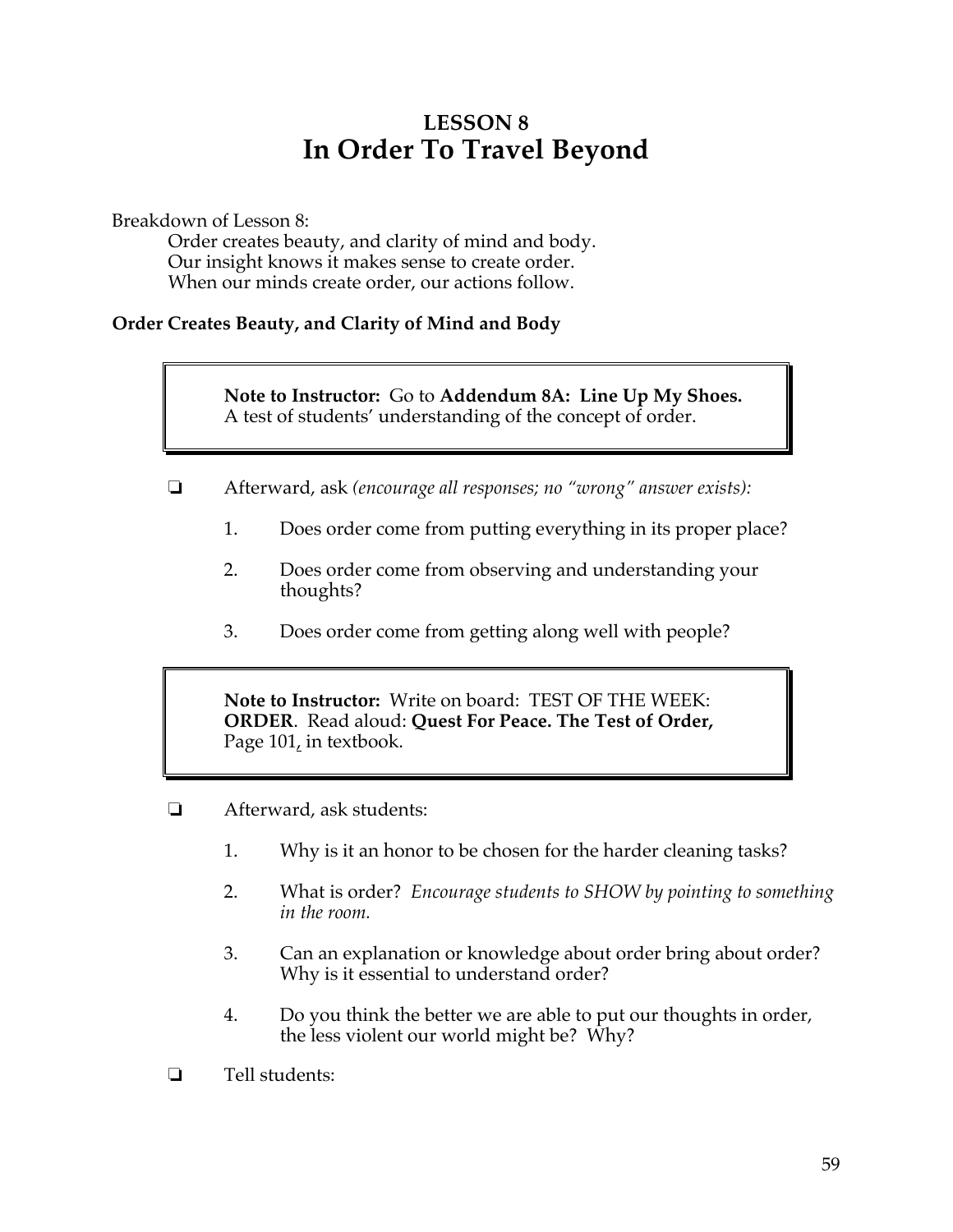# LESSON 8
# In Order To Travel Beyond

Breakdown of Lesson 8:

Order creates beauty, and clarity of mind and body.
Our insight knows it makes sense to create order.
When our minds create order, our actions follow.

### Order Creates Beauty, and Clarity of Mind and Body

> **Note to Instructor:** Go to **Addendum 8A: Line Up My Shoes.** A test of students' understanding of the concept of order.

❏ Afterward, ask *(encourage all responses; no "wrong" answer exists):*

1. Does order come from putting everything in its proper place?
2. Does order come from observing and understanding your thoughts?
3. Does order come from getting along well with people?

> **Note to Instructor:** Write on board: TEST OF THE WEEK: **ORDER**. Read aloud: **Quest For Peace. The Test of Order,** Page 101, in textbook.

❏ Afterward, ask students:

1. Why is it an honor to be chosen for the harder cleaning tasks?
2. What is order? *Encourage students to SHOW by pointing to something in the room.*
3. Can an explanation or knowledge about order bring about order? Why is it essential to understand order?
4. Do you think the better we are able to put our thoughts in order, the less violent our world might be? Why?

❏ Tell students: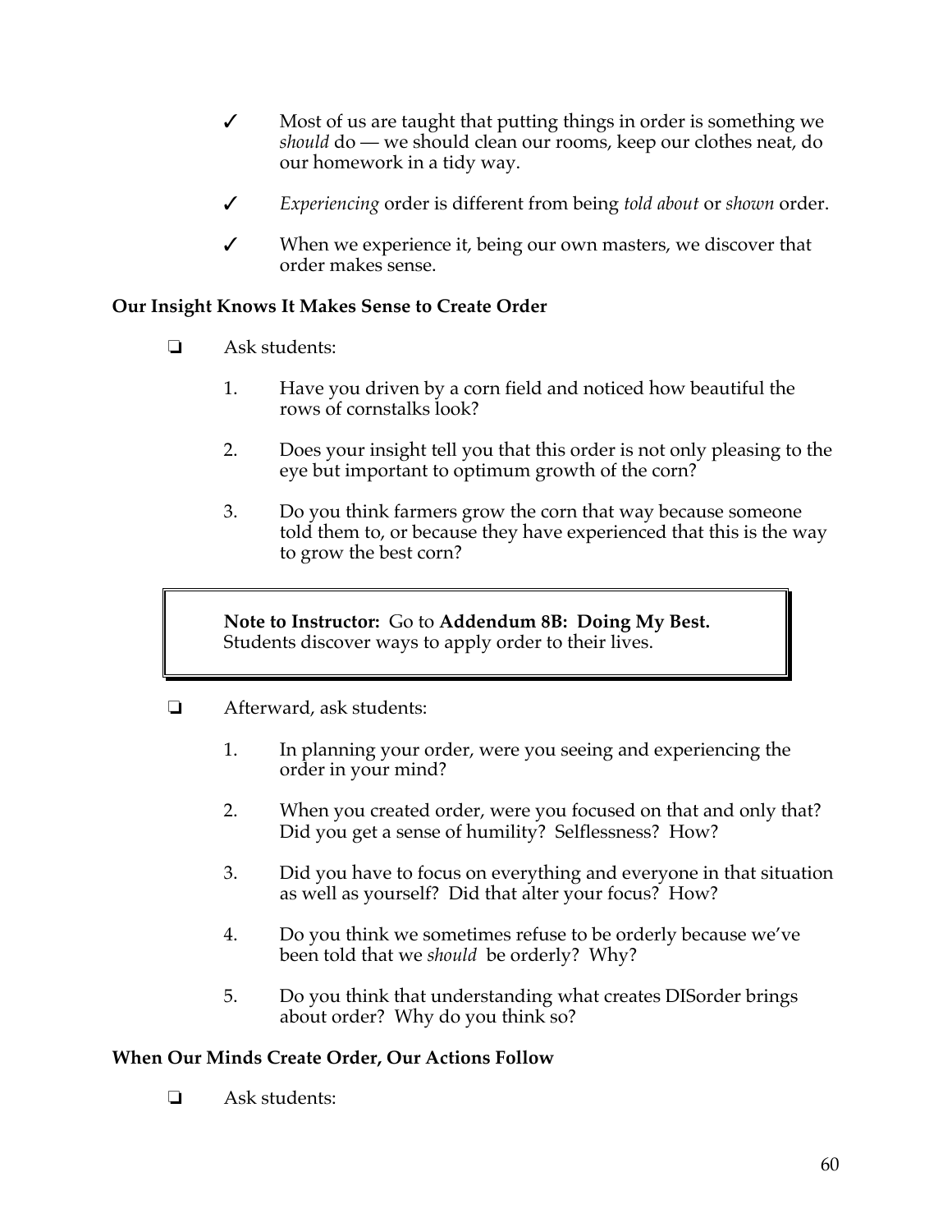- ✓ Most of us are taught that putting things in order is something we *should* do — we should clean our rooms, keep our clothes neat, do our homework in a tidy way.
- ✓ *Experiencing* order is different from being *told about* or *shown* order.
- ✓ When we experience it, being our own masters, we discover that order makes sense.

**Our Insight Knows It Makes Sense to Create Order**

- ❏ Ask students:
    1. Have you driven by a corn field and noticed how beautiful the rows of cornstalks look?
    2. Does your insight tell you that this order is not only pleasing to the eye but important to optimum growth of the corn?
    3. Do you think farmers grow the corn that way because someone told them to, or because they have experienced that this is the way to grow the best corn?

> **Note to Instructor:** Go to **Addendum 8B: Doing My Best.** Students discover ways to apply order to their lives.

- ❏ Afterward, ask students:
    1. In planning your order, were you seeing and experiencing the order in your mind?
    2. When you created order, were you focused on that and only that? Did you get a sense of humility? Selflessness? How?
    3. Did you have to focus on everything and everyone in that situation as well as yourself? Did that alter your focus? How?
    4. Do you think we sometimes refuse to be orderly because we've been told that we *should* be orderly? Why?
    5. Do you think that understanding what creates DISorder brings about order? Why do you think so?

**When Our Minds Create Order, Our Actions Follow**

- ❏ Ask students: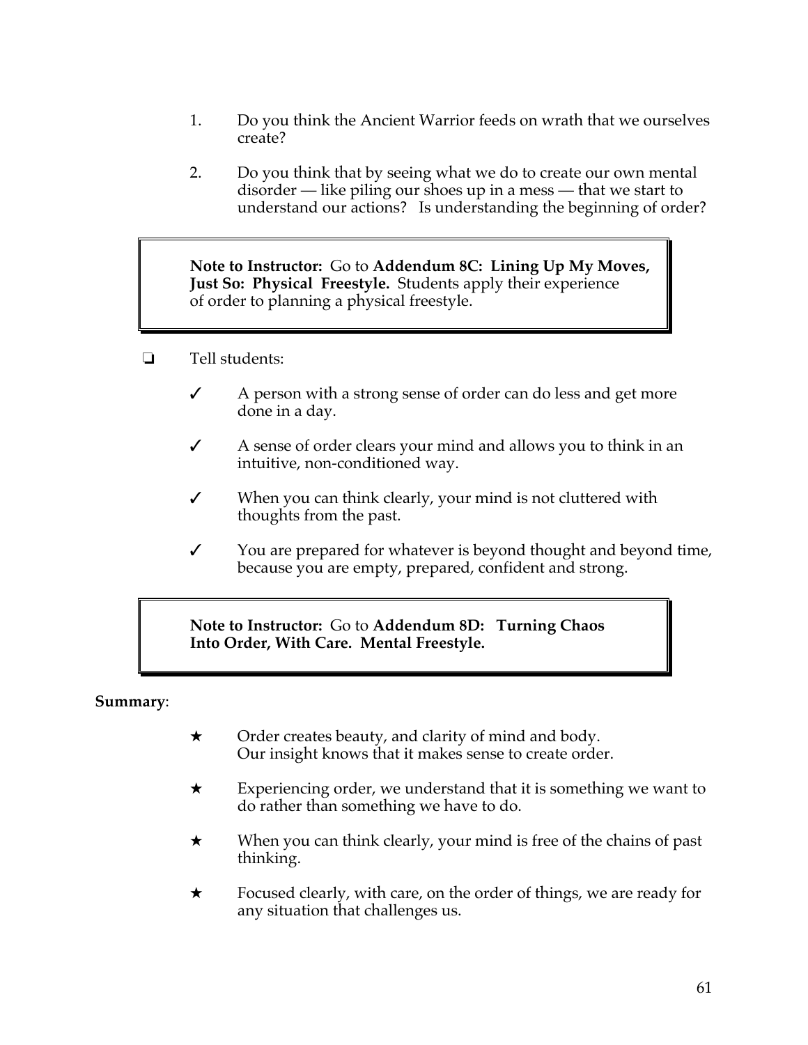1. Do you think the Ancient Warrior feeds on wrath that we ourselves create?

2. Do you think that by seeing what we do to create our own mental disorder — like piling our shoes up in a mess — that we start to understand our actions? Is understanding the beginning of order?

> **Note to Instructor:** Go to **Addendum 8C: Lining Up My Moves, Just So: Physical Freestyle.** Students apply their experience of order to planning a physical freestyle.

- ❏ Tell students:

  - ✓ A person with a strong sense of order can do less and get more done in a day.
  - ✓ A sense of order clears your mind and allows you to think in an intuitive, non-conditioned way.
  - ✓ When you can think clearly, your mind is not cluttered with thoughts from the past.
  - ✓ You are prepared for whatever is beyond thought and beyond time, because you are empty, prepared, confident and strong.

> **Note to Instructor:** Go to **Addendum 8D: Turning Chaos Into Order, With Care. Mental Freestyle.**

**Summary**:

- ★ Order creates beauty, and clarity of mind and body. Our insight knows that it makes sense to create order.
- ★ Experiencing order, we understand that it is something we want to do rather than something we have to do.
- ★ When you can think clearly, your mind is free of the chains of past thinking.
- ★ Focused clearly, with care, on the order of things, we are ready for any situation that challenges us.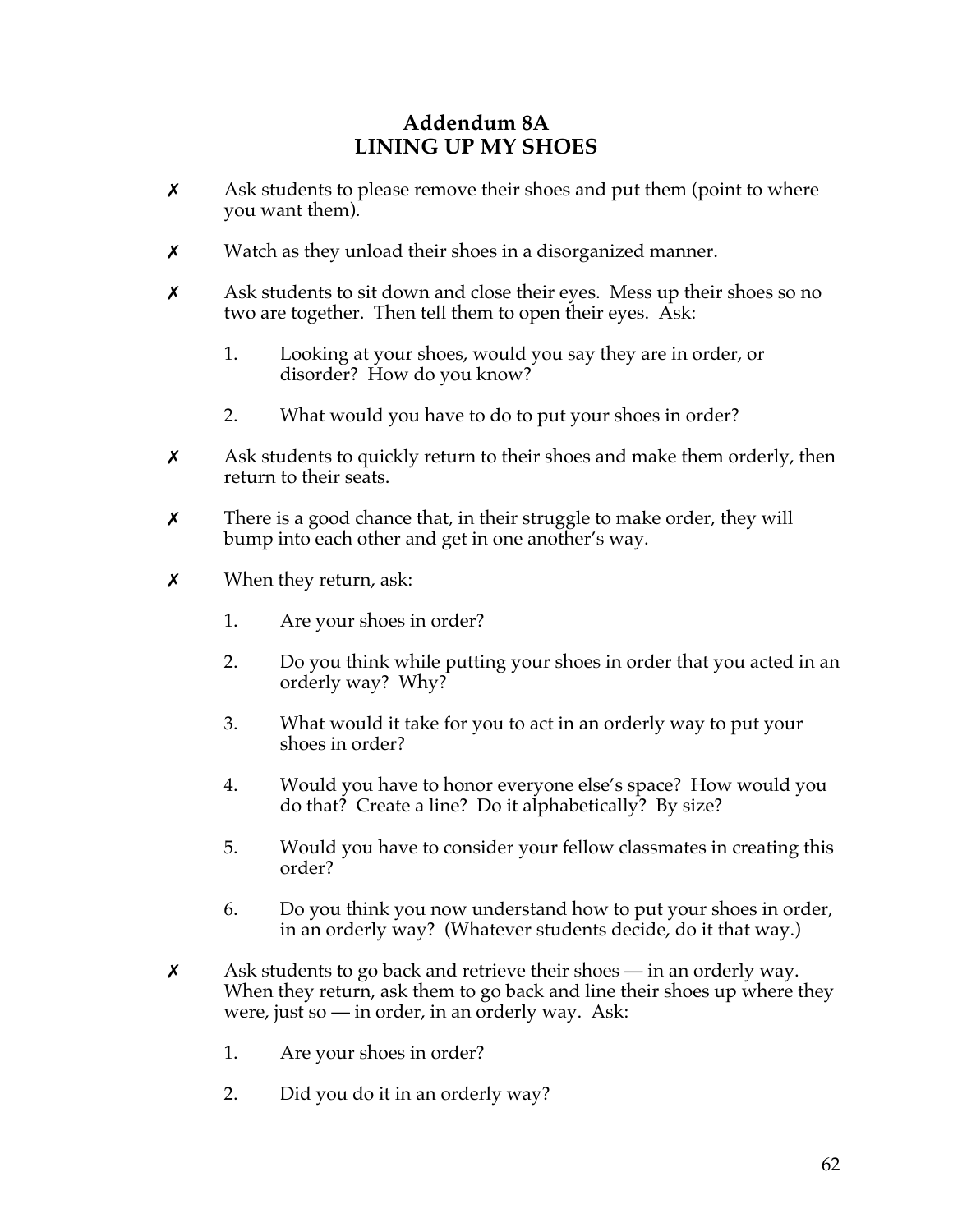# Addendum 8A
# LINING UP MY SHOES

- ✗ Ask students to please remove their shoes and put them (point to where you want them).
- ✗ Watch as they unload their shoes in a disorganized manner.
- ✗ Ask students to sit down and close their eyes. Mess up their shoes so no two are together. Then tell them to open their eyes. Ask:

  1. Looking at your shoes, would you say they are in order, or disorder? How do you know?
  2. What would you have to do to put your shoes in order?

- ✗ Ask students to quickly return to their shoes and make them orderly, then return to their seats.
- ✗ There is a good chance that, in their struggle to make order, they will bump into each other and get in one another's way.
- ✗ When they return, ask:

  1. Are your shoes in order?
  2. Do you think while putting your shoes in order that you acted in an orderly way? Why?
  3. What would it take for you to act in an orderly way to put your shoes in order?
  4. Would you have to honor everyone else's space? How would you do that? Create a line? Do it alphabetically? By size?
  5. Would you have to consider your fellow classmates in creating this order?
  6. Do you think you now understand how to put your shoes in order, in an orderly way? (Whatever students decide, do it that way.)

- ✗ Ask students to go back and retrieve their shoes — in an orderly way. When they return, ask them to go back and line their shoes up where they were, just so — in order, in an orderly way. Ask:

  1. Are your shoes in order?
  2. Did you do it in an orderly way?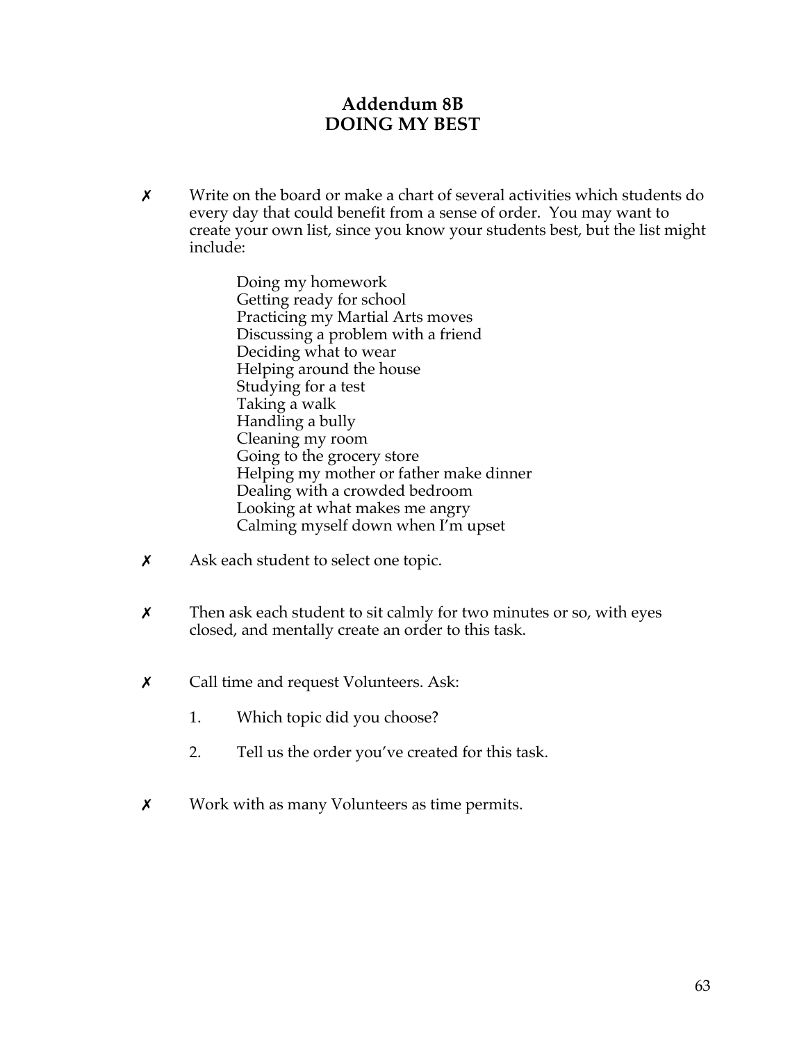# Addendum 8B
# DOING MY BEST

✗ Write on the board or make a chart of several activities which students do every day that could benefit from a sense of order. You may want to create your own list, since you know your students best, but the list might include:

  Doing my homework
  Getting ready for school
  Practicing my Martial Arts moves
  Discussing a problem with a friend
  Deciding what to wear
  Helping around the house
  Studying for a test
  Taking a walk
  Handling a bully
  Cleaning my room
  Going to the grocery store
  Helping my mother or father make dinner
  Dealing with a crowded bedroom
  Looking at what makes me angry
  Calming myself down when I'm upset

✗ Ask each student to select one topic.

✗ Then ask each student to sit calmly for two minutes or so, with eyes closed, and mentally create an order to this task.

✗ Call time and request Volunteers. Ask:

  1. Which topic did you choose?
  2. Tell us the order you've created for this task.

✗ Work with as many Volunteers as time permits.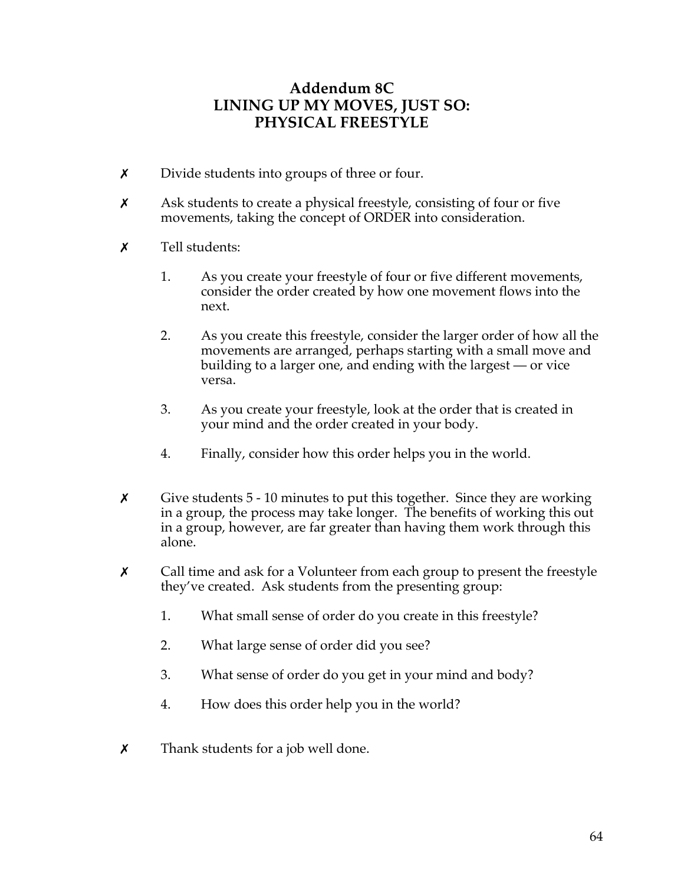# Addendum 8C
# LINING UP MY MOVES, JUST SO: PHYSICAL FREESTYLE

✗ Divide students into groups of three or four.

✗ Ask students to create a physical freestyle, consisting of four or five movements, taking the concept of ORDER into consideration.

✗ Tell students:

1. As you create your freestyle of four or five different movements, consider the order created by how one movement flows into the next.

2. As you create this freestyle, consider the larger order of how all the movements are arranged, perhaps starting with a small move and building to a larger one, and ending with the largest — or vice versa.

3. As you create your freestyle, look at the order that is created in your mind and the order created in your body.

4. Finally, consider how this order helps you in the world.

✗ Give students 5 - 10 minutes to put this together. Since they are working in a group, the process may take longer. The benefits of working this out in a group, however, are far greater than having them work through this alone.

✗ Call time and ask for a Volunteer from each group to present the freestyle they've created. Ask students from the presenting group:

1. What small sense of order do you create in this freestyle?

2. What large sense of order did you see?

3. What sense of order do you get in your mind and body?

4. How does this order help you in the world?

✗ Thank students for a job well done.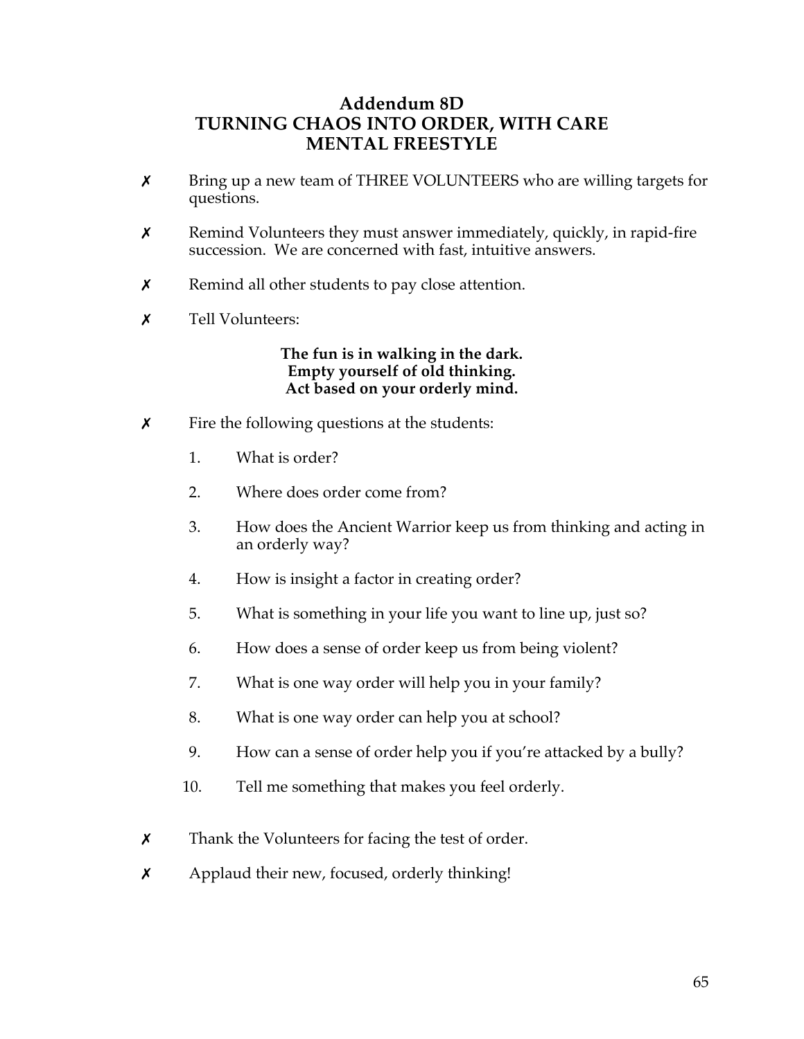# Addendum 8D
## TURNING CHAOS INTO ORDER, WITH CARE
## MENTAL FREESTYLE

- ✗ Bring up a new team of THREE VOLUNTEERS who are willing targets for questions.

- ✗ Remind Volunteers they must answer immediately, quickly, in rapid-fire succession. We are concerned with fast, intuitive answers.

- ✗ Remind all other students to pay close attention.

- ✗ Tell Volunteers:

**The fun is in walking in the dark.**
**Empty yourself of old thinking.**
**Act based on your orderly mind.**

- ✗ Fire the following questions at the students:

  1. What is order?
  2. Where does order come from?
  3. How does the Ancient Warrior keep us from thinking and acting in an orderly way?
  4. How is insight a factor in creating order?
  5. What is something in your life you want to line up, just so?
  6. How does a sense of order keep us from being violent?
  7. What is one way order will help you in your family?
  8. What is one way order can help you at school?
  9. How can a sense of order help you if you're attacked by a bully?
  10. Tell me something that makes you feel orderly.

- ✗ Thank the Volunteers for facing the test of order.

- ✗ Applaud their new, focused, orderly thinking!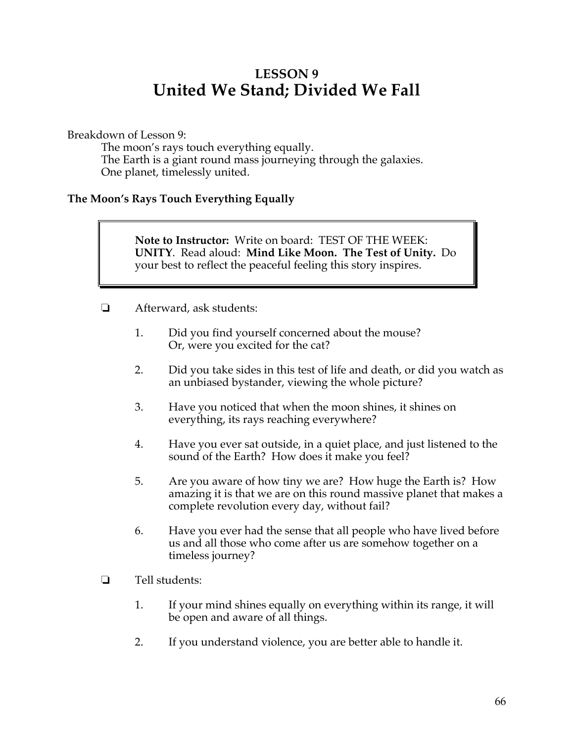# LESSON 9
# United We Stand; Divided We Fall

Breakdown of Lesson 9:

The moon's rays touch everything equally.
The Earth is a giant round mass journeying through the galaxies.
One planet, timelessly united.

### The Moon's Rays Touch Everything Equally

> **Note to Instructor:** Write on board: TEST OF THE WEEK: **UNITY**. Read aloud: **Mind Like Moon. The Test of Unity.** Do your best to reflect the peaceful feeling this story inspires.

- ❏ Afterward, ask students:

  1. Did you find yourself concerned about the mouse? Or, were you excited for the cat?
  2. Did you take sides in this test of life and death, or did you watch as an unbiased bystander, viewing the whole picture?
  3. Have you noticed that when the moon shines, it shines on everything, its rays reaching everywhere?
  4. Have you ever sat outside, in a quiet place, and just listened to the sound of the Earth? How does it make you feel?
  5. Are you aware of how tiny we are? How huge the Earth is? How amazing it is that we are on this round massive planet that makes a complete revolution every day, without fail?
  6. Have you ever had the sense that all people who have lived before us and all those who come after us are somehow together on a timeless journey?

- ❏ Tell students:

  1. If your mind shines equally on everything within its range, it will be open and aware of all things.
  2. If you understand violence, you are better able to handle it.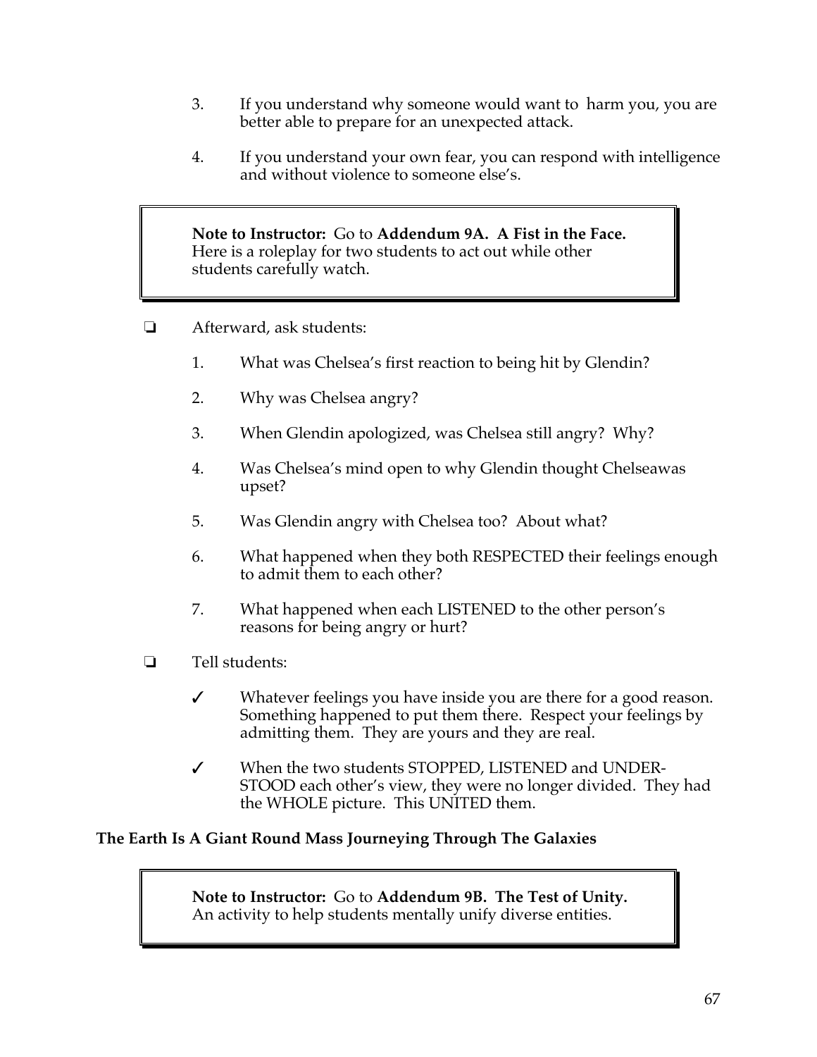3. If you understand why someone would want to harm you, you are better able to prepare for an unexpected attack.

4. If you understand your own fear, you can respond with intelligence and without violence to someone else's.

> **Note to Instructor:** Go to **Addendum 9A. A Fist in the Face.** Here is a roleplay for two students to act out while other students carefully watch.

❑ Afterward, ask students:

1. What was Chelsea's first reaction to being hit by Glendin?
2. Why was Chelsea angry?
3. When Glendin apologized, was Chelsea still angry? Why?
4. Was Chelsea's mind open to why Glendin thought Chelseawas upset?
5. Was Glendin angry with Chelsea too? About what?
6. What happened when they both RESPECTED their feelings enough to admit them to each other?
7. What happened when each LISTENED to the other person's reasons for being angry or hurt?

❑ Tell students:

✓ Whatever feelings you have inside you are there for a good reason. Something happened to put them there. Respect your feelings by admitting them. They are yours and they are real.

✓ When the two students STOPPED, LISTENED and UNDERSTOOD each other's view, they were no longer divided. They had the WHOLE picture. This UNITED them.

**The Earth Is A Giant Round Mass Journeying Through The Galaxies**

> **Note to Instructor:** Go to **Addendum 9B. The Test of Unity.** An activity to help students mentally unify diverse entities.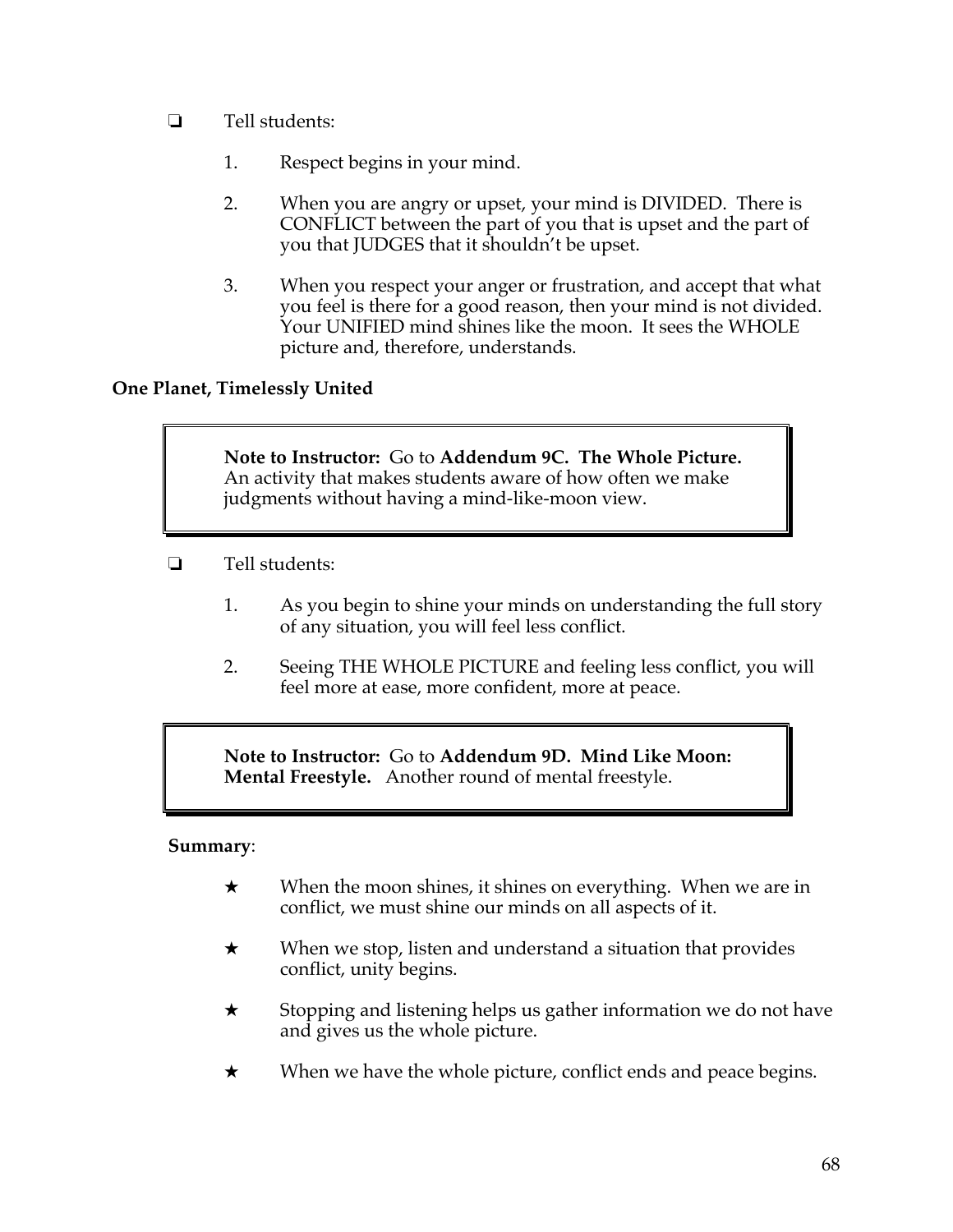- ❏ Tell students:

  1. Respect begins in your mind.

  2. When you are angry or upset, your mind is DIVIDED. There is CONFLICT between the part of you that is upset and the part of you that JUDGES that it shouldn't be upset.

  3. When you respect your anger or frustration, and accept that what you feel is there for a good reason, then your mind is not divided. Your UNIFIED mind shines like the moon. It sees the WHOLE picture and, therefore, understands.

**One Planet, Timelessly United**

> **Note to Instructor:** Go to **Addendum 9C. The Whole Picture.** An activity that makes students aware of how often we make judgments without having a mind-like-moon view.

- ❏ Tell students:

  1. As you begin to shine your minds on understanding the full story of any situation, you will feel less conflict.

  2. Seeing THE WHOLE PICTURE and feeling less conflict, you will feel more at ease, more confident, more at peace.

> **Note to Instructor:** Go to **Addendum 9D. Mind Like Moon: Mental Freestyle.** Another round of mental freestyle.

**Summary**:

- ★ When the moon shines, it shines on everything. When we are in conflict, we must shine our minds on all aspects of it.
- ★ When we stop, listen and understand a situation that provides conflict, unity begins.
- ★ Stopping and listening helps us gather information we do not have and gives us the whole picture.
- ★ When we have the whole picture, conflict ends and peace begins.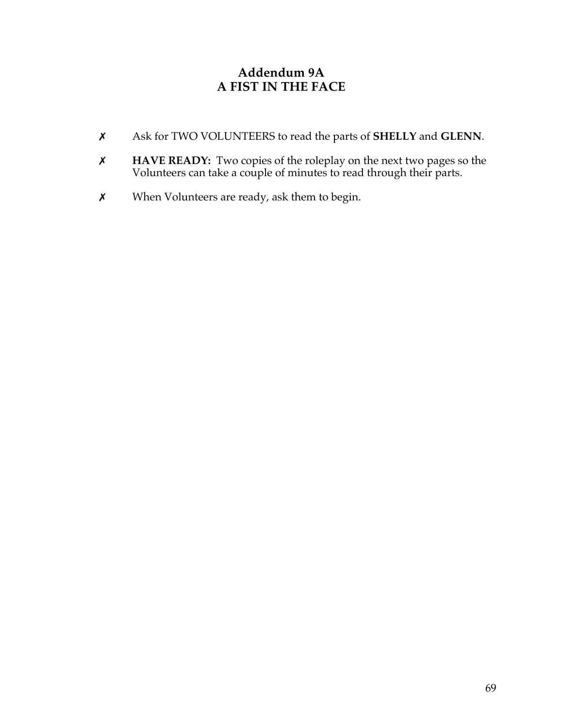# Addendum 9A
# A FIST IN THE FACE

- ✗ Ask for TWO VOLUNTEERS to read the parts of **SHELLY** and **GLENN**.
- ✗ **HAVE READY:** Two copies of the roleplay on the next two pages so the Volunteers can take a couple of minutes to read through their parts.
- ✗ When Volunteers are ready, ask them to begin.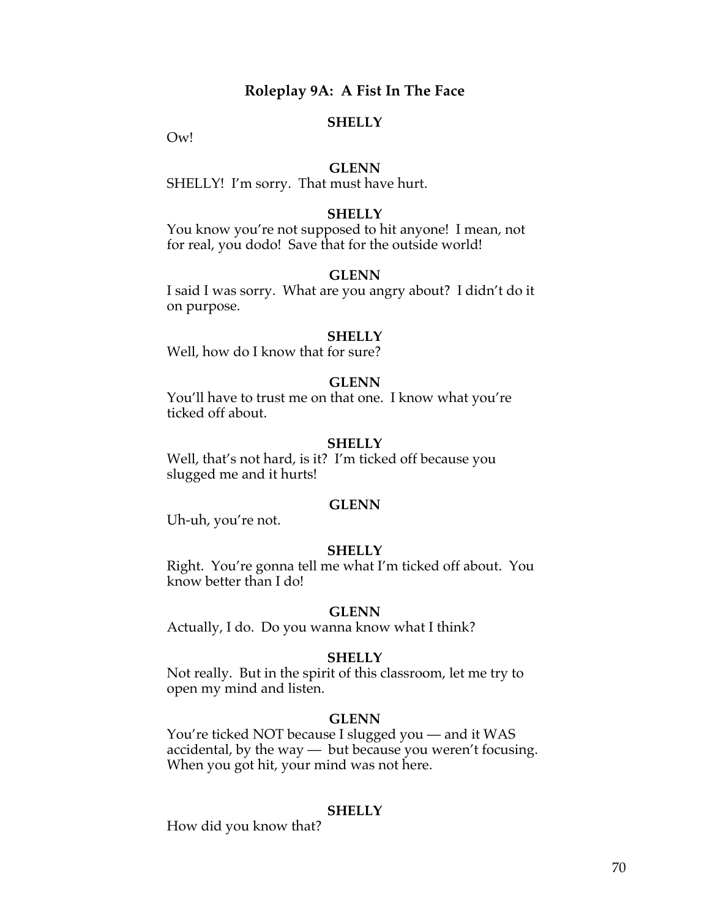### Roleplay 9A: A Fist In The Face

**SHELLY**

Ow!

**GLENN**

SHELLY! I'm sorry. That must have hurt.

**SHELLY**

You know you're not supposed to hit anyone! I mean, not for real, you dodo! Save that for the outside world!

**GLENN**

I said I was sorry. What are you angry about? I didn't do it on purpose.

**SHELLY**

Well, how do I know that for sure?

**GLENN**

You'll have to trust me on that one. I know what you're ticked off about.

**SHELLY**

Well, that's not hard, is it? I'm ticked off because you slugged me and it hurts!

**GLENN**

Uh-uh, you're not.

**SHELLY**

Right. You're gonna tell me what I'm ticked off about. You know better than I do!

**GLENN**

Actually, I do. Do you wanna know what I think?

**SHELLY**

Not really. But in the spirit of this classroom, let me try to open my mind and listen.

**GLENN**

You're ticked NOT because I slugged you — and it WAS accidental, by the way — but because you weren't focusing. When you got hit, your mind was not here.

**SHELLY**

How did you know that?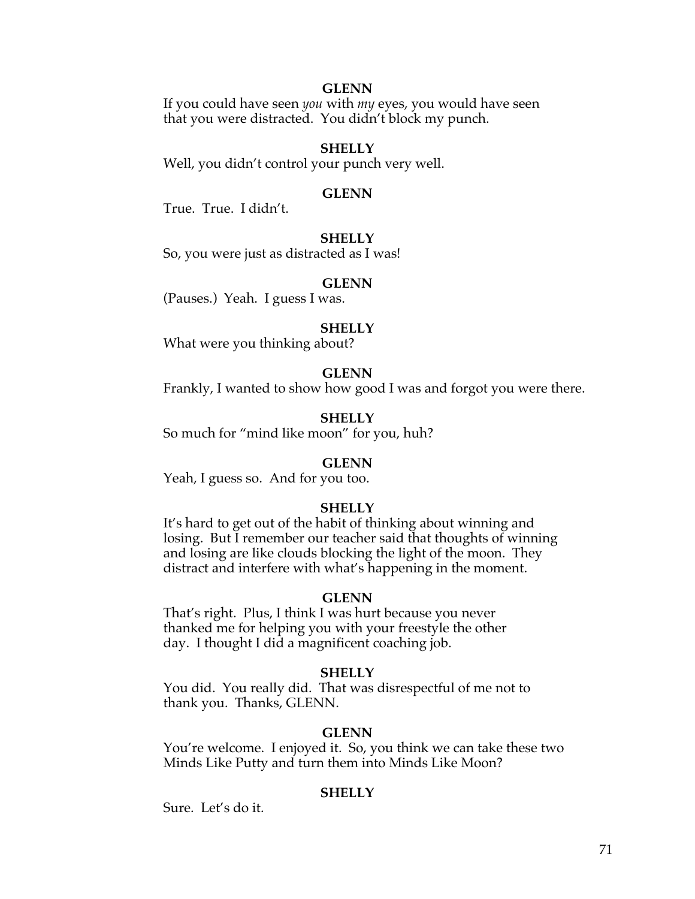**GLENN**

If you could have seen *you* with *my* eyes, you would have seen that you were distracted. You didn't block my punch.

**SHELLY**

Well, you didn't control your punch very well.

**GLENN**

True. True. I didn't.

**SHELLY**

So, you were just as distracted as I was!

**GLENN**

(Pauses.) Yeah. I guess I was.

**SHELLY**

What were you thinking about?

**GLENN**

Frankly, I wanted to show how good I was and forgot you were there.

**SHELLY**

So much for "mind like moon" for you, huh?

**GLENN**

Yeah, I guess so. And for you too.

**SHELLY**

It's hard to get out of the habit of thinking about winning and losing. But I remember our teacher said that thoughts of winning and losing are like clouds blocking the light of the moon. They distract and interfere with what's happening in the moment.

**GLENN**

That's right. Plus, I think I was hurt because you never thanked me for helping you with your freestyle the other day. I thought I did a magnificent coaching job.

**SHELLY**

You did. You really did. That was disrespectful of me not to thank you. Thanks, GLENN.

**GLENN**

You're welcome. I enjoyed it. So, you think we can take these two Minds Like Putty and turn them into Minds Like Moon?

**SHELLY**

Sure. Let's do it.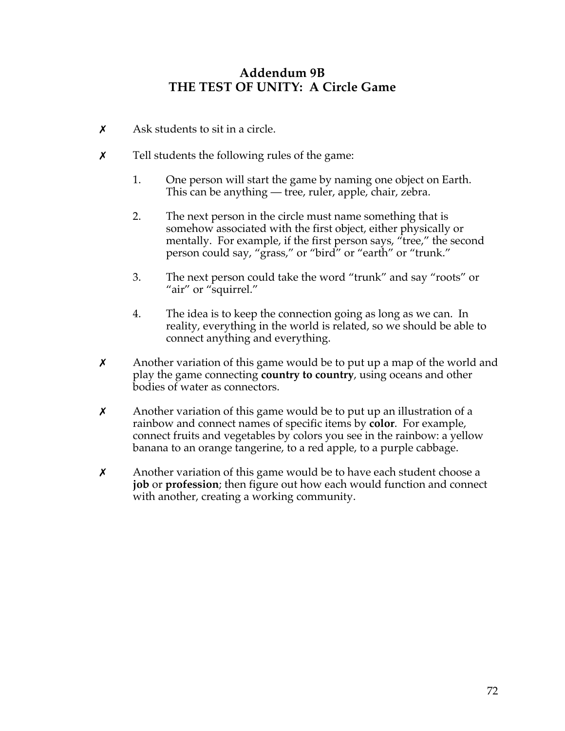## Addendum 9B
## THE TEST OF UNITY: A Circle Game

✗ Ask students to sit in a circle.

✗ Tell students the following rules of the game:

1. One person will start the game by naming one object on Earth. This can be anything — tree, ruler, apple, chair, zebra.

2. The next person in the circle must name something that is somehow associated with the first object, either physically or mentally. For example, if the first person says, "tree," the second person could say, "grass," or "bird" or "earth" or "trunk."

3. The next person could take the word "trunk" and say "roots" or "air" or "squirrel."

4. The idea is to keep the connection going as long as we can. In reality, everything in the world is related, so we should be able to connect anything and everything.

✗ Another variation of this game would be to put up a map of the world and play the game connecting **country to country**, using oceans and other bodies of water as connectors.

✗ Another variation of this game would be to put up an illustration of a rainbow and connect names of specific items by **color**. For example, connect fruits and vegetables by colors you see in the rainbow: a yellow banana to an orange tangerine, to a red apple, to a purple cabbage.

✗ Another variation of this game would be to have each student choose a **job** or **profession**; then figure out how each would function and connect with another, creating a working community.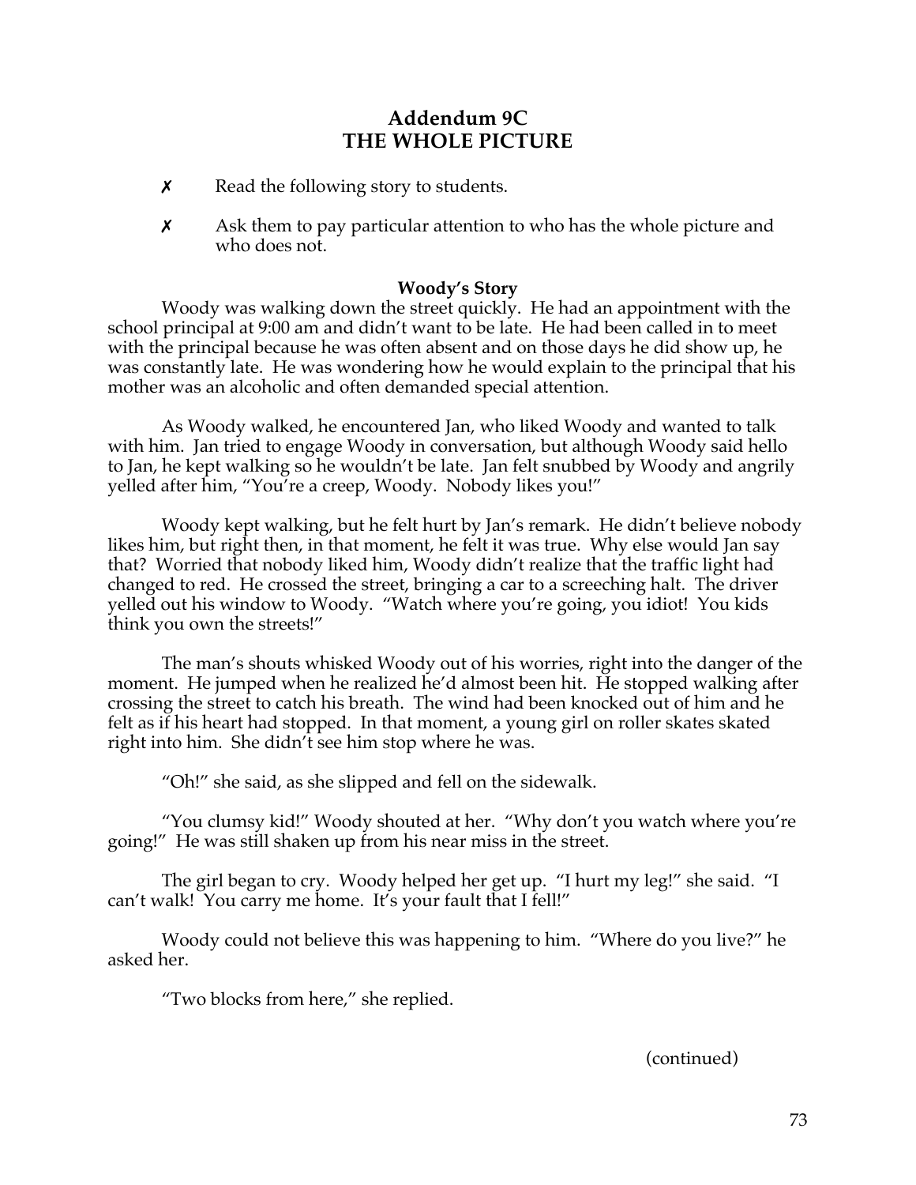## Addendum 9C
## THE WHOLE PICTURE

- ✗ Read the following story to students.
- ✗ Ask them to pay particular attention to who has the whole picture and who does not.

**Woody's Story**

Woody was walking down the street quickly. He had an appointment with the school principal at 9:00 am and didn't want to be late. He had been called in to meet with the principal because he was often absent and on those days he did show up, he was constantly late. He was wondering how he would explain to the principal that his mother was an alcoholic and often demanded special attention.

As Woody walked, he encountered Jan, who liked Woody and wanted to talk with him. Jan tried to engage Woody in conversation, but although Woody said hello to Jan, he kept walking so he wouldn't be late. Jan felt snubbed by Woody and angrily yelled after him, "You're a creep, Woody. Nobody likes you!"

Woody kept walking, but he felt hurt by Jan's remark. He didn't believe nobody likes him, but right then, in that moment, he felt it was true. Why else would Jan say that? Worried that nobody liked him, Woody didn't realize that the traffic light had changed to red. He crossed the street, bringing a car to a screeching halt. The driver yelled out his window to Woody. "Watch where you're going, you idiot! You kids think you own the streets!"

The man's shouts whisked Woody out of his worries, right into the danger of the moment. He jumped when he realized he'd almost been hit. He stopped walking after crossing the street to catch his breath. The wind had been knocked out of him and he felt as if his heart had stopped. In that moment, a young girl on roller skates skated right into him. She didn't see him stop where he was.

"Oh!" she said, as she slipped and fell on the sidewalk.

"You clumsy kid!" Woody shouted at her. "Why don't you watch where you're going!" He was still shaken up from his near miss in the street.

The girl began to cry. Woody helped her get up. "I hurt my leg!" she said. "I can't walk! You carry me home. It's your fault that I fell!"

Woody could not believe this was happening to him. "Where do you live?" he asked her.

"Two blocks from here," she replied.

(continued)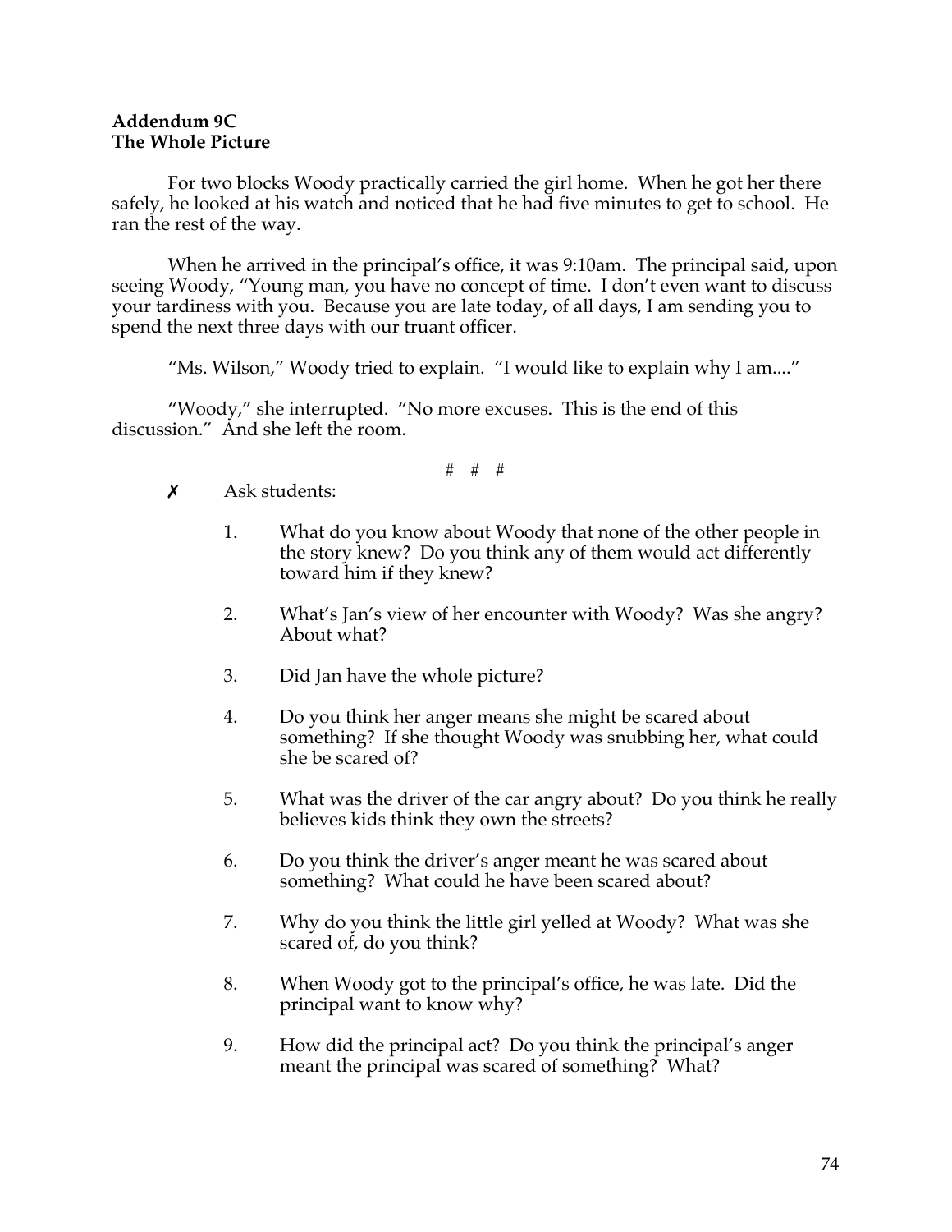**Addendum 9C**
**The Whole Picture**

For two blocks Woody practically carried the girl home. When he got her there safely, he looked at his watch and noticed that he had five minutes to get to school. He ran the rest of the way.

When he arrived in the principal's office, it was 9:10am. The principal said, upon seeing Woody, "Young man, you have no concept of time. I don't even want to discuss your tardiness with you. Because you are late today, of all days, I am sending you to spend the next three days with our truant officer.

"Ms. Wilson," Woody tried to explain. "I would like to explain why I am...."

"Woody," she interrupted. "No more excuses. This is the end of this discussion." And she left the room.

# # #

✗ Ask students:

1. What do you know about Woody that none of the other people in the story knew? Do you think any of them would act differently toward him if they knew?

2. What's Jan's view of her encounter with Woody? Was she angry? About what?

3. Did Jan have the whole picture?

4. Do you think her anger means she might be scared about something? If she thought Woody was snubbing her, what could she be scared of?

5. What was the driver of the car angry about? Do you think he really believes kids think they own the streets?

6. Do you think the driver's anger meant he was scared about something? What could he have been scared about?

7. Why do you think the little girl yelled at Woody? What was she scared of, do you think?

8. When Woody got to the principal's office, he was late. Did the principal want to know why?

9. How did the principal act? Do you think the principal's anger meant the principal was scared of something? What?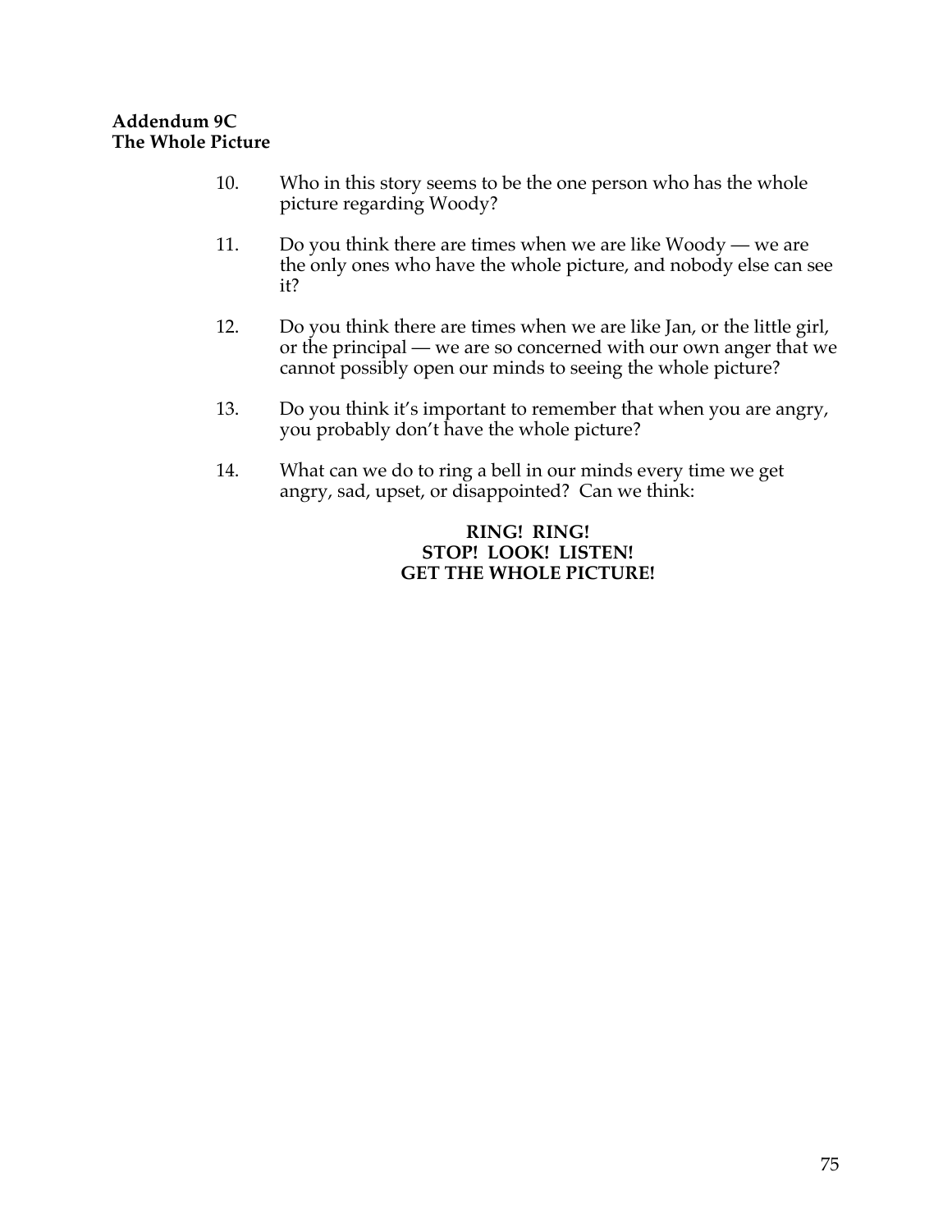**Addendum 9C**
**The Whole Picture**

10. Who in this story seems to be the one person who has the whole picture regarding Woody?

11. Do you think there are times when we are like Woody — we are the only ones who have the whole picture, and nobody else can see it?

12. Do you think there are times when we are like Jan, or the little girl, or the principal — we are so concerned with our own anger that we cannot possibly open our minds to seeing the whole picture?

13. Do you think it's important to remember that when you are angry, you probably don't have the whole picture?

14. What can we do to ring a bell in our minds every time we get angry, sad, upset, or disappointed? Can we think:

**RING! RING!**
**STOP! LOOK! LISTEN!**
**GET THE WHOLE PICTURE!**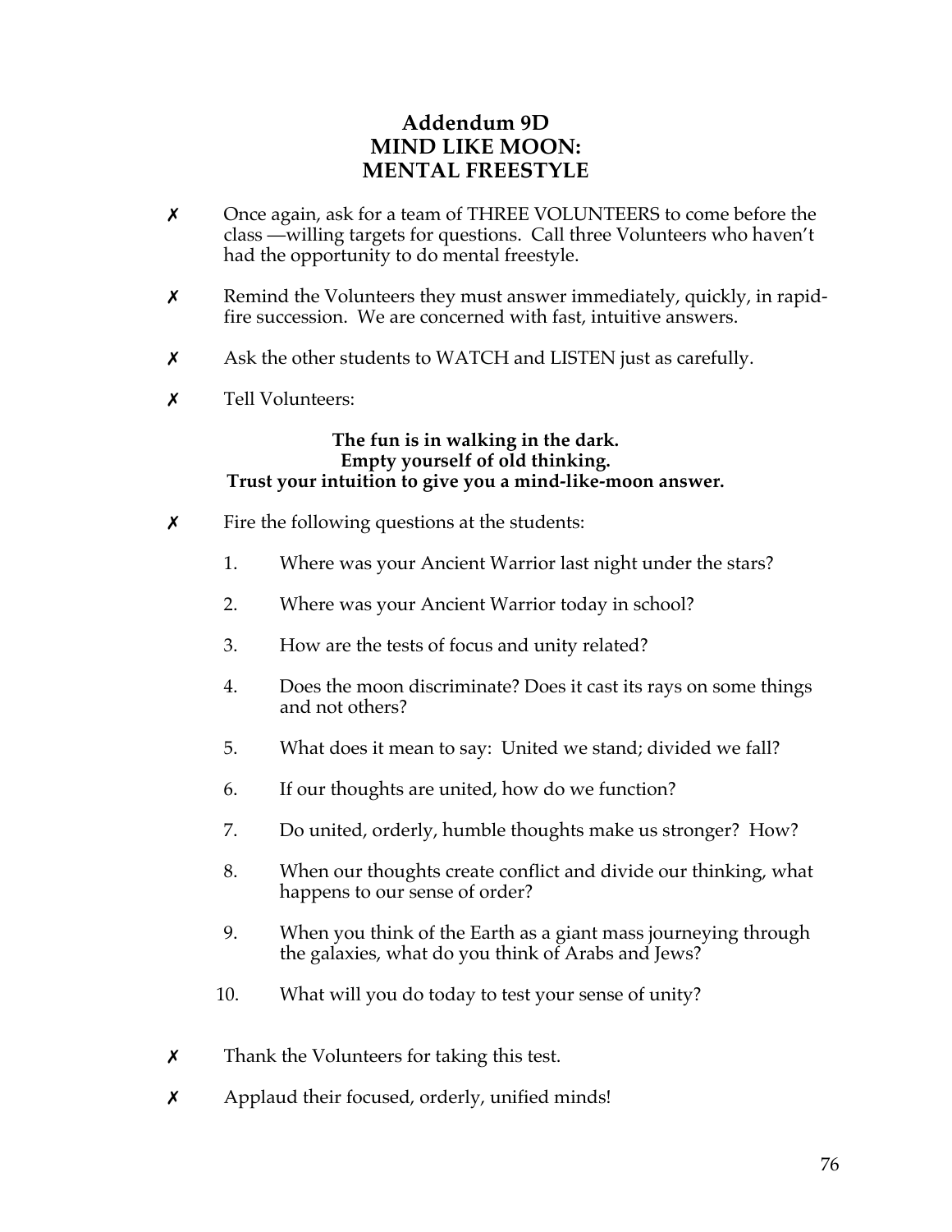# Addendum 9D
## MIND LIKE MOON:
## MENTAL FREESTYLE

- ✗ Once again, ask for a team of THREE VOLUNTEERS to come before the class —willing targets for questions. Call three Volunteers who haven't had the opportunity to do mental freestyle.

- ✗ Remind the Volunteers they must answer immediately, quickly, in rapid-fire succession. We are concerned with fast, intuitive answers.

- ✗ Ask the other students to WATCH and LISTEN just as carefully.

- ✗ Tell Volunteers:

**The fun is in walking in the dark.**
**Empty yourself of old thinking.**
**Trust your intuition to give you a mind-like-moon answer.**

- ✗ Fire the following questions at the students:

  1. Where was your Ancient Warrior last night under the stars?

  2. Where was your Ancient Warrior today in school?

  3. How are the tests of focus and unity related?

  4. Does the moon discriminate? Does it cast its rays on some things and not others?

  5. What does it mean to say: United we stand; divided we fall?

  6. If our thoughts are united, how do we function?

  7. Do united, orderly, humble thoughts make us stronger? How?

  8. When our thoughts create conflict and divide our thinking, what happens to our sense of order?

  9. When you think of the Earth as a giant mass journeying through the galaxies, what do you think of Arabs and Jews?

  10. What will you do today to test your sense of unity?

- ✗ Thank the Volunteers for taking this test.

- ✗ Applaud their focused, orderly, unified minds!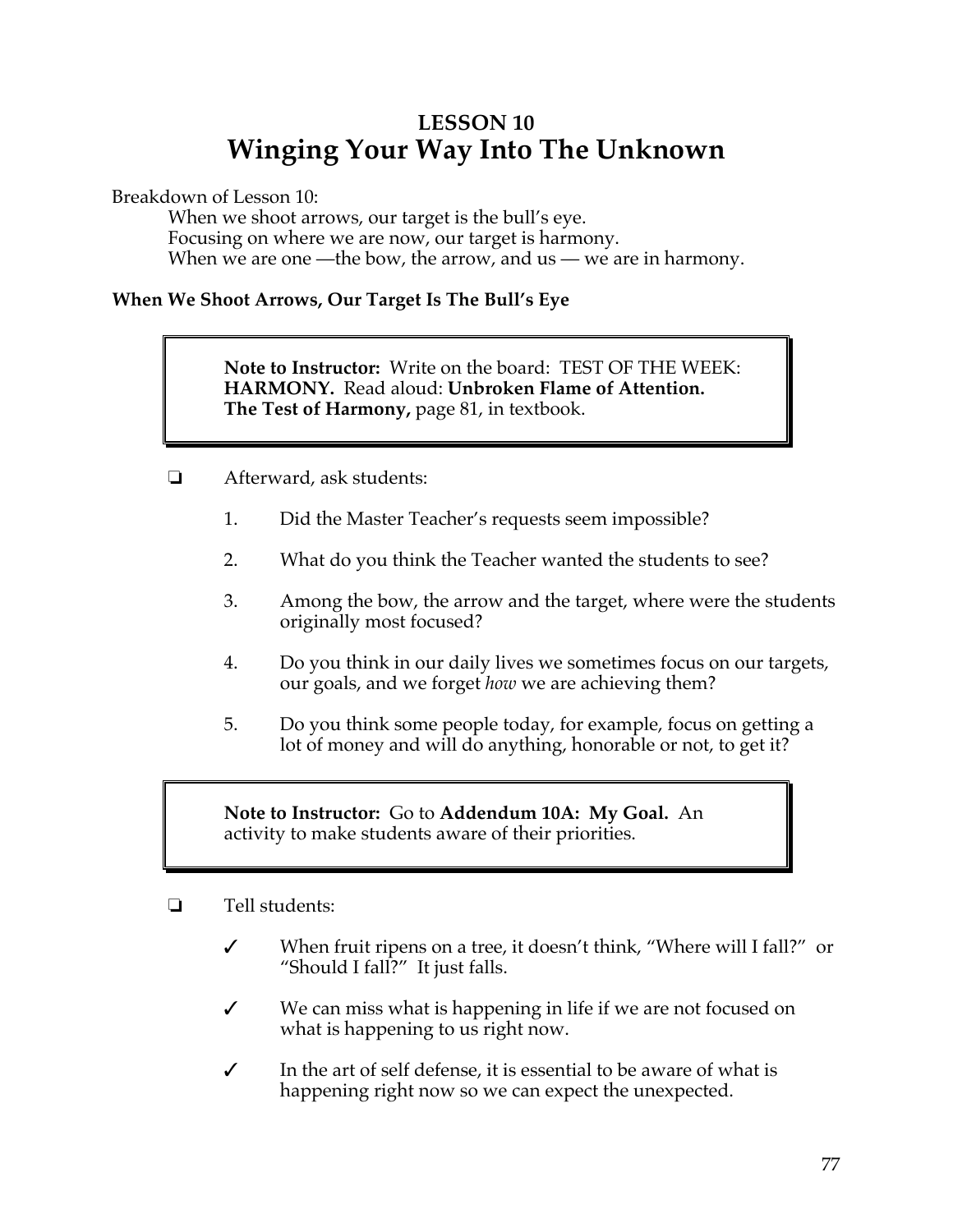# LESSON 10
# Winging Your Way Into The Unknown

Breakdown of Lesson 10:

When we shoot arrows, our target is the bull's eye.
Focusing on where we are now, our target is harmony.
When we are one —the bow, the arrow, and us — we are in harmony.

### When We Shoot Arrows, Our Target Is The Bull's Eye

> **Note to Instructor:** Write on the board: TEST OF THE WEEK: **HARMONY.** Read aloud: **Unbroken Flame of Attention. The Test of Harmony,** page 81, in textbook.

❏ Afterward, ask students:

1. Did the Master Teacher's requests seem impossible?
2. What do you think the Teacher wanted the students to see?
3. Among the bow, the arrow and the target, where were the students originally most focused?
4. Do you think in our daily lives we sometimes focus on our targets, our goals, and we forget *how* we are achieving them?
5. Do you think some people today, for example, focus on getting a lot of money and will do anything, honorable or not, to get it?

> **Note to Instructor:** Go to **Addendum 10A: My Goal.** An activity to make students aware of their priorities.

❏ Tell students:

- ✓ When fruit ripens on a tree, it doesn't think, "Where will I fall?" or "Should I fall?" It just falls.
- ✓ We can miss what is happening in life if we are not focused on what is happening to us right now.
- ✓ In the art of self defense, it is essential to be aware of what is happening right now so we can expect the unexpected.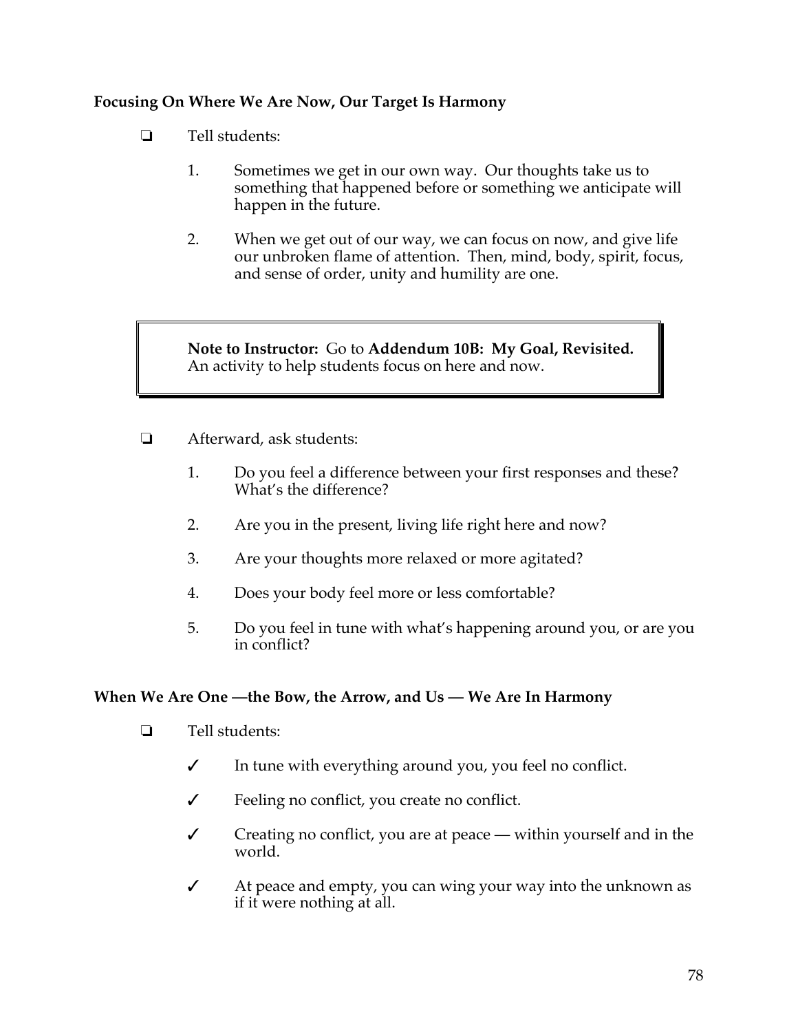**Focusing On Where We Are Now, Our Target Is Harmony**

- ❏ Tell students:

  1. Sometimes we get in our own way. Our thoughts take us to something that happened before or something we anticipate will happen in the future.

  2. When we get out of our way, we can focus on now, and give life our unbroken flame of attention. Then, mind, body, spirit, focus, and sense of order, unity and humility are one.

> **Note to Instructor:** Go to **Addendum 10B: My Goal, Revisited.** An activity to help students focus on here and now.

- ❏ Afterward, ask students:

  1. Do you feel a difference between your first responses and these? What's the difference?

  2. Are you in the present, living life right here and now?

  3. Are your thoughts more relaxed or more agitated?

  4. Does your body feel more or less comfortable?

  5. Do you feel in tune with what's happening around you, or are you in conflict?

**When We Are One —the Bow, the Arrow, and Us — We Are In Harmony**

- ❏ Tell students:

  - ✓ In tune with everything around you, you feel no conflict.

  - ✓ Feeling no conflict, you create no conflict.

  - ✓ Creating no conflict, you are at peace — within yourself and in the world.

  - ✓ At peace and empty, you can wing your way into the unknown as if it were nothing at all.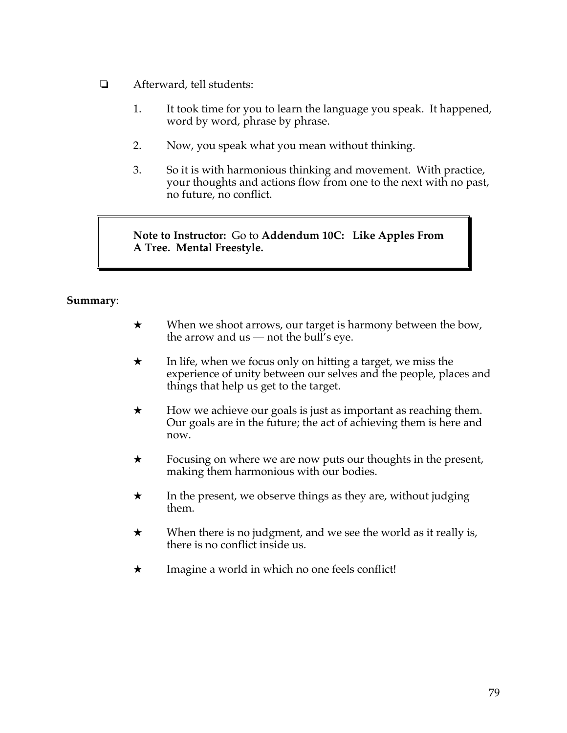- ❑ Afterward, tell students:

  1. It took time for you to learn the language you speak. It happened, word by word, phrase by phrase.

  2. Now, you speak what you mean without thinking.

  3. So it is with harmonious thinking and movement. With practice, your thoughts and actions flow from one to the next with no past, no future, no conflict.

> **Note to Instructor:** Go to **Addendum 10C: Like Apples From A Tree. Mental Freestyle.**

**Summary**:

- ★ When we shoot arrows, our target is harmony between the bow, the arrow and us — not the bull's eye.

- ★ In life, when we focus only on hitting a target, we miss the experience of unity between our selves and the people, places and things that help us get to the target.

- ★ How we achieve our goals is just as important as reaching them. Our goals are in the future; the act of achieving them is here and now.

- ★ Focusing on where we are now puts our thoughts in the present, making them harmonious with our bodies.

- ★ In the present, we observe things as they are, without judging them.

- ★ When there is no judgment, and we see the world as it really is, there is no conflict inside us.

- ★ Imagine a world in which no one feels conflict!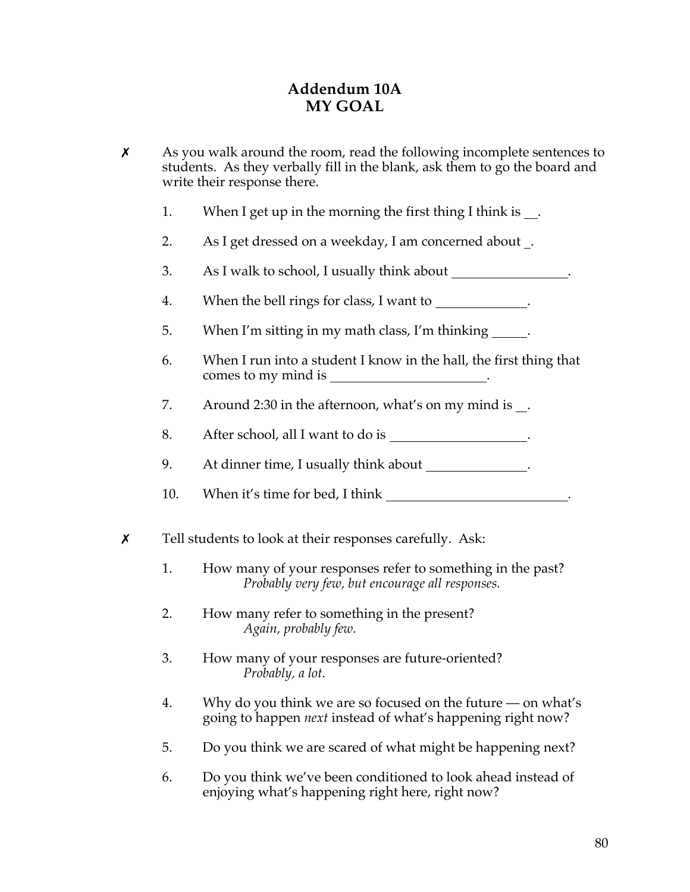# Addendum 10A
# MY GOAL

✗ As you walk around the room, read the following incomplete sentences to students. As they verbally fill in the blank, ask them to go the board and write their response there.

1. When I get up in the morning the first thing I think is __.
2. As I get dressed on a weekday, I am concerned about _.
3. As I walk to school, I usually think about _________________.
4. When the bell rings for class, I want to _____________.
5. When I'm sitting in my math class, I'm thinking _____.
6. When I run into a student I know in the hall, the first thing that comes to my mind is _______________________.
7. Around 2:30 in the afternoon, what's on my mind is __.
8. After school, all I want to do is ____________________.
9. At dinner time, I usually think about _______________.
10. When it's time for bed, I think ___________________________.

✗ Tell students to look at their responses carefully. Ask:

1. How many of your responses refer to something in the past?
   *Probably very few, but encourage all responses.*
2. How many refer to something in the present?
   *Again, probably few.*
3. How many of your responses are future-oriented?
   *Probably, a lot.*
4. Why do you think we are so focused on the future — on what's going to happen *next* instead of what's happening right now?
5. Do you think we are scared of what might be happening next?
6. Do you think we've been conditioned to look ahead instead of enjoying what's happening right here, right now?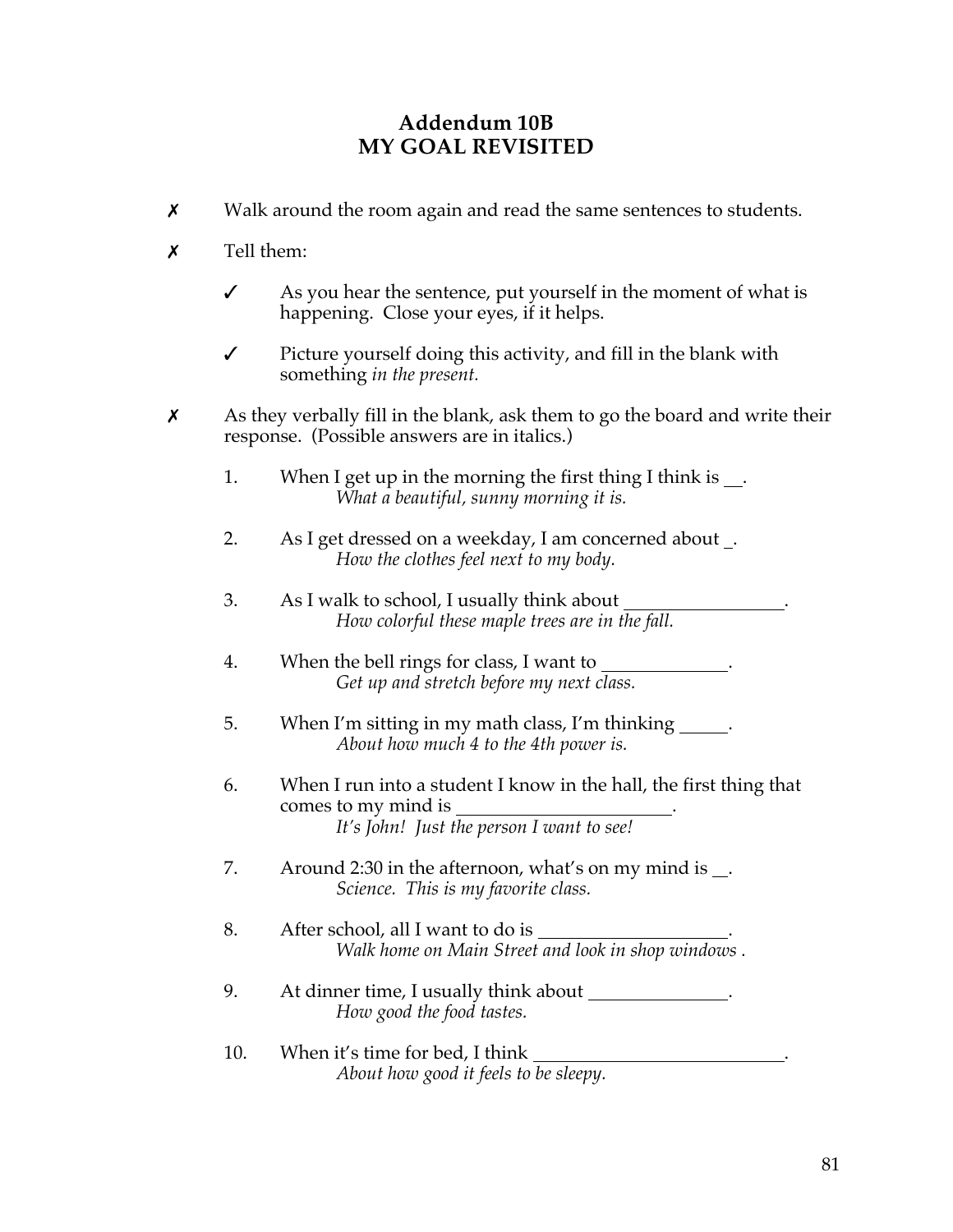## Addendum 10B
## MY GOAL REVISITED

✗ Walk around the room again and read the same sentences to students.

✗ Tell them:

 ✓ As you hear the sentence, put yourself in the moment of what is happening. Close your eyes, if it helps.

 ✓ Picture yourself doing this activity, and fill in the blank with something *in the present.*

✗ As they verbally fill in the blank, ask them to go the board and write their response. (Possible answers are in italics.)

1. When I get up in the morning the first thing I think is __.
   *What a beautiful, sunny morning it is.*

2. As I get dressed on a weekday, I am concerned about _.
   *How the clothes feel next to my body.*

3. As I walk to school, I usually think about ________________.
   *How colorful these maple trees are in the fall.*

4. When the bell rings for class, I want to ____________.
   *Get up and stretch before my next class.*

5. When I'm sitting in my math class, I'm thinking _____.
   *About how much 4 to the 4th power is.*

6. When I run into a student I know in the hall, the first thing that comes to my mind is ______________________.
   *It's John! Just the person I want to see!*

7. Around 2:30 in the afternoon, what's on my mind is __.
   *Science. This is my favorite class.*

8. After school, all I want to do is ___________________.
   *Walk home on Main Street and look in shop windows .*

9. At dinner time, I usually think about ______________.
   *How good the food tastes.*

10. When it's time for bed, I think _________________________.
    *About how good it feels to be sleepy.*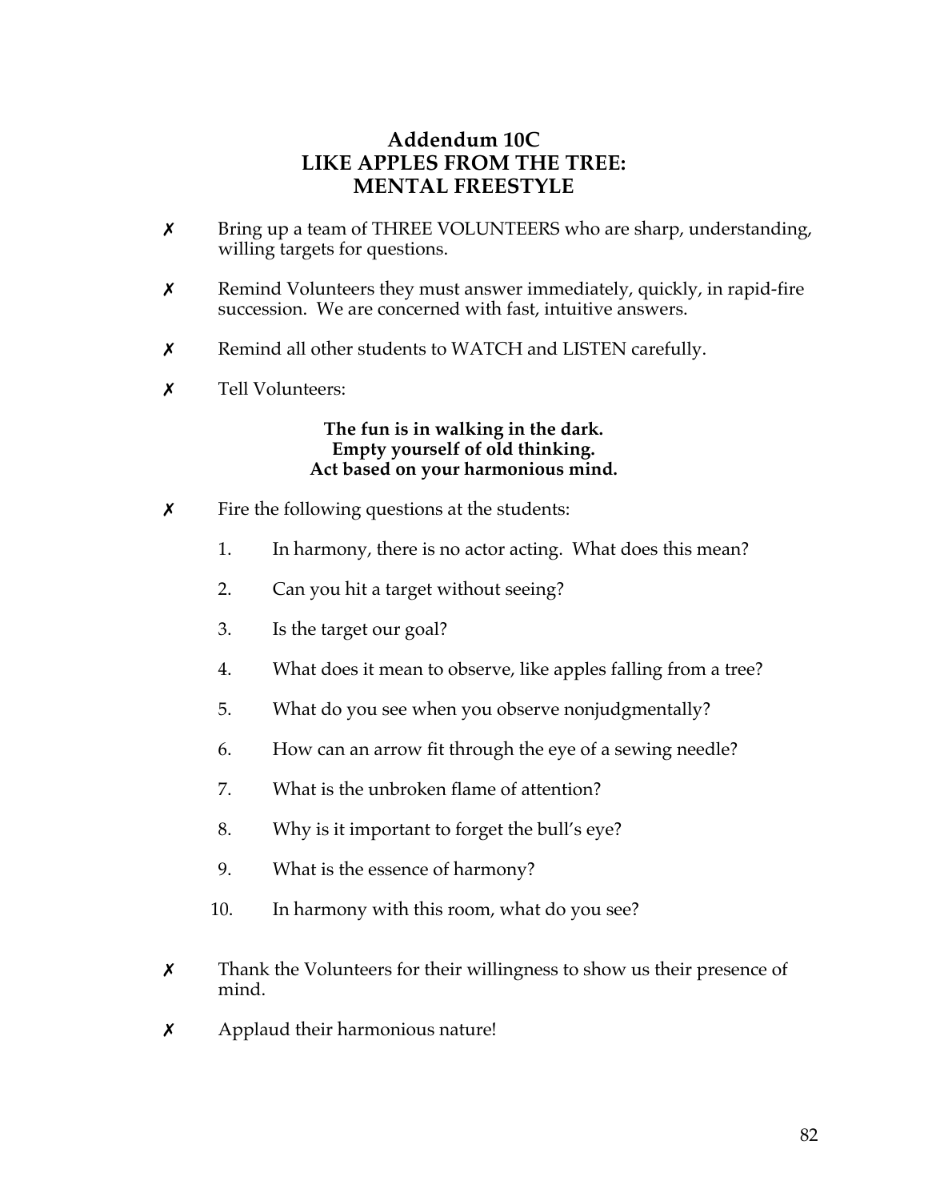# Addendum 10C
# LIKE APPLES FROM THE TREE:
# MENTAL FREESTYLE

- ✗ Bring up a team of THREE VOLUNTEERS who are sharp, understanding, willing targets for questions.
- ✗ Remind Volunteers they must answer immediately, quickly, in rapid-fire succession. We are concerned with fast, intuitive answers.
- ✗ Remind all other students to WATCH and LISTEN carefully.
- ✗ Tell Volunteers:

**The fun is in walking in the dark.**
**Empty yourself of old thinking.**
**Act based on your harmonious mind.**

- ✗ Fire the following questions at the students:

1. In harmony, there is no actor acting. What does this mean?
2. Can you hit a target without seeing?
3. Is the target our goal?
4. What does it mean to observe, like apples falling from a tree?
5. What do you see when you observe nonjudgmentally?
6. How can an arrow fit through the eye of a sewing needle?
7. What is the unbroken flame of attention?
8. Why is it important to forget the bull's eye?
9. What is the essence of harmony?
10. In harmony with this room, what do you see?

- ✗ Thank the Volunteers for their willingness to show us their presence of mind.
- ✗ Applaud their harmonious nature!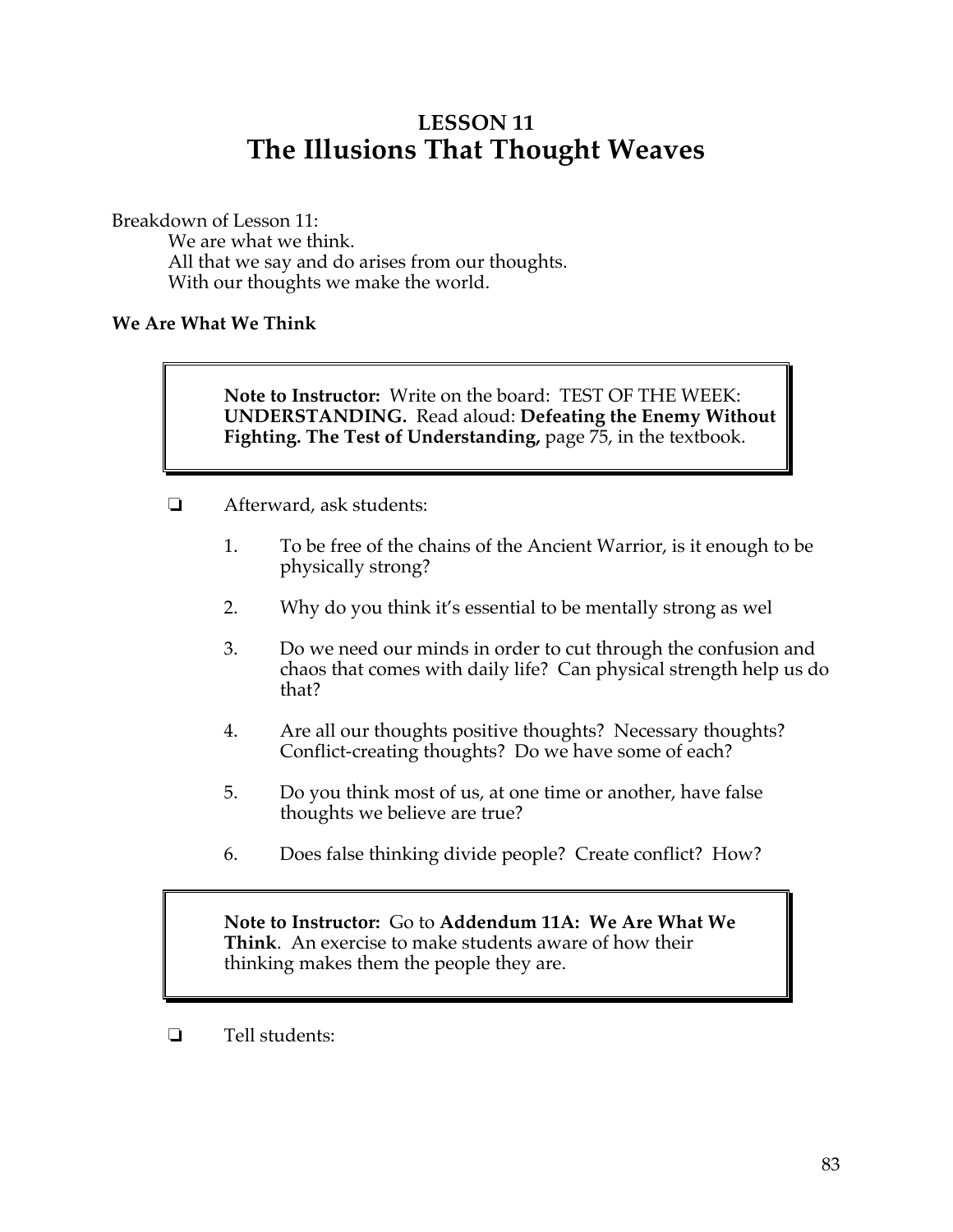# LESSON 11
# The Illusions That Thought Weaves

Breakdown of Lesson 11:

We are what we think.
All that we say and do arises from our thoughts.
With our thoughts we make the world.

**We Are What We Think**

> **Note to Instructor:** Write on the board: TEST OF THE WEEK: **UNDERSTANDING.** Read aloud: **Defeating the Enemy Without Fighting. The Test of Understanding,** page 75, in the textbook.

❏ Afterward, ask students:

1. To be free of the chains of the Ancient Warrior, is it enough to be physically strong?
2. Why do you think it's essential to be mentally strong as wel
3. Do we need our minds in order to cut through the confusion and chaos that comes with daily life? Can physical strength help us do that?
4. Are all our thoughts positive thoughts? Necessary thoughts? Conflict-creating thoughts? Do we have some of each?
5. Do you think most of us, at one time or another, have false thoughts we believe are true?
6. Does false thinking divide people? Create conflict? How?

> **Note to Instructor:** Go to **Addendum 11A: We Are What We Think**. An exercise to make students aware of how their thinking makes them the people they are.

❏ Tell students: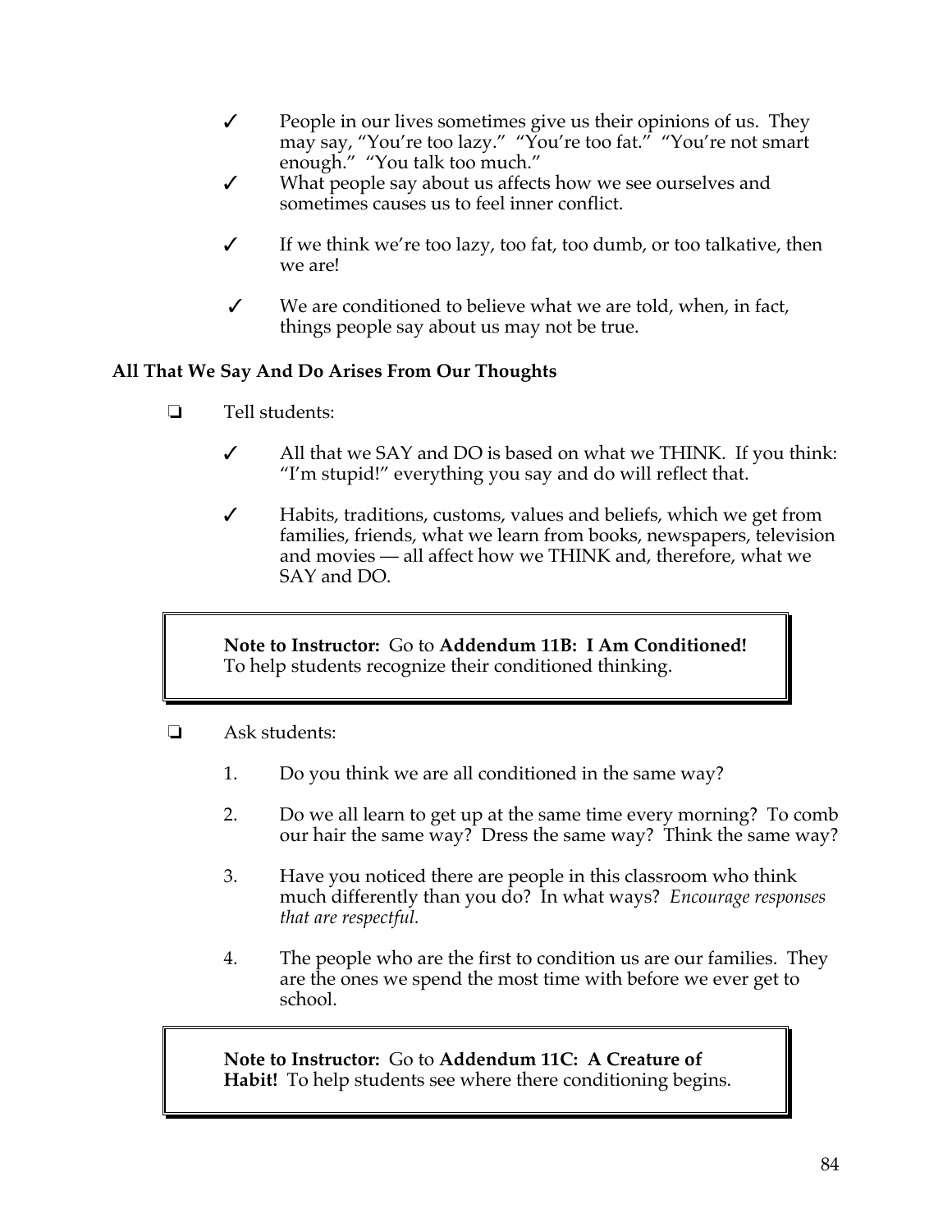- ✓ People in our lives sometimes give us their opinions of us. They may say, "You're too lazy." "You're too fat." "You're not smart enough." "You talk too much."
- ✓ What people say about us affects how we see ourselves and sometimes causes us to feel inner conflict.
- ✓ If we think we're too lazy, too fat, too dumb, or too talkative, then we are!
- ✓ We are conditioned to believe what we are told, when, in fact, things people say about us may not be true.

**All That We Say And Do Arises From Our Thoughts**

- ❏ Tell students:
  - ✓ All that we SAY and DO is based on what we THINK. If you think: "I'm stupid!" everything you say and do will reflect that.
  - ✓ Habits, traditions, customs, values and beliefs, which we get from families, friends, what we learn from books, newspapers, television and movies — all affect how we THINK and, therefore, what we SAY and DO.

> **Note to Instructor:** Go to **Addendum 11B: I Am Conditioned!** To help students recognize their conditioned thinking.

- ❏ Ask students:
  1. Do you think we are all conditioned in the same way?
  2. Do we all learn to get up at the same time every morning? To comb our hair the same way? Dress the same way? Think the same way?
  3. Have you noticed there are people in this classroom who think much differently than you do? In what ways? *Encourage responses that are respectful.*
  4. The people who are the first to condition us are our families. They are the ones we spend the most time with before we ever get to school.

> **Note to Instructor:** Go to **Addendum 11C: A Creature of Habit!** To help students see where there conditioning begins.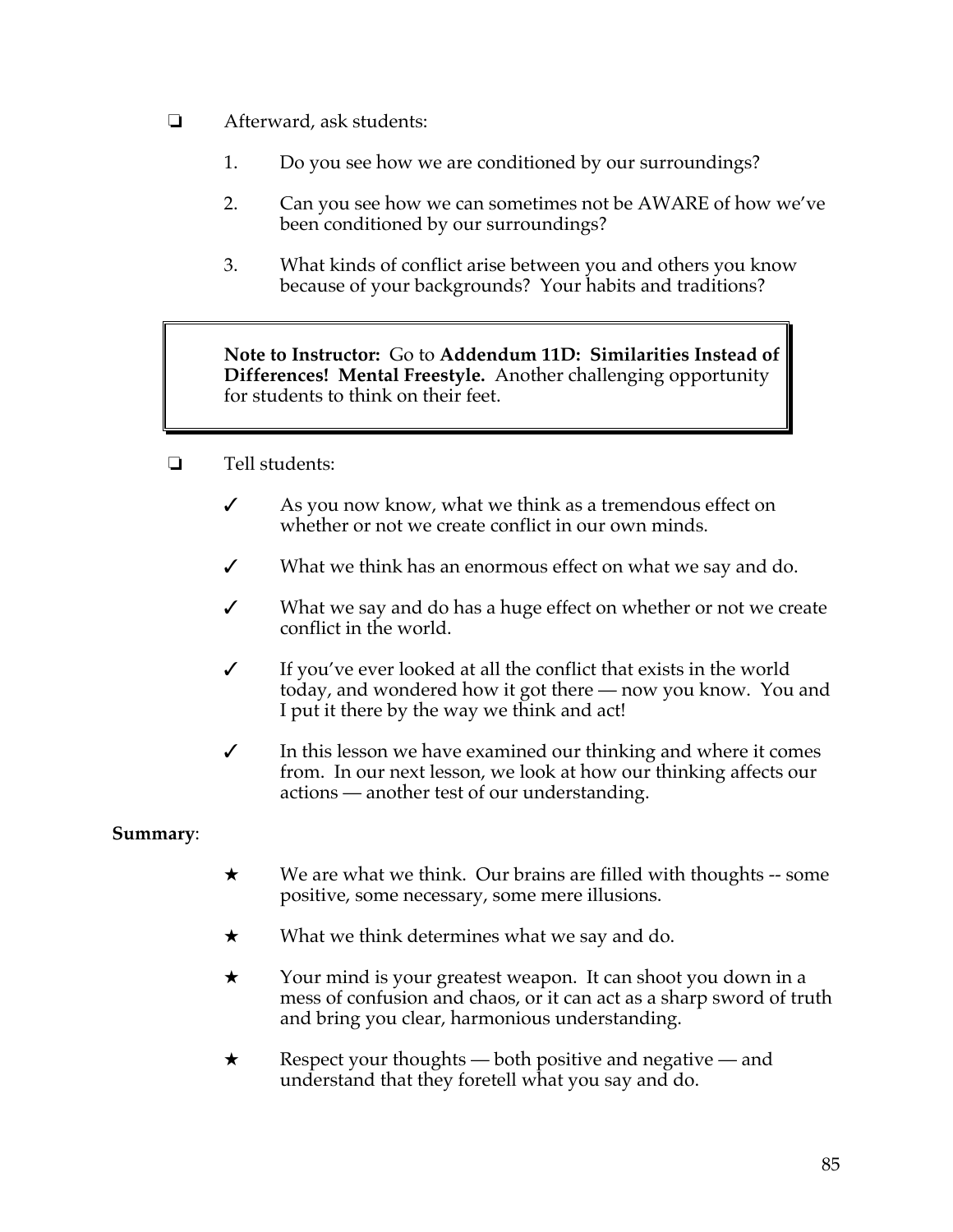❏ Afterward, ask students:

1. Do you see how we are conditioned by our surroundings?

2. Can you see how we can sometimes not be AWARE of how we've been conditioned by our surroundings?

3. What kinds of conflict arise between you and others you know because of your backgrounds? Your habits and traditions?

> **Note to Instructor:** Go to **Addendum 11D: Similarities Instead of Differences! Mental Freestyle.** Another challenging opportunity for students to think on their feet.

❏ Tell students:

- ✓ As you now know, what we think as a tremendous effect on whether or not we create conflict in our own minds.
- ✓ What we think has an enormous effect on what we say and do.
- ✓ What we say and do has a huge effect on whether or not we create conflict in the world.
- ✓ If you've ever looked at all the conflict that exists in the world today, and wondered how it got there — now you know. You and I put it there by the way we think and act!
- ✓ In this lesson we have examined our thinking and where it comes from. In our next lesson, we look at how our thinking affects our actions — another test of our understanding.

**Summary**:

- ★ We are what we think. Our brains are filled with thoughts -- some positive, some necessary, some mere illusions.
- ★ What we think determines what we say and do.
- ★ Your mind is your greatest weapon. It can shoot you down in a mess of confusion and chaos, or it can act as a sharp sword of truth and bring you clear, harmonious understanding.
- ★ Respect your thoughts — both positive and negative — and understand that they foretell what you say and do.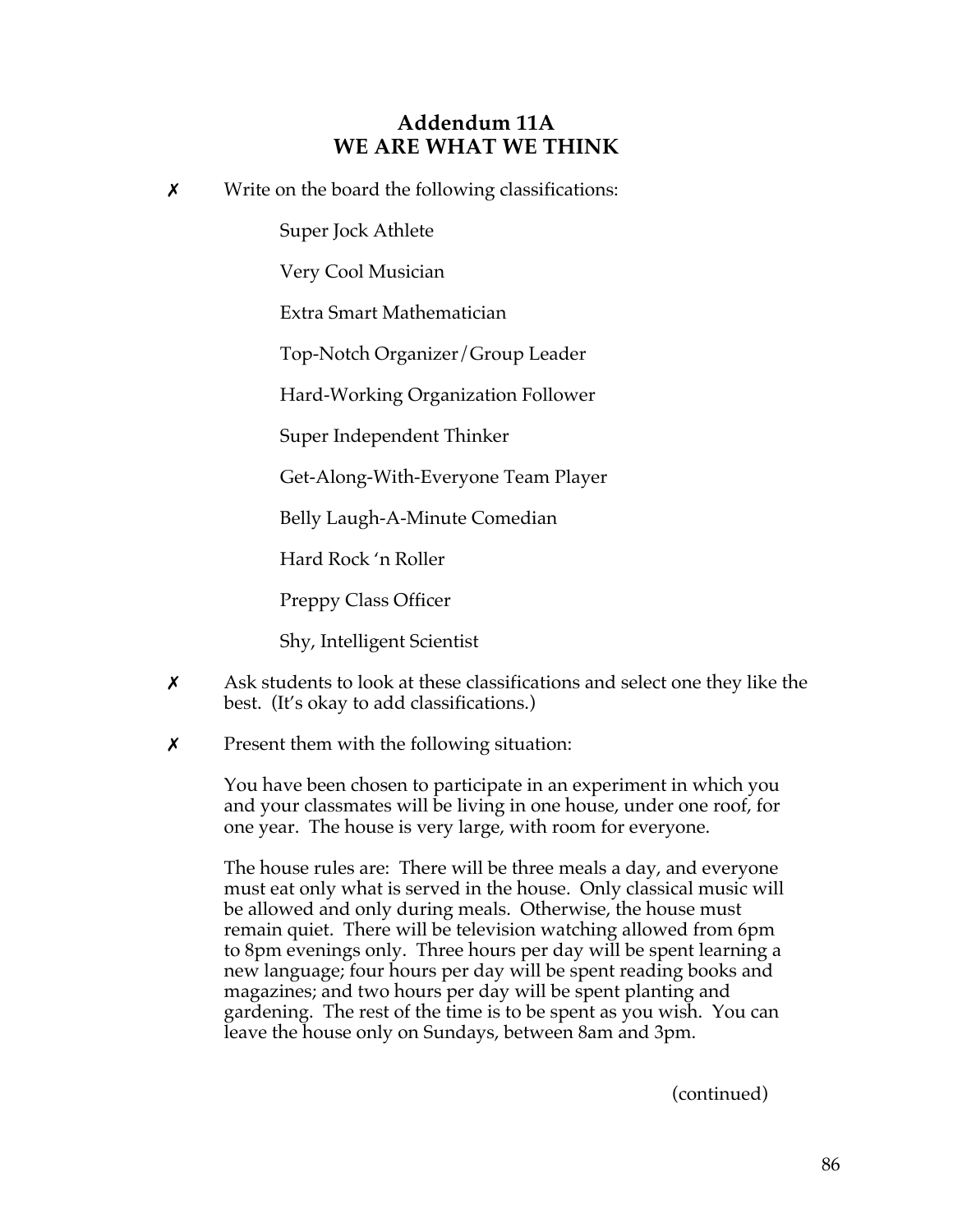## Addendum 11A
## WE ARE WHAT WE THINK

✗ Write on the board the following classifications:

  Super Jock Athlete

  Very Cool Musician

  Extra Smart Mathematician

  Top-Notch Organizer/Group Leader

  Hard-Working Organization Follower

  Super Independent Thinker

  Get-Along-With-Everyone Team Player

  Belly Laugh-A-Minute Comedian

  Hard Rock 'n Roller

  Preppy Class Officer

  Shy, Intelligent Scientist

✗ Ask students to look at these classifications and select one they like the best. (It's okay to add classifications.)

✗ Present them with the following situation:

  You have been chosen to participate in an experiment in which you and your classmates will be living in one house, under one roof, for one year. The house is very large, with room for everyone.

  The house rules are: There will be three meals a day, and everyone must eat only what is served in the house. Only classical music will be allowed and only during meals. Otherwise, the house must remain quiet. There will be television watching allowed from 6pm to 8pm evenings only. Three hours per day will be spent learning a new language; four hours per day will be spent reading books and magazines; and two hours per day will be spent planting and gardening. The rest of the time is to be spent as you wish. You can leave the house only on Sundays, between 8am and 3pm.

(continued)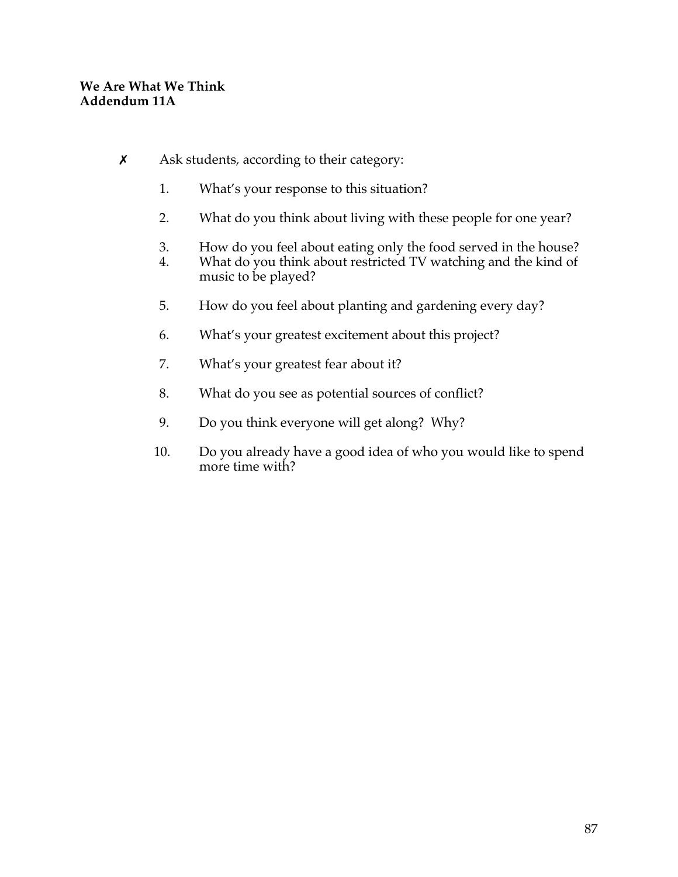**We Are What We Think**
**Addendum 11A**

✗ Ask students, according to their category:

1. What's your response to this situation?
2. What do you think about living with these people for one year?
3. How do you feel about eating only the food served in the house?
4. What do you think about restricted TV watching and the kind of music to be played?
5. How do you feel about planting and gardening every day?
6. What's your greatest excitement about this project?
7. What's your greatest fear about it?
8. What do you see as potential sources of conflict?
9. Do you think everyone will get along? Why?
10. Do you already have a good idea of who you would like to spend more time with?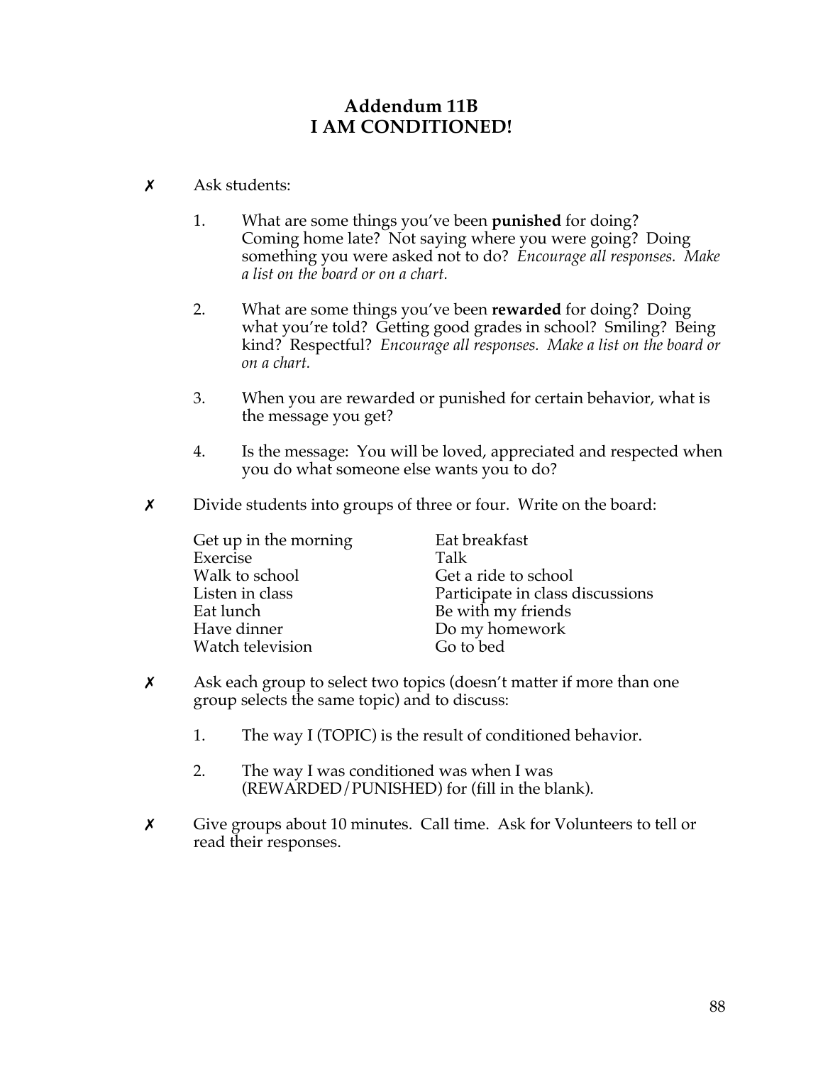# Addendum 11B
# I AM CONDITIONED!

✗ Ask students:

1. What are some things you've been **punished** for doing? Coming home late? Not saying where you were going? Doing something you were asked not to do? *Encourage all responses. Make a list on the board or on a chart.*

2. What are some things you've been **rewarded** for doing? Doing what you're told? Getting good grades in school? Smiling? Being kind? Respectful? *Encourage all responses. Make a list on the board or on a chart.*

3. When you are rewarded or punished for certain behavior, what is the message you get?

4. Is the message: You will be loved, appreciated and respected when you do what someone else wants you to do?

✗ Divide students into groups of three or four. Write on the board:

| | |
|---|---|
| Get up in the morning | Eat breakfast |
| Exercise | Talk |
| Walk to school | Get a ride to school |
| Listen in class | Participate in class discussions |
| Eat lunch | Be with my friends |
| Have dinner | Do my homework |
| Watch television | Go to bed |

✗ Ask each group to select two topics (doesn't matter if more than one group selects the same topic) and to discuss:

1. The way I (TOPIC) is the result of conditioned behavior.

2. The way I was conditioned was when I was (REWARDED/PUNISHED) for (fill in the blank).

✗ Give groups about 10 minutes. Call time. Ask for Volunteers to tell or read their responses.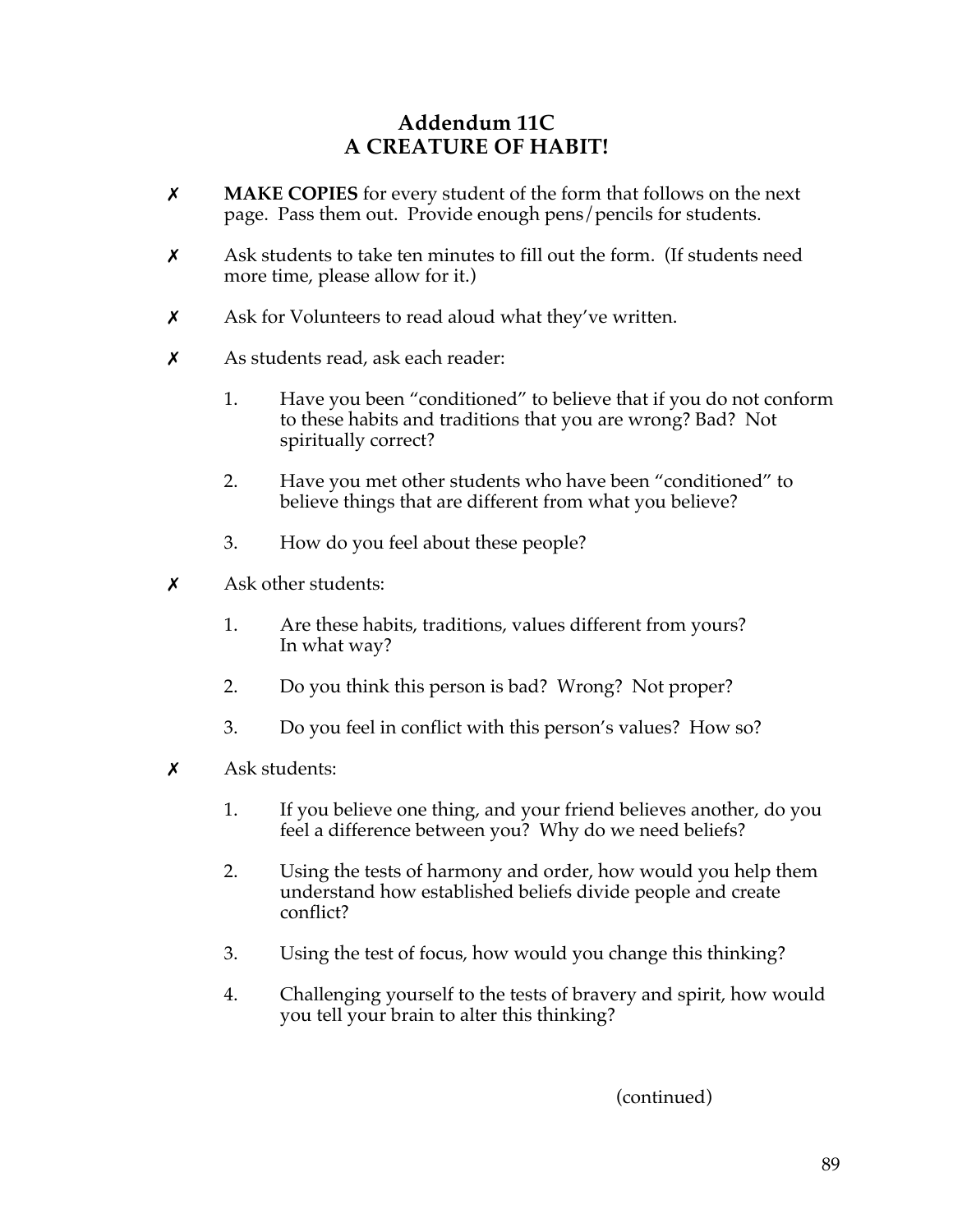# Addendum 11C
# A CREATURE OF HABIT!

- ✗ **MAKE COPIES** for every student of the form that follows on the next page. Pass them out. Provide enough pens/pencils for students.

- ✗ Ask students to take ten minutes to fill out the form. (If students need more time, please allow for it.)

- ✗ Ask for Volunteers to read aloud what they've written.

- ✗ As students read, ask each reader:

  1. Have you been "conditioned" to believe that if you do not conform to these habits and traditions that you are wrong? Bad? Not spiritually correct?

  2. Have you met other students who have been "conditioned" to believe things that are different from what you believe?

  3. How do you feel about these people?

- ✗ Ask other students:

  1. Are these habits, traditions, values different from yours? In what way?

  2. Do you think this person is bad? Wrong? Not proper?

  3. Do you feel in conflict with this person's values? How so?

- ✗ Ask students:

  1. If you believe one thing, and your friend believes another, do you feel a difference between you? Why do we need beliefs?

  2. Using the tests of harmony and order, how would you help them understand how established beliefs divide people and create conflict?

  3. Using the test of focus, how would you change this thinking?

  4. Challenging yourself to the tests of bravery and spirit, how would you tell your brain to alter this thinking?

(continued)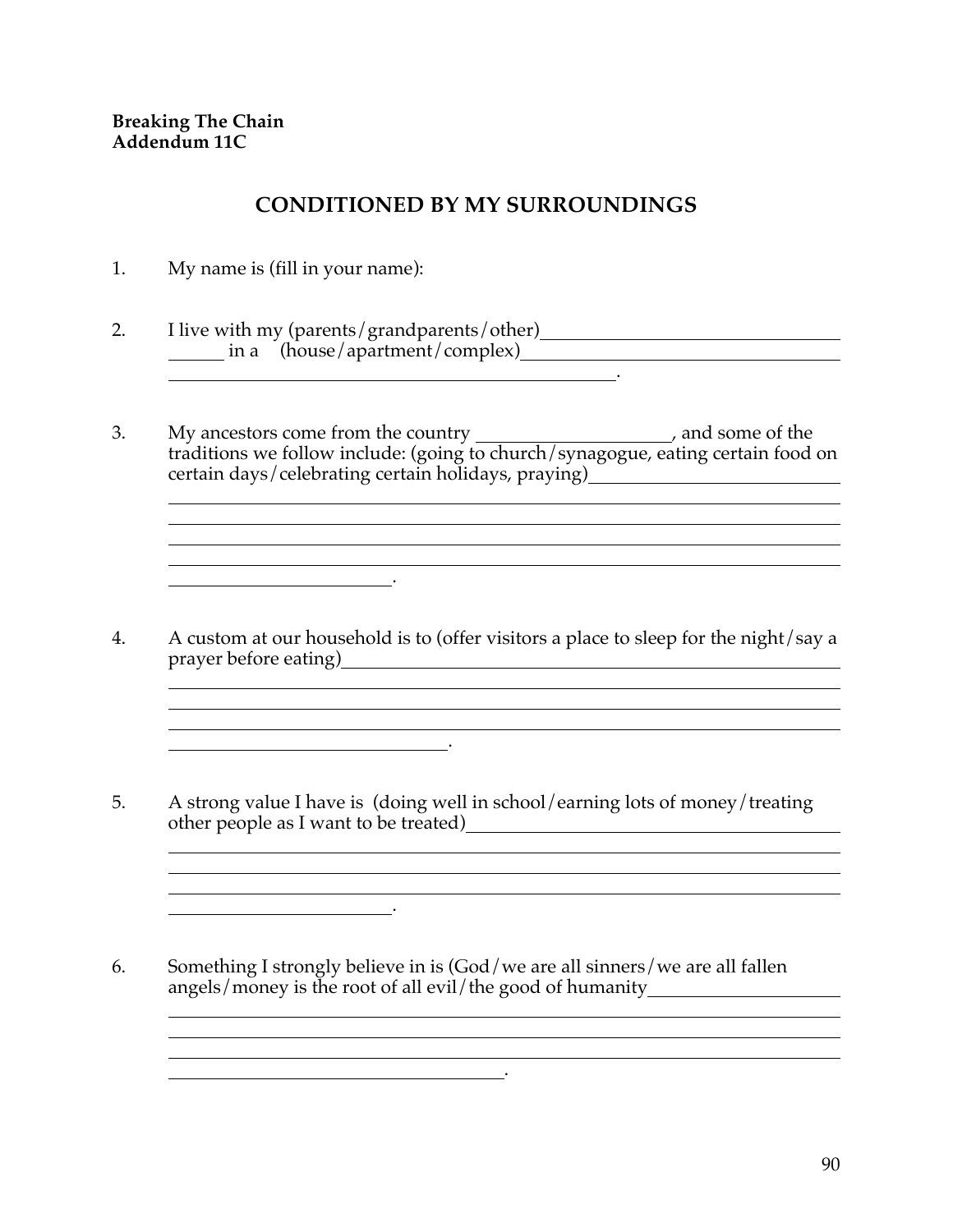**Breaking The Chain**
**Addendum 11C**

## CONDITIONED BY MY SURROUNDINGS

1. My name is (fill in your name):

2. I live with my (parents/grandparents/other)________________________________ ______ in a (house/apartment/complex)__________________________________ ________________________________________________.

3. My ancestors come from the country ____________________, and some of the traditions we follow include: (going to church/synagogue, eating certain food on certain days/celebrating certain holidays, praying)__________________________ ________________________________________________________________________ ________________________________________________________________________ ________________________________________________________________________ ________________________________________________________________________ ________________________.

4. A custom at our household is to (offer visitors a place to sleep for the night/say a prayer before eating)________________________________________________________ ________________________________________________________________________ ________________________________________________________________________ ________________________________________________________________________ ______________________________.

5. A strong value I have is (doing well in school/earning lots of money/treating other people as I want to be treated)________________________________________ ________________________________________________________________________ ________________________________________________________________________ ________________________________________________________________________ ________________________.

6. Something I strongly believe in is (God/we are all sinners/we are all fallen angels/money is the root of all evil/the good of humanity____________________ ________________________________________________________________________ ________________________________________________________________________ ________________________________________________________________________ ____________________________________.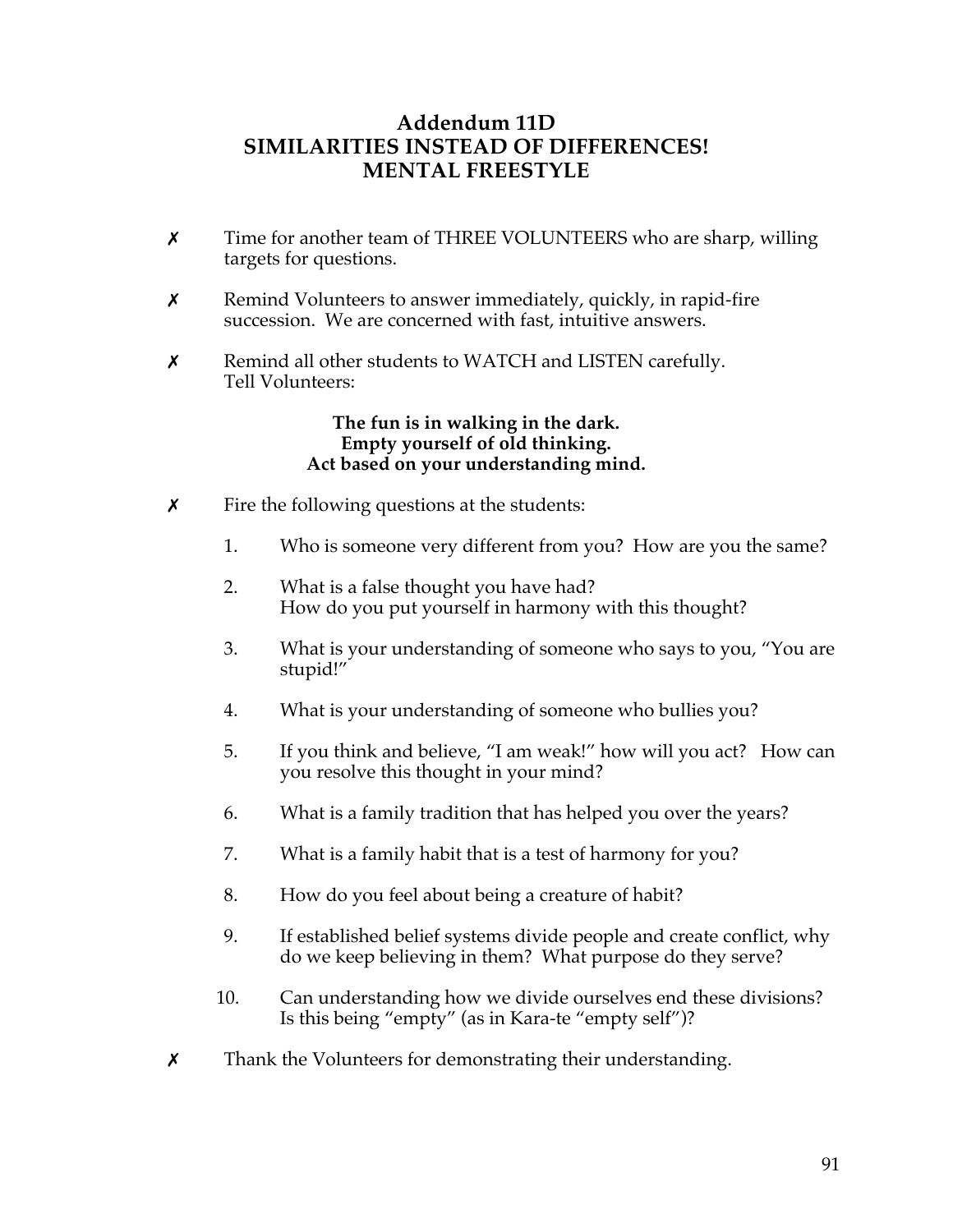# Addendum 11D
# SIMILARITIES INSTEAD OF DIFFERENCES!
# MENTAL FREESTYLE

✗ Time for another team of THREE VOLUNTEERS who are sharp, willing targets for questions.

✗ Remind Volunteers to answer immediately, quickly, in rapid-fire succession. We are concerned with fast, intuitive answers.

✗ Remind all other students to WATCH and LISTEN carefully.
Tell Volunteers:

**The fun is in walking in the dark.**
**Empty yourself of old thinking.**
**Act based on your understanding mind.**

✗ Fire the following questions at the students:

1. Who is someone very different from you? How are you the same?
2. What is a false thought you have had?
   How do you put yourself in harmony with this thought?
3. What is your understanding of someone who says to you, "You are stupid!"
4. What is your understanding of someone who bullies you?
5. If you think and believe, "I am weak!" how will you act? How can you resolve this thought in your mind?
6. What is a family tradition that has helped you over the years?
7. What is a family habit that is a test of harmony for you?
8. How do you feel about being a creature of habit?
9. If established belief systems divide people and create conflict, why do we keep believing in them? What purpose do they serve?
10. Can understanding how we divide ourselves end these divisions?
    Is this being "empty" (as in Kara-te "empty self")?

✗ Thank the Volunteers for demonstrating their understanding.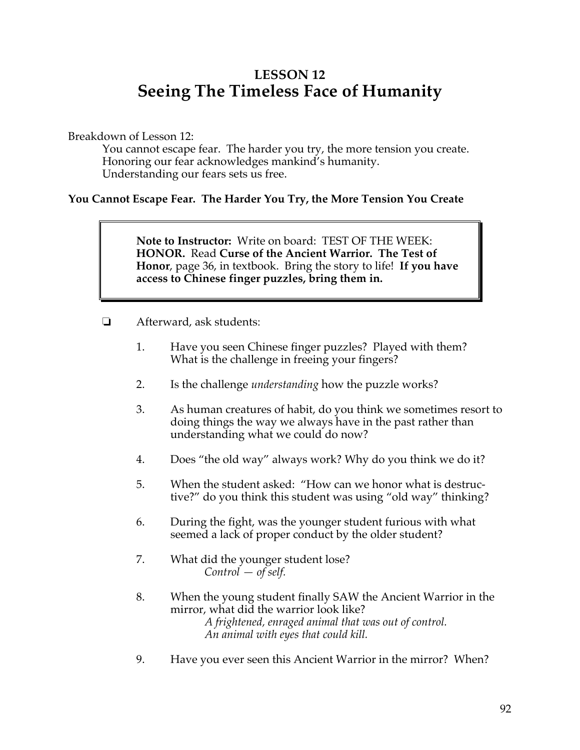# LESSON 12
## Seeing The Timeless Face of Humanity

Breakdown of Lesson 12:

You cannot escape fear. The harder you try, the more tension you create.
Honoring our fear acknowledges mankind's humanity.
Understanding our fears sets us free.

**You Cannot Escape Fear. The Harder You Try, the More Tension You Create**

> **Note to Instructor:** Write on board: TEST OF THE WEEK: **HONOR.** Read **Curse of the Ancient Warrior. The Test of Honor**, page 36, in textbook. Bring the story to life! **If you have access to Chinese finger puzzles, bring them in.**

- ❏ Afterward, ask students:

1. Have you seen Chinese finger puzzles? Played with them? What is the challenge in freeing your fingers?
2. Is the challenge *understanding* how the puzzle works?
3. As human creatures of habit, do you think we sometimes resort to doing things the way we always have in the past rather than understanding what we could do now?
4. Does "the old way" always work? Why do you think we do it?
5. When the student asked: "How can we honor what is destructive?" do you think this student was using "old way" thinking?
6. During the fight, was the younger student furious with what seemed a lack of proper conduct by the older student?
7. What did the younger student lose?
   *Control — of self.*
8. When the young student finally SAW the Ancient Warrior in the mirror, what did the warrior look like?
   *A frightened, enraged animal that was out of control.*
   *An animal with eyes that could kill.*
9. Have you ever seen this Ancient Warrior in the mirror? When?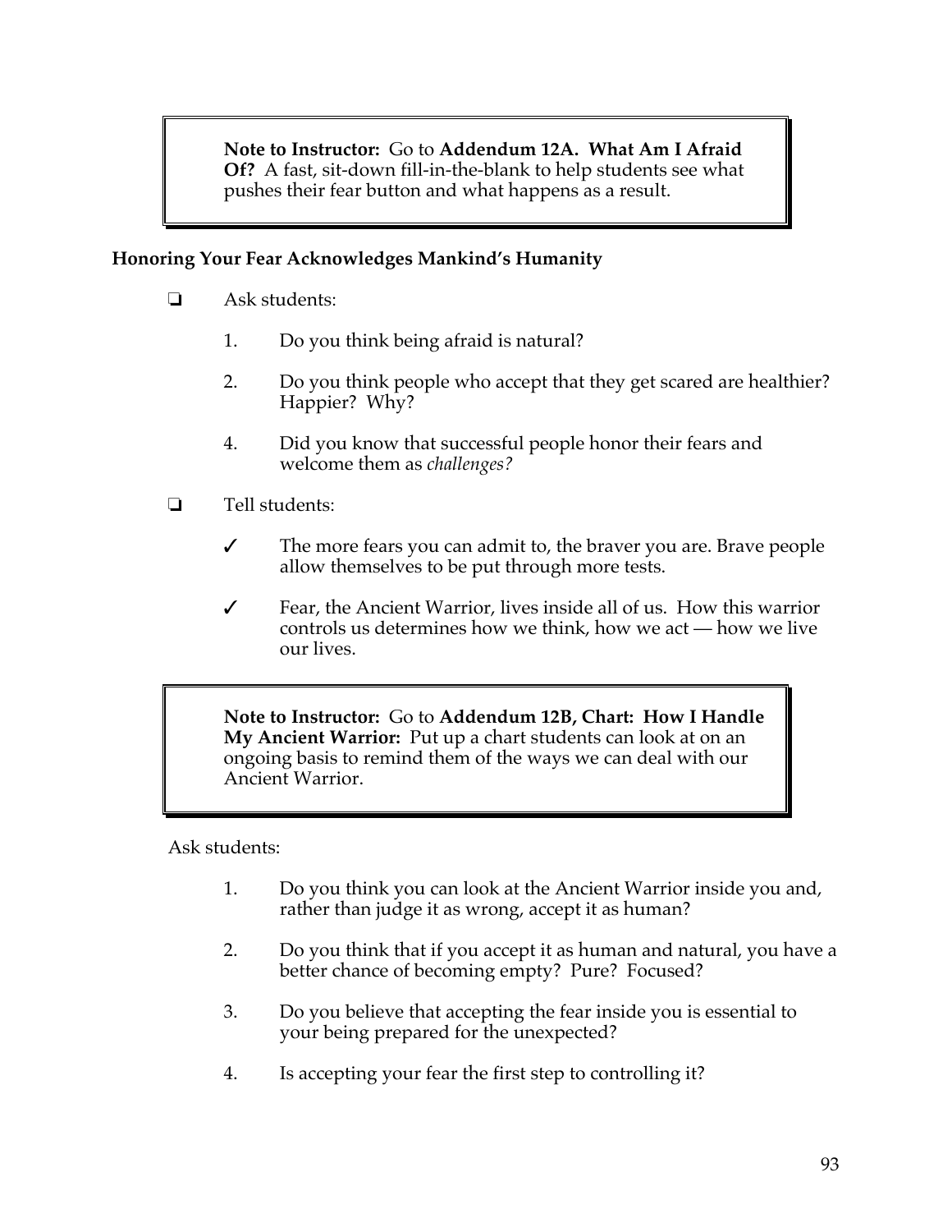> **Note to Instructor:** Go to **Addendum 12A. What Am I Afraid Of?** A fast, sit-down fill-in-the-blank to help students see what pushes their fear button and what happens as a result.

**Honoring Your Fear Acknowledges Mankind's Humanity**

❏ Ask students:

1. Do you think being afraid is natural?

2. Do you think people who accept that they get scared are healthier? Happier? Why?

4. Did you know that successful people honor their fears and welcome them as *challenges?*

❏ Tell students:

✓ The more fears you can admit to, the braver you are. Brave people allow themselves to be put through more tests.

✓ Fear, the Ancient Warrior, lives inside all of us. How this warrior controls us determines how we think, how we act — how we live our lives.

> **Note to Instructor:** Go to **Addendum 12B, Chart: How I Handle My Ancient Warrior:** Put up a chart students can look at on an ongoing basis to remind them of the ways we can deal with our Ancient Warrior.

Ask students:

1. Do you think you can look at the Ancient Warrior inside you and, rather than judge it as wrong, accept it as human?

2. Do you think that if you accept it as human and natural, you have a better chance of becoming empty? Pure? Focused?

3. Do you believe that accepting the fear inside you is essential to your being prepared for the unexpected?

4. Is accepting your fear the first step to controlling it?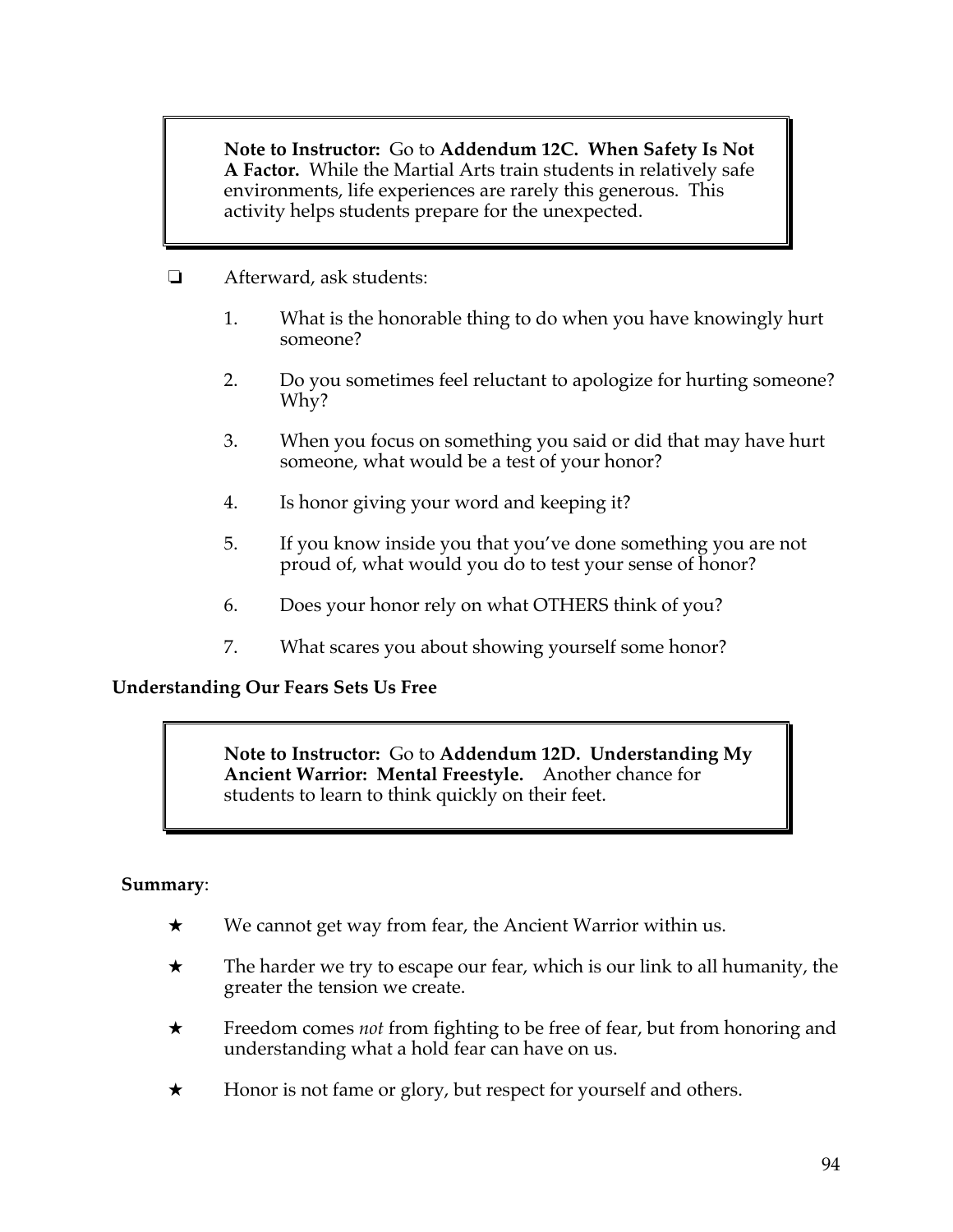> **Note to Instructor:** Go to **Addendum 12C. When Safety Is Not A Factor.** While the Martial Arts train students in relatively safe environments, life experiences are rarely this generous. This activity helps students prepare for the unexpected.

- ❏ Afterward, ask students:

  1. What is the honorable thing to do when you have knowingly hurt someone?
  2. Do you sometimes feel reluctant to apologize for hurting someone? Why?
  3. When you focus on something you said or did that may have hurt someone, what would be a test of your honor?
  4. Is honor giving your word and keeping it?
  5. If you know inside you that you've done something you are not proud of, what would you do to test your sense of honor?
  6. Does your honor rely on what OTHERS think of you?
  7. What scares you about showing yourself some honor?

**Understanding Our Fears Sets Us Free**

> **Note to Instructor:** Go to **Addendum 12D. Understanding My Ancient Warrior: Mental Freestyle.** Another chance for students to learn to think quickly on their feet.

**Summary**:

- ★ We cannot get way from fear, the Ancient Warrior within us.
- ★ The harder we try to escape our fear, which is our link to all humanity, the greater the tension we create.
- ★ Freedom comes *not* from fighting to be free of fear, but from honoring and understanding what a hold fear can have on us.
- ★ Honor is not fame or glory, but respect for yourself and others.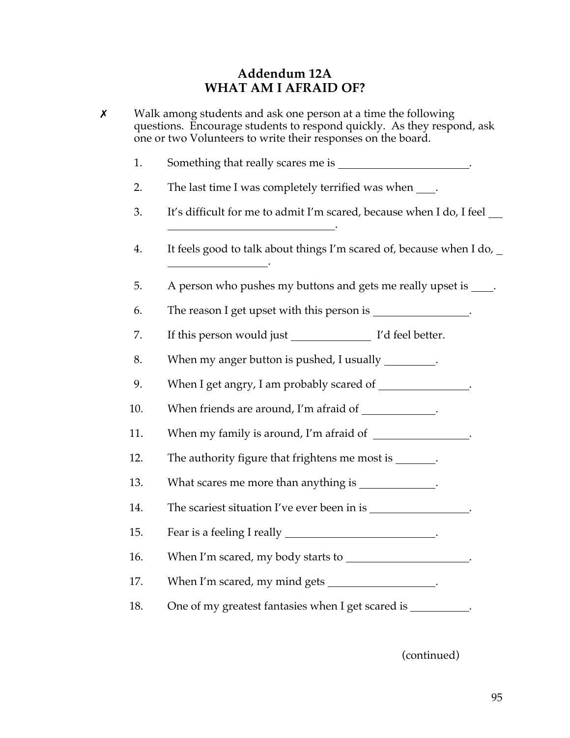## Addendum 12A
## WHAT AM I AFRAID OF?

✗ Walk among students and ask one person at a time the following questions. Encourage students to respond quickly. As they respond, ask one or or two Volunteers to write their responses on the board.

1. Something that really scares me is ________________________.
2. The last time I was completely terrified was when ___.
3. It's difficult for me to admit I'm scared, because when I do, I feel ________________________________.
4. It feels good to talk about things I'm scared of, because when I do, ___________________.
5. A person who pushes my buttons and gets me really upset is ____.
6. The reason I get upset with this person is _________________.
7. If this person would just _______________ I'd feel better.
8. When my anger button is pushed, I usually _________.
9. When I get angry, I am probably scared of ________________.
10. When friends are around, I'm afraid of _____________.
11. When my family is around, I'm afraid of _________________.
12. The authority figure that frightens me most is _______.
13. What scares me more than anything is _____________.
14. The scariest situation I've ever been in is __________________.
15. Fear is a feeling I really ____________________________.
16. When I'm scared, my body starts to ______________________.
17. When I'm scared, my mind gets ____________________.
18. One of my greatest fantasies when I get scared is __________.

(continued)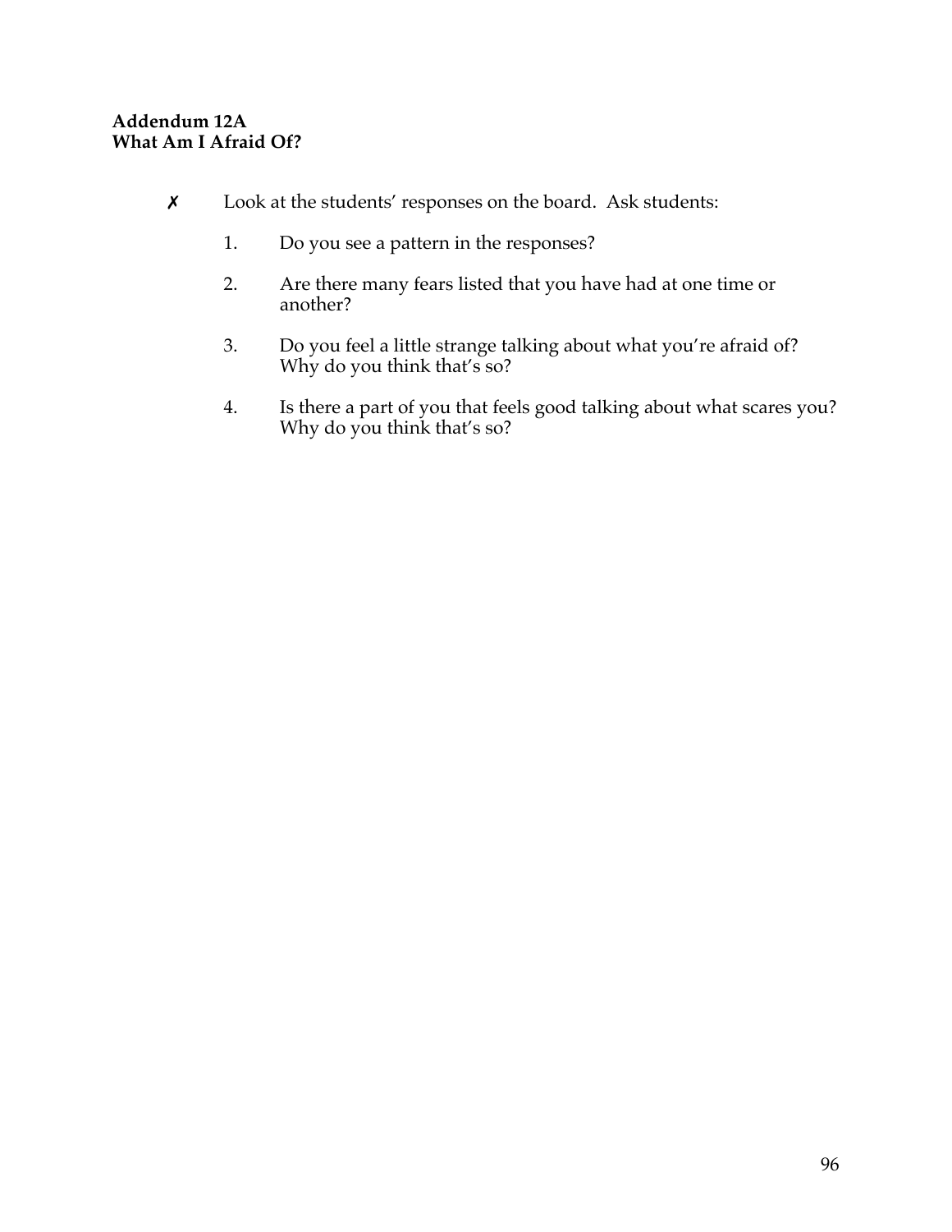**Addendum 12A**
**What Am I Afraid Of?**

✗ Look at the students' responses on the board. Ask students:

1. Do you see a pattern in the responses?

2. Are there many fears listed that you have had at one time or another?

3. Do you feel a little strange talking about what you're afraid of? Why do you think that's so?

4. Is there a part of you that feels good talking about what scares you? Why do you think that's so?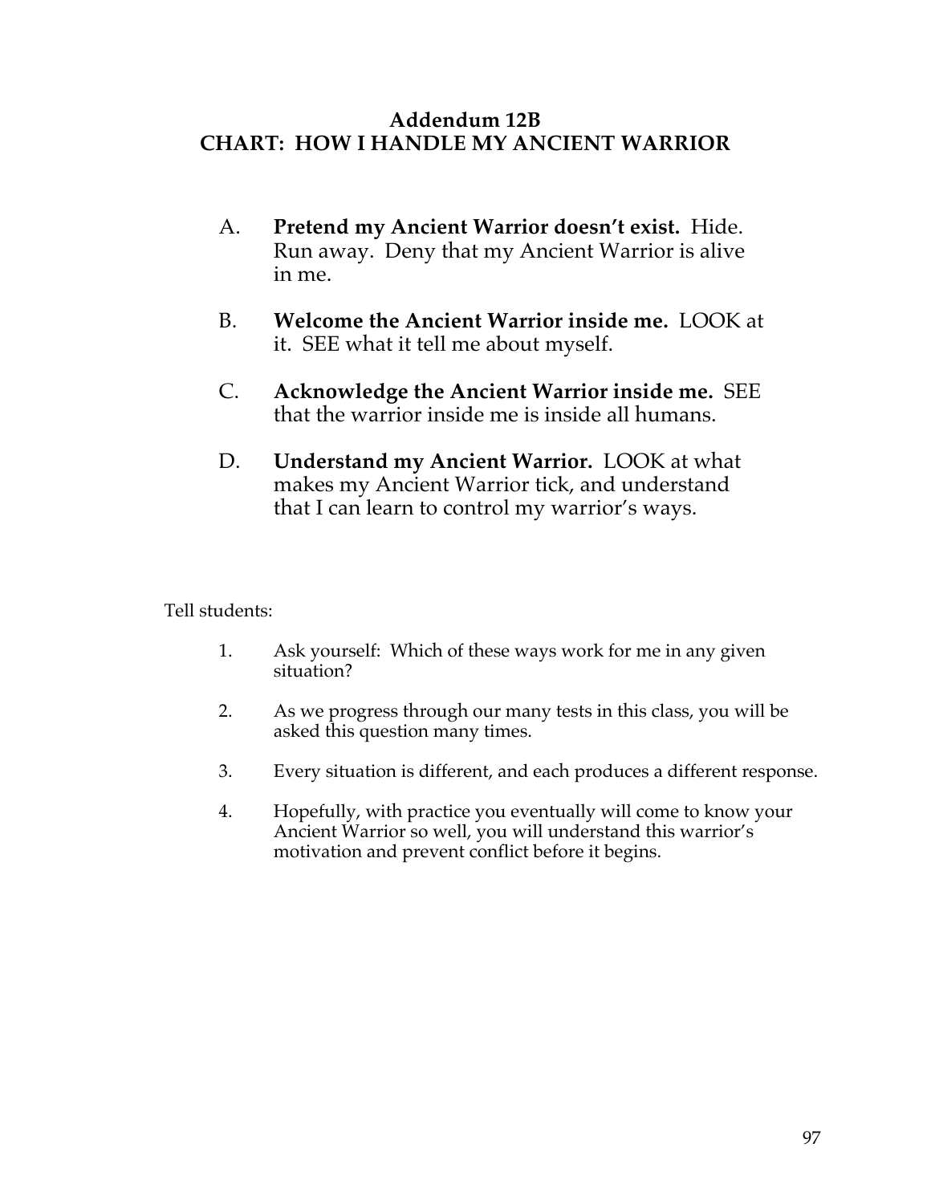# Addendum 12B
# CHART: HOW I HANDLE MY ANCIENT WARRIOR

A. **Pretend my Ancient Warrior doesn't exist.** Hide. Run away. Deny that my Ancient Warrior is alive in me.

B. **Welcome the Ancient Warrior inside me.** LOOK at it. SEE what it tell me about myself.

C. **Acknowledge the Ancient Warrior inside me.** SEE that the warrior inside me is inside all humans.

D. **Understand my Ancient Warrior.** LOOK at what makes my Ancient Warrior tick, and understand that I can learn to control my warrior's ways.

Tell students:

1. Ask yourself: Which of these ways work for me in any given situation?
2. As we progress through our many tests in this class, you will be asked this question many times.
3. Every situation is different, and each produces a different response.
4. Hopefully, with practice you eventually will come to know your Ancient Warrior so well, you will understand this warrior's motivation and prevent conflict before it begins.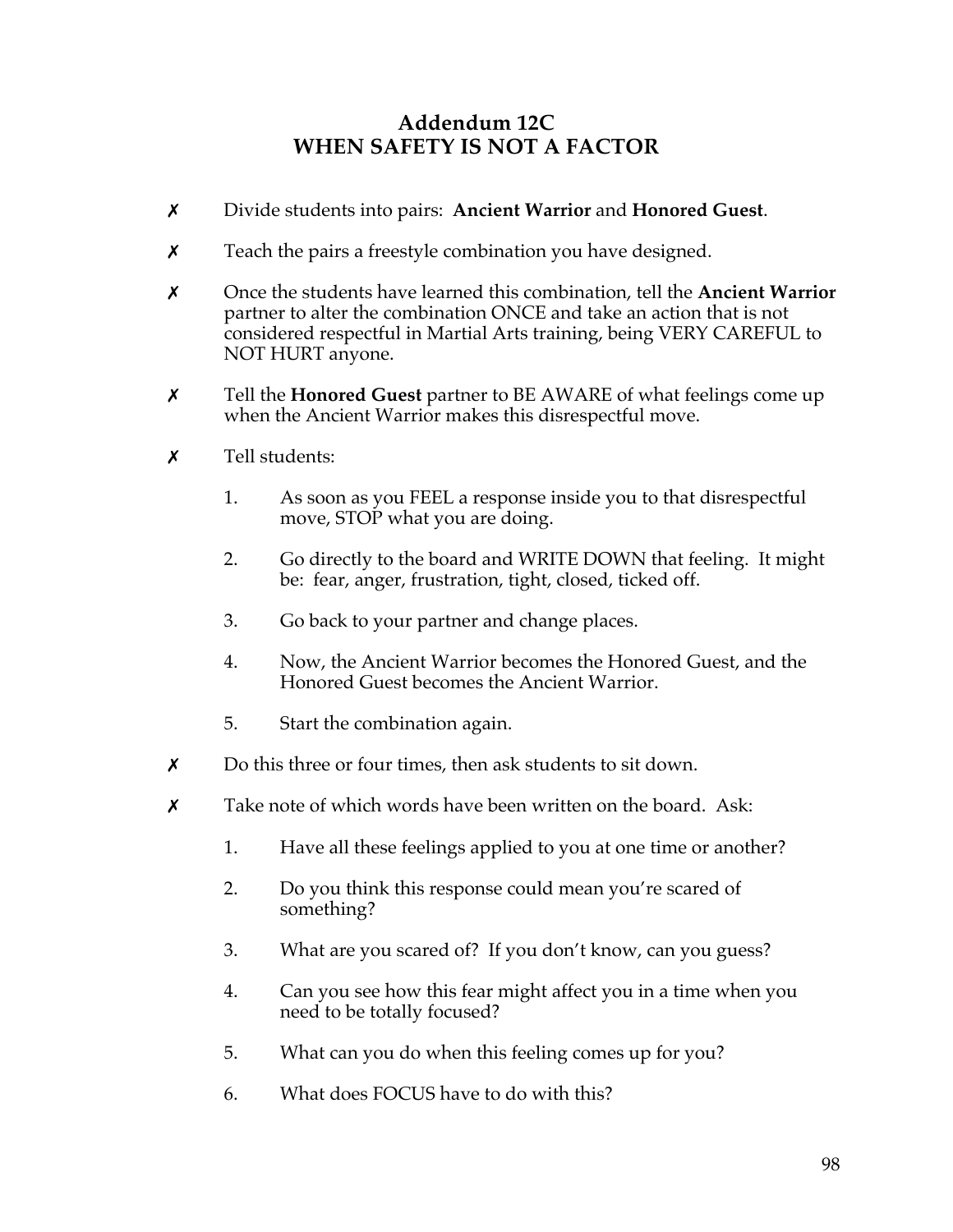# Addendum 12C
# WHEN SAFETY IS NOT A FACTOR

✗ Divide students into pairs: **Ancient Warrior** and **Honored Guest**.

✗ Teach the pairs a freestyle combination you have designed.

✗ Once the students have learned this combination, tell the **Ancient Warrior** partner to alter the combination ONCE and take an action that is not considered respectful in Martial Arts training, being VERY CAREFUL to NOT HURT anyone.

✗ Tell the **Honored Guest** partner to BE AWARE of what feelings come up when the Ancient Warrior makes this disrespectful move.

✗ Tell students:

1. As soon as you FEEL a response inside you to that disrespectful move, STOP what you are doing.
2. Go directly to the board and WRITE DOWN that feeling. It might be: fear, anger, frustration, tight, closed, ticked off.
3. Go back to your partner and change places.
4. Now, the Ancient Warrior becomes the Honored Guest, and the Honored Guest becomes the Ancient Warrior.
5. Start the combination again.

✗ Do this three or four times, then ask students to sit down.

✗ Take note of which words have been written on the board. Ask:

1. Have all these feelings applied to you at one time or another?
2. Do you think this response could mean you're scared of something?
3. What are you scared of? If you don't know, can you guess?
4. Can you see how this fear might affect you in a time when you need to be totally focused?
5. What can you do when this feeling comes up for you?
6. What does FOCUS have to do with this?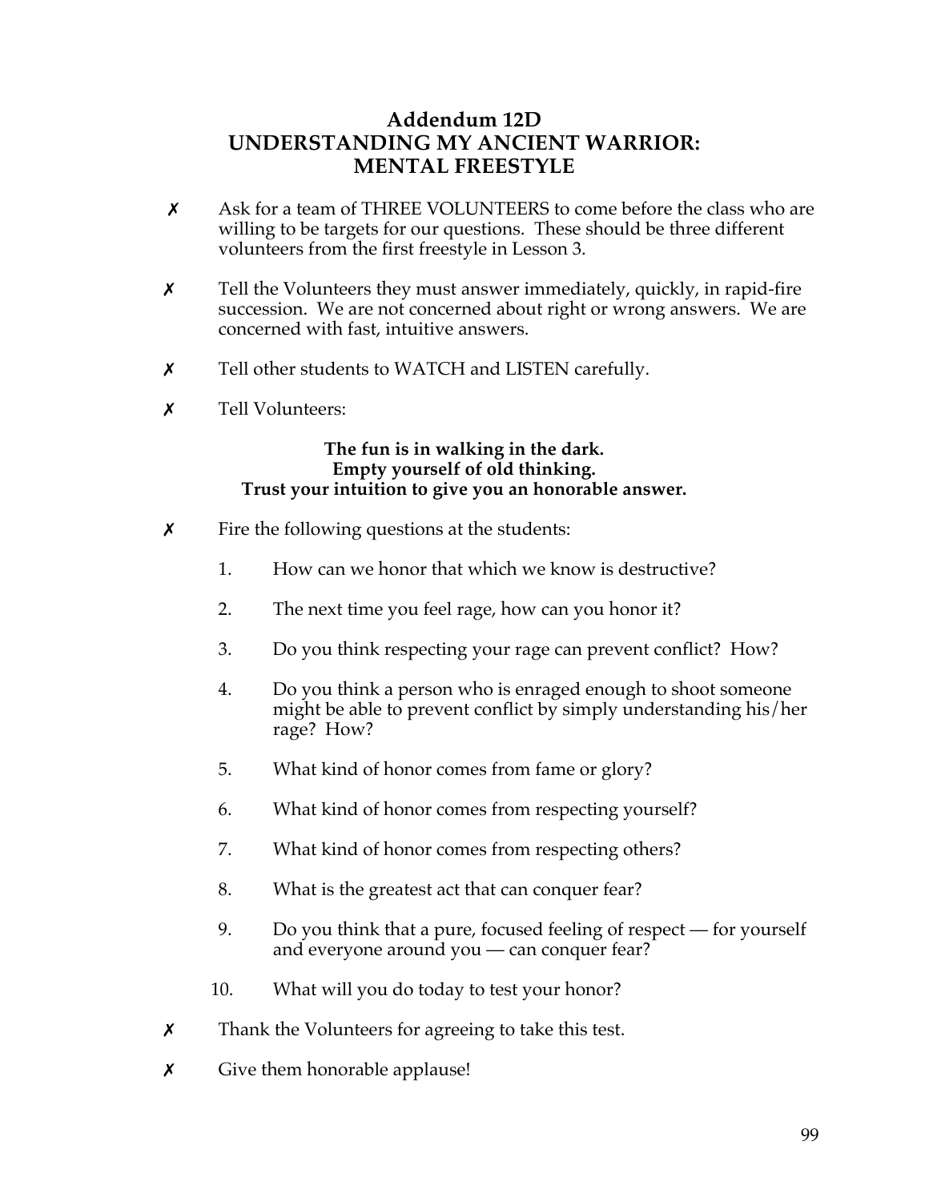# Addendum 12D
# UNDERSTANDING MY ANCIENT WARRIOR: MENTAL FREESTYLE

✗ Ask for a team of THREE VOLUNTEERS to come before the class who are willing to be targets for our questions. These should be three different volunteers from the first freestyle in Lesson 3.

✗ Tell the Volunteers they must answer immediately, quickly, in rapid-fire succession. We are not concerned about right or wrong answers. We are concerned with fast, intuitive answers.

✗ Tell other students to WATCH and LISTEN carefully.

✗ Tell Volunteers:

**The fun is in walking in the dark.**
**Empty yourself of old thinking.**
**Trust your intuition to give you an honorable answer.**

✗ Fire the following questions at the students:

1. How can we honor that which we know is destructive?
2. The next time you feel rage, how can you honor it?
3. Do you think respecting your rage can prevent conflict? How?
4. Do you think a person who is enraged enough to shoot someone might be able to prevent conflict by simply understanding his/her rage? How?
5. What kind of honor comes from fame or glory?
6. What kind of honor comes from respecting yourself?
7. What kind of honor comes from respecting others?
8. What is the greatest act that can conquer fear?
9. Do you think that a pure, focused feeling of respect — for yourself and everyone around you — can conquer fear?
10. What will you do today to test your honor?

✗ Thank the Volunteers for agreeing to take this test.

✗ Give them honorable applause!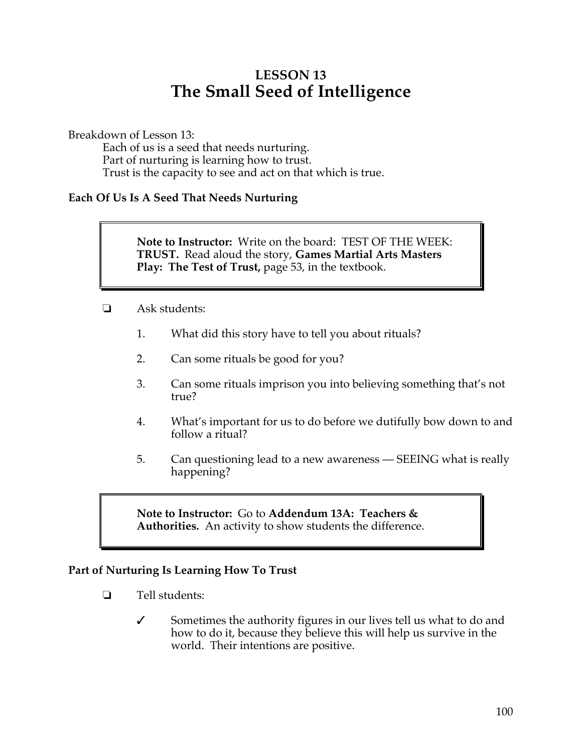# LESSON 13
# The Small Seed of Intelligence

Breakdown of Lesson 13:

Each of us is a seed that needs nurturing.
Part of nurturing is learning how to trust.
Trust is the capacity to see and act on that which is true.

### Each Of Us Is A Seed That Needs Nurturing

> **Note to Instructor:** Write on the board: TEST OF THE WEEK: **TRUST.** Read aloud the story, **Games Martial Arts Masters Play: The Test of Trust,** page 53, in the textbook.

❏ Ask students:

1. What did this story have to tell you about rituals?
2. Can some rituals be good for you?
3. Can some rituals imprison you into believing something that's not true?
4. What's important for us to do before we dutifully bow down to and follow a ritual?
5. Can questioning lead to a new awareness — SEEING what is really happening?

> **Note to Instructor:** Go to **Addendum 13A: Teachers & Authorities.** An activity to show students the difference.

### Part of Nurturing Is Learning How To Trust

❏ Tell students:

✓ Sometimes the authority figures in our lives tell us what to do and how to do it, because they believe this will help us survive in the world. Their intentions are positive.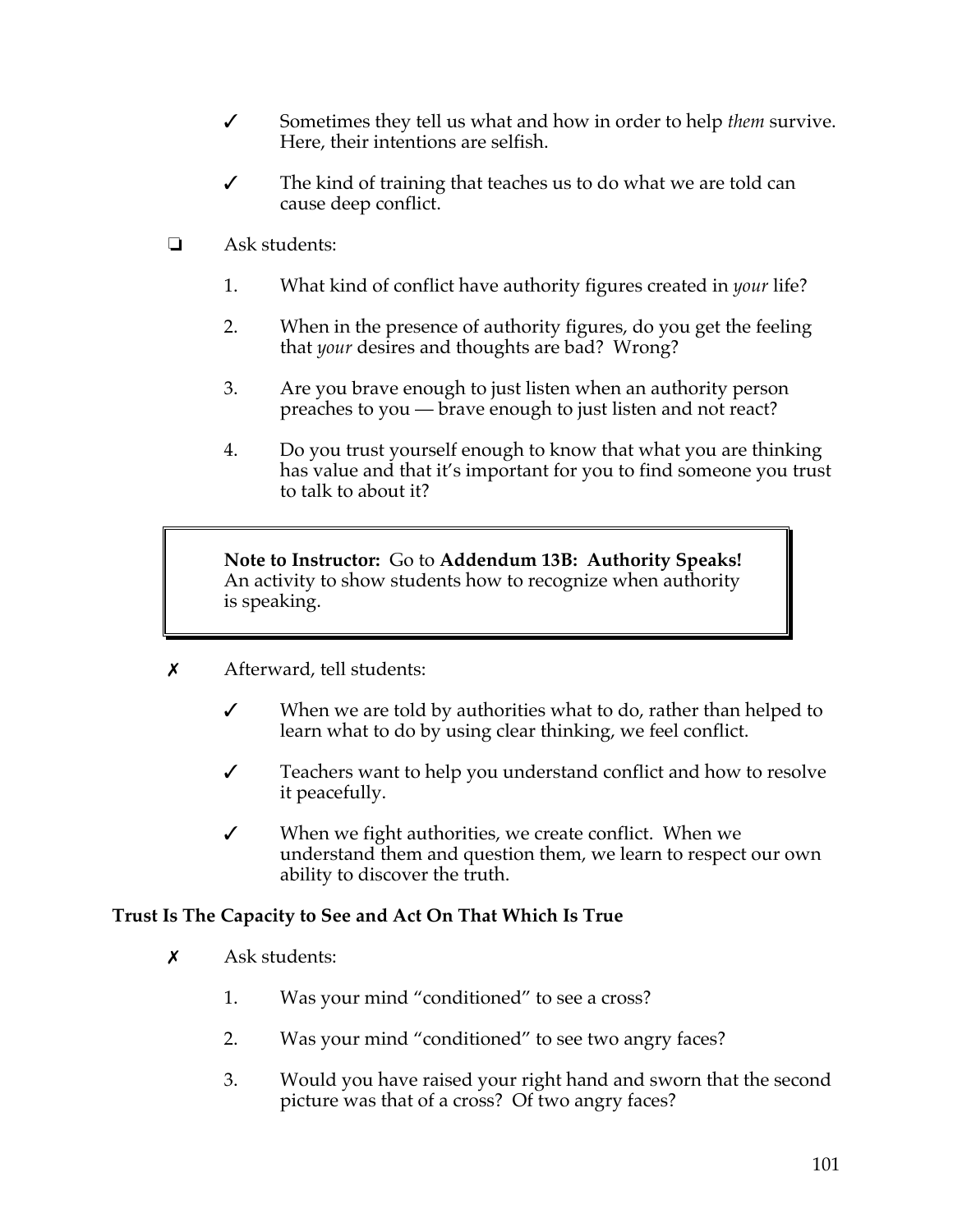- ✓ Sometimes they tell us what and how in order to help *them* survive. Here, their intentions are selfish.

- ✓ The kind of training that teaches us to do what we are told can cause deep conflict.

❏ Ask students:

1. What kind of conflict have authority figures created in *your* life?

2. When in the presence of authority figures, do you get the feeling that *your* desires and thoughts are bad? Wrong?

3. Are you brave enough to just listen when an authority person preaches to you — brave enough to just listen and not react?

4. Do you trust yourself enough to know that what you are thinking has value and that it's important for you to find someone you trust to talk to about it?

> **Note to Instructor:** Go to **Addendum 13B: Authority Speaks!** An activity to show students how to recognize when authority is speaking.

✗ Afterward, tell students:

- ✓ When we are told by authorities what to do, rather than helped to learn what to do by using clear thinking, we feel conflict.

- ✓ Teachers want to help you understand conflict and how to resolve it peacefully.

- ✓ When we fight authorities, we create conflict. When we understand them and question them, we learn to respect our own ability to discover the truth.

**Trust Is The Capacity to See and Act On That Which Is True**

✗ Ask students:

1. Was your mind "conditioned" to see a cross?

2. Was your mind "conditioned" to see two angry faces?

3. Would you have raised your right hand and sworn that the second picture was that of a cross? Of two angry faces?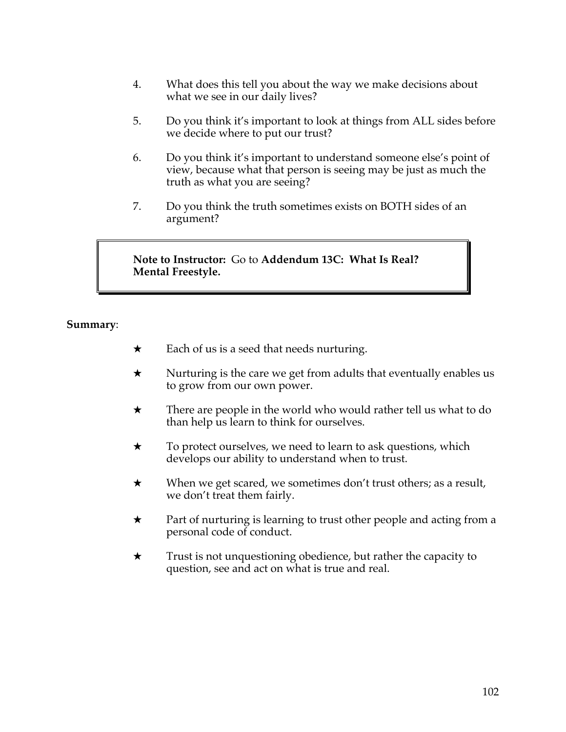4. What does this tell you about the way we make decisions about what we see in our daily lives?

5. Do you think it's important to look at things from ALL sides before we decide where to put our trust?

6. Do you think it's important to understand someone else's point of view, because what that person is seeing may be just as much the truth as what you are seeing?

7. Do you think the truth sometimes exists on BOTH sides of an argument?

> **Note to Instructor:** Go to **Addendum 13C: What Is Real? Mental Freestyle.**

**Summary**:

★ Each of us is a seed that needs nurturing.

★ Nurturing is the care we get from adults that eventually enables us to grow from our own power.

★ There are people in the world who would rather tell us what to do than help us learn to think for ourselves.

★ To protect ourselves, we need to learn to ask questions, which develops our ability to understand when to trust.

★ When we get scared, we sometimes don't trust others; as a result, we don't treat them fairly.

★ Part of nurturing is learning to trust other people and acting from a personal code of conduct.

★ Trust is not unquestioning obedience, but rather the capacity to question, see and act on what is true and real.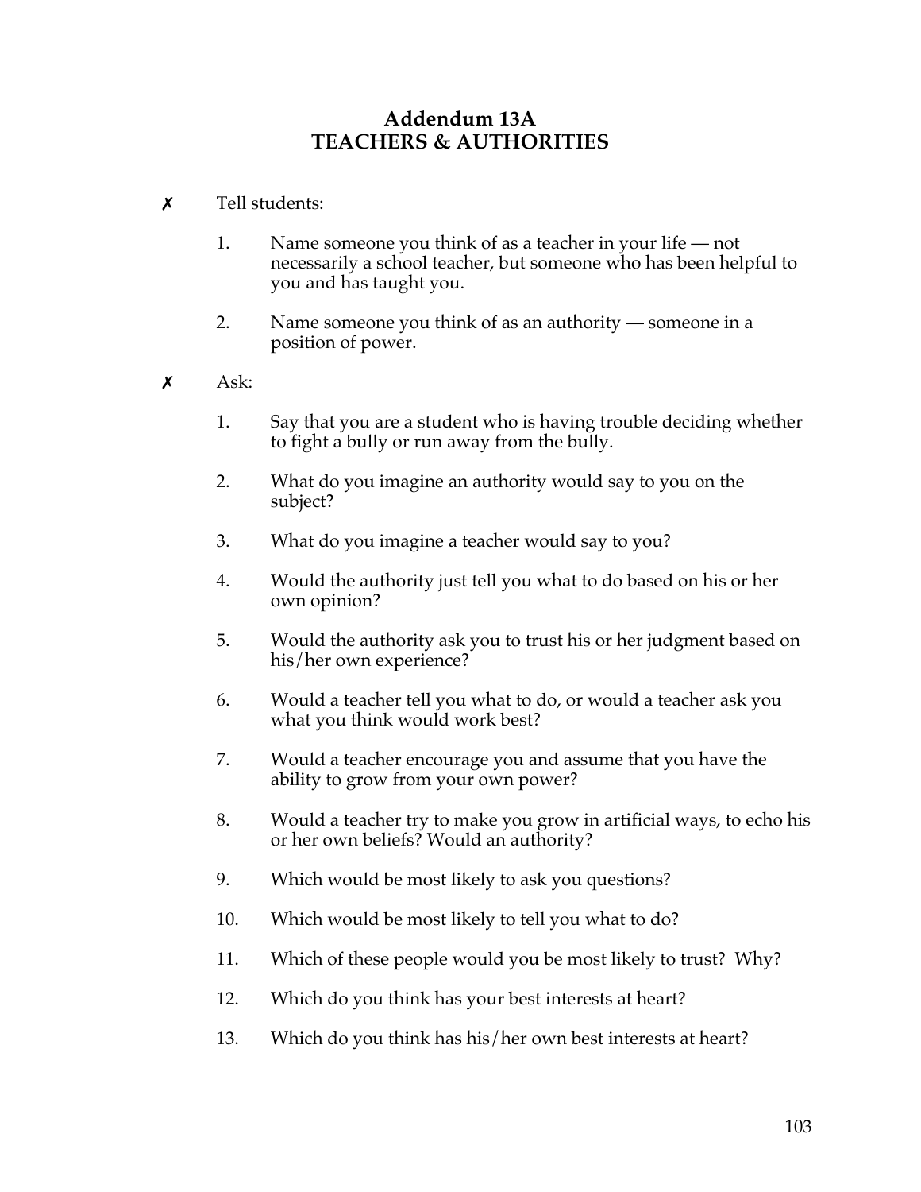# Addendum 13A
# TEACHERS & AUTHORITIES

✗ Tell students:

1. Name someone you think of as a teacher in your life — not necessarily a school teacher, but someone who has been helpful to you and has taught you.

2. Name someone you think of as an authority — someone in a position of power.

✗ Ask:

1. Say that you are a student who is having trouble deciding whether to fight a bully or run away from the bully.

2. What do you imagine an authority would say to you on the subject?

3. What do you imagine a teacher would say to you?

4. Would the authority just tell you what to do based on his or her own opinion?

5. Would the authority ask you to trust his or her judgment based on his/her own experience?

6. Would a teacher tell you what to do, or would a teacher ask you what you think would work best?

7. Would a teacher encourage you and assume that you have the ability to grow from your own power?

8. Would a teacher try to make you grow in artificial ways, to echo his or her own beliefs? Would an authority?

9. Which would be most likely to ask you questions?

10. Which would be most likely to tell you what to do?

11. Which of these people would you be most likely to trust? Why?

12. Which do you think has your best interests at heart?

13. Which do you think has his/her own best interests at heart?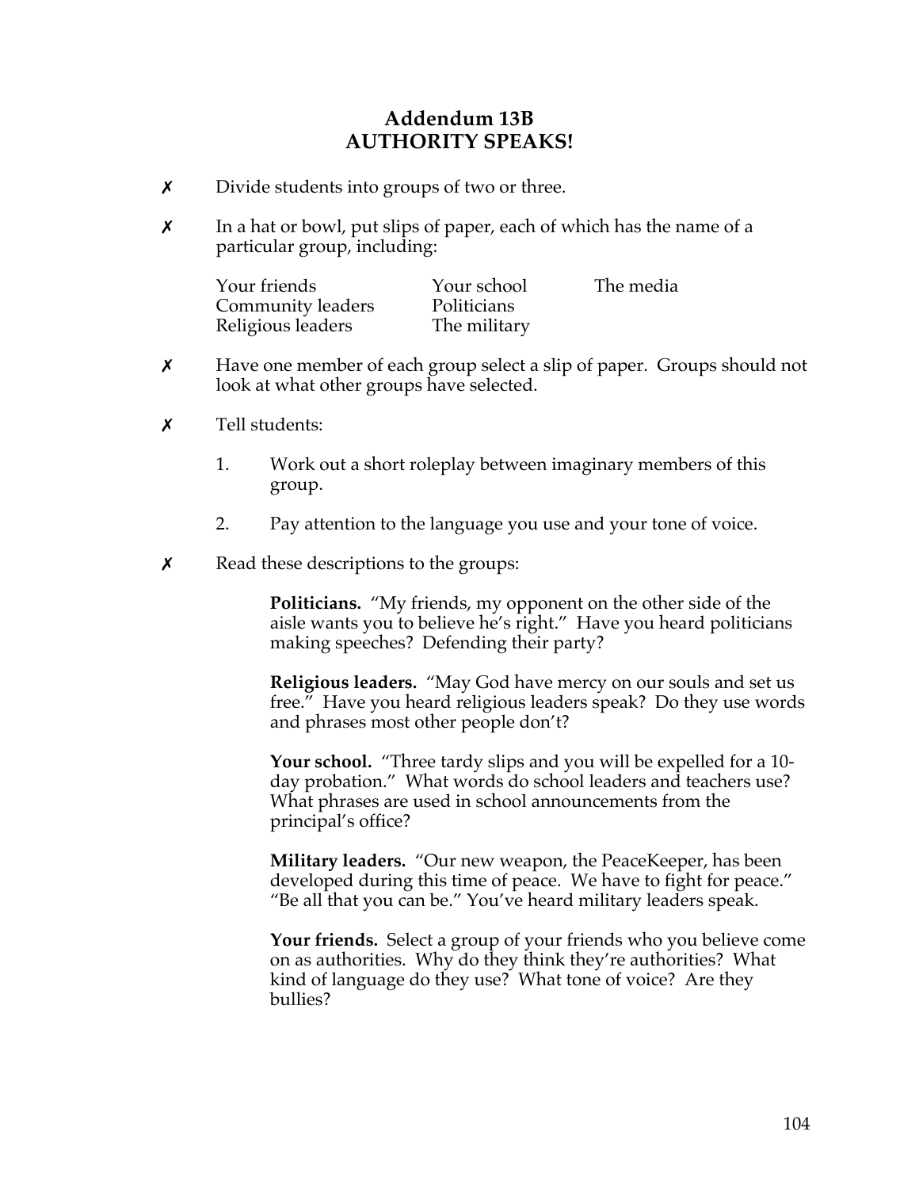# Addendum 13B
# AUTHORITY SPEAKS!

- ✗ Divide students into groups of two or three.

- ✗ In a hat or bowl, put slips of paper, each of which has the name of a particular group, including:

| | | |
|---|---|---|
| Your friends | Your school | The media |
| Community leaders | Politicians | |
| Religious leaders | The military | |

- ✗ Have one member of each group select a slip of paper. Groups should not look at what other groups have selected.

- ✗ Tell students:

  1. Work out a short roleplay between imaginary members of this group.

  2. Pay attention to the language you use and your tone of voice.

- ✗ Read these descriptions to the groups:

  **Politicians.** "My friends, my opponent on the other side of the aisle wants you to believe he's right." Have you heard politicians making speeches? Defending their party?

  **Religious leaders.** "May God have mercy on our souls and set us free." Have you heard religious leaders speak? Do they use words and phrases most other people don't?

  **Your school.** "Three tardy slips and you will be expelled for a 10-day probation." What words do school leaders and teachers use? What phrases are used in school announcements from the principal's office?

  **Military leaders.** "Our new weapon, the PeaceKeeper, has been developed during this time of peace. We have to fight for peace." "Be all that you can be." You've heard military leaders speak.

  **Your friends.** Select a group of your friends who you believe come on as authorities. Why do they think they're authorities? What kind of language do they use? What tone of voice? Are they bullies?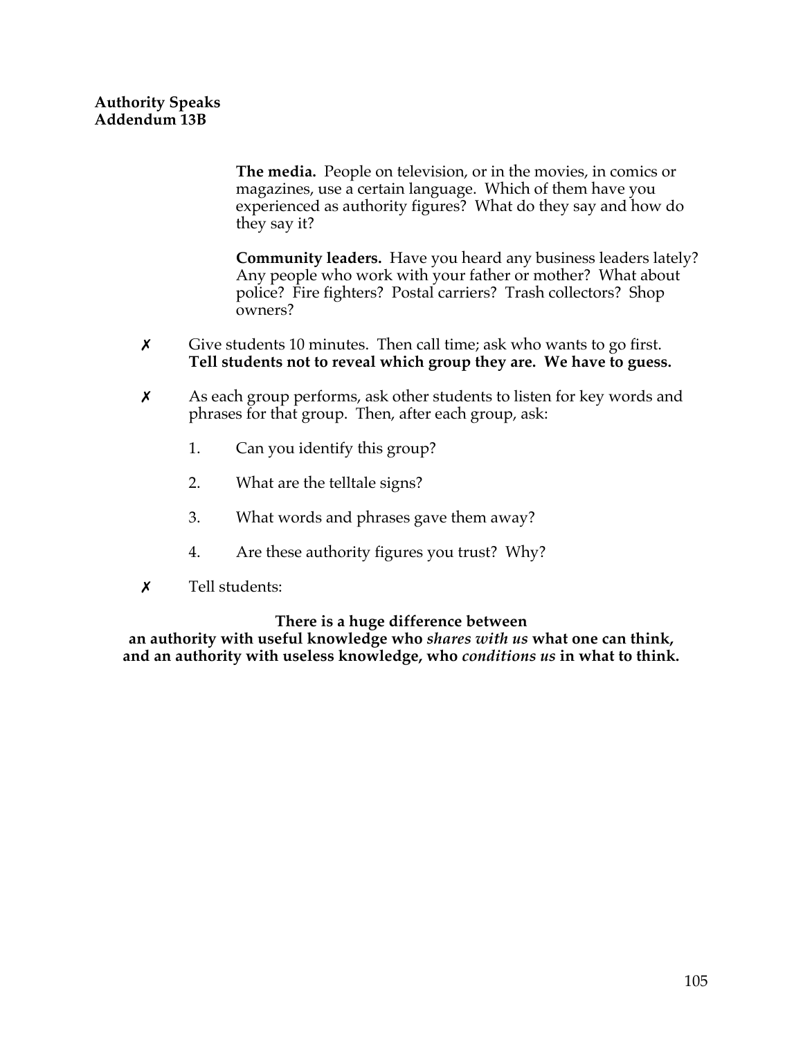**Authority Speaks**
**Addendum 13B**

**The media.** People on television, or in the movies, in comics or magazines, use a certain language. Which of them have you experienced as authority figures? What do they say and how do they say it?

**Community leaders.** Have you heard any business leaders lately? Any people who work with your father or mother? What about police? Fire fighters? Postal carriers? Trash collectors? Shop owners?

✗ Give students 10 minutes. Then call time; ask who wants to go first. **Tell students not to reveal which group they are. We have to guess.**

✗ As each group performs, ask other students to listen for key words and phrases for that group. Then, after each group, ask:

1. Can you identify this group?
2. What are the telltale signs?
3. What words and phrases gave them away?
4. Are these authority figures you trust? Why?

✗ Tell students:

**There is a huge difference between an authority with useful knowledge who *shares with us* what one can think, and an authority with useless knowledge, who *conditions us* in what to think.**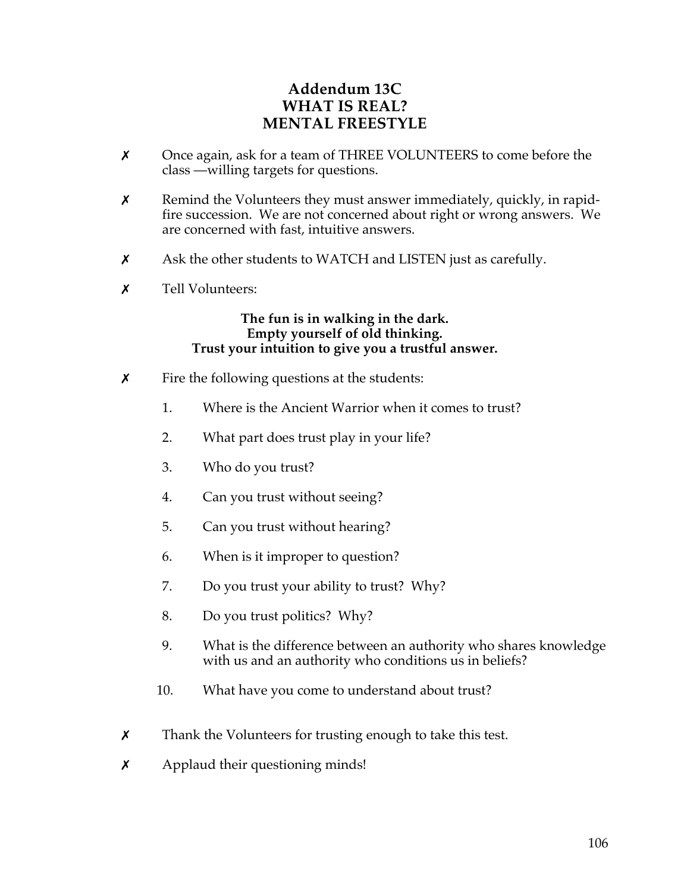# Addendum 13C
# WHAT IS REAL?
# MENTAL FREESTYLE

- ✗ Once again, ask for a team of THREE VOLUNTEERS to come before the class —willing targets for questions.
- ✗ Remind the Volunteers they must answer immediately, quickly, in rapid-fire succession. We are not concerned about right or wrong answers. We are concerned with fast, intuitive answers.
- ✗ Ask the other students to WATCH and LISTEN just as carefully.
- ✗ Tell Volunteers:

**The fun is in walking in the dark.**
**Empty yourself of old thinking.**
**Trust your intuition to give you a trustful answer.**

- ✗ Fire the following questions at the students:

    1. Where is the Ancient Warrior when it comes to trust?
    2. What part does trust play in your life?
    3. Who do you trust?
    4. Can you trust without seeing?
    5. Can you trust without hearing?
    6. When is it improper to question?
    7. Do you trust your ability to trust? Why?
    8. Do you trust politics? Why?
    9. What is the difference between an authority who shares knowledge with us and an authority who conditions us in beliefs?
    10. What have you come to understand about trust?

- ✗ Thank the Volunteers for trusting enough to take this test.
- ✗ Applaud their questioning minds!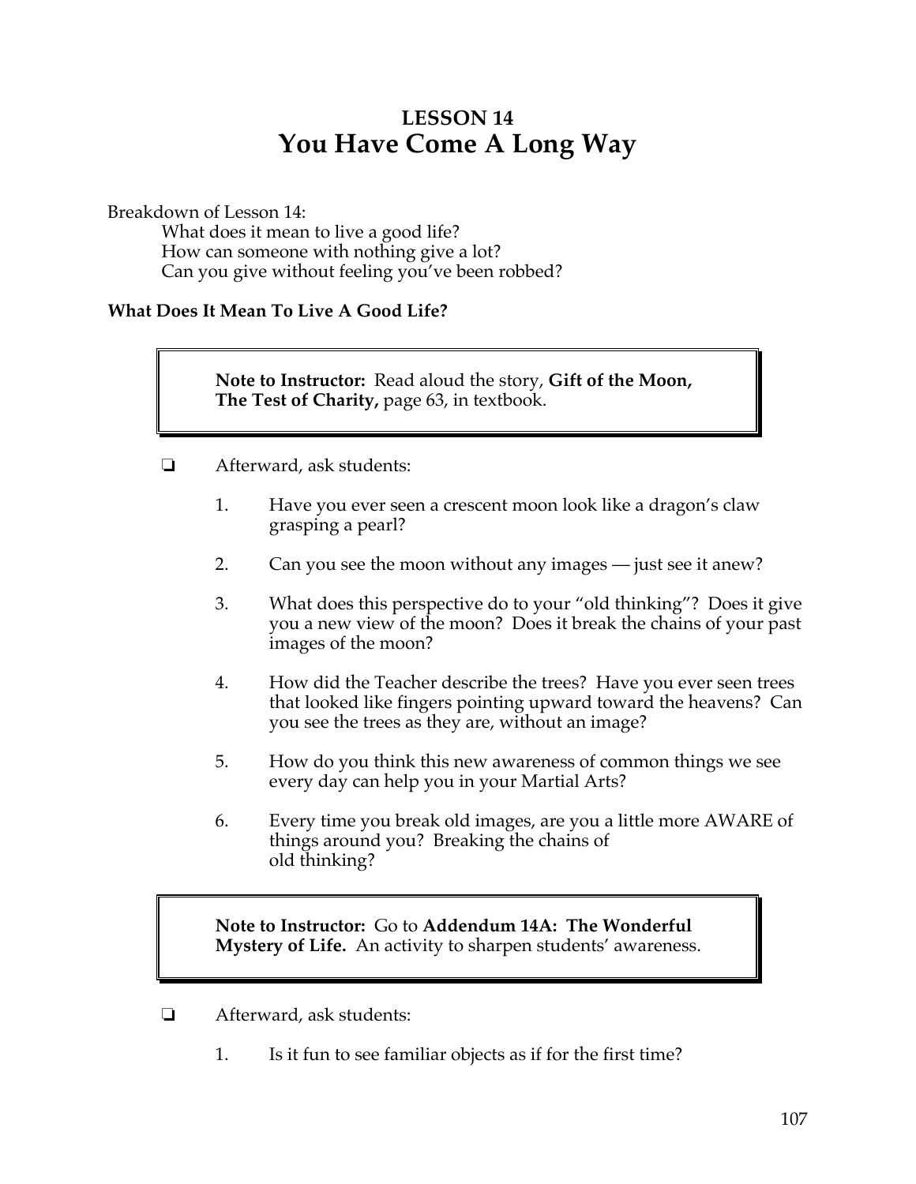# LESSON 14
# You Have Come A Long Way

Breakdown of Lesson 14:

What does it mean to live a good life?
How can someone with nothing give a lot?
Can you give without feeling you've been robbed?

### What Does It Mean To Live A Good Life?

> **Note to Instructor:** Read aloud the story, **Gift of the Moon, The Test of Charity,** page 63, in textbook.

❏ Afterward, ask students:

1. Have you ever seen a crescent moon look like a dragon's claw grasping a pearl?
2. Can you see the moon without any images — just see it anew?
3. What does this perspective do to your "old thinking"? Does it give you a new view of the moon? Does it break the chains of your past images of the moon?
4. How did the Teacher describe the trees? Have you ever seen trees that looked like fingers pointing upward toward the heavens? Can you see the trees as they are, without an image?
5. How do you think this new awareness of common things we see every day can help you in your Martial Arts?
6. Every time you break old images, are you a little more AWARE of things around you? Breaking the chains of old thinking?

> **Note to Instructor:** Go to **Addendum 14A: The Wonderful Mystery of Life.** An activity to sharpen students' awareness.

❏ Afterward, ask students:

1. Is it fun to see familiar objects as if for the first time?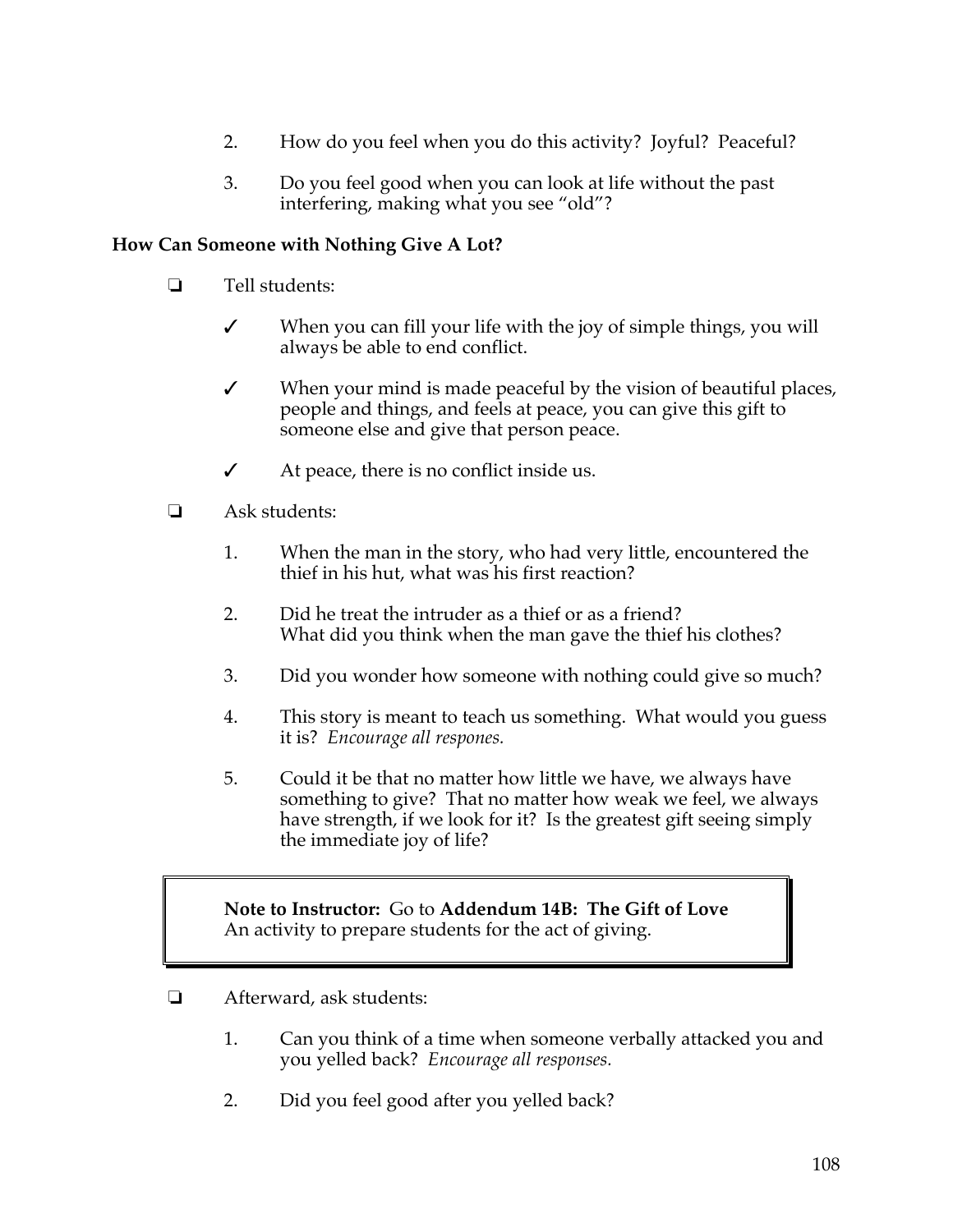2. How do you feel when you do this activity? Joyful? Peaceful?

3. Do you feel good when you can look at life without the past interfering, making what you see "old"?

**How Can Someone with Nothing Give A Lot?**

❏ Tell students:

✓ When you can fill your life with the joy of simple things, you will always be able to end conflict.

✓ When your mind is made peaceful by the vision of beautiful places, people and things, and feels at peace, you can give this gift to someone else and give that person peace.

✓ At peace, there is no conflict inside us.

❏ Ask students:

1. When the man in the story, who had very little, encountered the thief in his hut, what was his first reaction?

2. Did he treat the intruder as a thief or as a friend? What did you think when the man gave the thief his clothes?

3. Did you wonder how someone with nothing could give so much?

4. This story is meant to teach us something. What would you guess it is? *Encourage all respones.*

5. Could it be that no matter how little we have, we always have something to give? That no matter how weak we feel, we always have strength, if we look for it? Is the greatest gift seeing simply the immediate joy of life?

> **Note to Instructor:** Go to **Addendum 14B: The Gift of Love**
> An activity to prepare students for the act of giving.

❏ Afterward, ask students:

1. Can you think of a time when someone verbally attacked you and you yelled back? *Encourage all responses.*

2. Did you feel good after you yelled back?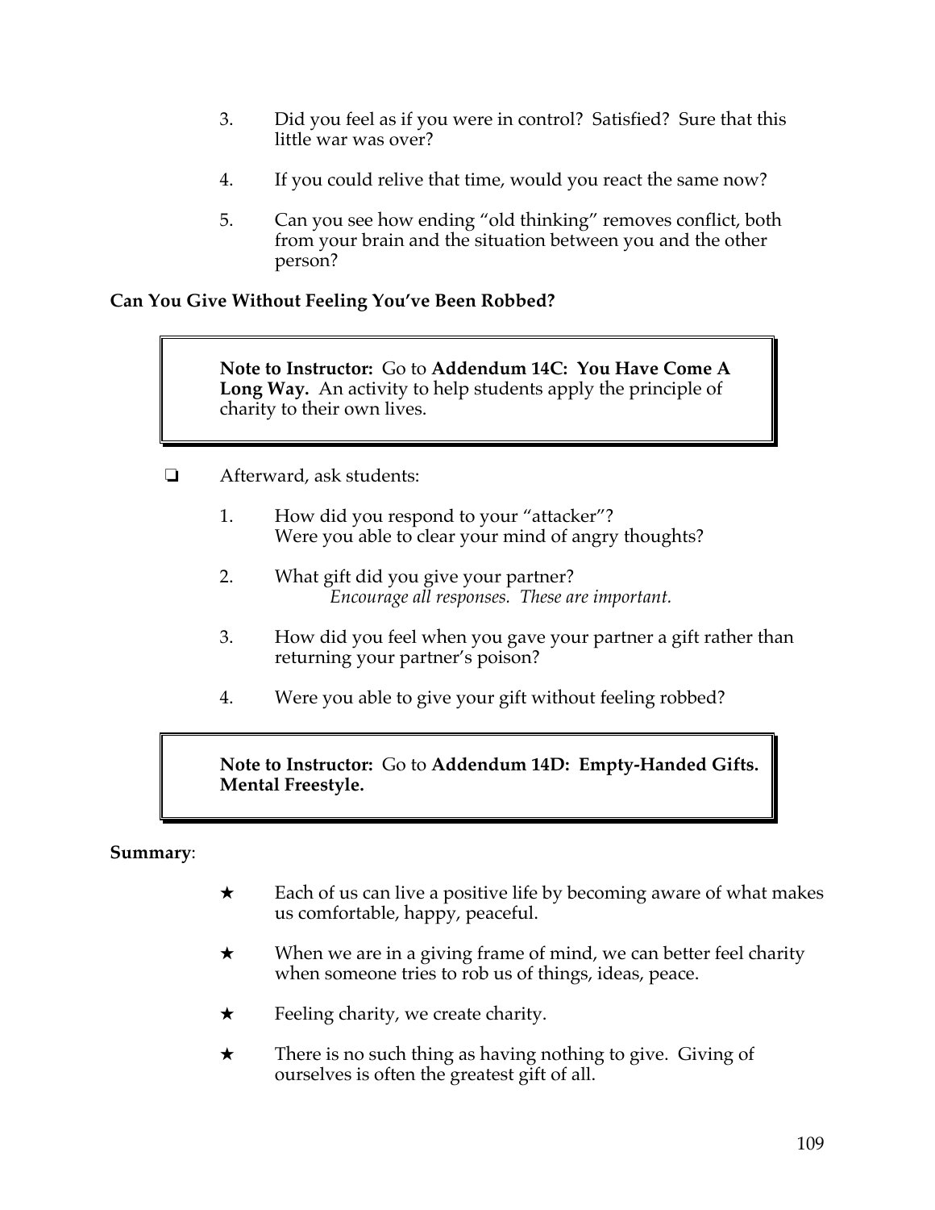3. Did you feel as if you were in control? Satisfied? Sure that this little war was over?

4. If you could relive that time, would you react the same now?

5. Can you see how ending "old thinking" removes conflict, both from your brain and the situation between you and the other person?

**Can You Give Without Feeling You've Been Robbed?**

> **Note to Instructor:** Go to **Addendum 14C: You Have Come A Long Way.** An activity to help students apply the principle of charity to their own lives.

❏ Afterward, ask students:

1. How did you respond to your "attacker"?
   Were you able to clear your mind of angry thoughts?

2. What gift did you give your partner?
   *Encourage all responses. These are important.*

3. How did you feel when you gave your partner a gift rather than returning your partner's poison?

4. Were you able to give your gift without feeling robbed?

> **Note to Instructor:** Go to **Addendum 14D: Empty-Handed Gifts. Mental Freestyle.**

**Summary**:

★ Each of us can live a positive life by becoming aware of what makes us comfortable, happy, peaceful.

★ When we are in a giving frame of mind, we can better feel charity when someone tries to rob us of things, ideas, peace.

★ Feeling charity, we create charity.

★ There is no such thing as having nothing to give. Giving of ourselves is often the greatest gift of all.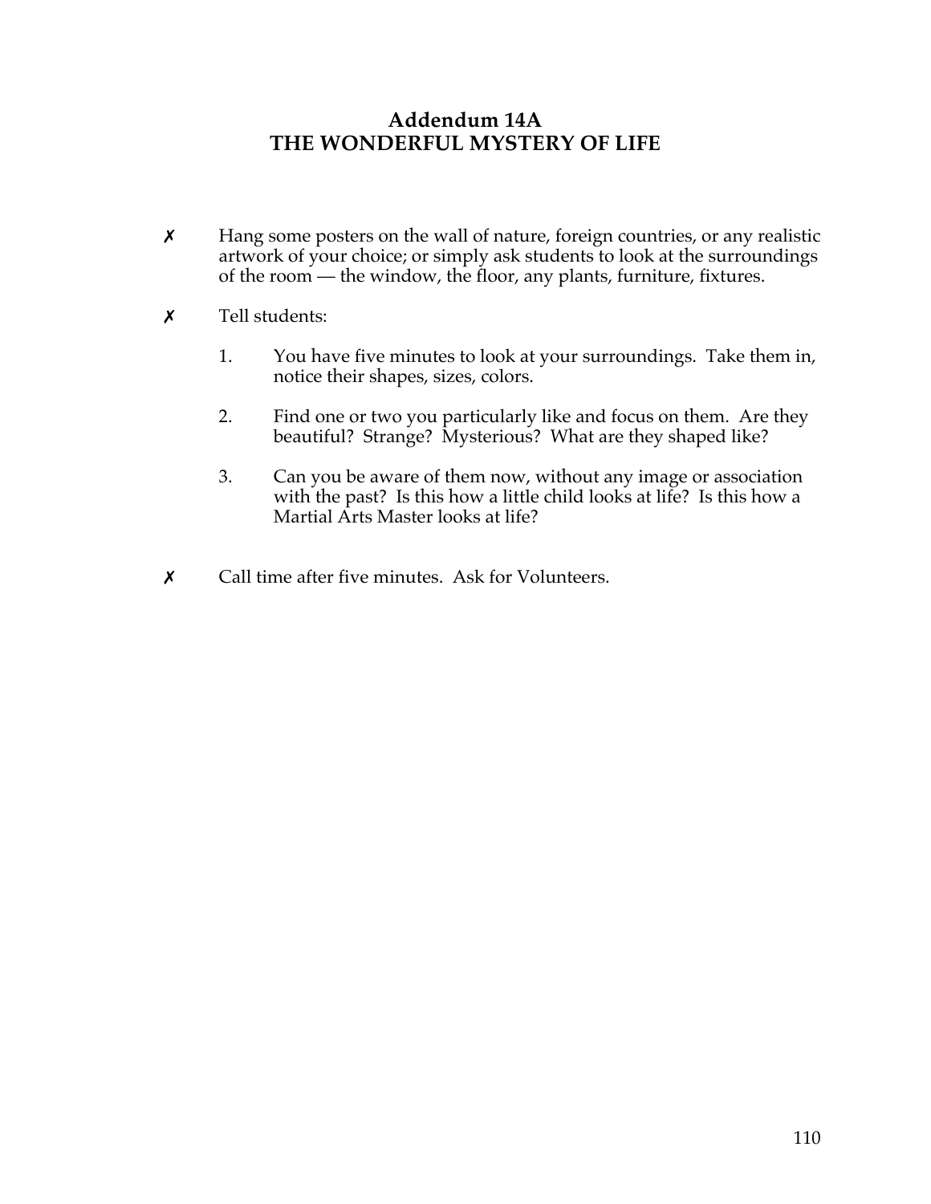# Addendum 14A
# THE WONDERFUL MYSTERY OF LIFE

✗ Hang some posters on the wall of nature, foreign countries, or any realistic artwork of your choice; or simply ask students to look at the surroundings of the room — the window, the floor, any plants, furniture, fixtures.

✗ Tell students:

1. You have five minutes to look at your surroundings. Take them in, notice their shapes, sizes, colors.

2. Find one or two you particularly like and focus on them. Are they beautiful? Strange? Mysterious? What are they shaped like?

3. Can you be aware of them now, without any image or association with the past? Is this how a little child looks at life? Is this how a Martial Arts Master looks at life?

✗ Call time after five minutes. Ask for Volunteers.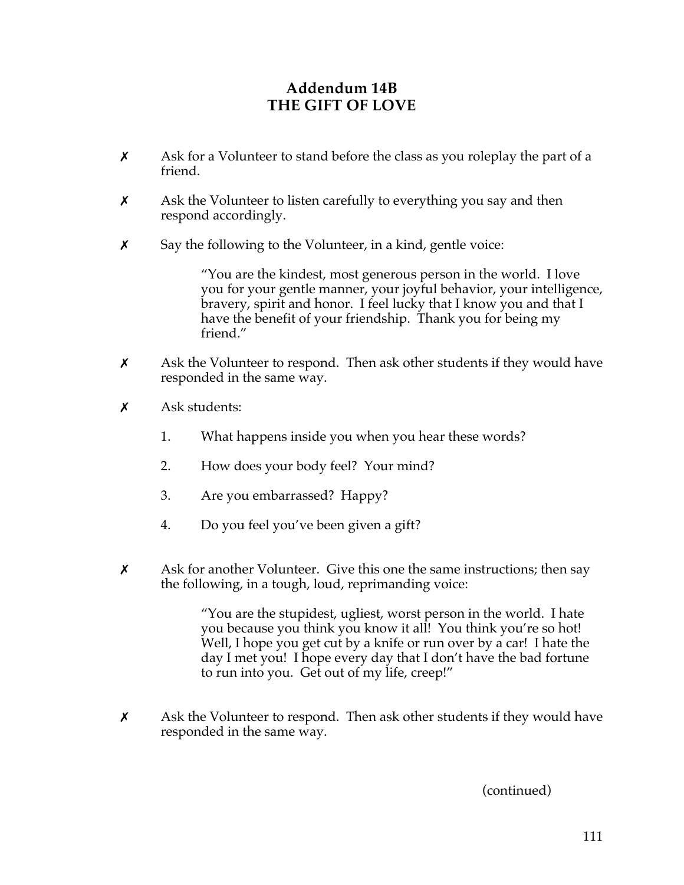# Addendum 14B
# THE GIFT OF LOVE

- ✗ Ask for a Volunteer to stand before the class as you roleplay the part of a friend.

- ✗ Ask the Volunteer to listen carefully to everything you say and then respond accordingly.

- ✗ Say the following to the Volunteer, in a kind, gentle voice:

  > "You are the kindest, most generous person in the world. I love you for your gentle manner, your joyful behavior, your intelligence, bravery, spirit and honor. I feel lucky that I know you and that I have the benefit of your friendship. Thank you for being my friend."

- ✗ Ask the Volunteer to respond. Then ask other students if they would have responded in the same way.

- ✗ Ask students:

  1. What happens inside you when you hear these words?
  2. How does your body feel? Your mind?
  3. Are you embarrassed? Happy?
  4. Do you feel you've been given a gift?

- ✗ Ask for another Volunteer. Give this one the same instructions; then say the following, in a tough, loud, reprimanding voice:

  > "You are the stupidest, ugliest, worst person in the world. I hate you because you think you know it all! You think you're so hot! Well, I hope you get cut by a knife or run over by a car! I hate the day I met you! I hope every day that I don't have the bad fortune to run into you. Get out of my life, creep!"

- ✗ Ask the Volunteer to respond. Then ask other students if they would have responded in the same way.

(continued)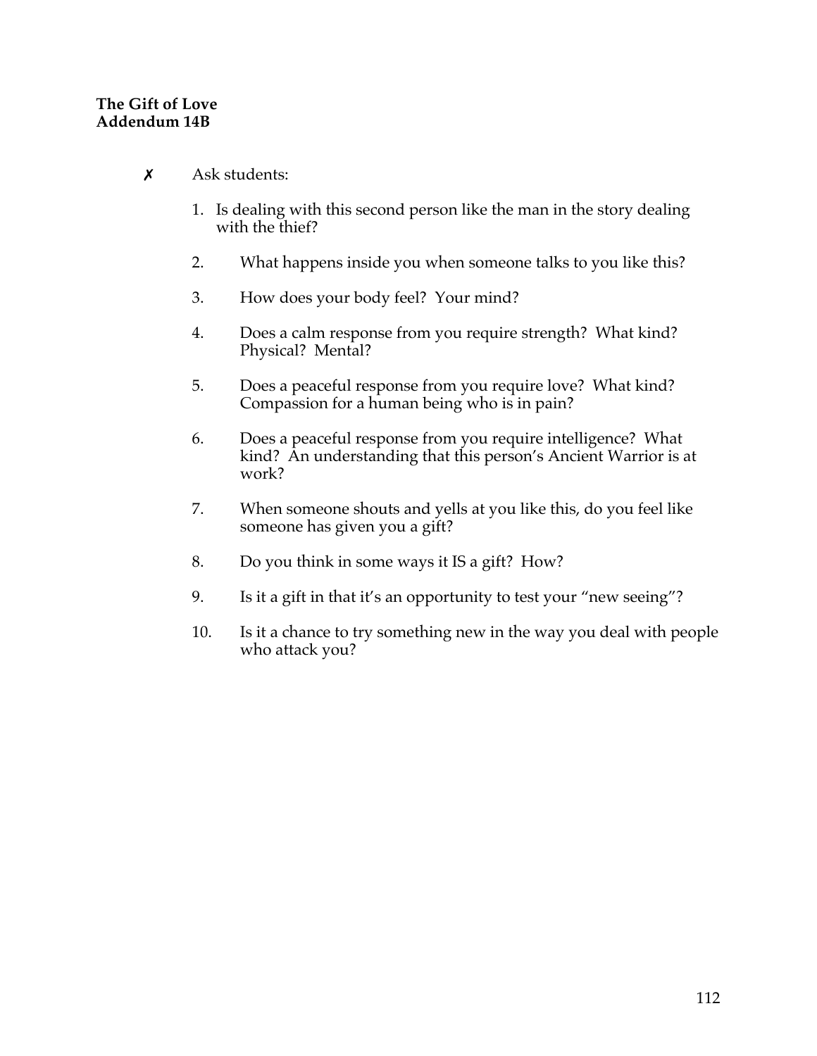**The Gift of Love**
**Addendum 14B**

✗ Ask students:

1. Is dealing with this second person like the man in the story dealing with the thief?
2. What happens inside you when someone talks to you like this?
3. How does your body feel? Your mind?
4. Does a calm response from you require strength? What kind? Physical? Mental?
5. Does a peaceful response from you require love? What kind? Compassion for a human being who is in pain?
6. Does a peaceful response from you require intelligence? What kind? An understanding that this person's Ancient Warrior is at work?
7. When someone shouts and yells at you like this, do you feel like someone has given you a gift?
8. Do you think in some ways it IS a gift? How?
9. Is it a gift in that it's an opportunity to test your "new seeing"?
10. Is it a chance to try something new in the way you deal with people who attack you?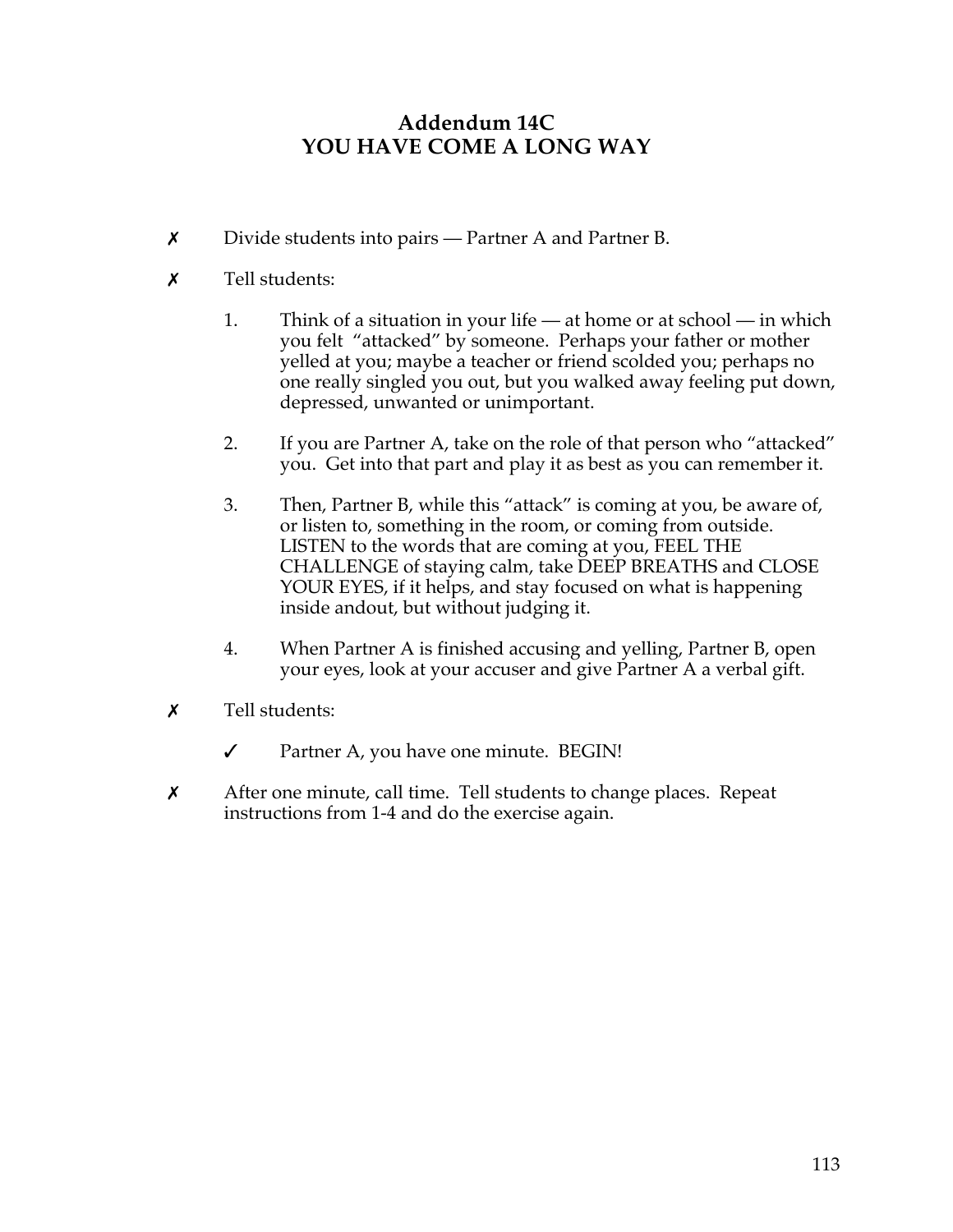# Addendum 14C
# YOU HAVE COME A LONG WAY

✗ Divide students into pairs — Partner A and Partner B.

✗ Tell students:

1. Think of a situation in your life — at home or at school — in which you felt "attacked" by someone. Perhaps your father or mother yelled at you; maybe a teacher or friend scolded you; perhaps no one really singled you out, but you walked away feeling put down, depressed, unwanted or unimportant.

2. If you are Partner A, take on the role of that person who "attacked" you. Get into that part and play it as best as you can remember it.

3. Then, Partner B, while this "attack" is coming at you, be aware of, or listen to, something in the room, or coming from outside. LISTEN to the words that are coming at you, FEEL THE CHALLENGE of staying calm, take DEEP BREATHS and CLOSE YOUR EYES, if it helps, and stay focused on what is happening inside andout, but without judging it.

4. When Partner A is finished accusing and yelling, Partner B, open your eyes, look at your accuser and give Partner A a verbal gift.

✗ Tell students:

✓ Partner A, you have one minute. BEGIN!

✗ After one minute, call time. Tell students to change places. Repeat instructions from 1-4 and do the exercise again.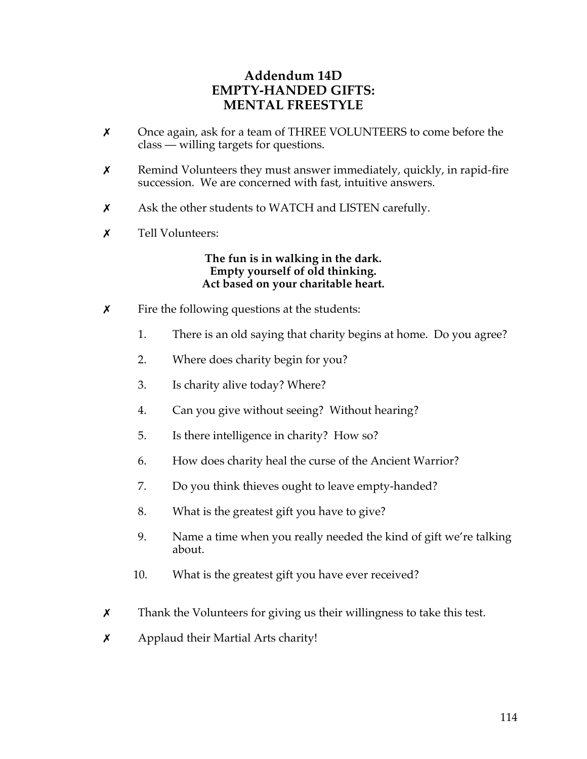# Addendum 14D
# EMPTY-HANDED GIFTS:
# MENTAL FREESTYLE

- ✗ Once again, ask for a team of THREE VOLUNTEERS to come before the class — willing targets for questions.
- ✗ Remind Volunteers they must answer immediately, quickly, in rapid-fire succession. We are concerned with fast, intuitive answers.
- ✗ Ask the other students to WATCH and LISTEN carefully.
- ✗ Tell Volunteers:

**The fun is in walking in the dark.**
**Empty yourself of old thinking.**
**Act based on your charitable heart.**

- ✗ Fire the following questions at the students:

  1. There is an old saying that charity begins at home. Do you agree?
  2. Where does charity begin for you?
  3. Is charity alive today? Where?
  4. Can you give without seeing? Without hearing?
  5. Is there intelligence in charity? How so?
  6. How does charity heal the curse of the Ancient Warrior?
  7. Do you think thieves ought to leave empty-handed?
  8. What is the greatest gift you have to give?
  9. Name a time when you really needed the kind of gift we're talking about.
  10. What is the greatest gift you have ever received?

- ✗ Thank the Volunteers for giving us their willingness to take this test.
- ✗ Applaud their Martial Arts charity!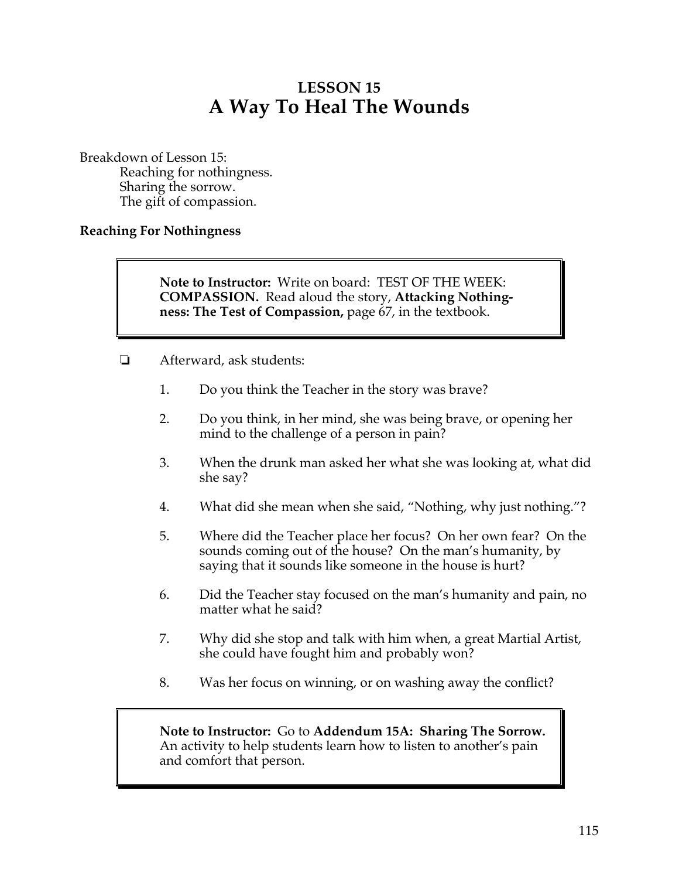# LESSON 15
# A Way To Heal The Wounds

Breakdown of Lesson 15:

- Reaching for nothingness.
- Sharing the sorrow.
- The gift of compassion.

### Reaching For Nothingness

> **Note to Instructor:** Write on board: TEST OF THE WEEK: **COMPASSION.** Read aloud the story, **Attacking Nothingness: The Test of Compassion,** page 67, in the textbook.

- ❏ Afterward, ask students:

  1. Do you think the Teacher in the story was brave?
  2. Do you think, in her mind, she was being brave, or opening her mind to the challenge of a person in pain?
  3. When the drunk man asked her what she was looking at, what did she say?
  4. What did she mean when she said, "Nothing, why just nothing."?
  5. Where did the Teacher place her focus? On her own fear? On the sounds coming out of the house? On the man's humanity, by saying that it sounds like someone in the house is hurt?
  6. Did the Teacher stay focused on the man's humanity and pain, no matter what he said?
  7. Why did she stop and talk with him when, a great Martial Artist, she could have fought him and probably won?
  8. Was her focus on winning, or on washing away the conflict?

> **Note to Instructor:** Go to **Addendum 15A: Sharing The Sorrow.** An activity to help students learn how to listen to another's pain and comfort that person.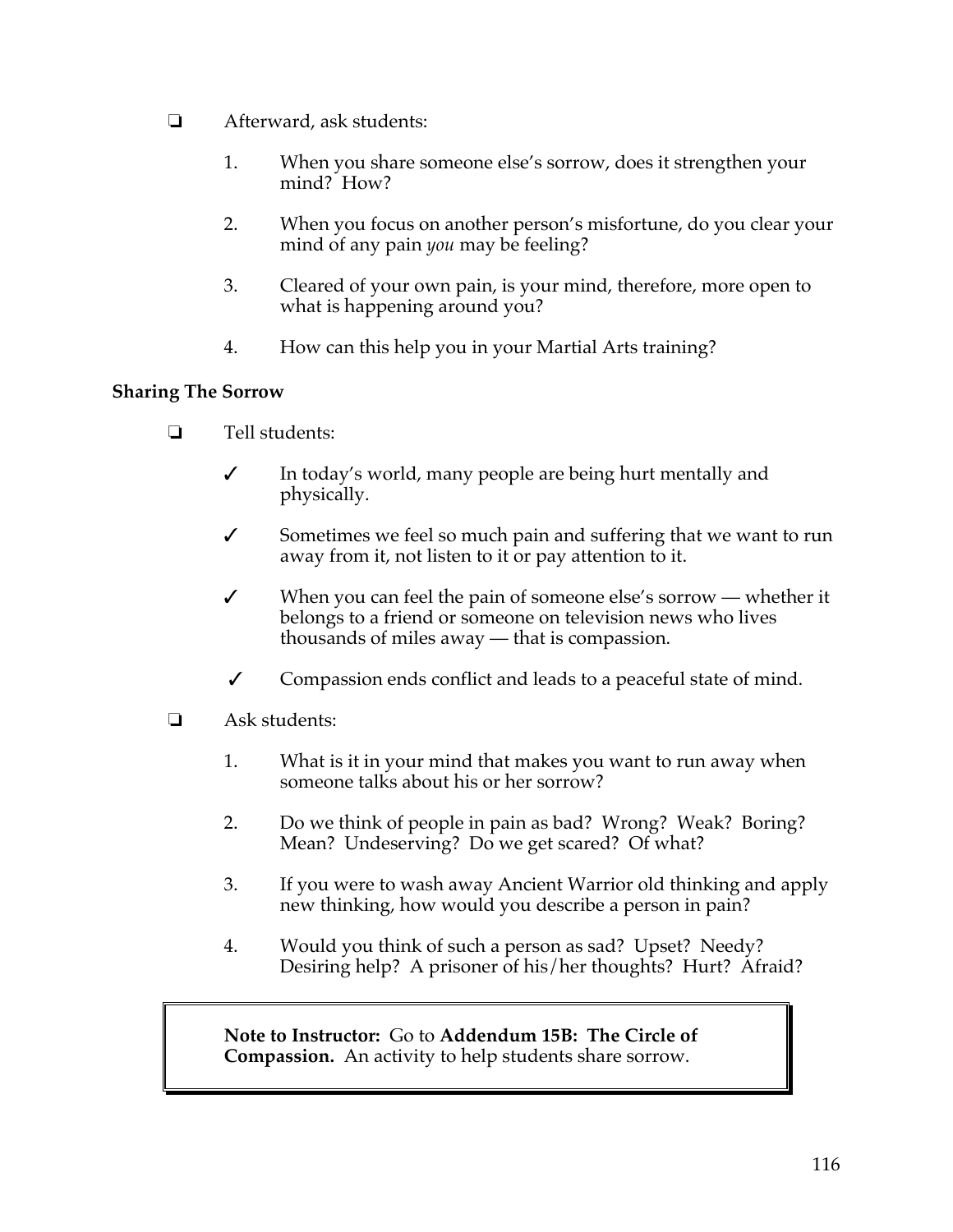- ❏ Afterward, ask students:

   1. When you share someone else's sorrow, does it strengthen your mind? How?

   2. When you focus on another person's misfortune, do you clear your mind of any pain *you* may be feeling?

   3. Cleared of your own pain, is your mind, therefore, more open to what is happening around you?

   4. How can this help you in your Martial Arts training?

**Sharing The Sorrow**

- ❏ Tell students:

   - ✓ In today's world, many people are being hurt mentally and physically.

   - ✓ Sometimes we feel so much pain and suffering that we want to run away from it, not listen to it or pay attention to it.

   - ✓ When you can feel the pain of someone else's sorrow — whether it belongs to a friend or someone on television news who lives thousands of miles away — that is compassion.

   - ✓ Compassion ends conflict and leads to a peaceful state of mind.

- ❏ Ask students:

   1. What is it in your mind that makes you want to run away when someone talks about his or her sorrow?

   2. Do we think of people in pain as bad? Wrong? Weak? Boring? Mean? Undeserving? Do we get scared? Of what?

   3. If you were to wash away Ancient Warrior old thinking and apply new thinking, how would you describe a person in pain?

   4. Would you think of such a person as sad? Upset? Needy? Desiring help? A prisoner of his/her thoughts? Hurt? Afraid?

> **Note to Instructor:** Go to **Addendum 15B: The Circle of Compassion.** An activity to help students share sorrow.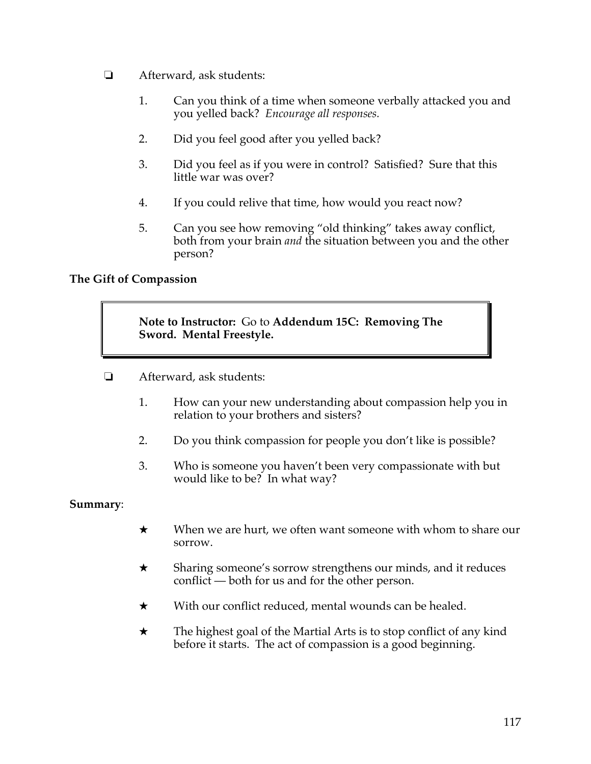- ❏ Afterward, ask students:

  1. Can you think of a time when someone verbally attacked you and you yelled back? *Encourage all responses.*

  2. Did you feel good after you yelled back?

  3. Did you feel as if you were in control? Satisfied? Sure that this little war was over?

  4. If you could relive that time, how would you react now?

  5. Can you see how removing "old thinking" takes away conflict, both from your brain *and* the situation between you and the other person?

**The Gift of Compassion**

> **Note to Instructor:** Go to **Addendum 15C: Removing The Sword. Mental Freestyle.**

- ❏ Afterward, ask students:

  1. How can your new understanding about compassion help you in relation to your brothers and sisters?

  2. Do you think compassion for people you don't like is possible?

  3. Who is someone you haven't been very compassionate with but would like to be? In what way?

**Summary**:

- ★ When we are hurt, we often want someone with whom to share our sorrow.

- ★ Sharing someone's sorrow strengthens our minds, and it reduces conflict — both for us and for the other person.

- ★ With our conflict reduced, mental wounds can be healed.

- ★ The highest goal of the Martial Arts is to stop conflict of any kind before it starts. The act of compassion is a good beginning.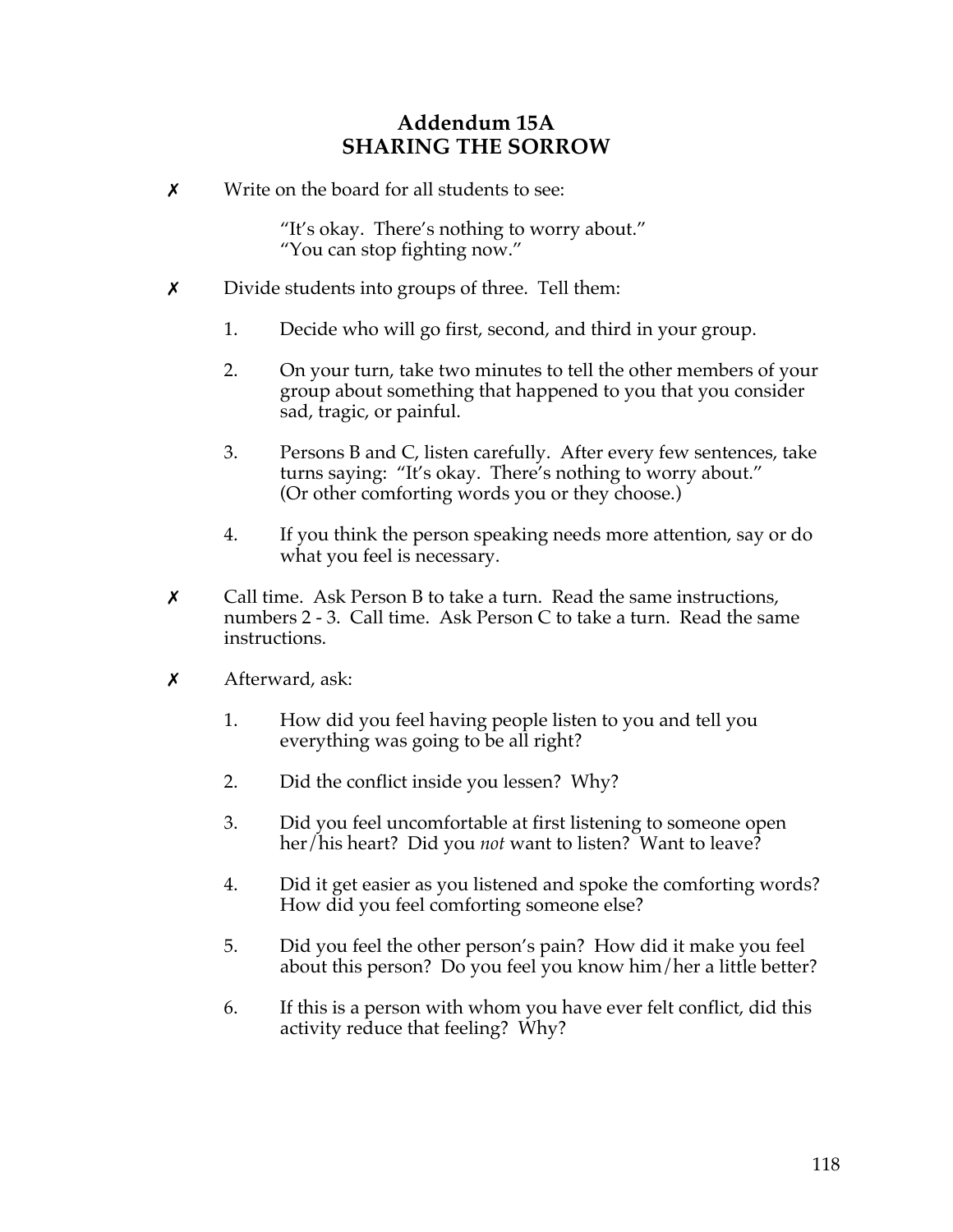# Addendum 15A
# SHARING THE SORROW

✗ Write on the board for all students to see:

> "It's okay. There's nothing to worry about."
> "You can stop fighting now."

✗ Divide students into groups of three. Tell them:

1. Decide who will go first, second, and third in your group.

2. On your turn, take two minutes to tell the other members of your group about something that happened to you that you consider sad, tragic, or painful.

3. Persons B and C, listen carefully. After every few sentences, take turns saying: "It's okay. There's nothing to worry about." (Or other comforting words you or they choose.)

4. If you think the person speaking needs more attention, say or do what you feel is necessary.

✗ Call time. Ask Person B to take a turn. Read the same instructions, numbers 2 - 3. Call time. Ask Person C to take a turn. Read the same instructions.

✗ Afterward, ask:

1. How did you feel having people listen to you and tell you everything was going to be all right?

2. Did the conflict inside you lessen? Why?

3. Did you feel uncomfortable at first listening to someone open her/his heart? Did you *not* want to listen? Want to leave?

4. Did it get easier as you listened and spoke the comforting words? How did you feel comforting someone else?

5. Did you feel the other person's pain? How did it make you feel about this person? Do you feel you know him/her a little better?

6. If this is a person with whom you have ever felt conflict, did this activity reduce that feeling? Why?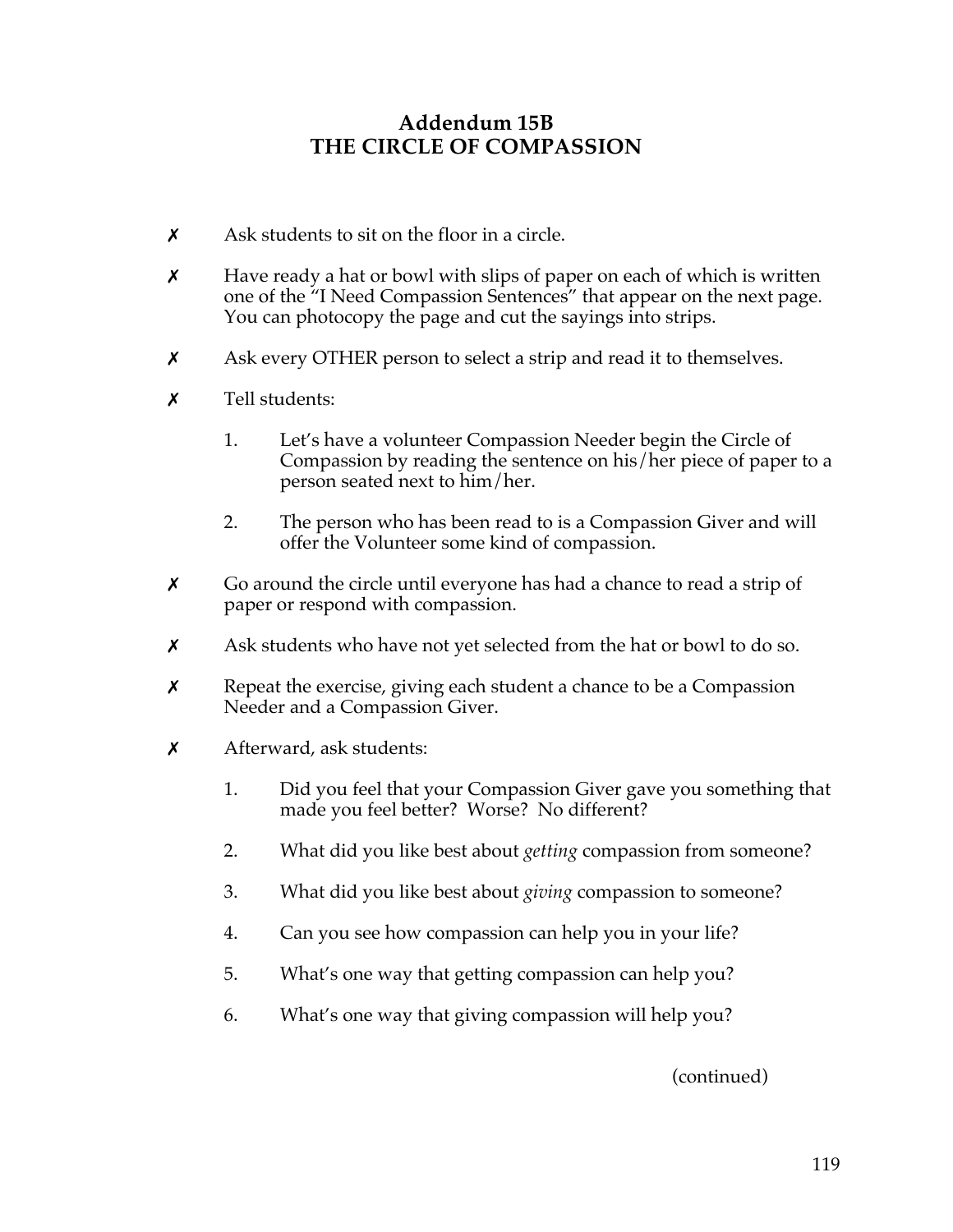# Addendum 15B
# THE CIRCLE OF COMPASSION

✗ Ask students to sit on the floor in a circle.

✗ Have ready a hat or bowl with slips of paper on each of which is written one of the "I Need Compassion Sentences" that appear on the next page. You can photocopy the page and cut the sayings into strips.

✗ Ask every OTHER person to select a strip and read it to themselves.

✗ Tell students:

1. Let's have a volunteer Compassion Needer begin the Circle of Compassion by reading the sentence on his/her piece of paper to a person seated next to him/her.
2. The person who has been read to is a Compassion Giver and will offer the Volunteer some kind of compassion.

✗ Go around the circle until everyone has had a chance to read a strip of paper or respond with compassion.

✗ Ask students who have not yet selected from the hat or bowl to do so.

✗ Repeat the exercise, giving each student a chance to be a Compassion Needer and a Compassion Giver.

✗ Afterward, ask students:

1. Did you feel that your Compassion Giver gave you something that made you feel better? Worse? No different?
2. What did you like best about *getting* compassion from someone?
3. What did you like best about *giving* compassion to someone?
4. Can you see how compassion can help you in your life?
5. What's one way that getting compassion can help you?
6. What's one way that giving compassion will help you?

(continued)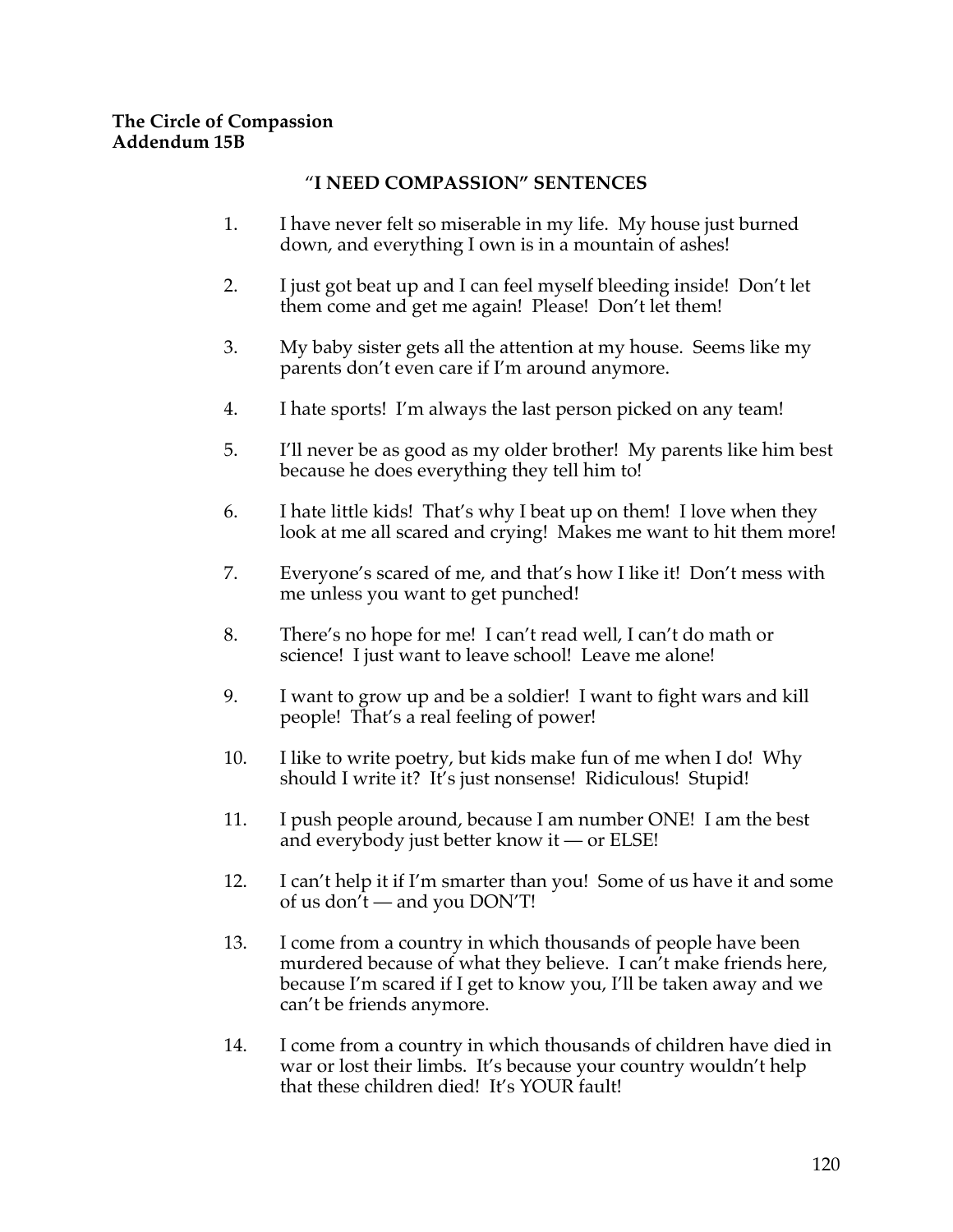**The Circle of Compassion**
**Addendum 15B**

## "I NEED COMPASSION" SENTENCES

1. I have never felt so miserable in my life. My house just burned down, and everything I own is in a mountain of ashes!

2. I just got beat up and I can feel myself bleeding inside! Don't let them come and get me again! Please! Don't let them!

3. My baby sister gets all the attention at my house. Seems like my parents don't even care if I'm around anymore.

4. I hate sports! I'm always the last person picked on any team!

5. I'll never be as good as my older brother! My parents like him best because he does everything they tell him to!

6. I hate little kids! That's why I beat up on them! I love when they look at me all scared and crying! Makes me want to hit them more!

7. Everyone's scared of me, and that's how I like it! Don't mess with me unless you want to get punched!

8. There's no hope for me! I can't read well, I can't do math or science! I just want to leave school! Leave me alone!

9. I want to grow up and be a soldier! I want to fight wars and kill people! That's a real feeling of power!

10. I like to write poetry, but kids make fun of me when I do! Why should I write it? It's just nonsense! Ridiculous! Stupid!

11. I push people around, because I am number ONE! I am the best and everybody just better know it — or ELSE!

12. I can't help it if I'm smarter than you! Some of us have it and some of us don't — and you DON'T!

13. I come from a country in which thousands of people have been murdered because of what they believe. I can't make friends here, because I'm scared if I get to know you, I'll be taken away and we can't be friends anymore.

14. I come from a country in which thousands of children have died in war or lost their limbs. It's because your country wouldn't help that these children died! It's YOUR fault!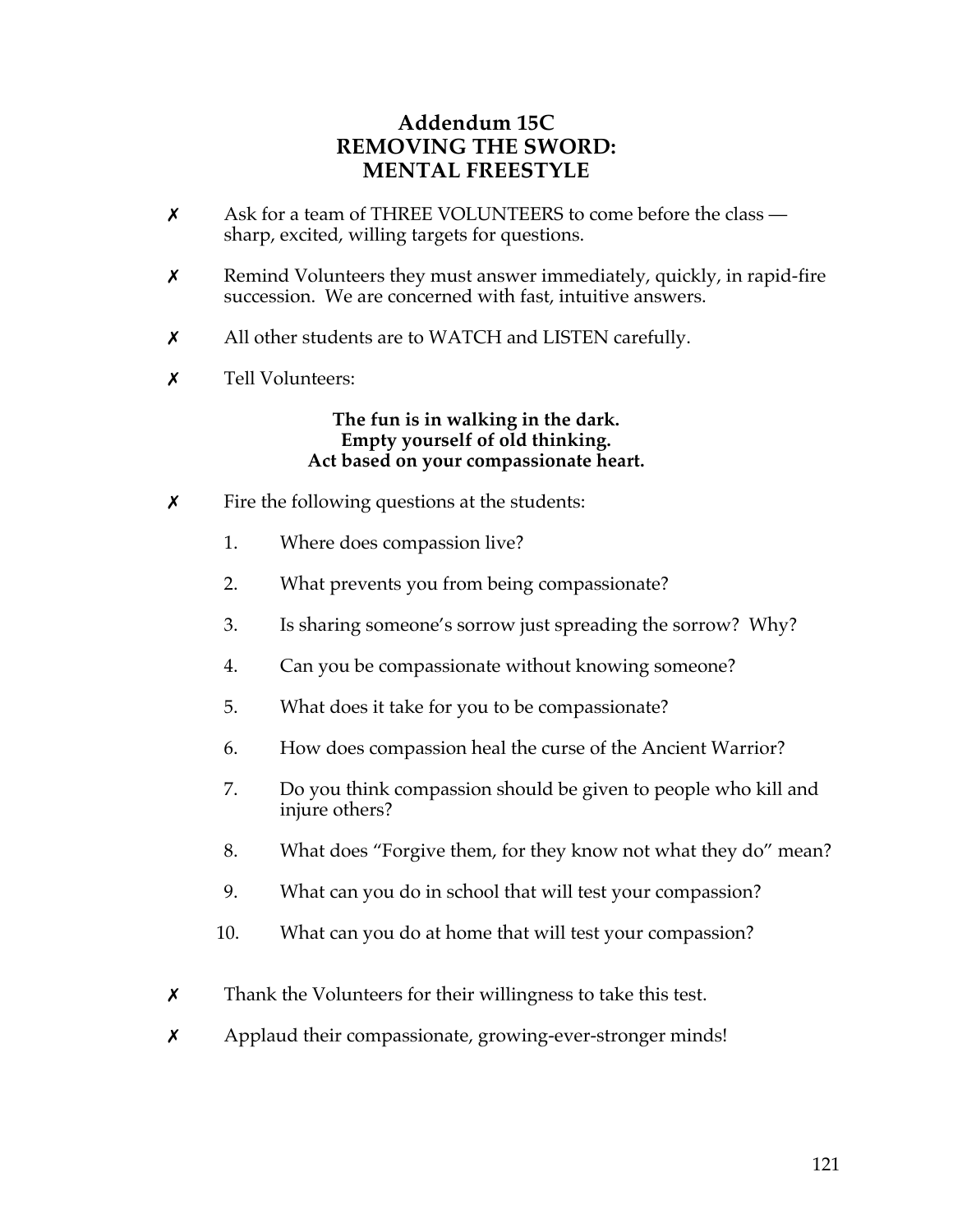# Addendum 15C
# REMOVING THE SWORD:
# MENTAL FREESTYLE

✗ Ask for a team of THREE VOLUNTEERS to come before the class — sharp, excited, willing targets for questions.

✗ Remind Volunteers they must answer immediately, quickly, in rapid-fire succession. We are concerned with fast, intuitive answers.

✗ All other students are to WATCH and LISTEN carefully.

✗ Tell Volunteers:

**The fun is in walking in the dark.**
**Empty yourself of old thinking.**
**Act based on your compassionate heart.**

✗ Fire the following questions at the students:

1. Where does compassion live?
2. What prevents you from being compassionate?
3. Is sharing someone's sorrow just spreading the sorrow? Why?
4. Can you be compassionate without knowing someone?
5. What does it take for you to be compassionate?
6. How does compassion heal the curse of the Ancient Warrior?
7. Do you think compassion should be given to people who kill and injure others?
8. What does "Forgive them, for they know not what they do" mean?
9. What can you do in school that will test your compassion?
10. What can you do at home that will test your compassion?

✗ Thank the Volunteers for their willingness to take this test.

✗ Applaud their compassionate, growing-ever-stronger minds!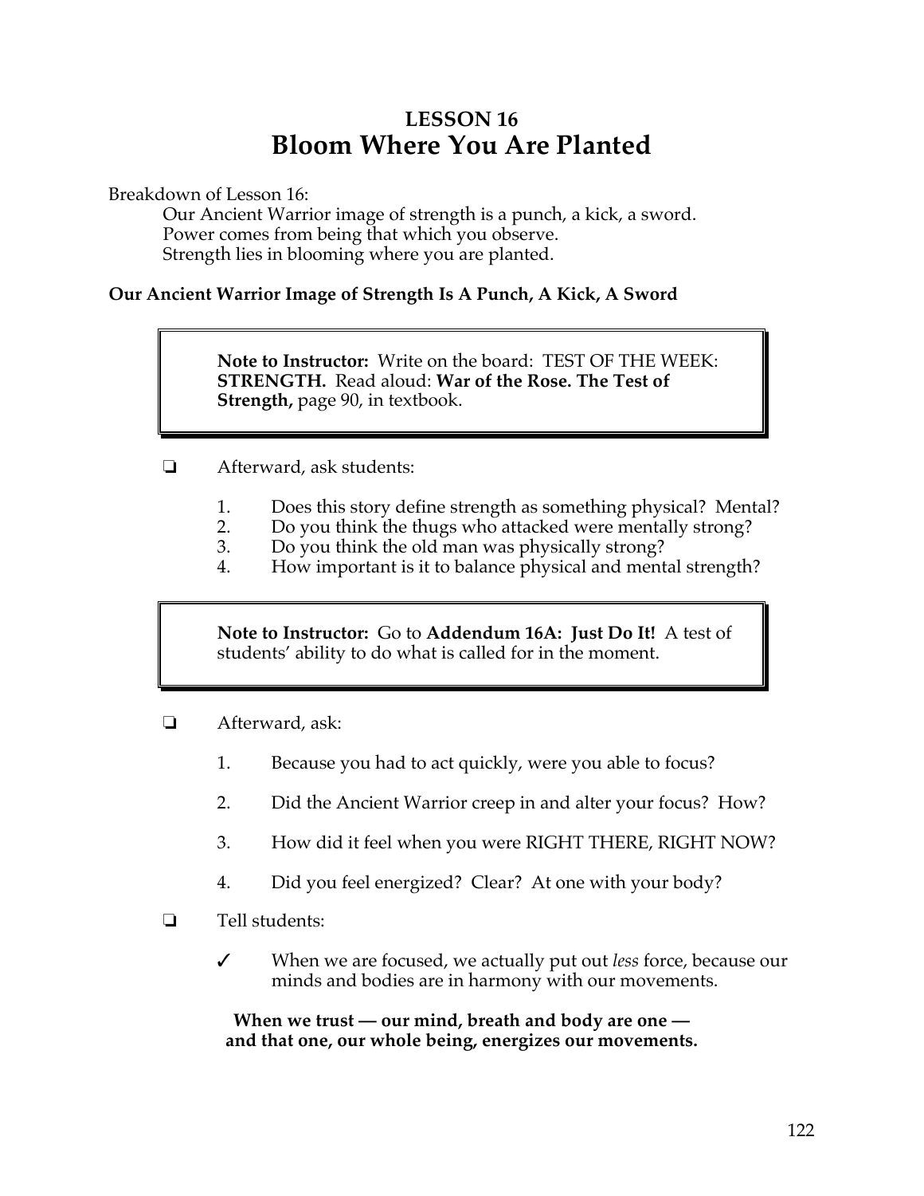# LESSON 16
## Bloom Where You Are Planted

Breakdown of Lesson 16:

> Our Ancient Warrior image of strength is a punch, a kick, a sword.
> Power comes from being that which you observe.
> Strength lies in blooming where you are planted.

### Our Ancient Warrior Image of Strength Is A Punch, A Kick, A Sword

> **Note to Instructor:** Write on the board: TEST OF THE WEEK: **STRENGTH.** Read aloud: **War of the Rose. The Test of Strength,** page 90, in textbook.

❏ Afterward, ask students:

1. Does this story define strength as something physical? Mental?
2. Do you think the thugs who attacked were mentally strong?
3. Do you think the old man was physically strong?
4. How important is it to balance physical and mental strength?

> **Note to Instructor:** Go to **Addendum 16A: Just Do It!** A test of students' ability to do what is called for in the moment.

❏ Afterward, ask:

1. Because you had to act quickly, were you able to focus?
2. Did the Ancient Warrior creep in and alter your focus? How?
3. How did it feel when you were RIGHT THERE, RIGHT NOW?
4. Did you feel energized? Clear? At one with your body?

❏ Tell students:

✓ When we are focused, we actually put out *less* force, because our minds and bodies are in harmony with our movements.

**When we trust — our mind, breath and body are one — and that one, our whole being, energizes our movements.**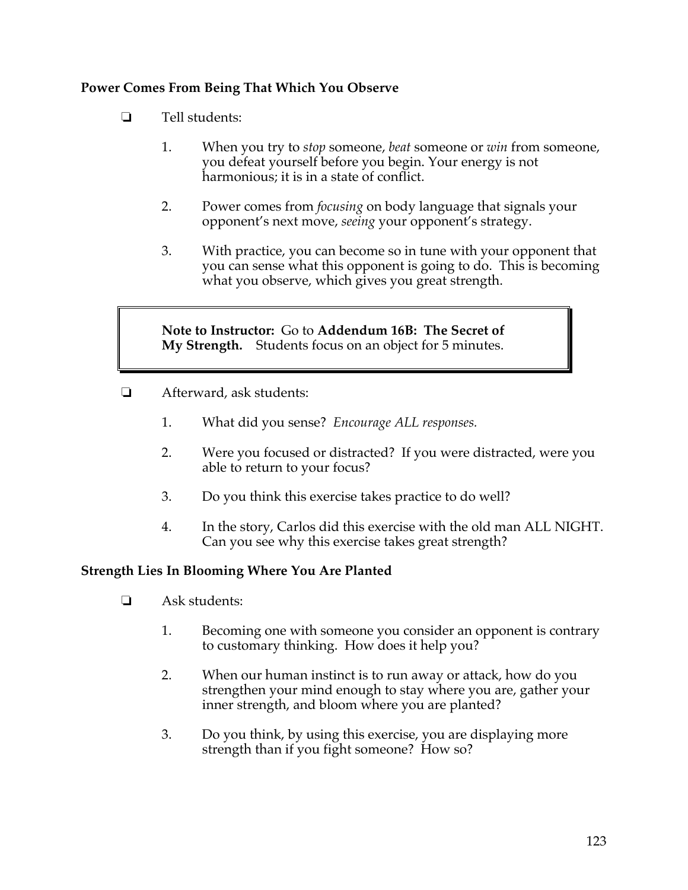**Power Comes From Being That Which You Observe**

- Tell students:

  1. When you try to *stop* someone, *beat* someone or *win* from someone, you defeat yourself before you begin. Your energy is not harmonious; it is in a state of conflict.

  2. Power comes from *focusing* on body language that signals your opponent's next move, *seeing* your opponent's strategy.

  3. With practice, you can become so in tune with your opponent that you can sense what this opponent is going to do. This is becoming what you observe, which gives you great strength.

> **Note to Instructor:** Go to **Addendum 16B: The Secret of My Strength.** Students focus on an object for 5 minutes.

- Afterward, ask students:

  1. What did you sense? *Encourage ALL responses.*

  2. Were you focused or distracted? If you were distracted, were you able to return to your focus?

  3. Do you think this exercise takes practice to do well?

  4. In the story, Carlos did this exercise with the old man ALL NIGHT. Can you see why this exercise takes great strength?

**Strength Lies In Blooming Where You Are Planted**

- Ask students:

  1. Becoming one with someone you consider an opponent is contrary to customary thinking. How does it help you?

  2. When our human instinct is to run away or attack, how do you strengthen your mind enough to stay where you are, gather your inner strength, and bloom where you are planted?

  3. Do you think, by using this exercise, you are displaying more strength than if you fight someone? How so?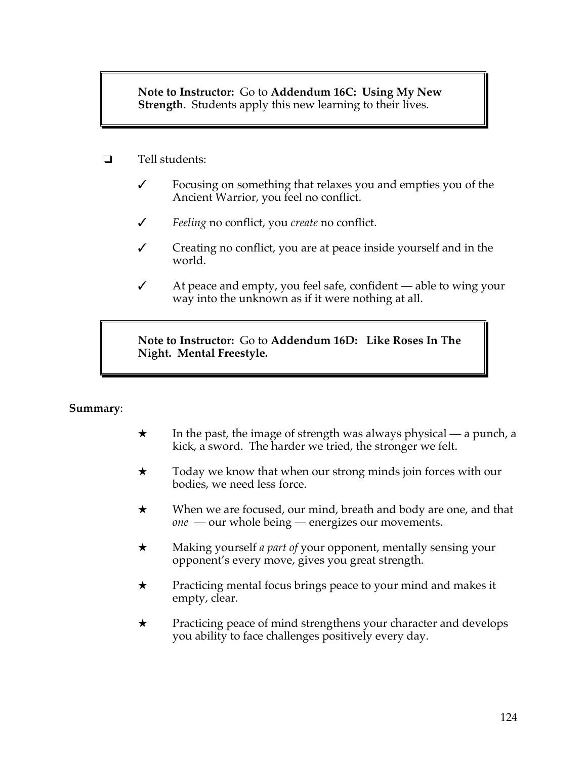> **Note to Instructor:** Go to **Addendum 16C: Using My New Strength**. Students apply this new learning to their lives.

❑ Tell students:

- ✓ Focusing on something that relaxes you and empties you of the Ancient Warrior, you feel no conflict.
- ✓ *Feeling* no conflict, you *create* no conflict.
- ✓ Creating no conflict, you are at peace inside yourself and in the world.
- ✓ At peace and empty, you feel safe, confident — able to wing your way into the unknown as if it were nothing at all.

> **Note to Instructor:** Go to **Addendum 16D: Like Roses In The Night. Mental Freestyle.**

**Summary**:

- ★ In the past, the image of strength was always physical — a punch, a kick, a sword. The harder we tried, the stronger we felt.
- ★ Today we know that when our strong minds join forces with our bodies, we need less force.
- ★ When we are focused, our mind, breath and body are one, and that *one* — our whole being — energizes our movements.
- ★ Making yourself *a part of* your opponent, mentally sensing your opponent's every move, gives you great strength.
- ★ Practicing mental focus brings peace to your mind and makes it empty, clear.
- ★ Practicing peace of mind strengthens your character and develops you ability to face challenges positively every day.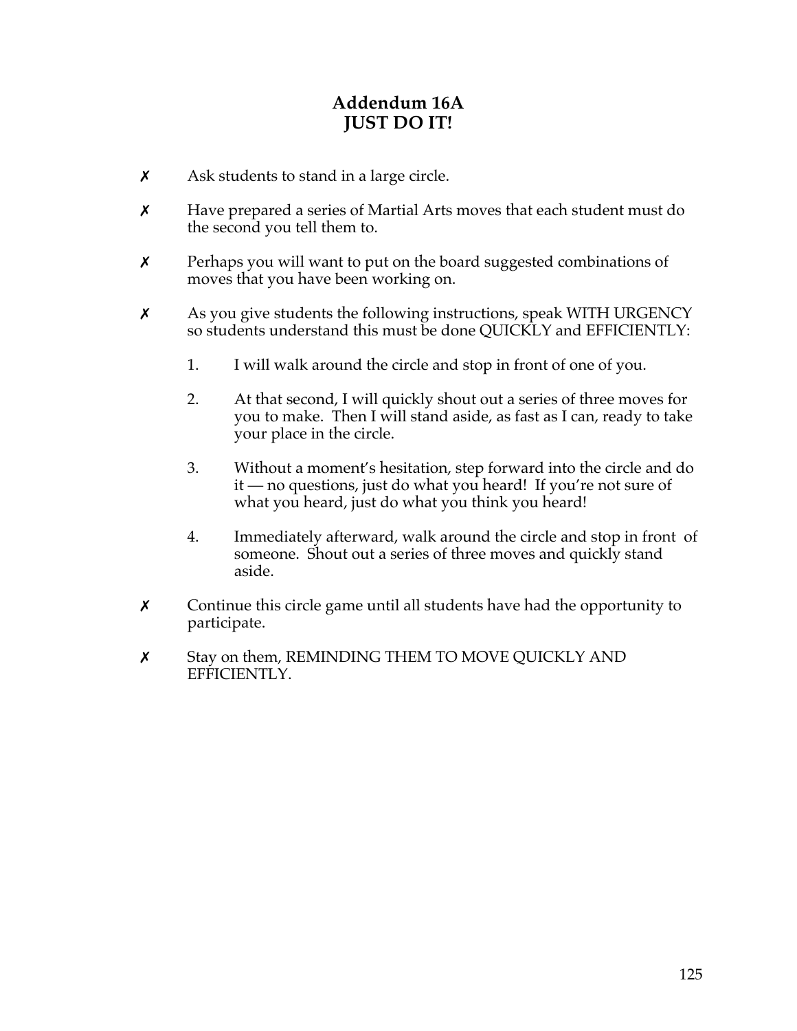# Addendum 16A
# JUST DO IT!

- ✗ Ask students to stand in a large circle.
- ✗ Have prepared a series of Martial Arts moves that each student must do the second you tell them to.
- ✗ Perhaps you will want to put on the board suggested combinations of moves that you have been working on.
- ✗ As you give students the following instructions, speak WITH URGENCY so students understand this must be done QUICKLY and EFFICIENTLY:

  1. I will walk around the circle and stop in front of one of you.
  2. At that second, I will quickly shout out a series of three moves for you to make. Then I will stand aside, as fast as I can, ready to take your place in the circle.
  3. Without a moment's hesitation, step forward into the circle and do it — no questions, just do what you heard! If you're not sure of what you heard, just do what you think you heard!
  4. Immediately afterward, walk around the circle and stop in front of someone. Shout out a series of three moves and quickly stand aside.

- ✗ Continue this circle game until all students have had the opportunity to participate.
- ✗ Stay on them, REMINDING THEM TO MOVE QUICKLY AND EFFICIENTLY.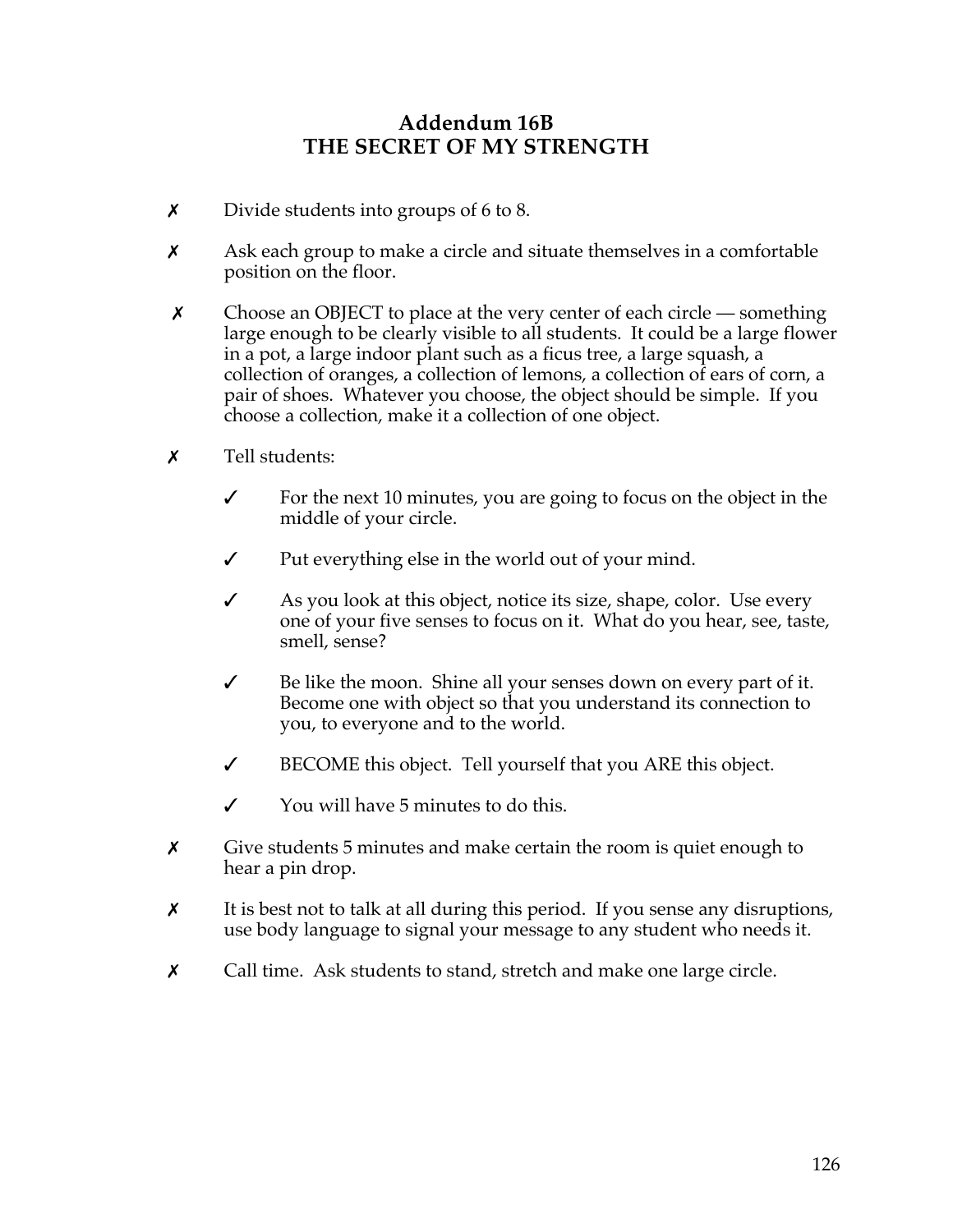# Addendum 16B
# THE SECRET OF MY STRENGTH

✗ Divide students into groups of 6 to 8.

✗ Ask each group to make a circle and situate themselves in a comfortable position on the floor.

✗ Choose an OBJECT to place at the very center of each circle — something large enough to be clearly visible to all students. It could be a large flower in a pot, a large indoor plant such as a ficus tree, a large squash, a collection of oranges, a collection of lemons, a collection of ears of corn, a pair of shoes. Whatever you choose, the object should be simple. If you choose a collection, make it a collection of one object.

✗ Tell students:

  ✓ For the next 10 minutes, you are going to focus on the object in the middle of your circle.

  ✓ Put everything else in the world out of your mind.

  ✓ As you look at this object, notice its size, shape, color. Use every one of your five senses to focus on it. What do you hear, see, taste, smell, sense?

  ✓ Be like the moon. Shine all your senses down on every part of it. Become one with object so that you understand its connection to you, to everyone and to the world.

  ✓ BECOME this object. Tell yourself that you ARE this object.

  ✓ You will have 5 minutes to do this.

✗ Give students 5 minutes and make certain the room is quiet enough to hear a pin drop.

✗ It is best not to talk at all during this period. If you sense any disruptions, use body language to signal your message to any student who needs it.

✗ Call time. Ask students to stand, stretch and make one large circle.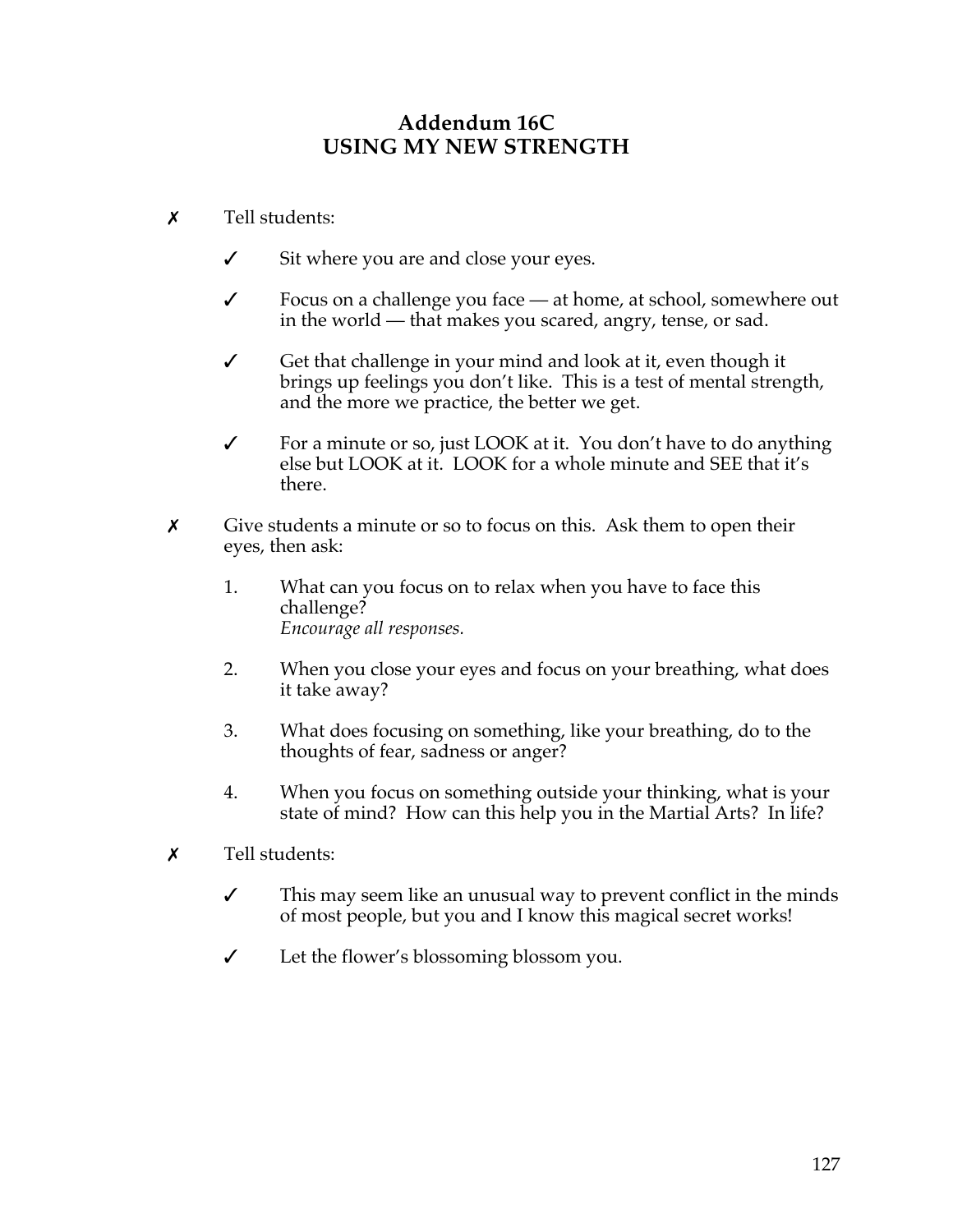# Addendum 16C
# USING MY NEW STRENGTH

✗ Tell students:

- ✓ Sit where you are and close your eyes.
- ✓ Focus on a challenge you face — at home, at school, somewhere out in the world — that makes you scared, angry, tense, or sad.
- ✓ Get that challenge in your mind and look at it, even though it brings up feelings you don't like. This is a test of mental strength, and the more we practice, the better we get.
- ✓ For a minute or so, just LOOK at it. You don't have to do anything else but LOOK at it. LOOK for a whole minute and SEE that it's there.

✗ Give students a minute or so to focus on this. Ask them to open their eyes, then ask:

1. What can you focus on to relax when you have to face this challenge?
   *Encourage all responses.*
2. When you close your eyes and focus on your breathing, what does it take away?
3. What does focusing on something, like your breathing, do to the thoughts of fear, sadness or anger?
4. When you focus on something outside your thinking, what is your state of mind? How can this help you in the Martial Arts? In life?

✗ Tell students:

- ✓ This may seem like an unusual way to prevent conflict in the minds of most people, but you and I know this magical secret works!
- ✓ Let the flower's blossoming blossom you.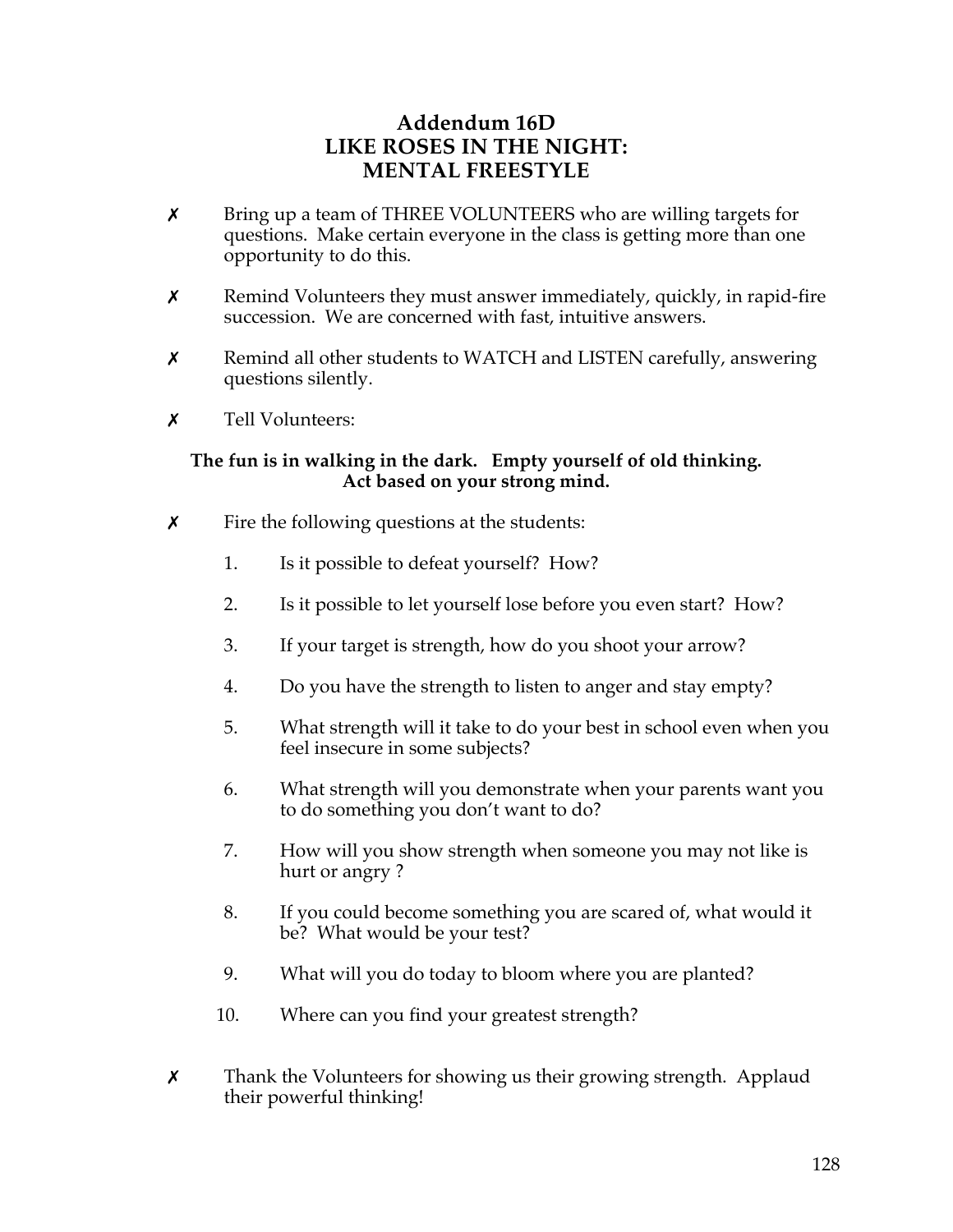# Addendum 16D
# LIKE ROSES IN THE NIGHT:
# MENTAL FREESTYLE

- ✗ Bring up a team of THREE VOLUNTEERS who are willing targets for questions. Make certain everyone in the class is getting more than one opportunity to do this.

- ✗ Remind Volunteers they must answer immediately, quickly, in rapid-fire succession. We are concerned with fast, intuitive answers.

- ✗ Remind all other students to WATCH and LISTEN carefully, answering questions silently.

- ✗ Tell Volunteers:

**The fun is in walking in the dark. Empty yourself of old thinking. Act based on your strong mind.**

- ✗ Fire the following questions at the students:

  1. Is it possible to defeat yourself? How?
  2. Is it possible to let yourself lose before you even start? How?
  3. If your target is strength, how do you shoot your arrow?
  4. Do you have the strength to listen to anger and stay empty?
  5. What strength will it take to do your best in school even when you feel insecure in some subjects?
  6. What strength will you demonstrate when your parents want you to do something you don't want to do?
  7. How will you show strength when someone you may not like is hurt or angry ?
  8. If you could become something you are scared of, what would it be? What would be your test?
  9. What will you do today to bloom where you are planted?
  10. Where can you find your greatest strength?

- ✗ Thank the Volunteers for showing us their growing strength. Applaud their powerful thinking!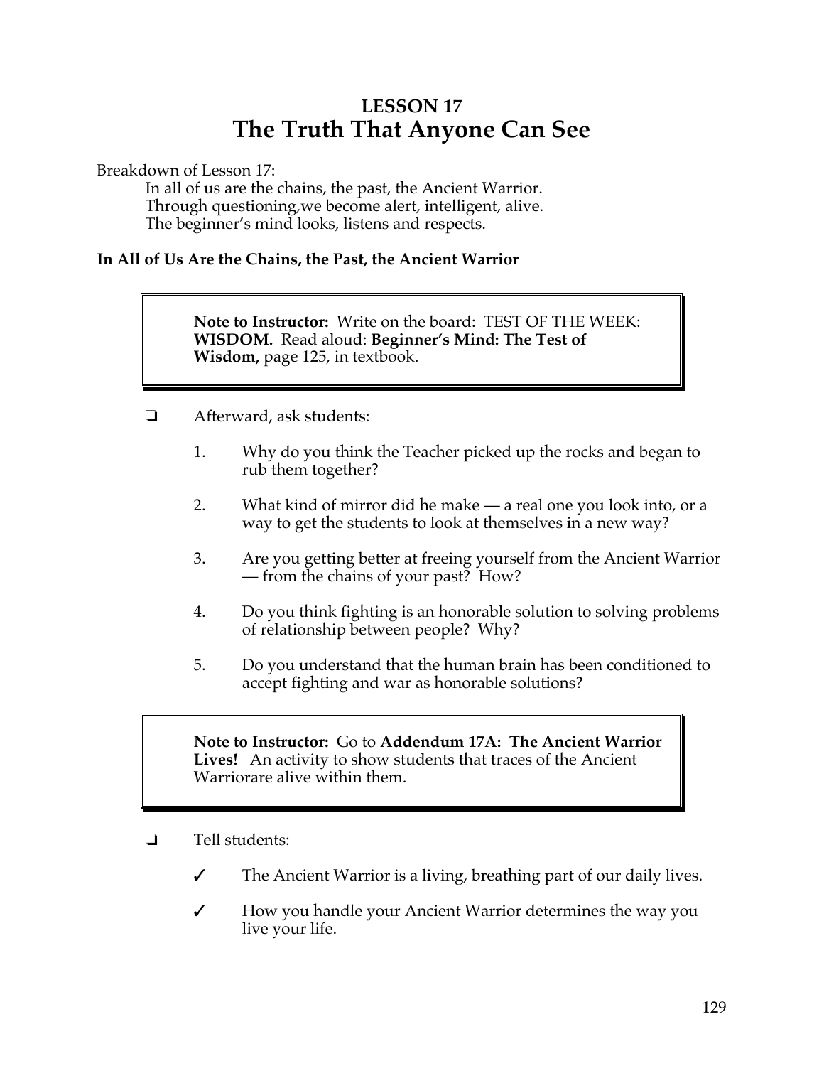# LESSON 17
# The Truth That Anyone Can See

Breakdown of Lesson 17:

In all of us are the chains, the past, the Ancient Warrior.
Through questioning,we become alert, intelligent, alive.
The beginner's mind looks, listens and respects.

### In All of Us Are the Chains, the Past, the Ancient Warrior

> **Note to Instructor:** Write on the board: TEST OF THE WEEK: **WISDOM.** Read aloud: **Beginner's Mind: The Test of Wisdom,** page 125, in textbook.

❏ Afterward, ask students:

1. Why do you think the Teacher picked up the rocks and began to rub them together?
2. What kind of mirror did he make — a real one you look into, or a way to get the students to look at themselves in a new way?
3. Are you getting better at freeing yourself from the Ancient Warrior — from the chains of your past? How?
4. Do you think fighting is an honorable solution to solving problems of relationship between people? Why?
5. Do you understand that the human brain has been conditioned to accept fighting and war as honorable solutions?

> **Note to Instructor:** Go to **Addendum 17A: The Ancient Warrior Lives!** An activity to show students that traces of the Ancient Warriorare alive within them.

❏ Tell students:

✓ The Ancient Warrior is a living, breathing part of our daily lives.

✓ How you handle your Ancient Warrior determines the way you live your life.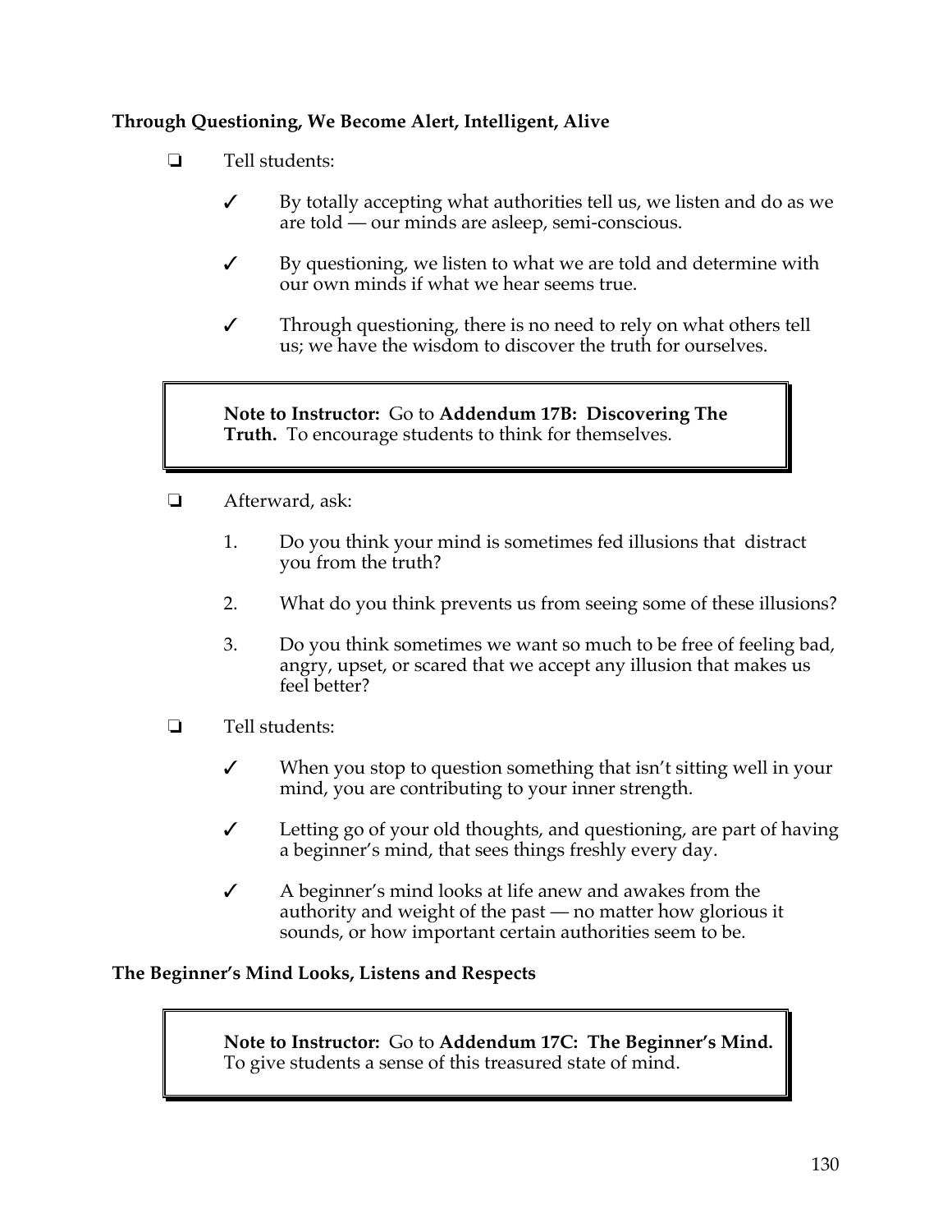**Through Questioning, We Become Alert, Intelligent, Alive**

❏ Tell students:

- ✓ By totally accepting what authorities tell us, we listen and do as we are told — our minds are asleep, semi-conscious.
- ✓ By questioning, we listen to what we are told and determine with our own minds if what we hear seems true.
- ✓ Through questioning, there is no need to rely on what others tell us; we have the wisdom to discover the truth for ourselves.

> **Note to Instructor:** Go to **Addendum 17B: Discovering The Truth.** To encourage students to think for themselves.

❏ Afterward, ask:

1. Do you think your mind is sometimes fed illusions that distract you from the truth?
2. What do you think prevents us from seeing some of these illusions?
3. Do you think sometimes we want so much to be free of feeling bad, angry, upset, or scared that we accept any illusion that makes us feel better?

❏ Tell students:

- ✓ When you stop to question something that isn't sitting well in your mind, you are contributing to your inner strength.
- ✓ Letting go of your old thoughts, and questioning, are part of having a beginner's mind, that sees things freshly every day.
- ✓ A beginner's mind looks at life anew and awakes from the authority and weight of the past — no matter how glorious it sounds, or how important certain authorities seem to be.

**The Beginner's Mind Looks, Listens and Respects**

> **Note to Instructor:** Go to **Addendum 17C: The Beginner's Mind.** To give students a sense of this treasured state of mind.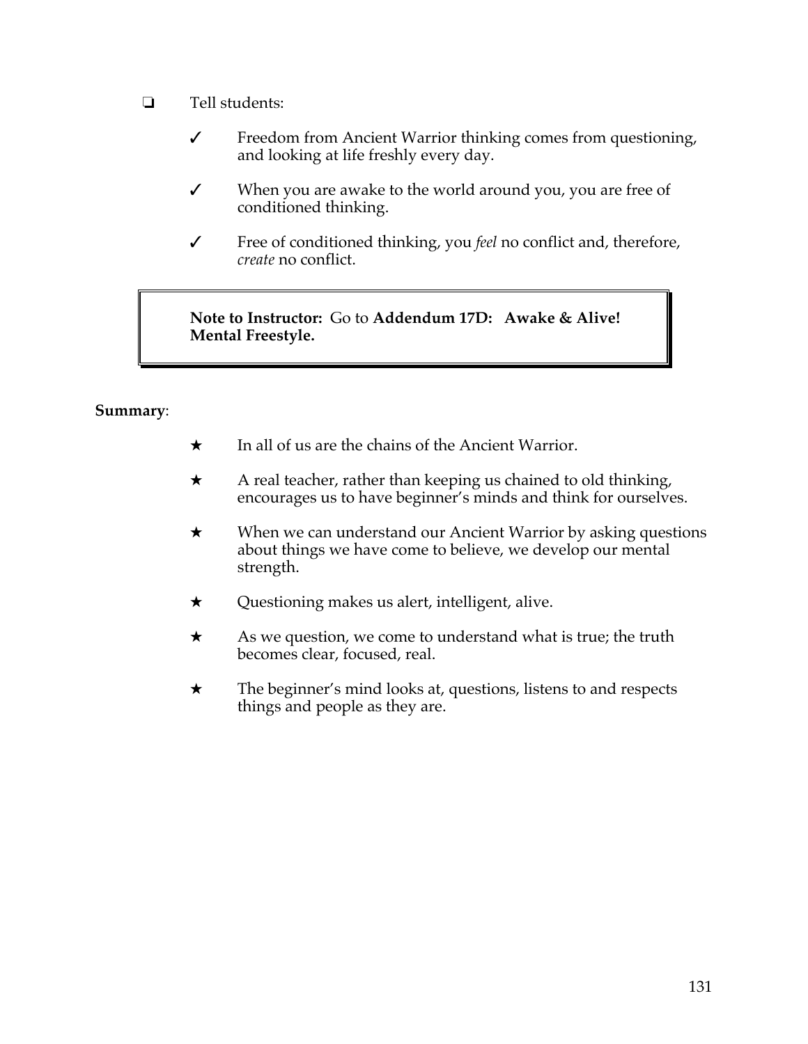- ❑ Tell students:

    - ✓ Freedom from Ancient Warrior thinking comes from questioning, and looking at life freshly every day.

    - ✓ When you are awake to the world around you, you are free of conditioned thinking.

    - ✓ Free of conditioned thinking, you *feel* no conflict and, therefore, *create* no conflict.

> **Note to Instructor:** Go to **Addendum 17D: Awake & Alive! Mental Freestyle.**

**Summary**:

- ★ In all of us are the chains of the Ancient Warrior.

- ★ A real teacher, rather than keeping us chained to old thinking, encourages us to have beginner's minds and think for ourselves.

- ★ When we can understand our Ancient Warrior by asking questions about things we have come to believe, we develop our mental strength.

- ★ Questioning makes us alert, intelligent, alive.

- ★ As we question, we come to understand what is true; the truth becomes clear, focused, real.

- ★ The beginner's mind looks at, questions, listens to and respects things and people as they are.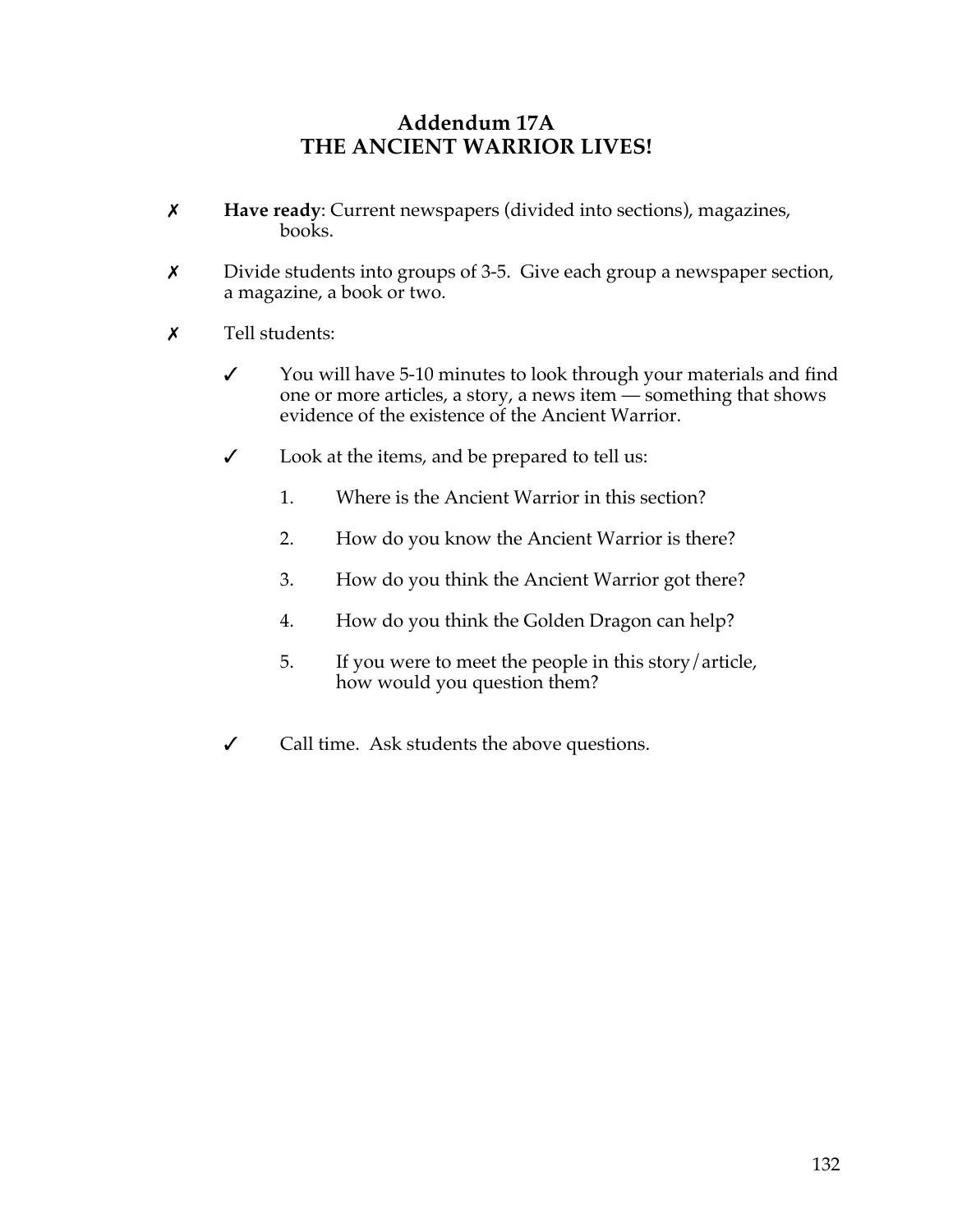# Addendum 17A
## THE ANCIENT WARRIOR LIVES!

✗ **Have ready**: Current newspapers (divided into sections), magazines, books.

✗ Divide students into groups of 3-5. Give each group a newspaper section, a magazine, a book or two.

✗ Tell students:

- ✓ You will have 5-10 minutes to look through your materials and find one or more articles, a story, a news item — something that shows evidence of the existence of the Ancient Warrior.

- ✓ Look at the items, and be prepared to tell us:

  1. Where is the Ancient Warrior in this section?
  2. How do you know the Ancient Warrior is there?
  3. How do you think the Ancient Warrior got there?
  4. How do you think the Golden Dragon can help?
  5. If you were to meet the people in this story/article, how would you question them?

- ✓ Call time. Ask students the above questions.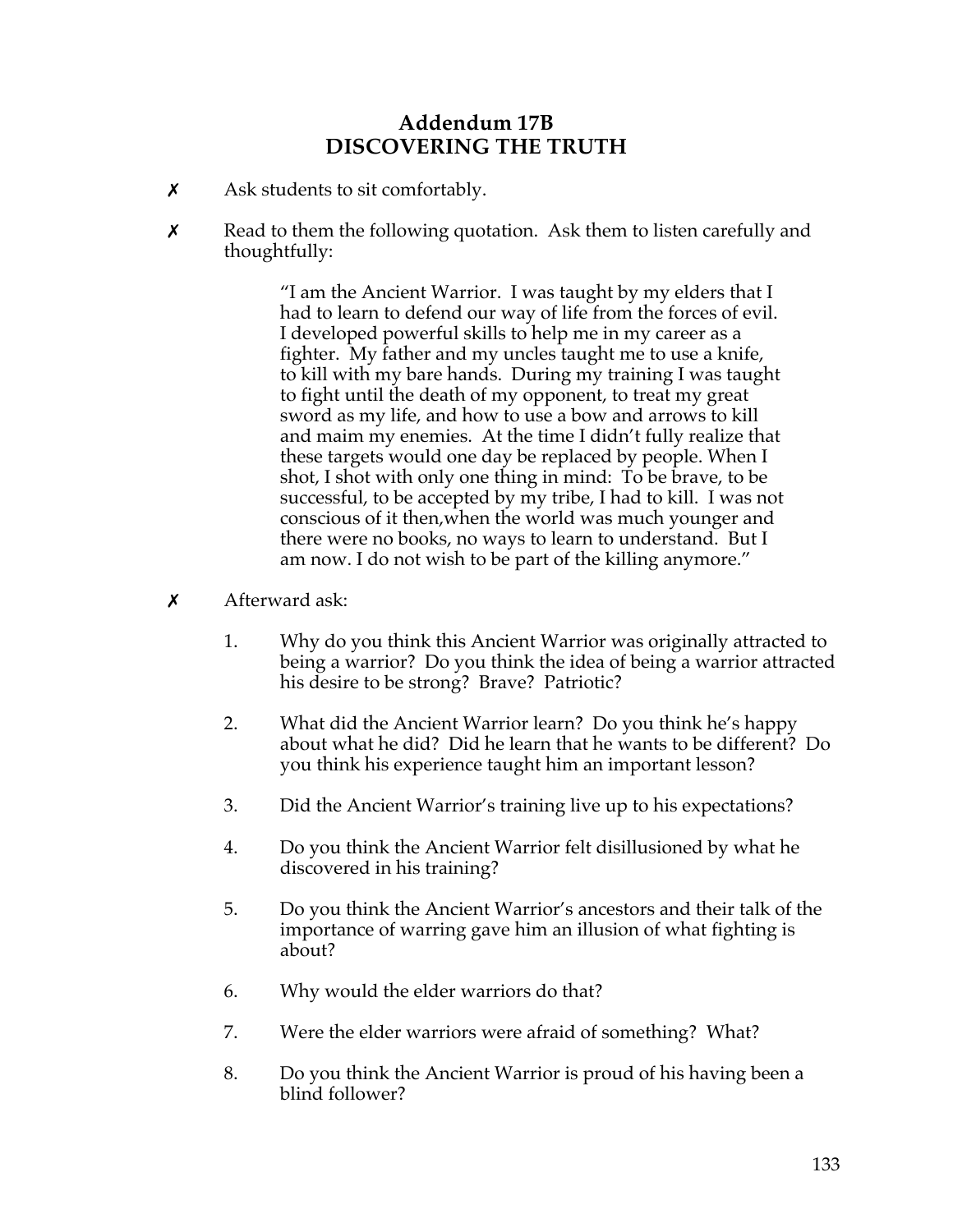# Addendum 17B
# DISCOVERING THE TRUTH

✗ Ask students to sit comfortably.

✗ Read to them the following quotation. Ask them to listen carefully and thoughtfully:

> "I am the Ancient Warrior. I was taught by my elders that I had to learn to defend our way of life from the forces of evil. I developed powerful skills to help me in my career as a fighter. My father and my uncles taught me to use a knife, to kill with my bare hands. During my training I was taught to fight until the death of my opponent, to treat my great sword as my life, and how to use a bow and arrows to kill and maim my enemies. At the time I didn't fully realize that these targets would one day be replaced by people. When I shot, I shot with only one thing in mind: To be brave, to be successful, to be accepted by my tribe, I had to kill. I was not conscious of it then,when the world was much younger and there were no books, no ways to learn to understand. But I am now. I do not wish to be part of the killing anymore."

✗ Afterward ask:

1. Why do you think this Ancient Warrior was originally attracted to being a warrior? Do you think the idea of being a warrior attracted his desire to be strong? Brave? Patriotic?

2. What did the Ancient Warrior learn? Do you think he's happy about what he did? Did he learn that he wants to be different? Do you think his experience taught him an important lesson?

3. Did the Ancient Warrior's training live up to his expectations?

4. Do you think the Ancient Warrior felt disillusioned by what he discovered in his training?

5. Do you think the Ancient Warrior's ancestors and their talk of the importance of warring gave him an illusion of what fighting is about?

6. Why would the elder warriors do that?

7. Were the elder warriors were afraid of something? What?

8. Do you think the Ancient Warrior is proud of his having been a blind follower?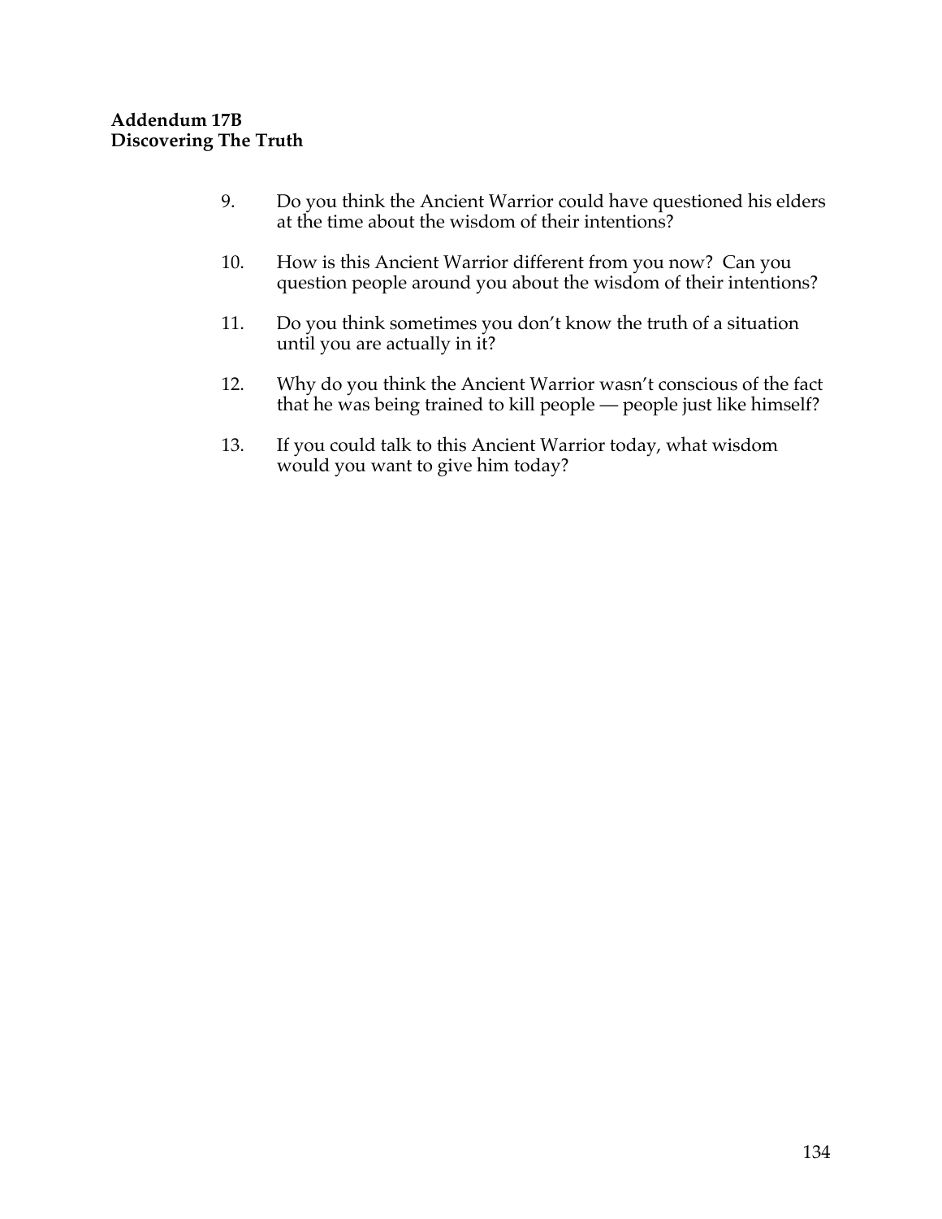**Addendum 17B**
**Discovering The Truth**

9. Do you think the Ancient Warrior could have questioned his elders at the time about the wisdom of their intentions?

10. How is this Ancient Warrior different from you now? Can you question people around you about the wisdom of their intentions?

11. Do you think sometimes you don't know the truth of a situation until you are actually in it?

12. Why do you think the Ancient Warrior wasn't conscious of the fact that he was being trained to kill people — people just like himself?

13. If you could talk to this Ancient Warrior today, what wisdom would you want to give him today?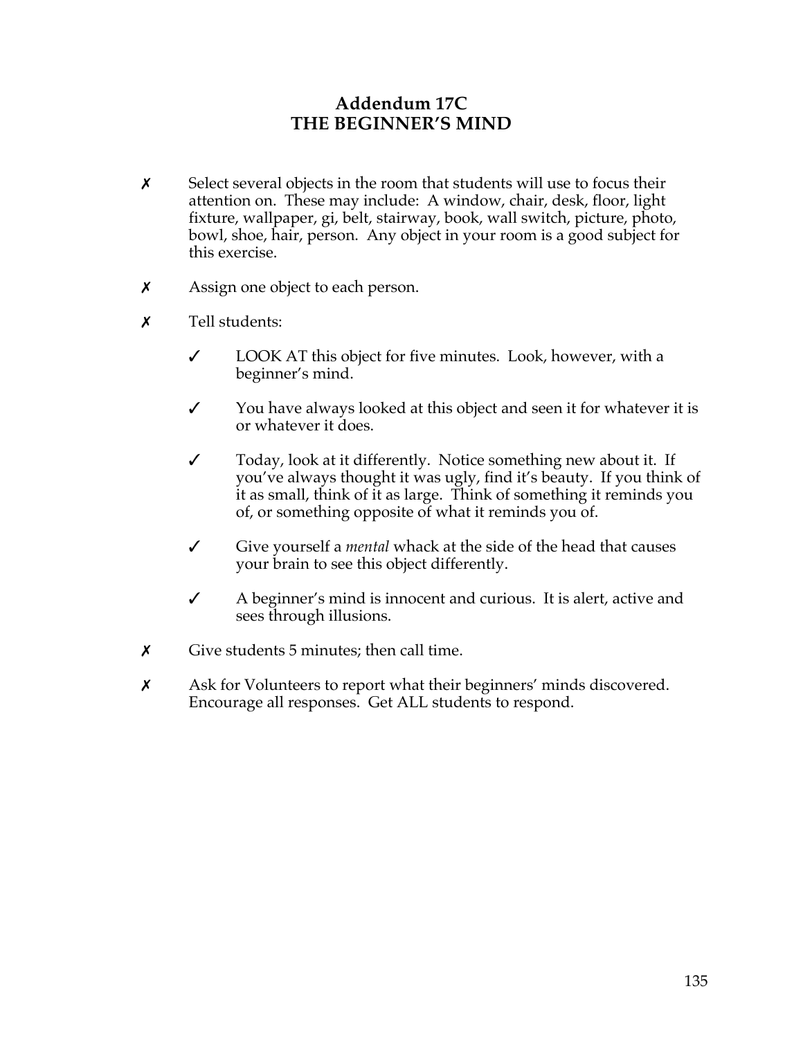# Addendum 17C
# THE BEGINNER'S MIND

✗ Select several objects in the room that students will use to focus their attention on. These may include: A window, chair, desk, floor, light fixture, wallpaper, gi, belt, stairway, book, wall switch, picture, photo, bowl, shoe, hair, person. Any object in your room is a good subject for this exercise.

✗ Assign one object to each person.

✗ Tell students:

  ✓ LOOK AT this object for five minutes. Look, however, with a beginner's mind.

  ✓ You have always looked at this object and seen it for whatever it is or whatever it does.

  ✓ Today, look at it differently. Notice something new about it. If you've always thought it was ugly, find it's beauty. If you think of it as small, think of it as large. Think of something it reminds you of, or something opposite of what it reminds you of.

  ✓ Give yourself a *mental* whack at the side of the head that causes your brain to see this object differently.

  ✓ A beginner's mind is innocent and curious. It is alert, active and sees through illusions.

✗ Give students 5 minutes; then call time.

✗ Ask for Volunteers to report what their beginners' minds discovered. Encourage all responses. Get ALL students to respond.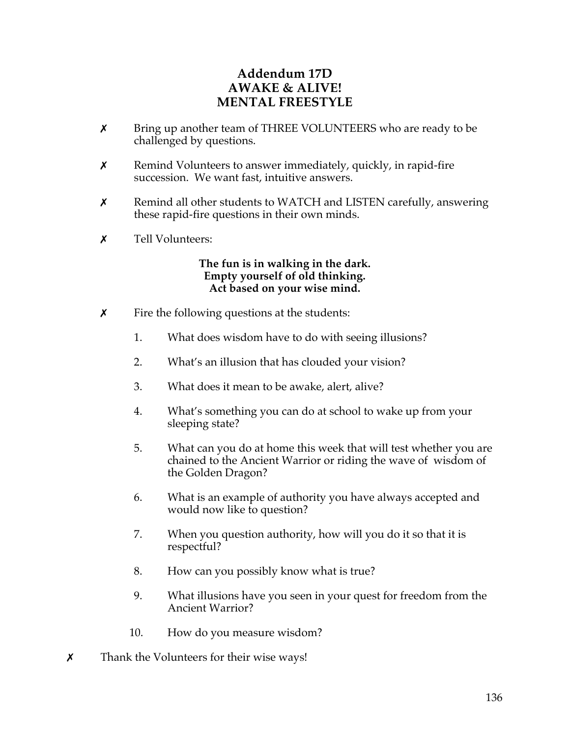# Addendum 17D
# AWAKE & ALIVE!
# MENTAL FREESTYLE

- ✗ Bring up another team of THREE VOLUNTEERS who are ready to be challenged by questions.

- ✗ Remind Volunteers to answer immediately, quickly, in rapid-fire succession. We want fast, intuitive answers.

- ✗ Remind all other students to WATCH and LISTEN carefully, answering these rapid-fire questions in their own minds.

- ✗ Tell Volunteers:

**The fun is in walking in the dark.**
**Empty yourself of old thinking.**
**Act based on your wise mind.**

- ✗ Fire the following questions at the students:

  1. What does wisdom have to do with seeing illusions?

  2. What's an illusion that has clouded your vision?

  3. What does it mean to be awake, alert, alive?

  4. What's something you can do at school to wake up from your sleeping state?

  5. What can you do at home this week that will test whether you are chained to the Ancient Warrior or riding the wave of wisdom of the Golden Dragon?

  6. What is an example of authority you have always accepted and would now like to question?

  7. When you question authority, how will you do it so that it is respectful?

  8. How can you possibly know what is true?

  9. What illusions have you seen in your quest for freedom from the Ancient Warrior?

  10. How do you measure wisdom?

✗ Thank the Volunteers for their wise ways!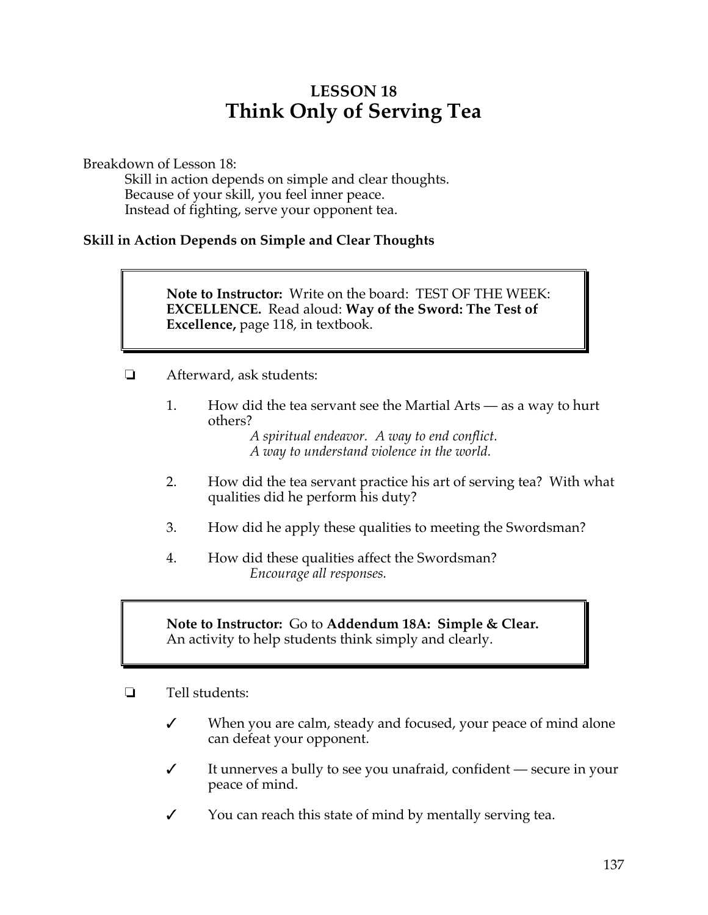# LESSON 18
# Think Only of Serving Tea

Breakdown of Lesson 18:

Skill in action depends on simple and clear thoughts.
Because of your skill, you feel inner peace.
Instead of fighting, serve your opponent tea.

### Skill in Action Depends on Simple and Clear Thoughts

> **Note to Instructor:** Write on the board: TEST OF THE WEEK: **EXCELLENCE.** Read aloud: **Way of the Sword: The Test of Excellence,** page 118, in textbook.

❏ Afterward, ask students:

1. How did the tea servant see the Martial Arts — as a way to hurt others?
   *A spiritual endeavor. A way to end conflict.*
   *A way to understand violence in the world.*
2. How did the tea servant practice his art of serving tea? With what qualities did he perform his duty?
3. How did he apply these qualities to meeting the Swordsman?
4. How did these qualities affect the Swordsman?
   *Encourage all responses.*

> **Note to Instructor:** Go to **Addendum 18A: Simple & Clear.** An activity to help students think simply and clearly.

❏ Tell students:

✓ When you are calm, steady and focused, your peace of mind alone can defeat your opponent.

✓ It unnerves a bully to see you unafraid, confident — secure in your peace of mind.

✓ You can reach this state of mind by mentally serving tea.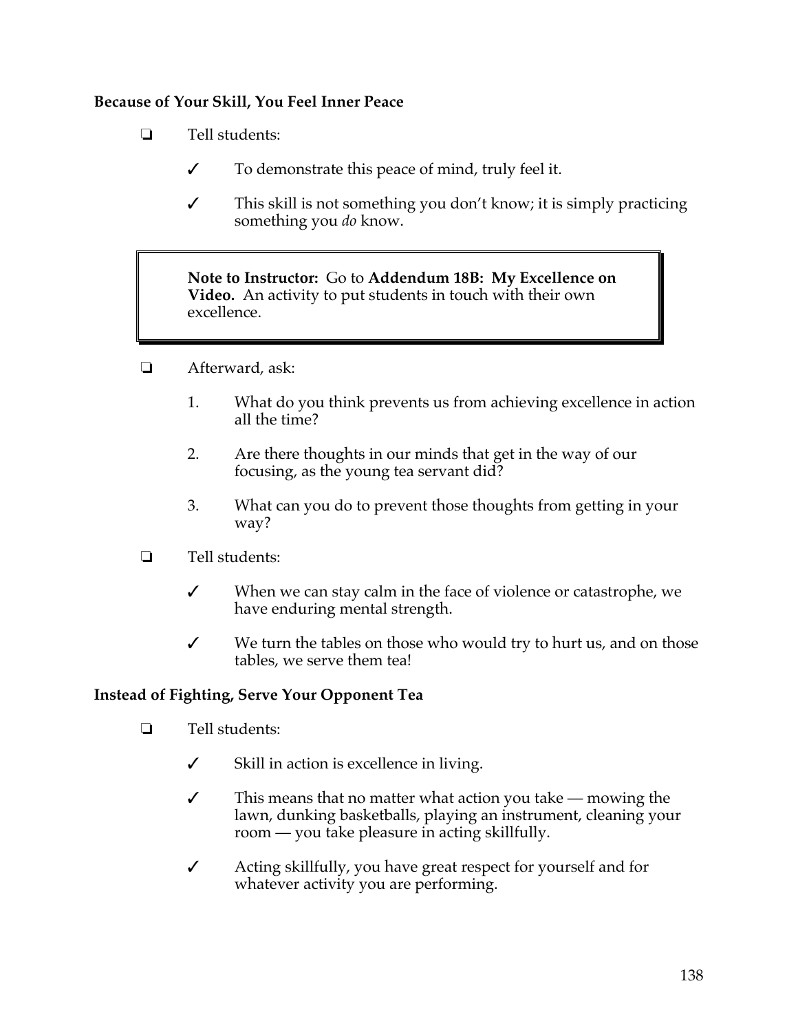**Because of Your Skill, You Feel Inner Peace**

❏ Tell students:

- ✓ To demonstrate this peace of mind, truly feel it.
- ✓ This skill is not something you don't know; it is simply practicing something you *do* know.

> **Note to Instructor:** Go to **Addendum 18B: My Excellence on Video.** An activity to put students in touch with their own excellence.

❏ Afterward, ask:

1. What do you think prevents us from achieving excellence in action all the time?
2. Are there thoughts in our minds that get in the way of our focusing, as the young tea servant did?
3. What can you do to prevent those thoughts from getting in your way?

❏ Tell students:

- ✓ When we can stay calm in the face of violence or catastrophe, we have enduring mental strength.
- ✓ We turn the tables on those who would try to hurt us, and on those tables, we serve them tea!

**Instead of Fighting, Serve Your Opponent Tea**

❏ Tell students:

- ✓ Skill in action is excellence in living.
- ✓ This means that no matter what action you take — mowing the lawn, dunking basketballs, playing an instrument, cleaning your room — you take pleasure in acting skillfully.
- ✓ Acting skillfully, you have great respect for yourself and for whatever activity you are performing.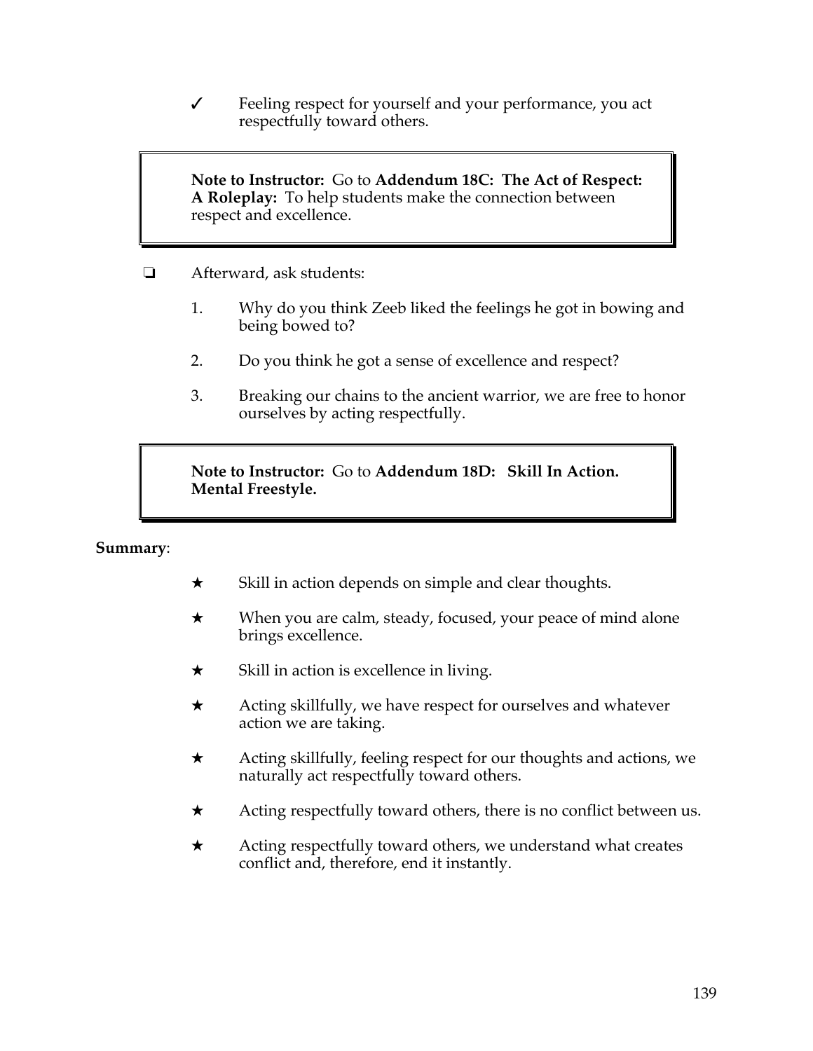✓ Feeling respect for yourself and your performance, you act respectfully toward others.

> **Note to Instructor:** Go to **Addendum 18C: The Act of Respect: A Roleplay:** To help students make the connection between respect and excellence.

❏ Afterward, ask students:

1. Why do you think Zeeb liked the feelings he got in bowing and being bowed to?
2. Do you think he got a sense of excellence and respect?
3. Breaking our chains to the ancient warrior, we are free to honor ourselves by acting respectfully.

> **Note to Instructor:** Go to **Addendum 18D: Skill In Action. Mental Freestyle.**

**Summary**:

★ Skill in action depends on simple and clear thoughts.

★ When you are calm, steady, focused, your peace of mind alone brings excellence.

★ Skill in action is excellence in living.

★ Acting skillfully, we have respect for ourselves and whatever action we are taking.

★ Acting skillfully, feeling respect for our thoughts and actions, we naturally act respectfully toward others.

★ Acting respectfully toward others, there is no conflict between us.

★ Acting respectfully toward others, we understand what creates conflict and, therefore, end it instantly.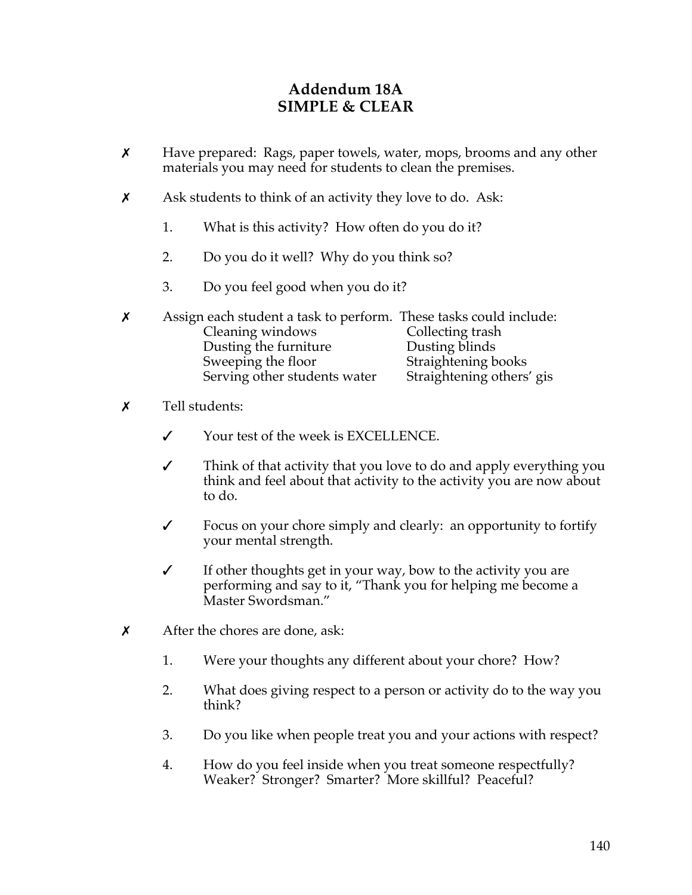# Addendum 18A
## SIMPLE & CLEAR

✗ Have prepared: Rags, paper towels, water, mops, brooms and any other materials you may need for students to clean the premises.

✗ Ask students to think of an activity they love to do. Ask:

1. What is this activity? How often do you do it?
2. Do you do it well? Why do you think so?
3. Do you feel good when you do it?

✗ Assign each student a task to perform. These tasks could include:

| | |
|---|---|
| Cleaning windows | Collecting trash |
| Dusting the furniture | Dusting blinds |
| Sweeping the floor | Straightening books |
| Serving other students water | Straightening others' gis |

✗ Tell students:

- ✓ Your test of the week is EXCELLENCE.
- ✓ Think of that activity that you love to do and apply everything you think and feel about that activity to the activity you are now about to do.
- ✓ Focus on your chore simply and clearly: an opportunity to fortify your mental strength.
- ✓ If other thoughts get in your way, bow to the activity you are performing and say to it, "Thank you for helping me become a Master Swordsman."

✗ After the chores are done, ask:

1. Were your thoughts any different about your chore? How?
2. What does giving respect to a person or activity do to the way you think?
3. Do you like when people treat you and your actions with respect?
4. How do you feel inside when you treat someone respectfully? Weaker? Stronger? Smarter? More skillful? Peaceful?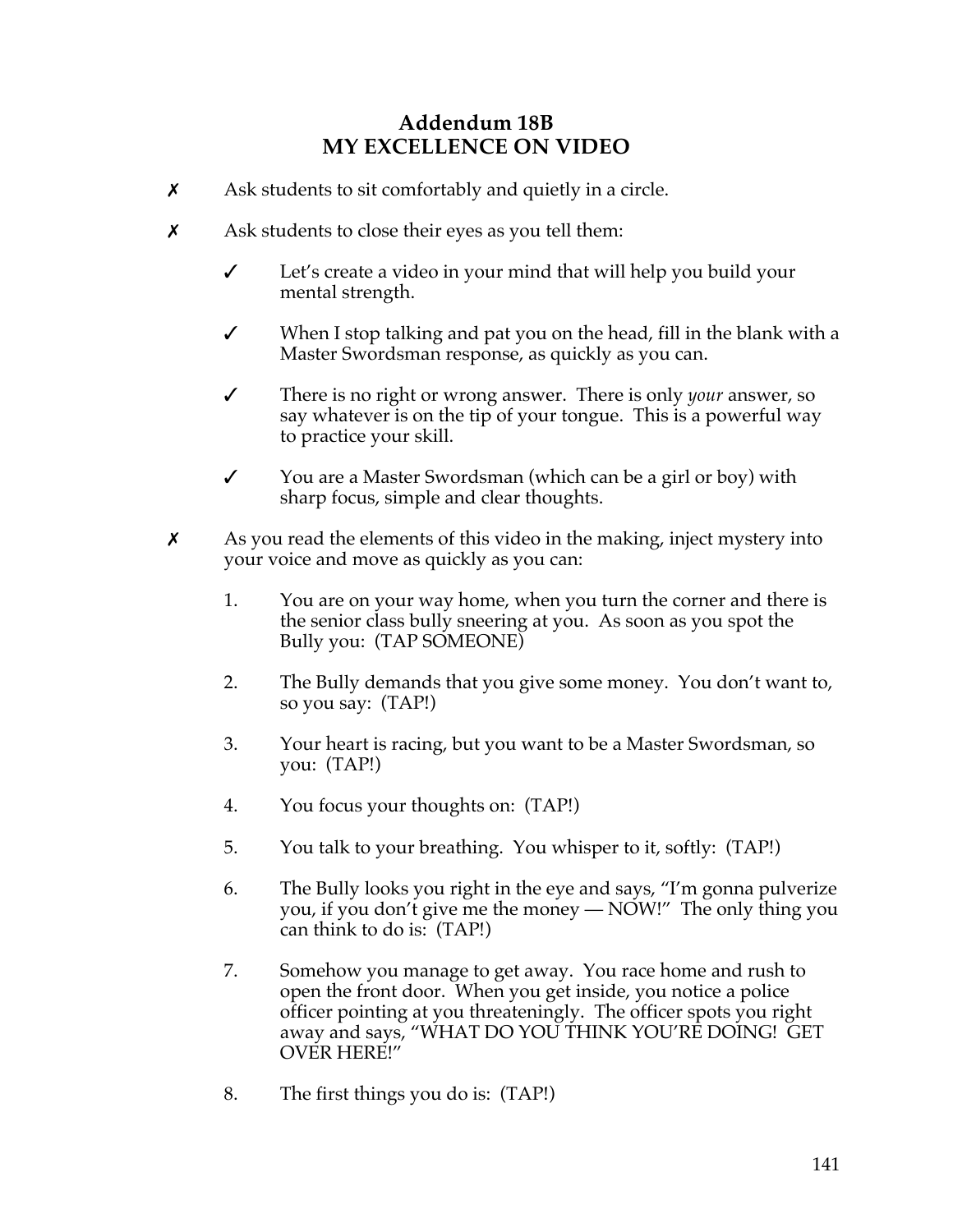# Addendum 18B
# MY EXCELLENCE ON VIDEO

✗ Ask students to sit comfortably and quietly in a circle.

✗ Ask students to close their eyes as you tell them:

   ✓ Let's create a video in your mind that will help you build your mental strength.

   ✓ When I stop talking and pat you on the head, fill in the blank with a Master Swordsman response, as quickly as you can.

   ✓ There is no right or wrong answer. There is only *your* answer, so say whatever is on the tip of your tongue. This is a powerful way to practice your skill.

   ✓ You are a Master Swordsman (which can be a girl or boy) with sharp focus, simple and clear thoughts.

✗ As you read the elements of this video in the making, inject mystery into your voice and move as quickly as you can:

1. You are on your way home, when you turn the corner and there is the senior class bully sneering at you. As soon as you spot the Bully you: (TAP SOMEONE)

2. The Bully demands that you give some money. You don't want to, so you say: (TAP!)

3. Your heart is racing, but you want to be a Master Swordsman, so you: (TAP!)

4. You focus your thoughts on: (TAP!)

5. You talk to your breathing. You whisper to it, softly: (TAP!)

6. The Bully looks you right in the eye and says, "I'm gonna pulverize you, if you don't give me the money — NOW!" The only thing you can think to do is: (TAP!)

7. Somehow you manage to get away. You race home and rush to open the front door. When you get inside, you notice a police officer pointing at you threateningly. The officer spots you right away and says, "WHAT DO YOU THINK YOU'RE DOING! GET OVER HERE!"

8. The first things you do is: (TAP!)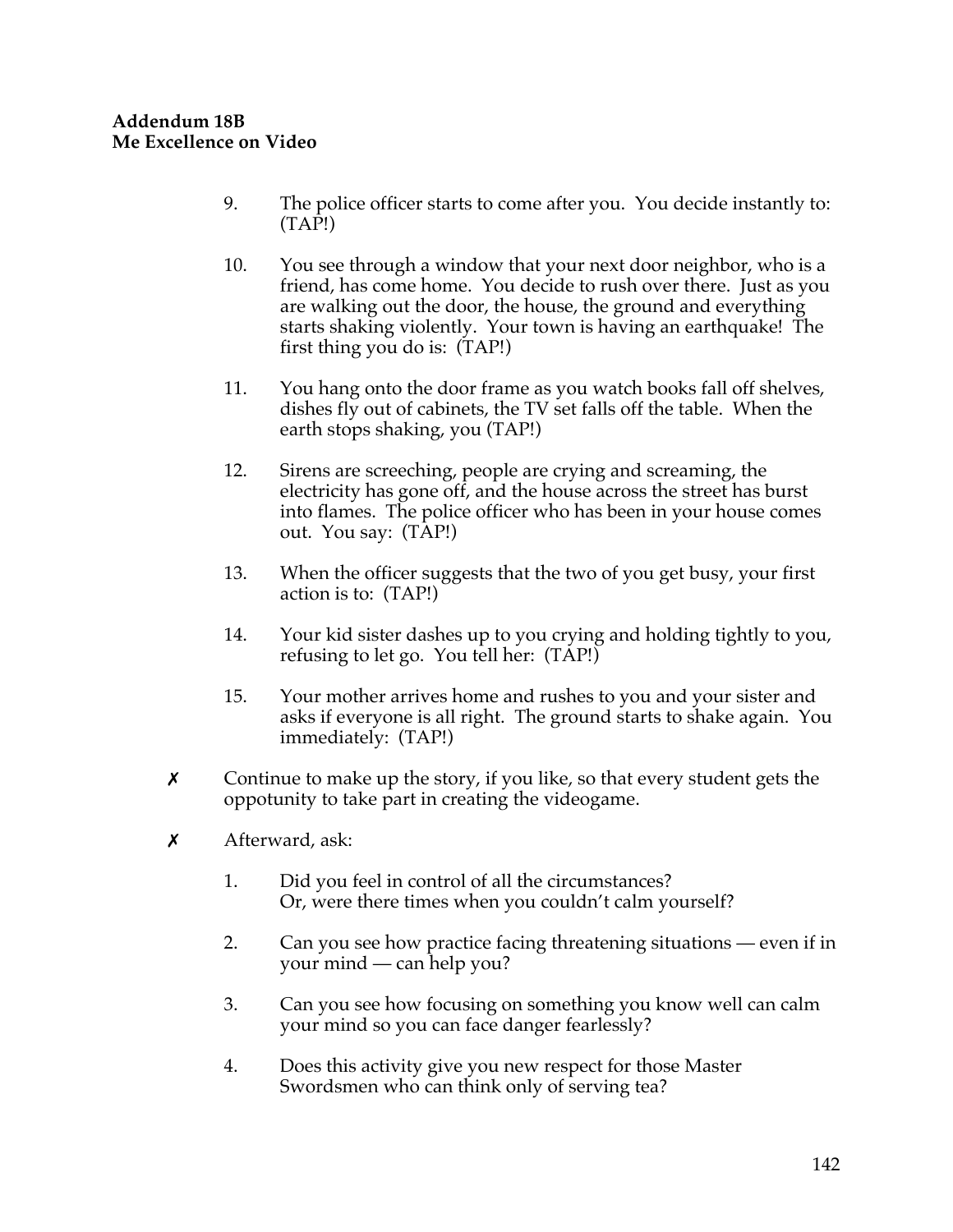**Addendum 18B**
**Me Excellence on Video**

9. The police officer starts to come after you. You decide instantly to: (TAP!)

10. You see through a window that your next door neighbor, who is a friend, has come home. You decide to rush over there. Just as you are walking out the door, the house, the ground and everything starts shaking violently. Your town is having an earthquake! The first thing you do is: (TAP!)

11. You hang onto the door frame as you watch books fall off shelves, dishes fly out of cabinets, the TV set falls off the table. When the earth stops shaking, you (TAP!)

12. Sirens are screeching, people are crying and screaming, the electricity has gone off, and the house across the street has burst into flames. The police officer who has been in your house comes out. You say: (TAP!)

13. When the officer suggests that the two of you get busy, your first action is to: (TAP!)

14. Your kid sister dashes up to you crying and holding tightly to you, refusing to let go. You tell her: (TAP!)

15. Your mother arrives home and rushes to you and your sister and asks if everyone is all right. The ground starts to shake again. You immediately: (TAP!)

✗ Continue to make up the story, if you like, so that every student gets the oppotunity to take part in creating the videogame.

✗ Afterward, ask:

1. Did you feel in control of all the circumstances? Or, were there times when you couldn't calm yourself?

2. Can you see how practice facing threatening situations — even if in your mind — can help you?

3. Can you see how focusing on something you know well can calm your mind so you can face danger fearlessly?

4. Does this activity give you new respect for those Master Swordsmen who can think only of serving tea?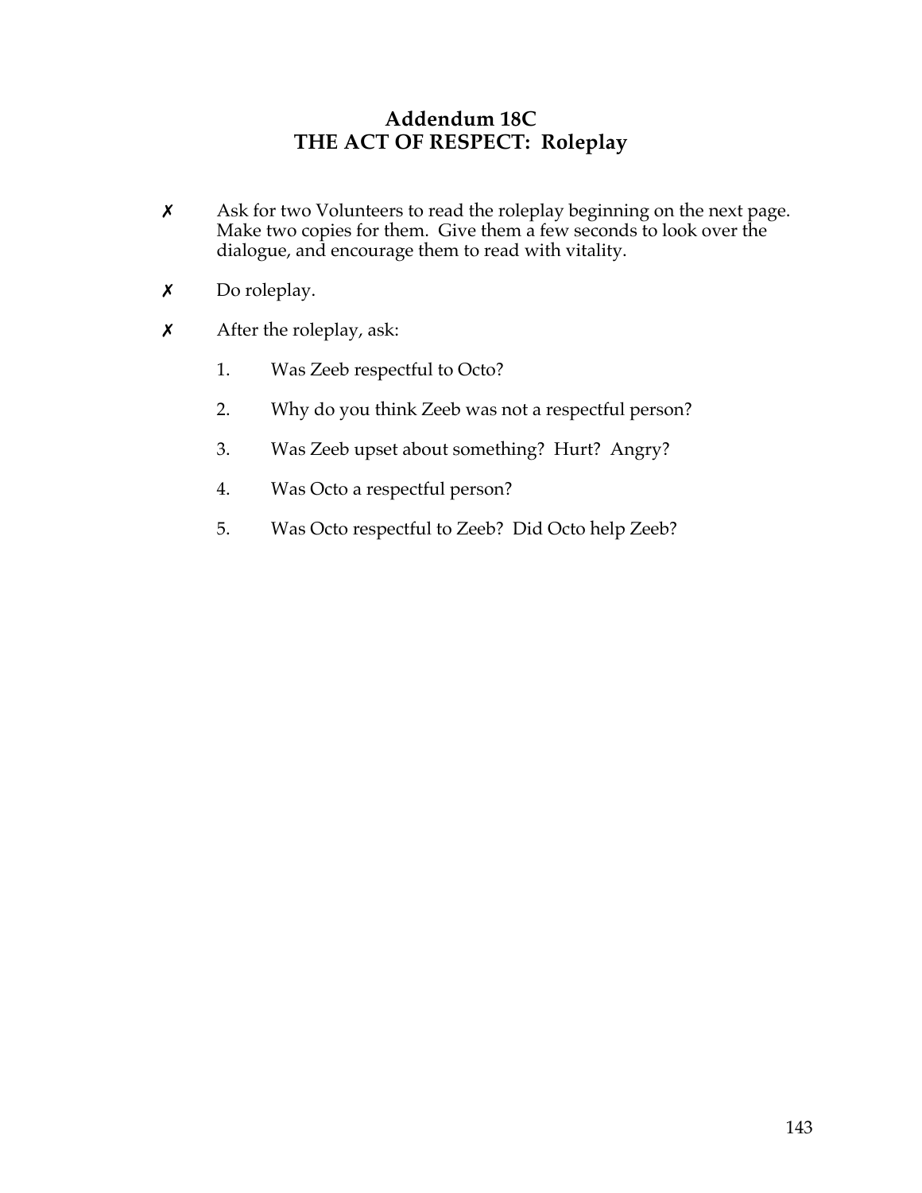# Addendum 18C
## THE ACT OF RESPECT: Roleplay

- ✗ Ask for two Volunteers to read the roleplay beginning on the next page. Make two copies for them. Give them a few seconds to look over the dialogue, and encourage them to read with vitality.

- ✗ Do roleplay.

- ✗ After the roleplay, ask:

  1. Was Zeeb respectful to Octo?
  2. Why do you think Zeeb was not a respectful person?
  3. Was Zeeb upset about something? Hurt? Angry?
  4. Was Octo a respectful person?
  5. Was Octo respectful to Zeeb? Did Octo help Zeeb?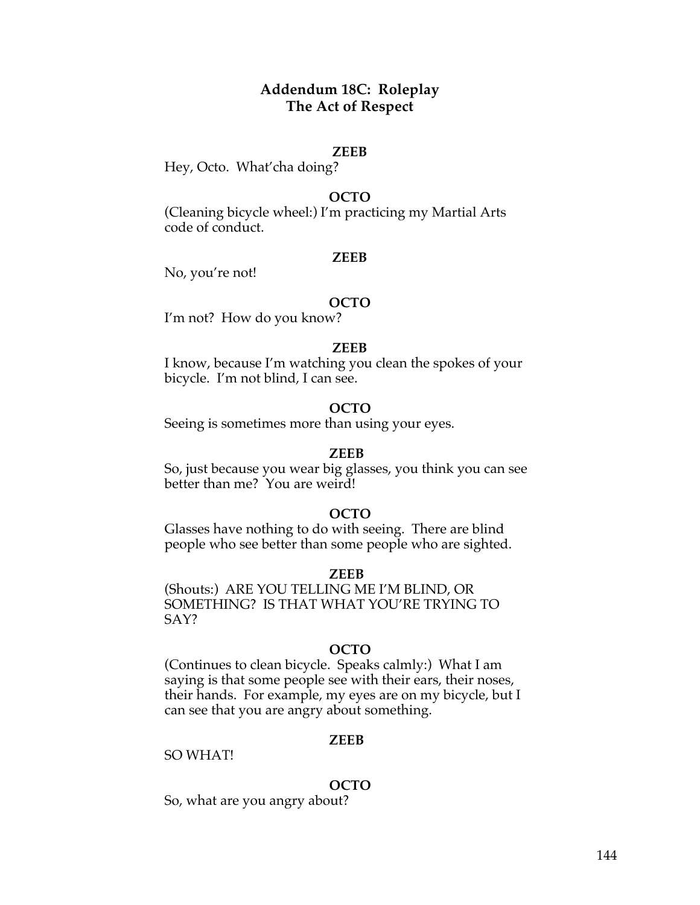## Addendum 18C: Roleplay
## The Act of Respect

**ZEEB**

Hey, Octo. What'cha doing?

**OCTO**

(Cleaning bicycle wheel:) I'm practicing my Martial Arts code of conduct.

**ZEEB**

No, you're not!

**OCTO**

I'm not? How do you know?

**ZEEB**

I know, because I'm watching you clean the spokes of your bicycle. I'm not blind, I can see.

**OCTO**

Seeing is sometimes more than using your eyes.

**ZEEB**

So, just because you wear big glasses, you think you can see better than me? You are weird!

**OCTO**

Glasses have nothing to do with seeing. There are blind people who see better than some people who are sighted.

**ZEEB**

(Shouts:) ARE YOU TELLING ME I'M BLIND, OR SOMETHING? IS THAT WHAT YOU'RE TRYING TO SAY?

**OCTO**

(Continues to clean bicycle. Speaks calmly:) What I am saying is that some people see with their ears, their noses, their hands. For example, my eyes are on my bicycle, but I can see that you are angry about something.

**ZEEB**

SO WHAT!

**OCTO**

So, what are you angry about?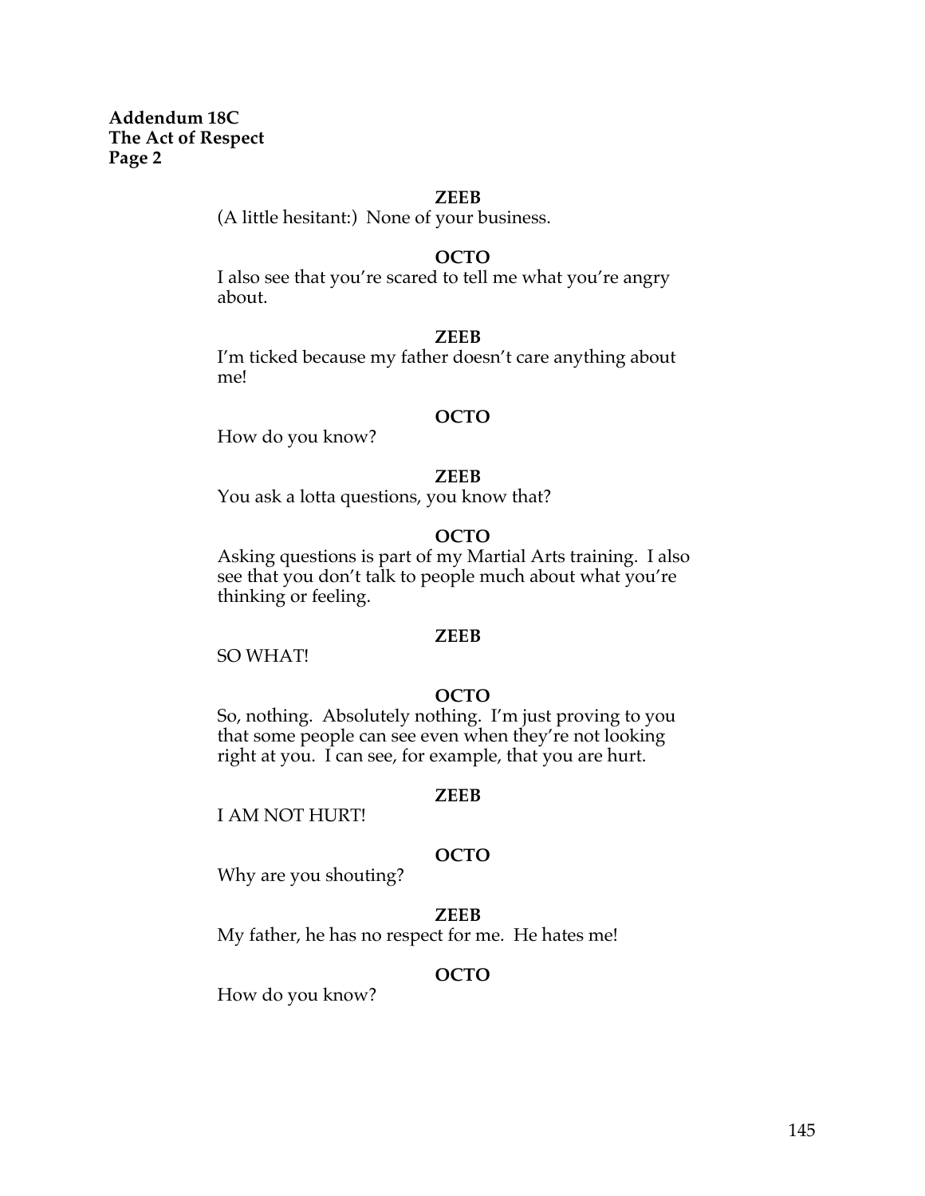**Addendum 18C**
**The Act of Respect**
**Page 2**

**ZEEB**

(A little hesitant:) None of your business.

**OCTO**

I also see that you're scared to tell me what you're angry about.

**ZEEB**

I'm ticked because my father doesn't care anything about me!

**OCTO**

How do you know?

**ZEEB**

You ask a lotta questions, you know that?

**OCTO**

Asking questions is part of my Martial Arts training. I also see that you don't talk to people much about what you're thinking or feeling.

**ZEEB**

SO WHAT!

**OCTO**

So, nothing. Absolutely nothing. I'm just proving to you that some people can see even when they're not looking right at you. I can see, for example, that you are hurt.

**ZEEB**

I AM NOT HURT!

**OCTO**

Why are you shouting?

**ZEEB**

My father, he has no respect for me. He hates me!

**OCTO**

How do you know?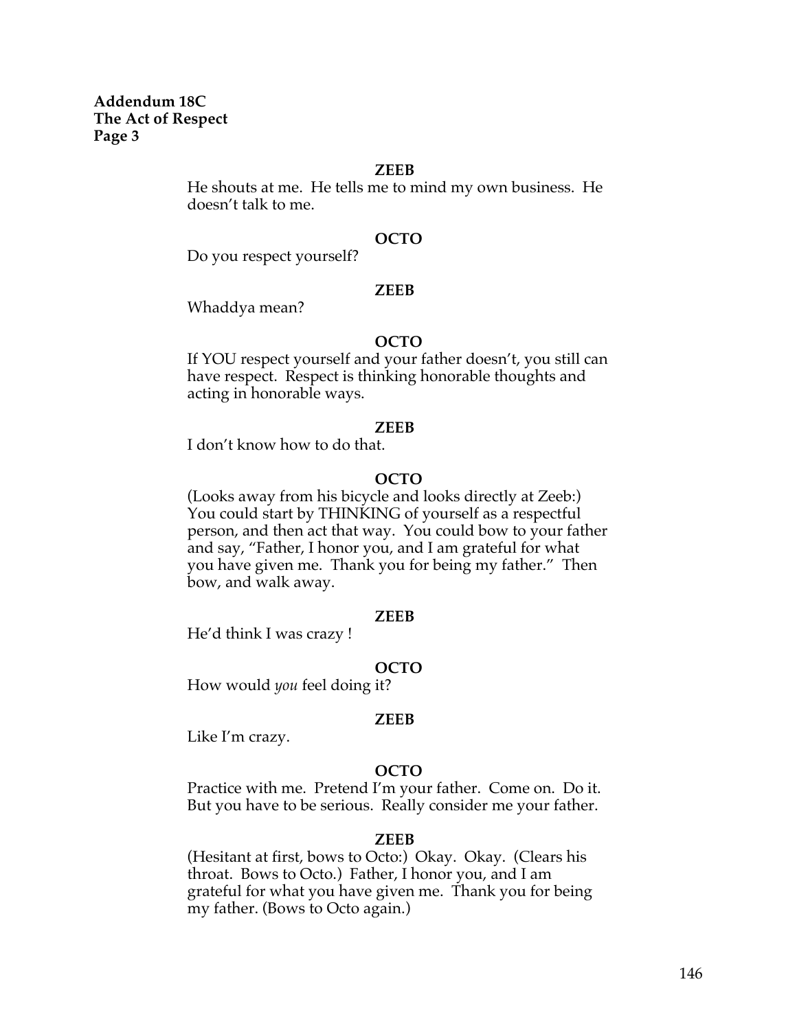**Addendum 18C**
**The Act of Respect**
**Page 3**

**ZEEB**

He shouts at me. He tells me to mind my own business. He doesn't talk to me.

**OCTO**

Do you respect yourself?

**ZEEB**

Whaddya mean?

**OCTO**

If YOU respect yourself and your father doesn't, you still can have respect. Respect is thinking honorable thoughts and acting in honorable ways.

**ZEEB**

I don't know how to do that.

**OCTO**

(Looks away from his bicycle and looks directly at Zeeb:) You could start by THINKING of yourself as a respectful person, and then act that way. You could bow to your father and say, "Father, I honor you, and I am grateful for what you have given me. Thank you for being my father." Then bow, and walk away.

**ZEEB**

He'd think I was crazy !

**OCTO**

How would *you* feel doing it?

**ZEEB**

Like I'm crazy.

**OCTO**

Practice with me. Pretend I'm your father. Come on. Do it. But you have to be serious. Really consider me your father.

**ZEEB**

(Hesitant at first, bows to Octo:) Okay. Okay. (Clears his throat. Bows to Octo.) Father, I honor you, and I am grateful for what you have given me. Thank you for being my father. (Bows to Octo again.)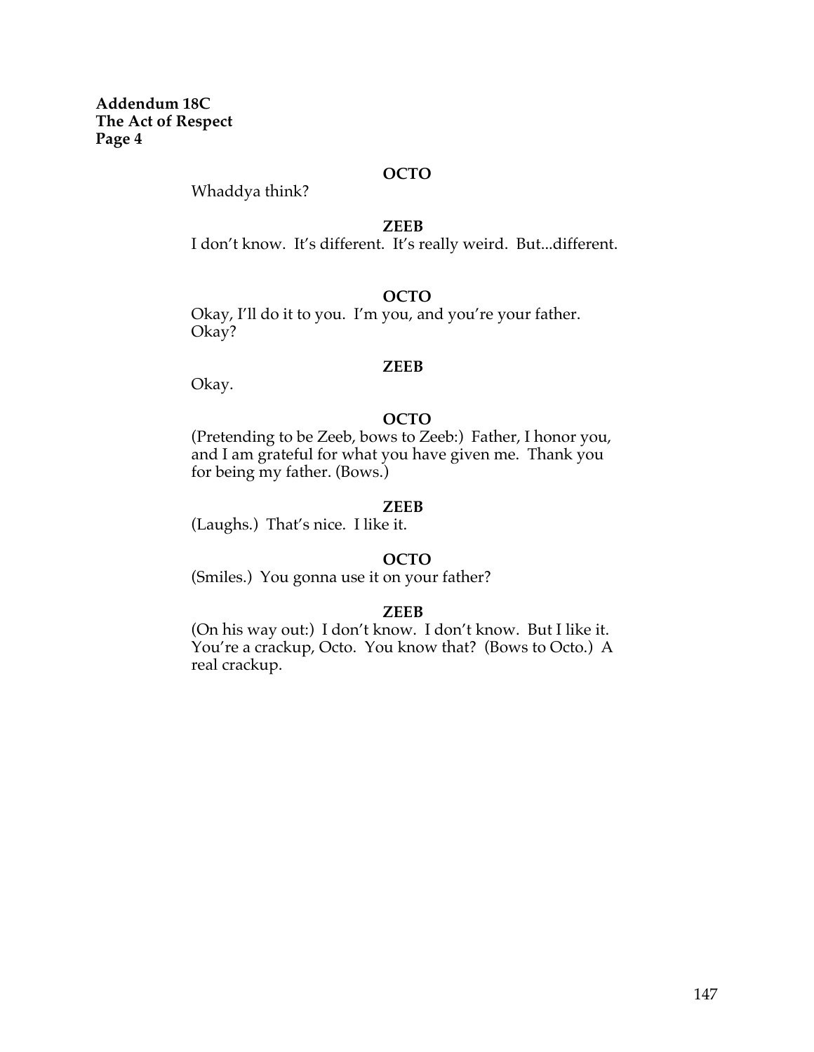**Addendum 18C**
**The Act of Respect**
**Page 4**

**OCTO**

Whaddya think?

**ZEEB**

I don't know. It's different. It's really weird. But...different.

**OCTO**

Okay, I'll do it to you. I'm you, and you're your father. Okay?

**ZEEB**

Okay.

**OCTO**

(Pretending to be Zeeb, bows to Zeeb:) Father, I honor you, and I am grateful for what you have given me. Thank you for being my father. (Bows.)

**ZEEB**

(Laughs.) That's nice. I like it.

**OCTO**

(Smiles.) You gonna use it on your father?

**ZEEB**

(On his way out:) I don't know. I don't know. But I like it. You're a crackup, Octo. You know that? (Bows to Octo.) A real crackup.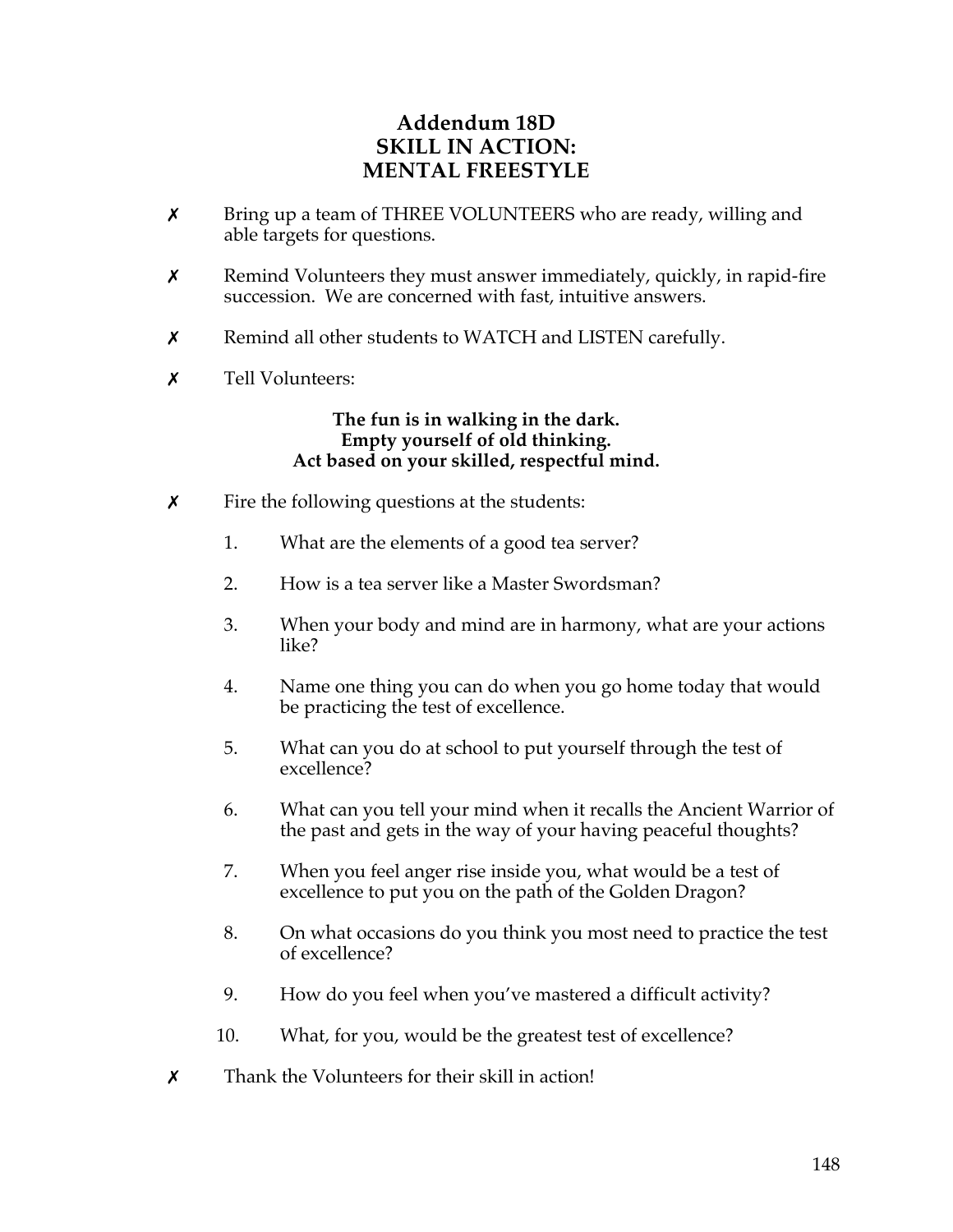# Addendum 18D
# SKILL IN ACTION:
# MENTAL FREESTYLE

- ✗ Bring up a team of THREE VOLUNTEERS who are ready, willing and able targets for questions.
- ✗ Remind Volunteers they must answer immediately, quickly, in rapid-fire succession. We are concerned with fast, intuitive answers.
- ✗ Remind all other students to WATCH and LISTEN carefully.
- ✗ Tell Volunteers:

**The fun is in walking in the dark.**
**Empty yourself of old thinking.**
**Act based on your skilled, respectful mind.**

- ✗ Fire the following questions at the students:

  1. What are the elements of a good tea server?
  2. How is a tea server like a Master Swordsman?
  3. When your body and mind are in harmony, what are your actions like?
  4. Name one thing you can do when you go home today that would be practicing the test of excellence.
  5. What can you do at school to put yourself through the test of excellence?
  6. What can you tell your mind when it recalls the Ancient Warrior of the past and gets in the way of your having peaceful thoughts?
  7. When you feel anger rise inside you, what would be a test of excellence to put you on the path of the Golden Dragon?
  8. On what occasions do you think you most need to practice the test of excellence?
  9. How do you feel when you've mastered a difficult activity?
  10. What, for you, would be the greatest test of excellence?

- ✗ Thank the Volunteers for their skill in action!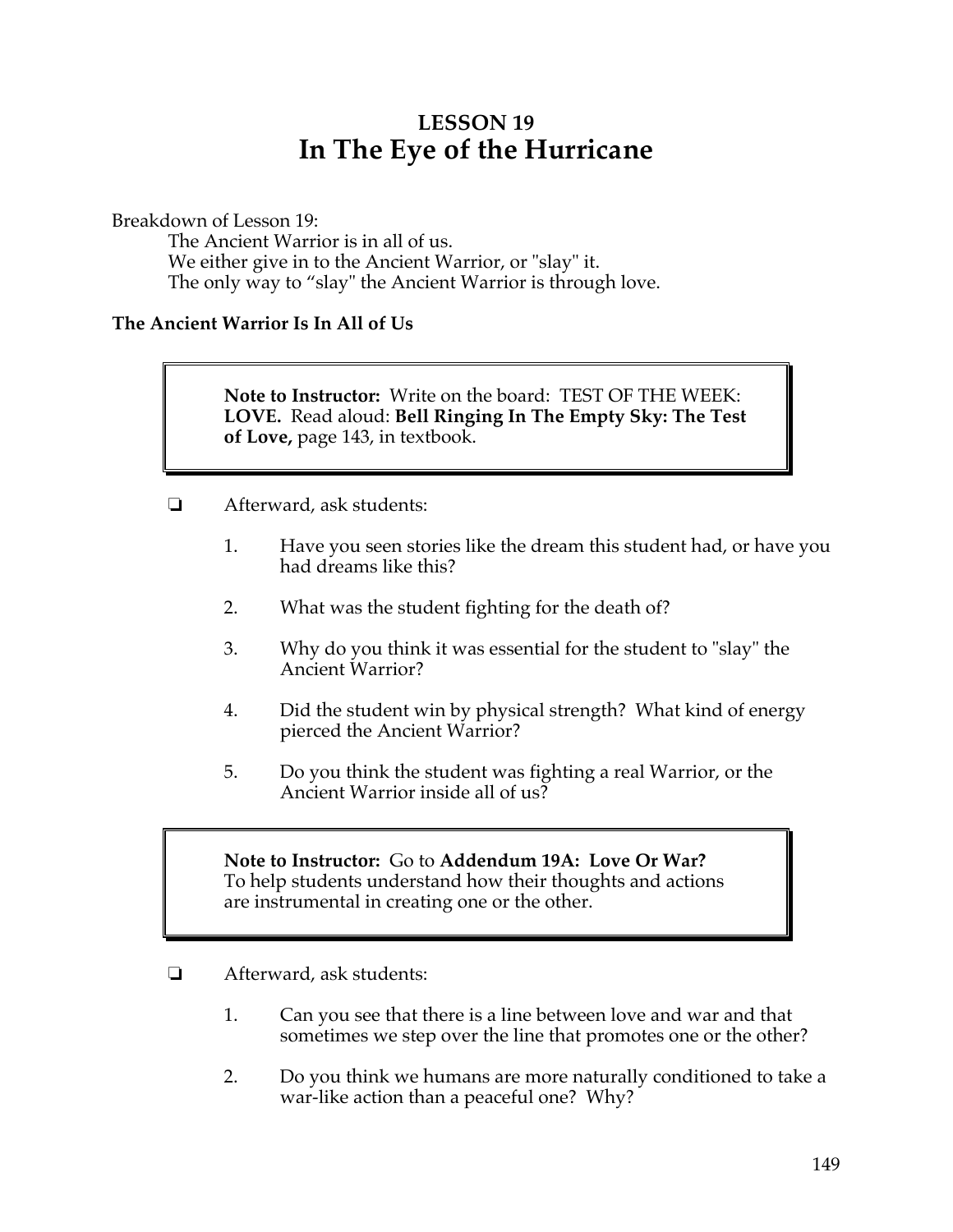# LESSON 19
# In The Eye of the Hurricane

Breakdown of Lesson 19:

The Ancient Warrior is in all of us.
We either give in to the Ancient Warrior, or "slay" it.
The only way to "slay" the Ancient Warrior is through love.

### The Ancient Warrior Is In All of Us

> **Note to Instructor:** Write on the board: TEST OF THE WEEK: **LOVE.** Read aloud: **Bell Ringing In The Empty Sky: The Test of Love,** page 143, in textbook.

- ❏ Afterward, ask students:

  1. Have you seen stories like the dream this student had, or have you had dreams like this?
  2. What was the student fighting for the death of?
  3. Why do you think it was essential for the student to "slay" the Ancient Warrior?
  4. Did the student win by physical strength? What kind of energy pierced the Ancient Warrior?
  5. Do you think the student was fighting a real Warrior, or the Ancient Warrior inside all of us?

> **Note to Instructor:** Go to **Addendum 19A: Love Or War?** To help students understand how their thoughts and actions are instrumental in creating one or the other.

- ❏ Afterward, ask students:

  1. Can you see that there is a line between love and war and that sometimes we step over the line that promotes one or the other?
  2. Do you think we humans are more naturally conditioned to take a war-like action than a peaceful one? Why?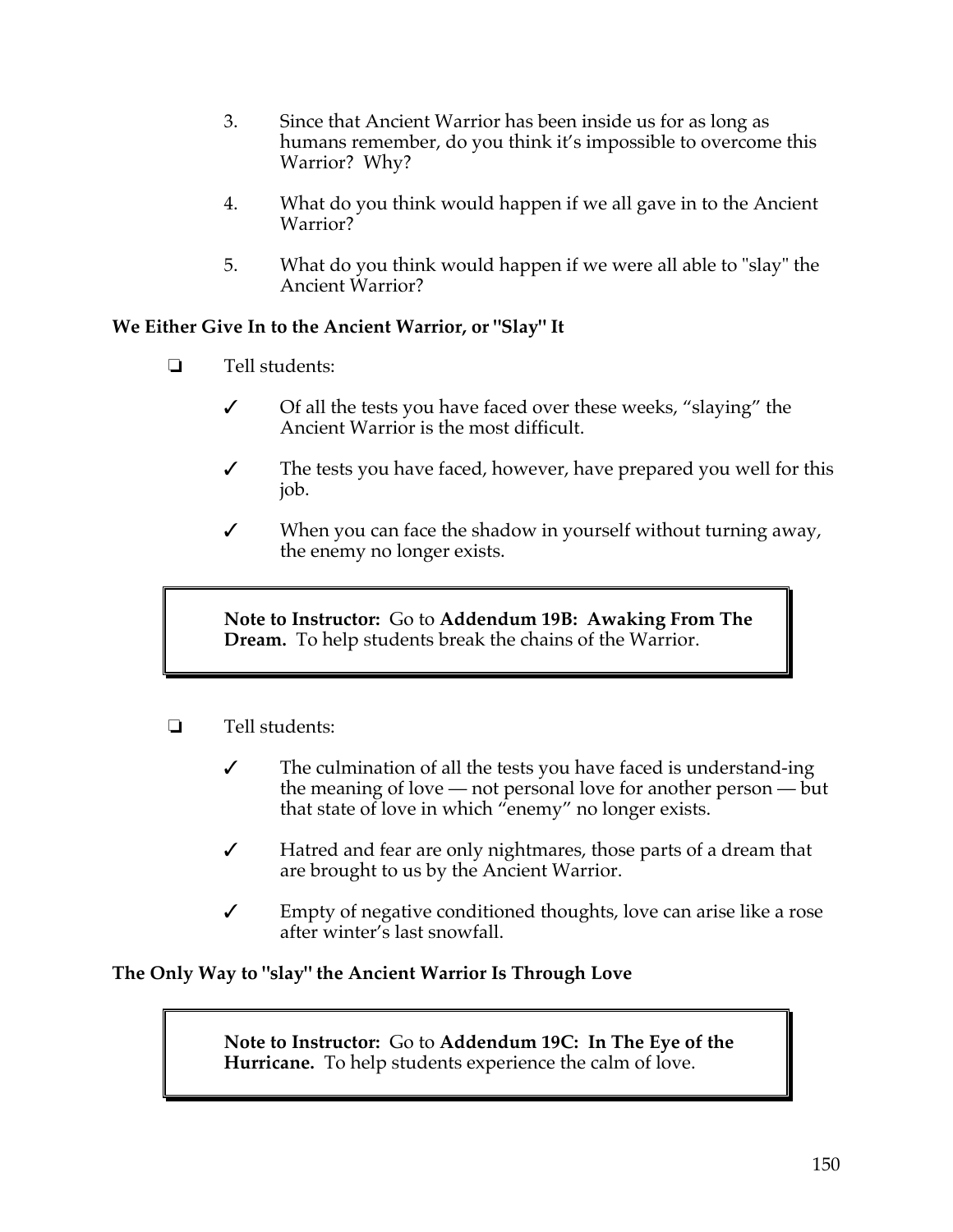3. Since that Ancient Warrior has been inside us for as long as humans remember, do you think it's impossible to overcome this Warrior? Why?

4. What do you think would happen if we all gave in to the Ancient Warrior?

5. What do you think would happen if we were all able to "slay" the Ancient Warrior?

**We Either Give In to the Ancient Warrior, or "Slay" It**

❏ Tell students:

✓ Of all the tests you have faced over these weeks, "slaying" the Ancient Warrior is the most difficult.

✓ The tests you have faced, however, have prepared you well for this job.

✓ When you can face the shadow in yourself without turning away, the enemy no longer exists.

> **Note to Instructor:** Go to **Addendum 19B: Awaking From The Dream.** To help students break the chains of the Warrior.

❏ Tell students:

✓ The culmination of all the tests you have faced is understand-ing the meaning of love — not personal love for another person — but that state of love in which "enemy" no longer exists.

✓ Hatred and fear are only nightmares, those parts of a dream that are brought to us by the Ancient Warrior.

✓ Empty of negative conditioned thoughts, love can arise like a rose after winter's last snowfall.

**The Only Way to "slay" the Ancient Warrior Is Through Love**

> **Note to Instructor:** Go to **Addendum 19C: In The Eye of the Hurricane.** To help students experience the calm of love.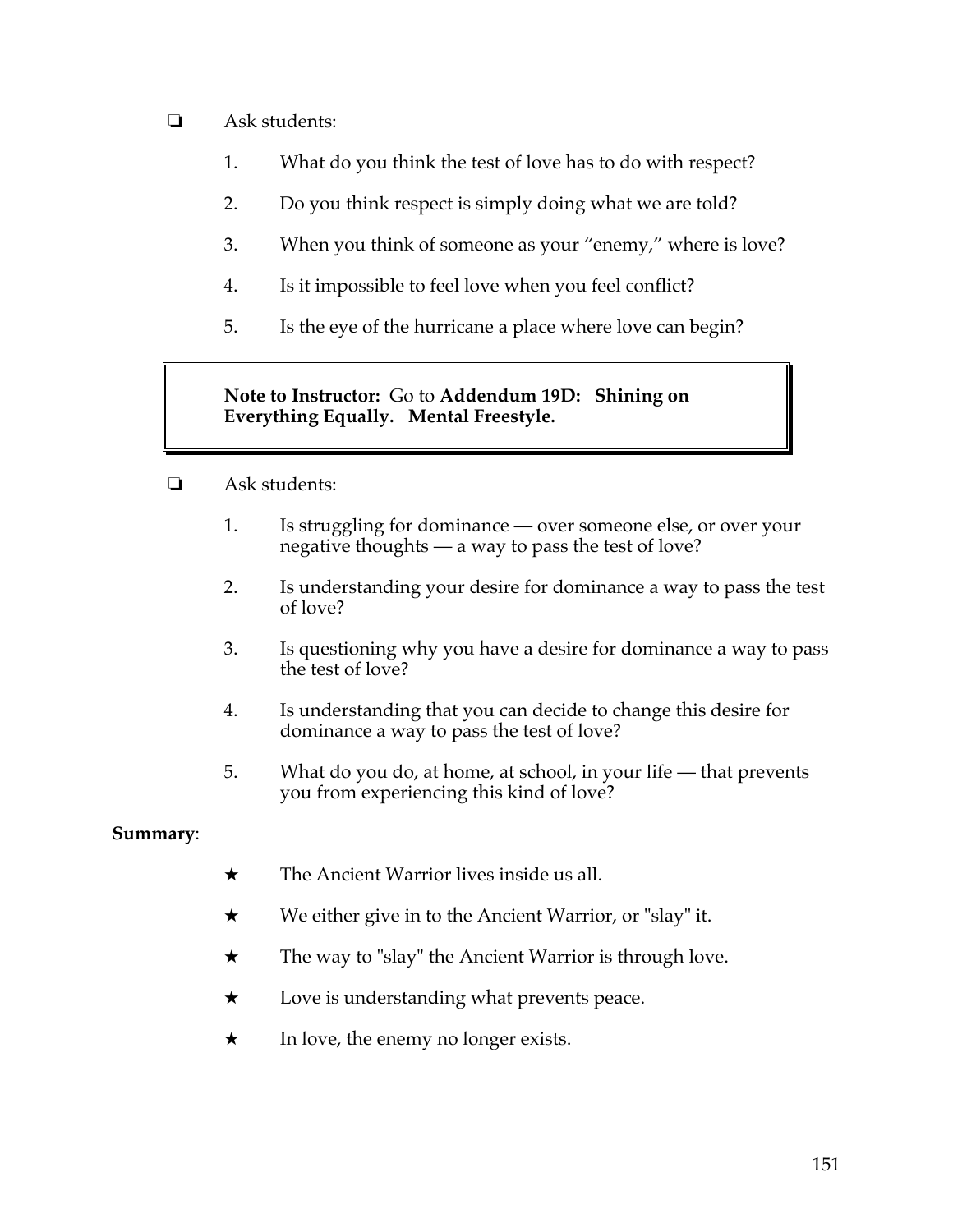- ❏ Ask students:

  1. What do you think the test of love has to do with respect?
  2. Do you think respect is simply doing what we are told?
  3. When you think of someone as your "enemy," where is love?
  4. Is it impossible to feel love when you feel conflict?
  5. Is the eye of the hurricane a place where love can begin?

> **Note to Instructor:** Go to **Addendum 19D: Shining on Everything Equally. Mental Freestyle.**

- ❏ Ask students:

  1. Is struggling for dominance — over someone else, or over your negative thoughts — a way to pass the test of love?
  2. Is understanding your desire for dominance a way to pass the test of love?
  3. Is questioning why you have a desire for dominance a way to pass the test of love?
  4. Is understanding that you can decide to change this desire for dominance a way to pass the test of love?
  5. What do you do, at home, at school, in your life — that prevents you from experiencing this kind of love?

**Summary**:

- ★ The Ancient Warrior lives inside us all.
- ★ We either give in to the Ancient Warrior, or "slay" it.
- ★ The way to "slay" the Ancient Warrior is through love.
- ★ Love is understanding what prevents peace.
- ★ In love, the enemy no longer exists.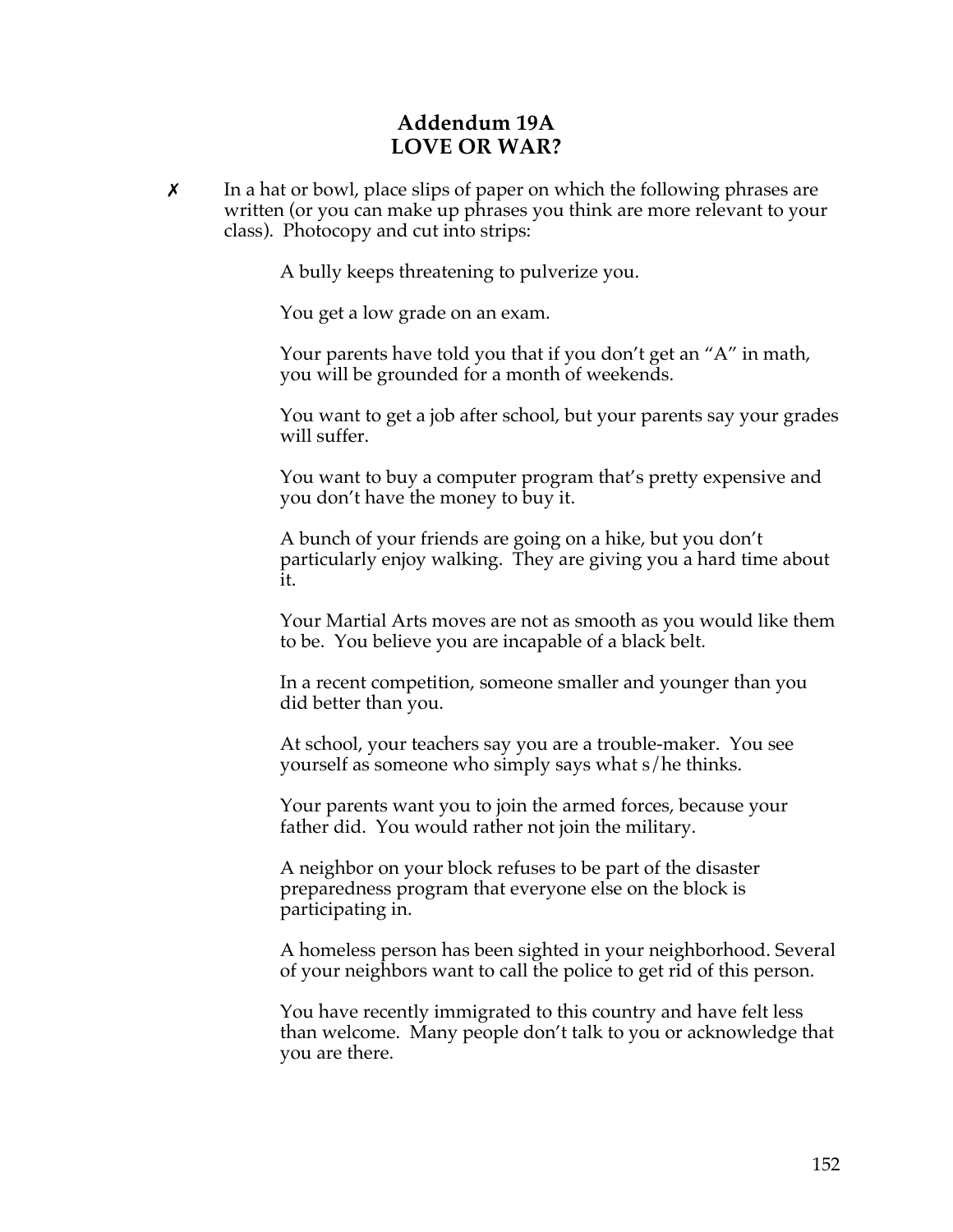# Addendum 19A
# LOVE OR WAR?

✗ In a hat or bowl, place slips of paper on which the following phrases are written (or you can make up phrases you think are more relevant to your class). Photocopy and cut into strips:

A bully keeps threatening to pulverize you.

You get a low grade on an exam.

Your parents have told you that if you don't get an "A" in math, you will be grounded for a month of weekends.

You want to get a job after school, but your parents say your grades will suffer.

You want to buy a computer program that's pretty expensive and you don't have the money to buy it.

A bunch of your friends are going on a hike, but you don't particularly enjoy walking. They are giving you a hard time about it.

Your Martial Arts moves are not as smooth as you would like them to be. You believe you are incapable of a black belt.

In a recent competition, someone smaller and younger than you did better than you.

At school, your teachers say you are a trouble-maker. You see yourself as someone who simply says what s/he thinks.

Your parents want you to join the armed forces, because your father did. You would rather not join the military.

A neighbor on your block refuses to be part of the disaster preparedness program that everyone else on the block is participating in.

A homeless person has been sighted in your neighborhood. Several of your neighbors want to call the police to get rid of this person.

You have recently immigrated to this country and have felt less than welcome. Many people don't talk to you or acknowledge that you are there.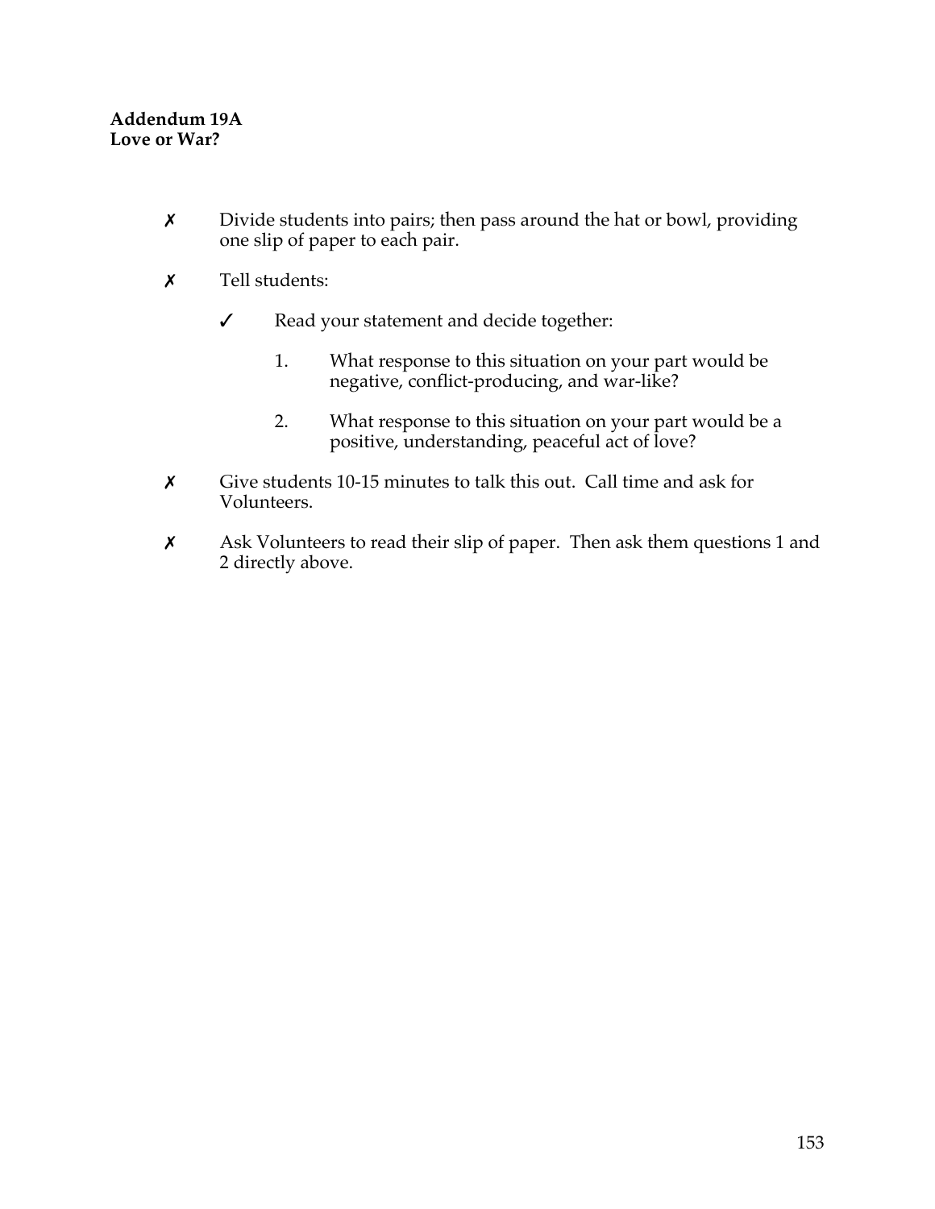**Addendum 19A**
**Love or War?**

- ✗ Divide students into pairs; then pass around the hat or bowl, providing one slip of paper to each pair.

- ✗ Tell students:

  - ✓ Read your statement and decide together:

    1. What response to this situation on your part would be negative, conflict-producing, and war-like?

    2. What response to this situation on your part would be a positive, understanding, peaceful act of love?

- ✗ Give students 10-15 minutes to talk this out. Call time and ask for Volunteers.

- ✗ Ask Volunteers to read their slip of paper. Then ask them questions 1 and 2 directly above.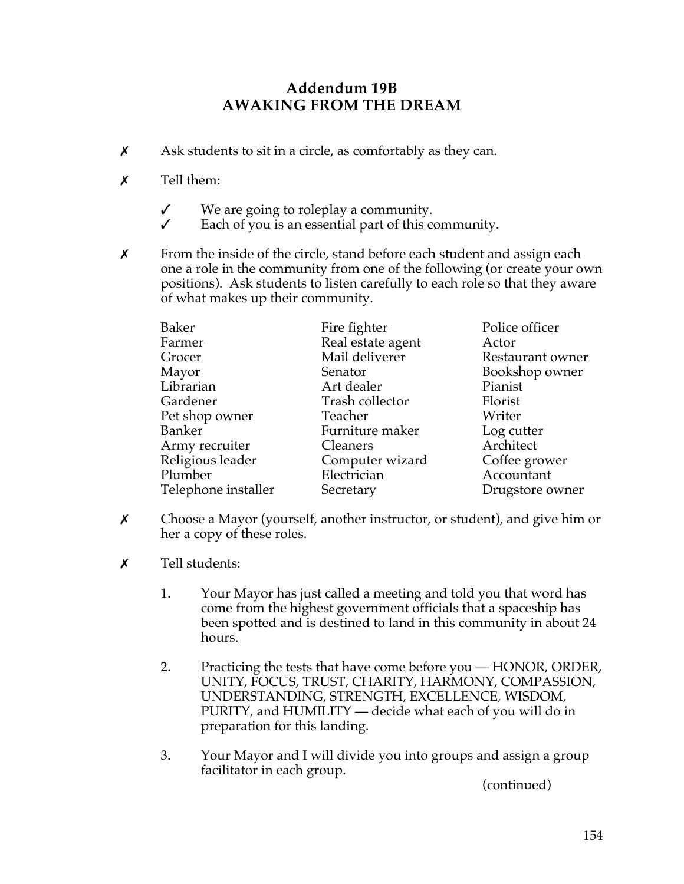## Addendum 19B
## AWAKING FROM THE DREAM

✗ Ask students to sit in a circle, as comfortably as they can.

✗ Tell them:

  ✓ We are going to roleplay a community.
  ✓ Each of you is an essential part of this community.

✗ From the inside of the circle, stand before each student and assign each one a role in the community from one of the following (or create your own positions). Ask students to listen carefully to each role so that they aware of what makes up their community.

| | | |
|---|---|---|
| Baker | Fire fighter | Police officer |
| Farmer | Real estate agent | Actor |
| Grocer | Mail deliverer | Restaurant owner |
| Mayor | Senator | Bookshop owner |
| Librarian | Art dealer | Pianist |
| Gardener | Trash collector | Florist |
| Pet shop owner | Teacher | Writer |
| Banker | Furniture maker | Log cutter |
| Army recruiter | Cleaners | Architect |
| Religious leader | Computer wizard | Coffee grower |
| Plumber | Electrician | Accountant |
| Telephone installer | Secretary | Drugstore owner |

✗ Choose a Mayor (yourself, another instructor, or student), and give him or her a copy of these roles.

✗ Tell students:

1. Your Mayor has just called a meeting and told you that word has come from the highest government officials that a spaceship has been spotted and is destined to land in this community in about 24 hours.

2. Practicing the tests that have come before you — HONOR, ORDER, UNITY, FOCUS, TRUST, CHARITY, HARMONY, COMPASSION, UNDERSTANDING, STRENGTH, EXCELLENCE, WISDOM, PURITY, and HUMILITY — decide what each of you will do in preparation for this landing.

3. Your Mayor and I will divide you into groups and assign a group facilitator in each group.

(continued)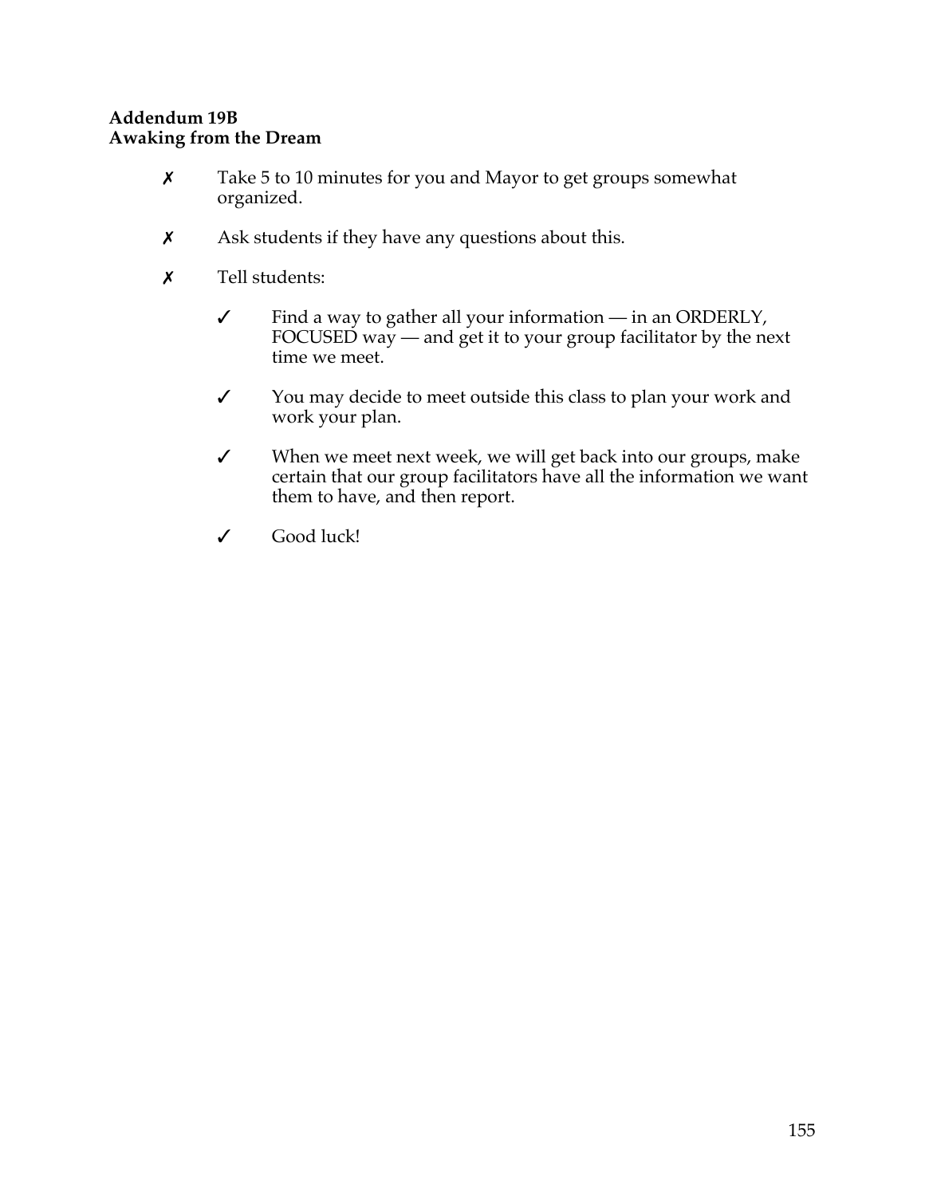**Addendum 19B**
**Awaking from the Dream**

- ✗ Take 5 to 10 minutes for you and Mayor to get groups somewhat organized.

- ✗ Ask students if they have any questions about this.

- ✗ Tell students:

  - ✓ Find a way to gather all your information — in an ORDERLY, FOCUSED way — and get it to your group facilitator by the next time we meet.

  - ✓ You may decide to meet outside this class to plan your work and work your plan.

  - ✓ When we meet next week, we will get back into our groups, make certain that our group facilitators have all the information we want them to have, and then report.

  - ✓ Good luck!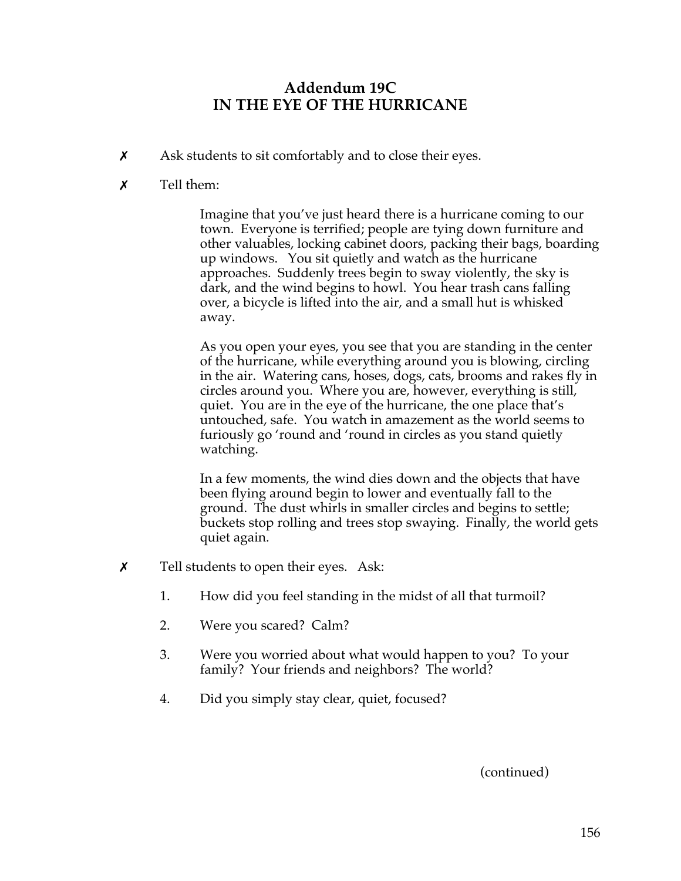## Addendum 19C
## IN THE EYE OF THE HURRICANE

✗ Ask students to sit comfortably and to close their eyes.

✗ Tell them:

> Imagine that you've just heard there is a hurricane coming to our town. Everyone is terrified; people are tying down furniture and other valuables, locking cabinet doors, packing their bags, boarding up windows. You sit quietly and watch as the hurricane approaches. Suddenly trees begin to sway violently, the sky is dark, and the wind begins to howl. You hear trash cans falling over, a bicycle is lifted into the air, and a small hut is whisked away.
>
> As you open your eyes, you see that you are standing in the center of the hurricane, while everything around you is blowing, circling in the air. Watering cans, hoses, dogs, cats, brooms and rakes fly in circles around you. Where you are, however, everything is still, quiet. You are in the eye of the hurricane, the one place that's untouched, safe. You watch in amazement as the world seems to furiously go 'round and 'round in circles as you stand quietly watching.
>
> In a few moments, the wind dies down and the objects that have been flying around begin to lower and eventually fall to the ground. The dust whirls in smaller circles and begins to settle; buckets stop rolling and trees stop swaying. Finally, the world gets quiet again.

✗ Tell students to open their eyes. Ask:

1. How did you feel standing in the midst of all that turmoil?
2. Were you scared? Calm?
3. Were you worried about what would happen to you? To your family? Your friends and neighbors? The world?
4. Did you simply stay clear, quiet, focused?

(continued)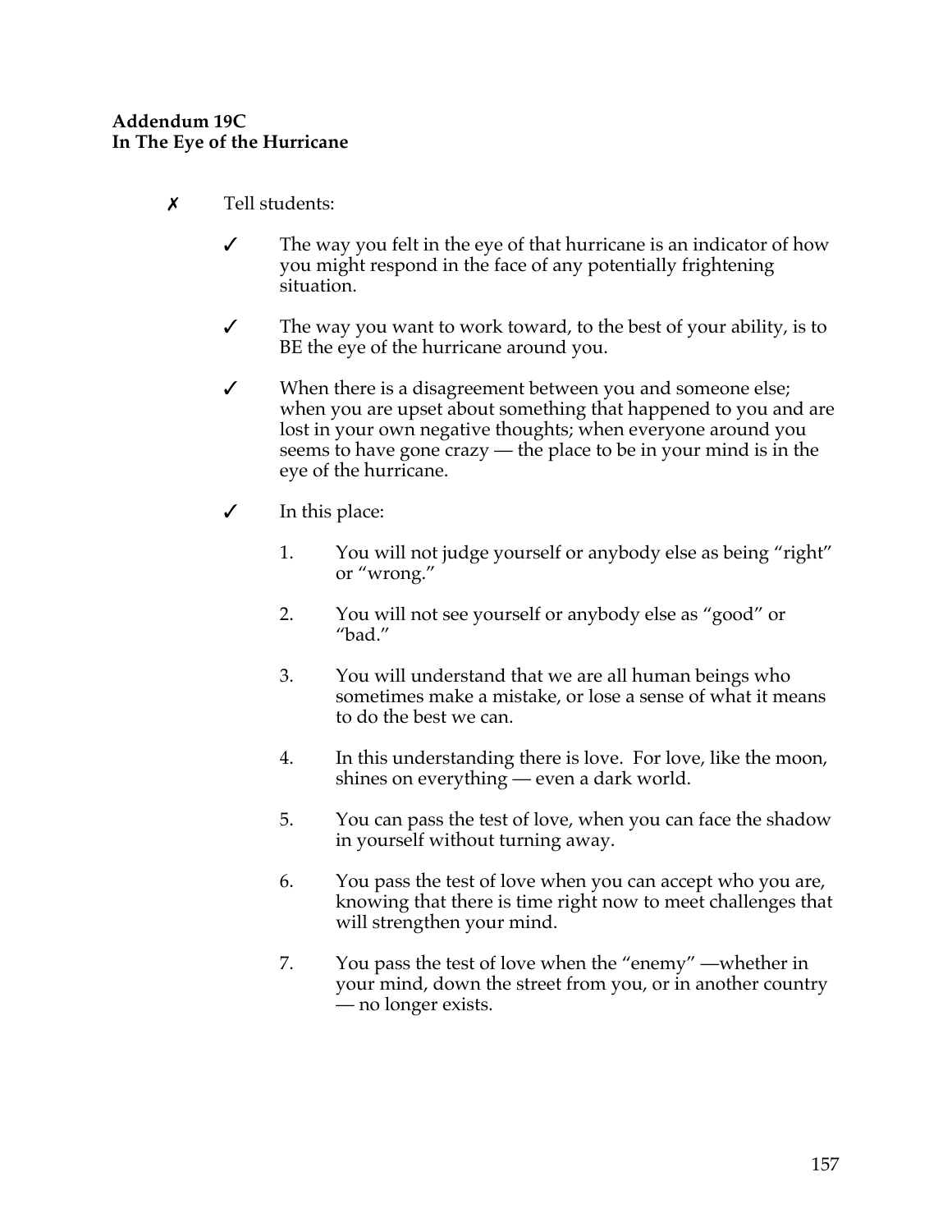**Addendum 19C**
**In The Eye of the Hurricane**

- ✗ Tell students:

  - ✓ The way you felt in the eye of that hurricane is an indicator of how you might respond in the face of any potentially frightening situation.

  - ✓ The way you want to work toward, to the best of your ability, is to BE the eye of the hurricane around you.

  - ✓ When there is a disagreement between you and someone else; when you are upset about something that happened to you and are lost in your own negative thoughts; when everyone around you seems to have gone crazy — the place to be in your mind is in the eye of the hurricane.

  - ✓ In this place:

    1. You will not judge yourself or anybody else as being "right" or "wrong."

    2. You will not see yourself or anybody else as "good" or "bad."

    3. You will understand that we are all human beings who sometimes make a mistake, or lose a sense of what it means to do the best we can.

    4. In this understanding there is love. For love, like the moon, shines on everything — even a dark world.

    5. You can pass the test of love, when you can face the shadow in yourself without turning away.

    6. You pass the test of love when you can accept who you are, knowing that there is time right now to meet challenges that will strengthen your mind.

    7. You pass the test of love when the "enemy" —whether in your mind, down the street from you, or in another country — no longer exists.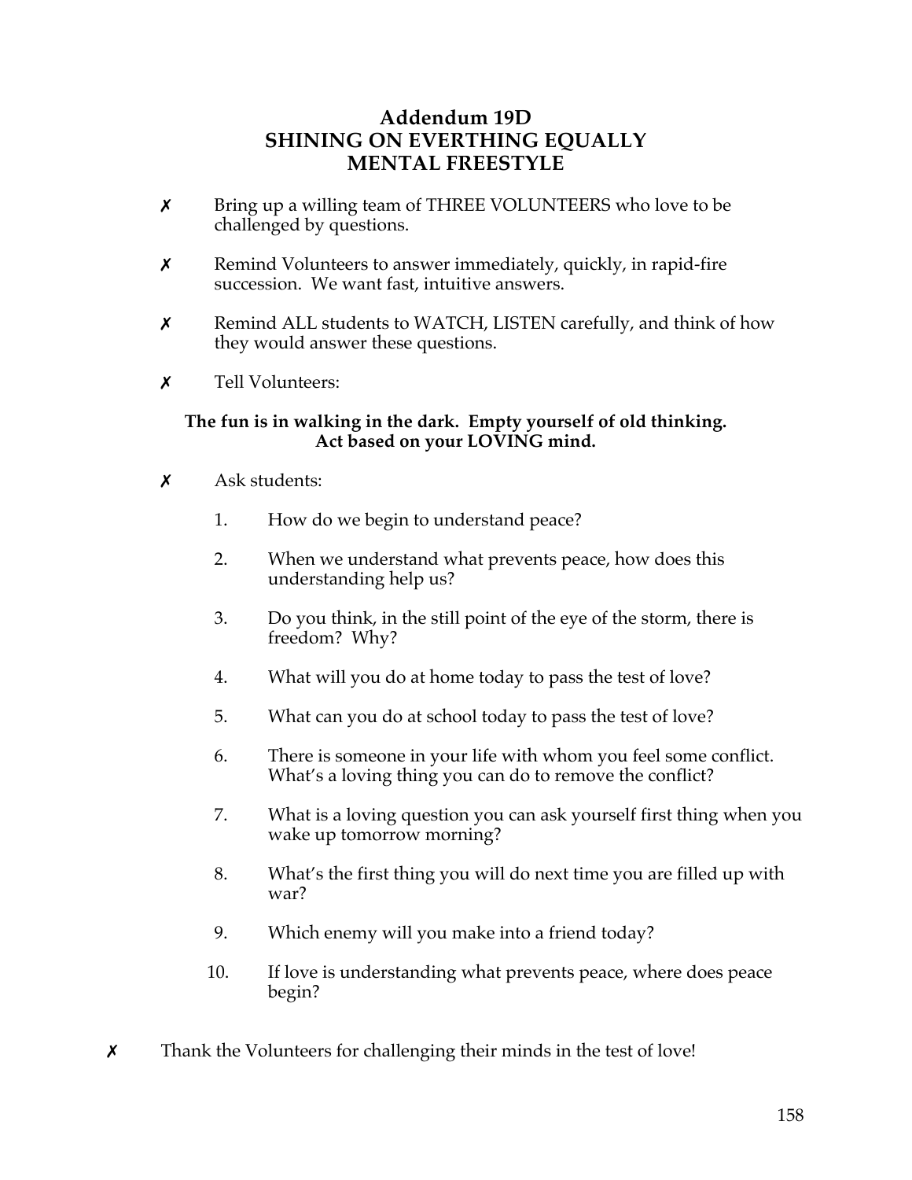# Addendum 19D
# SHINING ON EVERTHING EQUALLY
# MENTAL FREESTYLE

- ✗ Bring up a willing team of THREE VOLUNTEERS who love to be challenged by questions.
- ✗ Remind Volunteers to answer immediately, quickly, in rapid-fire succession. We want fast, intuitive answers.
- ✗ Remind ALL students to WATCH, LISTEN carefully, and think of how they would answer these questions.
- ✗ Tell Volunteers:

**The fun is in walking in the dark. Empty yourself of old thinking. Act based on your LOVING mind.**

- ✗ Ask students:

1. How do we begin to understand peace?
2. When we understand what prevents peace, how does this understanding help us?
3. Do you think, in the still point of the eye of the storm, there is freedom? Why?
4. What will you do at home today to pass the test of love?
5. What can you do at school today to pass the test of love?
6. There is someone in your life with whom you feel some conflict. What's a loving thing you can do to remove the conflict?
7. What is a loving question you can ask yourself first thing when you wake up tomorrow morning?
8. What's the first thing you will do next time you are filled up with war?
9. Which enemy will you make into a friend today?
10. If love is understanding what prevents peace, where does peace begin?

- ✗ Thank the Volunteers for challenging their minds in the test of love!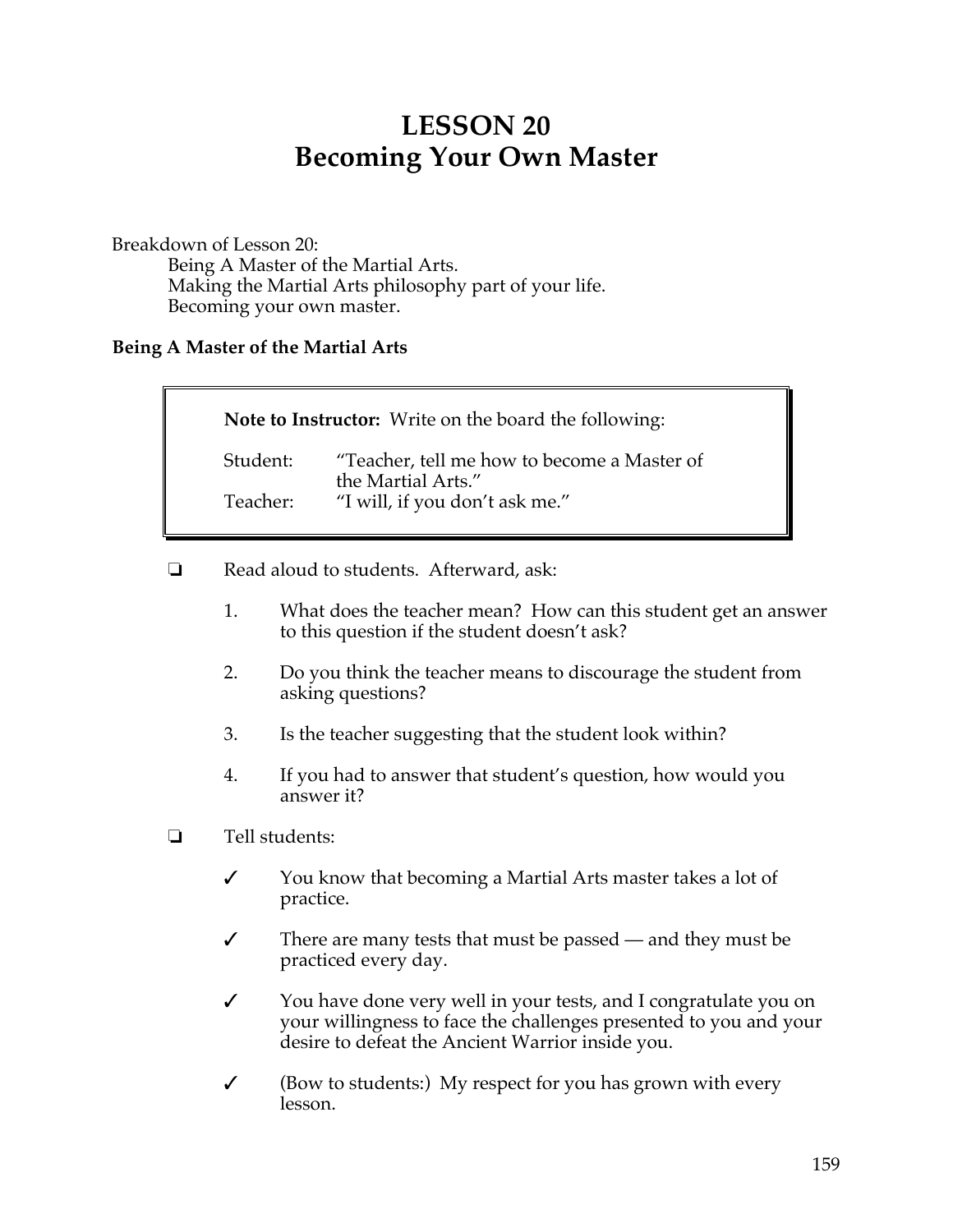# LESSON 20
# Becoming Your Own Master

Breakdown of Lesson 20:

- Being A Master of the Martial Arts.
- Making the Martial Arts philosophy part of your life.
- Becoming your own master.

### Being A Master of the Martial Arts

> **Note to Instructor:** Write on the board the following:
>
> Student: "Teacher, tell me how to become a Master of the Martial Arts."
>
> Teacher: "I will, if you don't ask me."

❏ Read aloud to students. Afterward, ask:

1. What does the teacher mean? How can this student get an answer to this question if the student doesn't ask?
2. Do you think the teacher means to discourage the student from asking questions?
3. Is the teacher suggesting that the student look within?
4. If you had to answer that student's question, how would you answer it?

❏ Tell students:

✓ You know that becoming a Martial Arts master takes a lot of practice.

✓ There are many tests that must be passed — and they must be practiced every day.

✓ You have done very well in your tests, and I congratulate you on your willingness to face the challenges presented to you and your desire to defeat the Ancient Warrior inside you.

✓ (Bow to students:) My respect for you has grown with every lesson.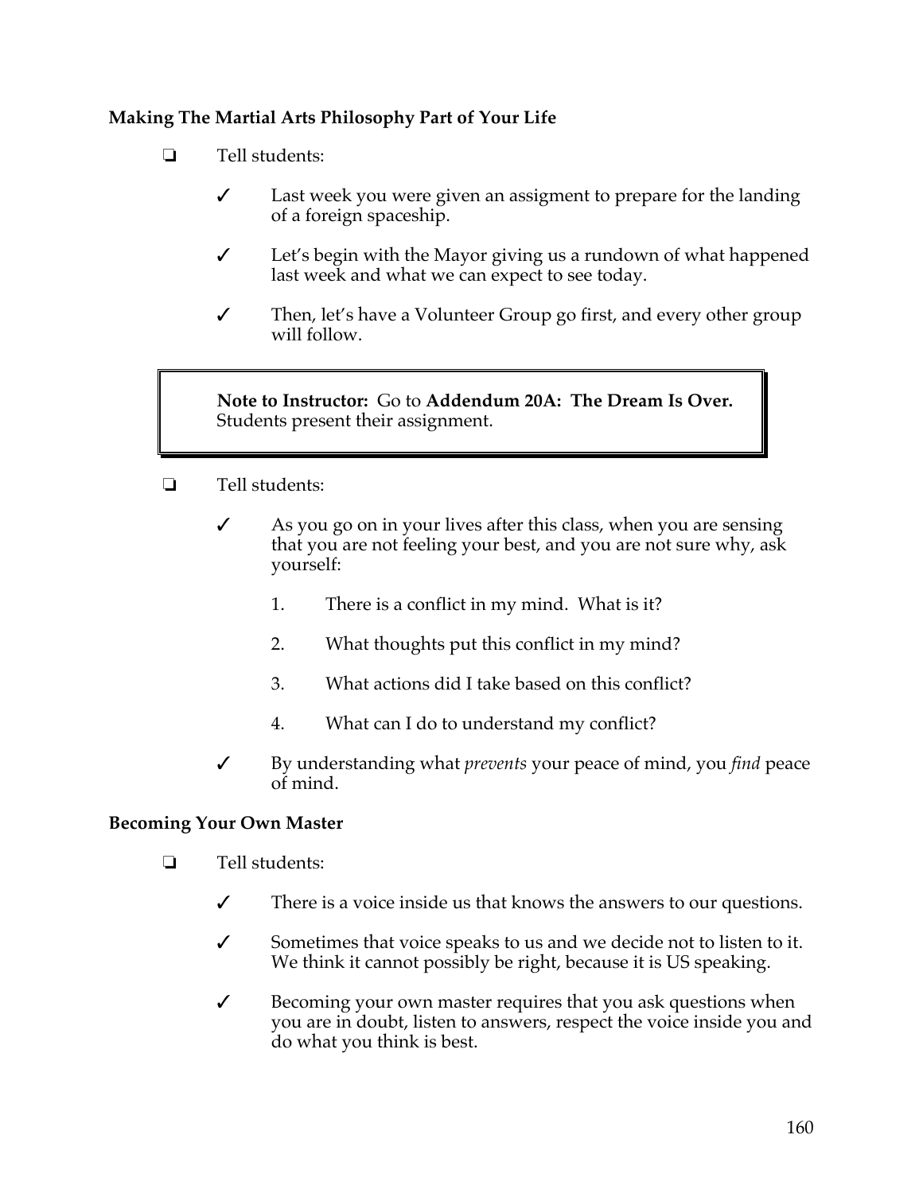**Making The Martial Arts Philosophy Part of Your Life**

- ❏ Tell students:

  - ✓ Last week you were given an assigment to prepare for the landing of a foreign spaceship.

  - ✓ Let's begin with the Mayor giving us a rundown of what happened last week and what we can expect to see today.

  - ✓ Then, let's have a Volunteer Group go first, and every other group will follow.

> **Note to Instructor:** Go to **Addendum 20A: The Dream Is Over.** Students present their assignment.

- ❏ Tell students:

  - ✓ As you go on in your lives after this class, when you are sensing that you are not feeling your best, and you are not sure why, ask yourself:

    1. There is a conflict in my mind. What is it?
    2. What thoughts put this conflict in my mind?
    3. What actions did I take based on this conflict?
    4. What can I do to understand my conflict?

  - ✓ By understanding what *prevents* your peace of mind, you *find* peace of mind.

**Becoming Your Own Master**

- ❏ Tell students:

  - ✓ There is a voice inside us that knows the answers to our questions.

  - ✓ Sometimes that voice speaks to us and we decide not to listen to it. We think it cannot possibly be right, because it is US speaking.

  - ✓ Becoming your own master requires that you ask questions when you are in doubt, listen to answers, respect the voice inside you and do what you think is best.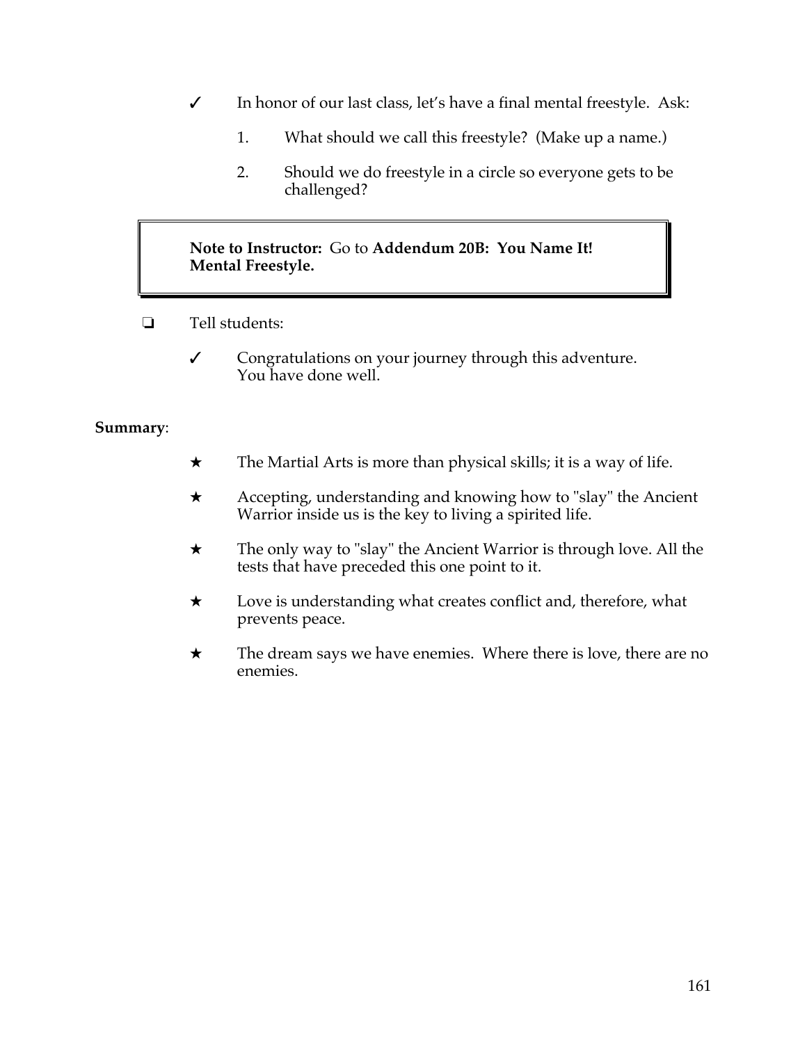- ✓ In honor of our last class, let's have a final mental freestyle. Ask:

    1. What should we call this freestyle? (Make up a name.)

    2. Should we do freestyle in a circle so everyone gets to be challenged?

> **Note to Instructor:** Go to **Addendum 20B: You Name It! Mental Freestyle.**

- ❏ Tell students:

    - ✓ Congratulations on your journey through this adventure. You have done well.

**Summary**:

- ★ The Martial Arts is more than physical skills; it is a way of life.

- ★ Accepting, understanding and knowing how to "slay" the Ancient Warrior inside us is the key to living a spirited life.

- ★ The only way to "slay" the Ancient Warrior is through love. All the tests that have preceded this one point to it.

- ★ Love is understanding what creates conflict and, therefore, what prevents peace.

- ★ The dream says we have enemies. Where there is love, there are no enemies.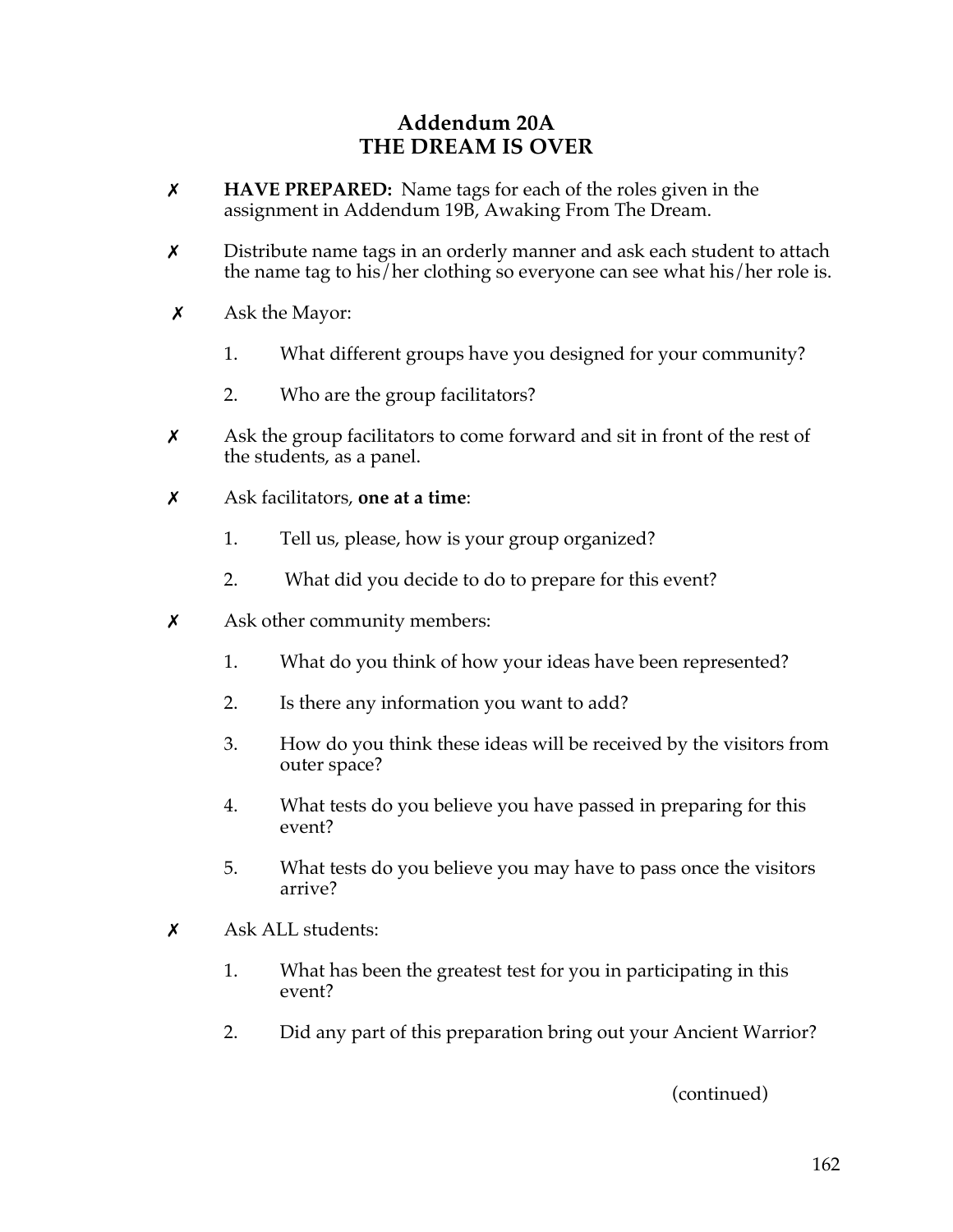# Addendum 20A
# THE DREAM IS OVER

✗ **HAVE PREPARED:** Name tags for each of the roles given in the assignment in Addendum 19B, Awaking From The Dream.

✗ Distribute name tags in an orderly manner and ask each student to attach the name tag to his/her clothing so everyone can see what his/her role is.

✗ Ask the Mayor:

1. What different groups have you designed for your community?
2. Who are the group facilitators?

✗ Ask the group facilitators to come forward and sit in front of the rest of the students, as a panel.

✗ Ask facilitators, **one at a time**:

1. Tell us, please, how is your group organized?
2. What did you decide to do to prepare for this event?

✗ Ask other community members:

1. What do you think of how your ideas have been represented?
2. Is there any information you want to add?
3. How do you think these ideas will be received by the visitors from outer space?
4. What tests do you believe you have passed in preparing for this event?
5. What tests do you believe you may have to pass once the visitors arrive?

✗ Ask ALL students:

1. What has been the greatest test for you in participating in this event?
2. Did any part of this preparation bring out your Ancient Warrior?

(continued)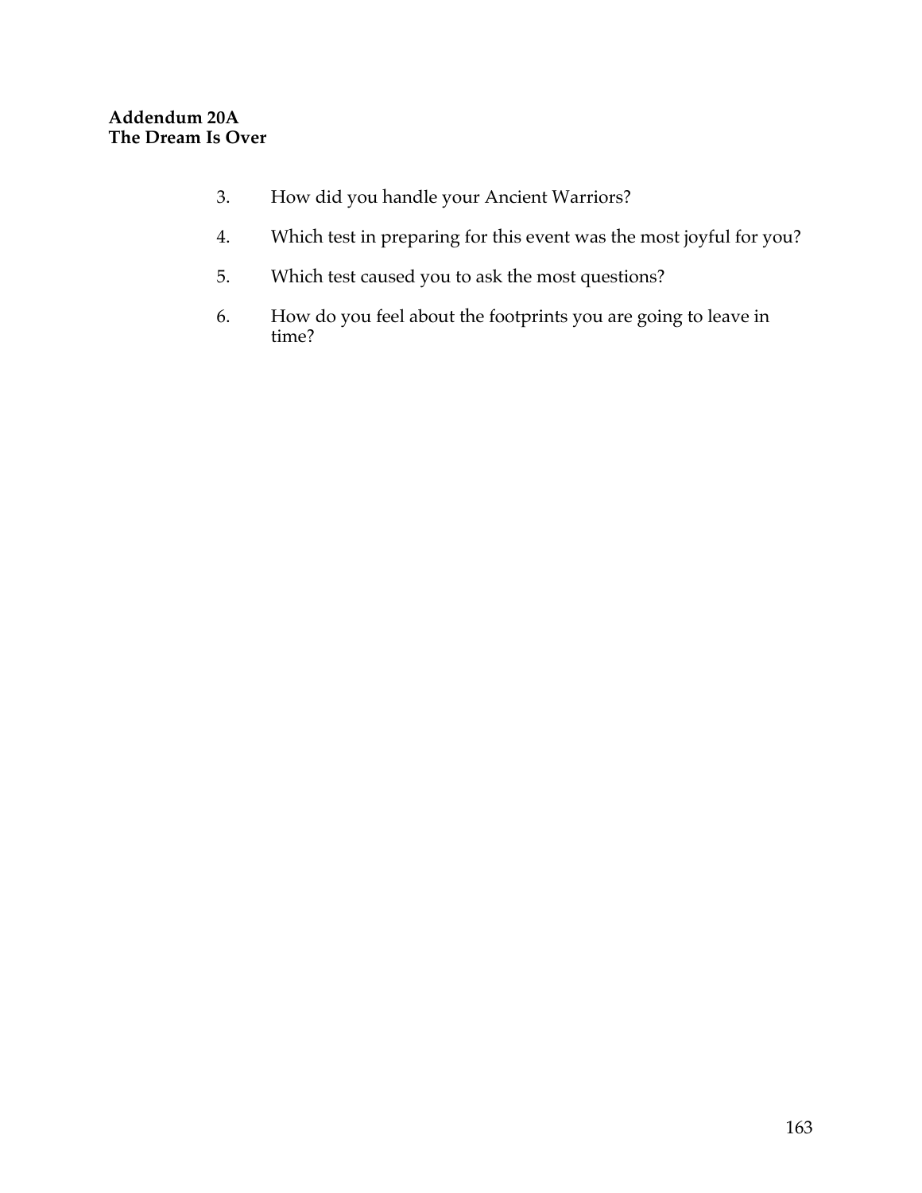**Addendum 20A**
**The Dream Is Over**

3. How did you handle your Ancient Warriors?

4. Which test in preparing for this event was the most joyful for you?

5. Which test caused you to ask the most questions?

6. How do you feel about the footprints you are going to leave in time?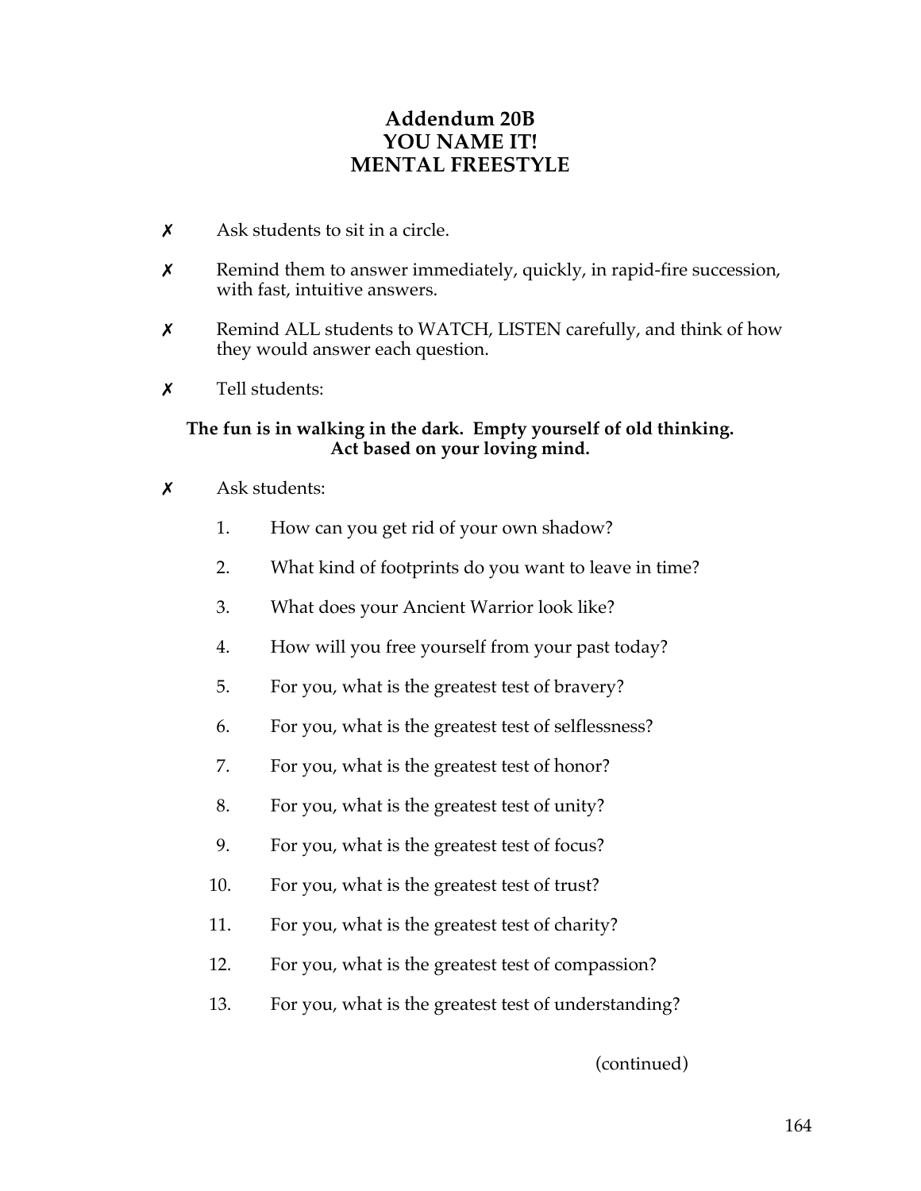# Addendum 20B
# YOU NAME IT!
# MENTAL FREESTYLE

✗ Ask students to sit in a circle.

✗ Remind them to answer immediately, quickly, in rapid-fire succession, with fast, intuitive answers.

✗ Remind ALL students to WATCH, LISTEN carefully, and think of how they would answer each question.

✗ Tell students:

**The fun is in walking in the dark. Empty yourself of old thinking. Act based on your loving mind.**

✗ Ask students:

1. How can you get rid of your own shadow?
2. What kind of footprints do you want to leave in time?
3. What does your Ancient Warrior look like?
4. How will you free yourself from your past today?
5. For you, what is the greatest test of bravery?
6. For you, what is the greatest test of selflessness?
7. For you, what is the greatest test of honor?
8. For you, what is the greatest test of unity?
9. For you, what is the greatest test of focus?
10. For you, what is the greatest test of trust?
11. For you, what is the greatest test of charity?
12. For you, what is the greatest test of compassion?
13. For you, what is the greatest test of understanding?

(continued)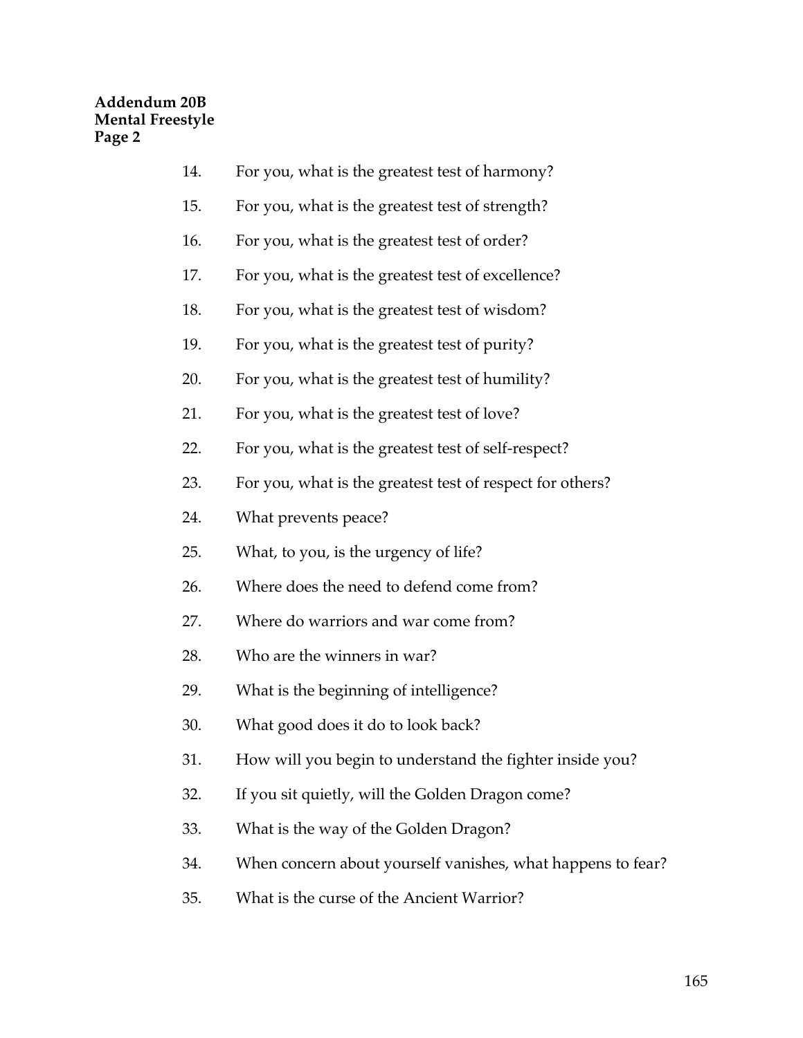**Addendum 20B**
**Mental Freestyle**
**Page 2**

14. For you, what is the greatest test of harmony?
15. For you, what is the greatest test of strength?
16. For you, what is the greatest test of order?
17. For you, what is the greatest test of excellence?
18. For you, what is the greatest test of wisdom?
19. For you, what is the greatest test of purity?
20. For you, what is the greatest test of humility?
21. For you, what is the greatest test of love?
22. For you, what is the greatest test of self-respect?
23. For you, what is the greatest test of respect for others?
24. What prevents peace?
25. What, to you, is the urgency of life?
26. Where does the need to defend come from?
27. Where do warriors and war come from?
28. Who are the winners in war?
29. What is the beginning of intelligence?
30. What good does it do to look back?
31. How will you begin to understand the fighter inside you?
32. If you sit quietly, will the Golden Dragon come?
33. What is the way of the Golden Dragon?
34. When concern about yourself vanishes, what happens to fear?
35. What is the curse of the Ancient Warrior?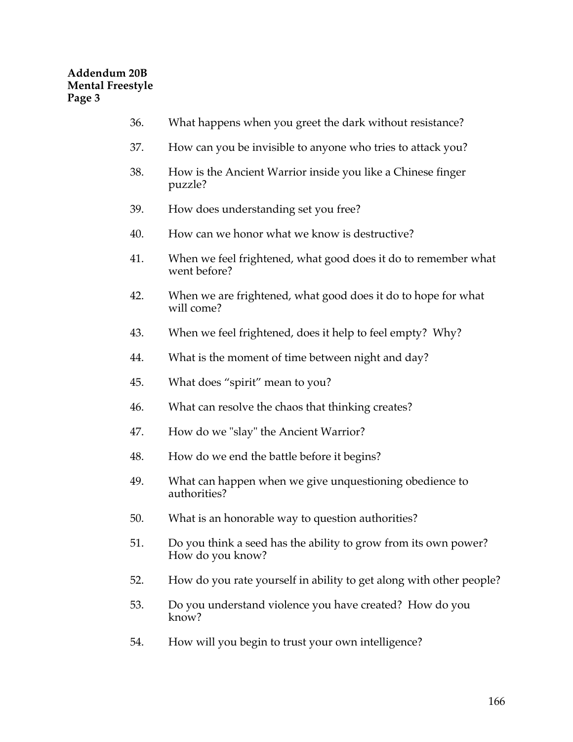**Addendum 20B**
**Mental Freestyle**
**Page 3**

36. What happens when you greet the dark without resistance?

37. How can you be invisible to anyone who tries to attack you?

38. How is the Ancient Warrior inside you like a Chinese finger puzzle?

39. How does understanding set you free?

40. How can we honor what we know is destructive?

41. When we feel frightened, what good does it do to remember what went before?

42. When we are frightened, what good does it do to hope for what will come?

43. When we feel frightened, does it help to feel empty? Why?

44. What is the moment of time between night and day?

45. What does “spirit” mean to you?

46. What can resolve the chaos that thinking creates?

47. How do we "slay" the Ancient Warrior?

48. How do we end the battle before it begins?

49. What can happen when we give unquestioning obedience to authorities?

50. What is an honorable way to question authorities?

51. Do you think a seed has the ability to grow from its own power? How do you know?

52. How do you rate yourself in ability to get along with other people?

53. Do you understand violence you have created? How do you know?

54. How will you begin to trust your own intelligence?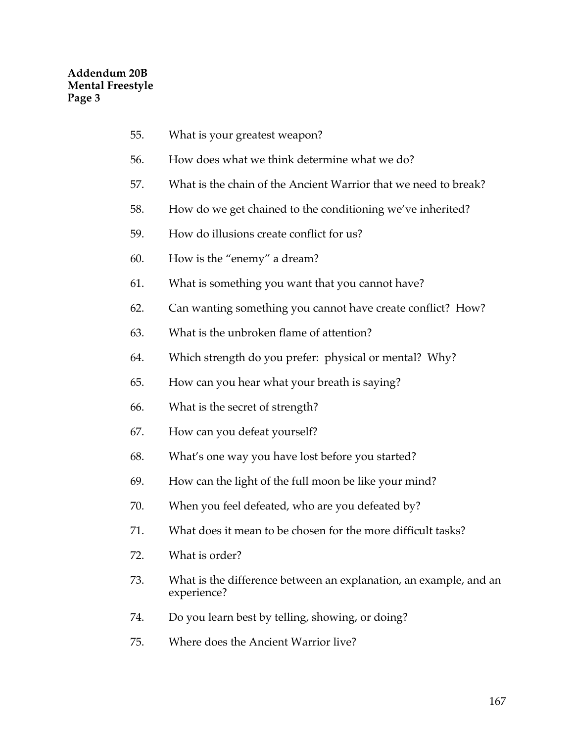**Addendum 20B**
**Mental Freestyle**
**Page 3**

55. What is your greatest weapon?
56. How does what we think determine what we do?
57. What is the chain of the Ancient Warrior that we need to break?
58. How do we get chained to the conditioning we've inherited?
59. How do illusions create conflict for us?
60. How is the "enemy" a dream?
61. What is something you want that you cannot have?
62. Can wanting something you cannot have create conflict? How?
63. What is the unbroken flame of attention?
64. Which strength do you prefer: physical or mental? Why?
65. How can you hear what your breath is saying?
66. What is the secret of strength?
67. How can you defeat yourself?
68. What's one way you have lost before you started?
69. How can the light of the full moon be like your mind?
70. When you feel defeated, who are you defeated by?
71. What does it mean to be chosen for the more difficult tasks?
72. What is order?
73. What is the difference between an explanation, an example, and an experience?
74. Do you learn best by telling, showing, or doing?
75. Where does the Ancient Warrior live?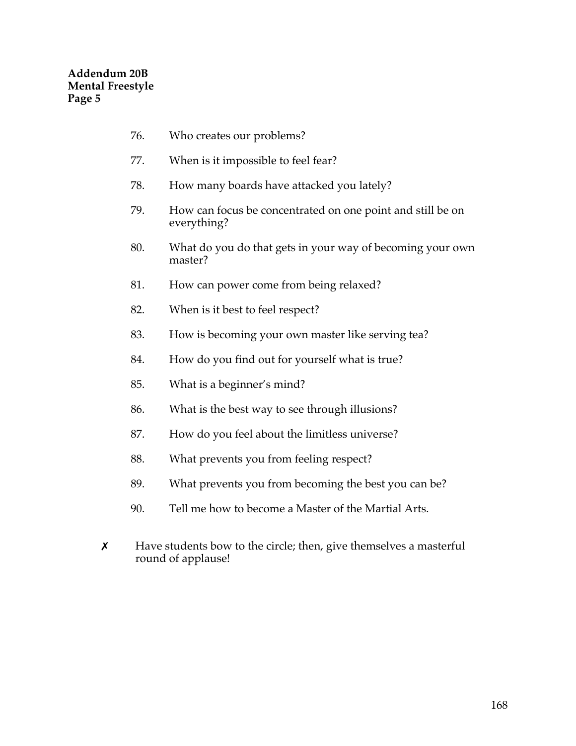**Addendum 20B**
**Mental Freestyle**
**Page 5**

76. Who creates our problems?

77. When is it impossible to feel fear?

78. How many boards have attacked you lately?

79. How can focus be concentrated on one point and still be on everything?

80. What do you do that gets in your way of becoming your own master?

81. How can power come from being relaxed?

82. When is it best to feel respect?

83. How is becoming your own master like serving tea?

84. How do you find out for yourself what is true?

85. What is a beginner's mind?

86. What is the best way to see through illusions?

87. How do you feel about the limitless universe?

88. What prevents you from feeling respect?

89. What prevents you from becoming the best you can be?

90. Tell me how to become a Master of the Martial Arts.

✗ Have students bow to the circle; then, give themselves a masterful round of applause!